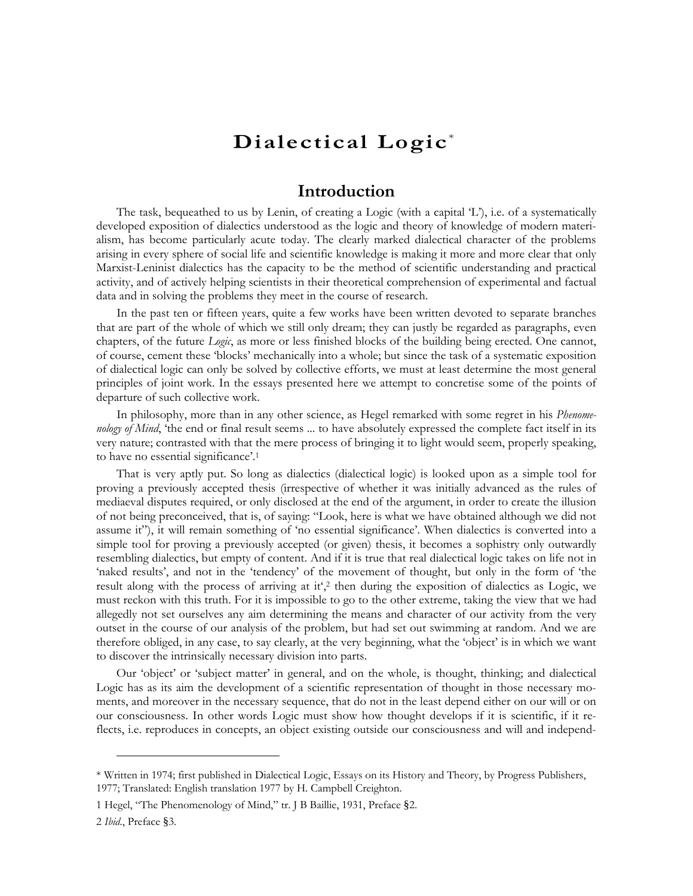# Dialectical Logic[*]

## Introduction

The task, bequeathed to us by Lenin, of creating a Logic (with a capital 'L'), i.e. of a systematically developed exposition of dialectics understood as the logic and theory of knowledge of modern materialism, has become particularly acute today. The clearly marked dialectical character of the problems arising in every sphere of social life and scientific knowledge is making it more and more clear that only Marxist-Leninist dialectics has the capacity to be the method of scientific understanding and practical activity, and of actively helping scientists in their theoretical comprehension of experimental and factual data and in solving the problems they meet in the course of research.

In the past ten or fifteen years, quite a few works have been written devoted to separate branches that are part of the whole of which we still only dream; they can justly be regarded as paragraphs, even chapters, of the future *Logic*, as more or less finished blocks of the building being erected. One cannot, of course, cement these 'blocks' mechanically into a whole; but since the task of a systematic exposition of dialectical logic can only be solved by collective efforts, we must at least determine the most general principles of joint work. In the essays presented here we attempt to concretise some of the points of departure of such collective work.

In philosophy, more than in any other science, as Hegel remarked with some regret in his *Phenomenology of Mind*, 'the end or final result seems ... to have absolutely expressed the complete fact itself in its very nature; contrasted with that the mere process of bringing it to light would seem, properly speaking, to have no essential significance'.[1]

That is very aptly put. So long as dialectics (dialectical logic) is looked upon as a simple tool for proving a previously accepted thesis (irrespective of whether it was initially advanced as the rules of mediaeval disputes required, or only disclosed at the end of the argument, in order to create the illusion of not being preconceived, that is, of saying: "Look, here is what we have obtained although we did not assume it"), it will remain something of 'no essential significance'. When dialectics is converted into a simple tool for proving a previously accepted (or given) thesis, it becomes a sophistry only outwardly resembling dialectics, but empty of content. And if it is true that real dialectical logic takes on life not in 'naked results', and not in the 'tendency' of the movement of thought, but only in the form of 'the result along with the process of arriving at it',[2] then during the exposition of dialectics as Logic, we must reckon with this truth. For it is impossible to go to the other extreme, taking the view that we had allegedly not set ourselves any aim determining the means and character of our activity from the very outset in the course of our analysis of the problem, but had set out swimming at random. And we are therefore obliged, in any case, to say clearly, at the very beginning, what the 'object' is in which we want to discover the intrinsically necessary division into parts.

Our 'object' or 'subject matter' in general, and on the whole, is thought, thinking; and dialectical Logic has as its aim the development of a scientific representation of thought in those necessary moments, and moreover in the necessary sequence, that do not in the least depend either on our will or on our consciousness. In other words Logic must show how thought develops if it is scientific, if it reflects, i.e. reproduces in concepts, an object existing outside our consciousness and will and independ-

---

* Written in 1974; first published in Dialectical Logic, Essays on its History and Theory, by Progress Publishers, 1977; Translated: English translation 1977 by H. Campbell Creighton.

1 Hegel, "The Phenomenology of Mind," tr. J B Baillie, 1931, Preface §2.

2 *Ibid*., Preface §3.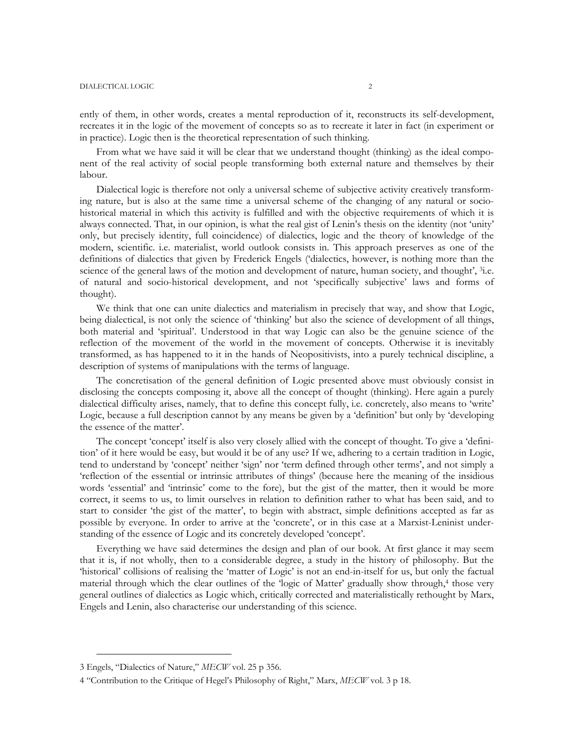ently of them, in other words, creates a mental reproduction of it, reconstructs its self-development, recreates it in the logic of the movement of concepts so as to recreate it later in fact (in experiment or in practice). Logic then is the theoretical representation of such thinking.

From what we have said it will be clear that we understand thought (thinking) as the ideal component of the real activity of social people transforming both external nature and themselves by their labour.

Dialectical logic is therefore not only a universal scheme of subjective activity creatively transforming nature, but is also at the same time a universal scheme of the changing of any natural or socio-historical material in which this activity is fulfilled and with the objective requirements of which it is always connected. That, in our opinion, is what the real gist of Lenin's thesis on the identity (not 'unity' only, but precisely identity, full coincidence) of dialectics, logic and the theory of knowledge of the modern, scientific. i.e. materialist, world outlook consists in. This approach preserves as one of the definitions of dialectics that given by Frederick Engels ('dialectics, however, is nothing more than the science of the general laws of the motion and development of nature, human society, and thought', [3]i.e. of natural and socio-historical development, and not 'specifically subjective' laws and forms of thought).

We think that one can unite dialectics and materialism in precisely that way, and show that Logic, being dialectical, is not only the science of 'thinking' but also the science of development of all things, both material and 'spiritual'. Understood in that way Logic can also be the genuine science of the reflection of the movement of the world in the movement of concepts. Otherwise it is inevitably transformed, as has happened to it in the hands of Neopositivists, into a purely technical discipline, a description of systems of manipulations with the terms of language.

The concretisation of the general definition of Logic presented above must obviously consist in disclosing the concepts composing it, above all the concept of thought (thinking). Here again a purely dialectical difficulty arises, namely, that to define this concept fully, i.e. concretely, also means to 'write' Logic, because a full description cannot by any means be given by a 'definition' but only by 'developing the essence of the matter'.

The concept 'concept' itself is also very closely allied with the concept of thought. To give a 'definition' of it here would be easy, but would it be of any use? If we, adhering to a certain tradition in Logic, tend to understand by 'concept' neither 'sign' nor 'term defined through other terms', and not simply a 'reflection of the essential or intrinsic attributes of things' (because here the meaning of the insidious words 'essential' and 'intrinsic' come to the fore), but the gist of the matter, then it would be more correct, it seems to us, to limit ourselves in relation to definition rather to what has been said, and to start to consider 'the gist of the matter', to begin with abstract, simple definitions accepted as far as possible by everyone. In order to arrive at the 'concrete', or in this case at a Marxist-Leninist understanding of the essence of Logic and its concretely developed 'concept'.

Everything we have said determines the design and plan of our book. At first glance it may seem that it is, if not wholly, then to a considerable degree, a study in the history of philosophy. But the 'historical' collisions of realising the 'matter of Logic' is not an end-in-itself for us, but only the factual material through which the clear outlines of the 'logic of Matter' gradually show through,[4] those very general outlines of dialectics as Logic which, critically corrected and materialistically rethought by Marx, Engels and Lenin, also characterise our understanding of this science.

3 Engels, "Dialectics of Nature," *MECW* vol. 25 p 356.

4 "Contribution to the Critique of Hegel's Philosophy of Right," Marx, *MECW* vol. 3 p 18.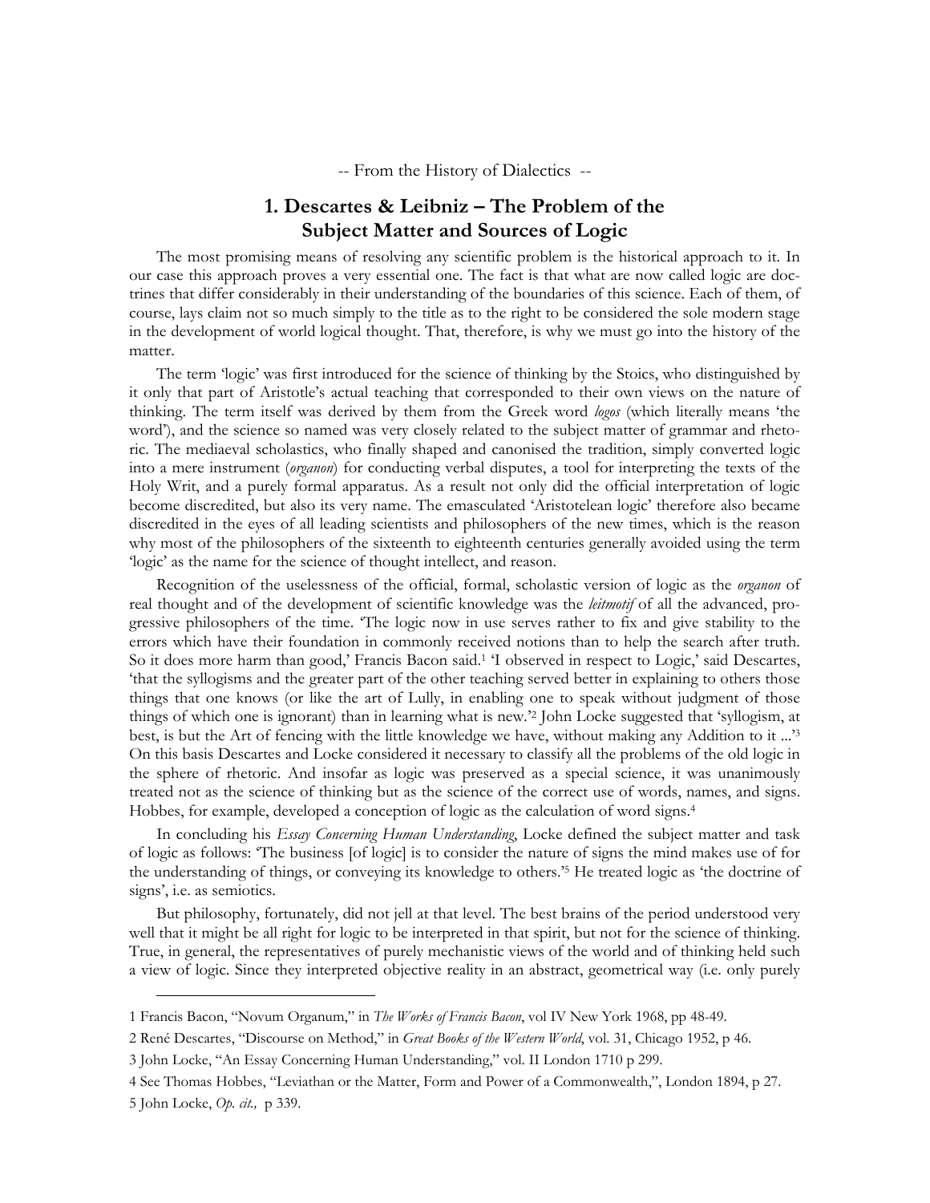-- From the History of Dialectics --

# 1. Descartes & Leibniz – The Problem of the Subject Matter and Sources of Logic

The most promising means of resolving any scientific problem is the historical approach to it. In our case this approach proves a very essential one. The fact is that what are now called logic are doctrines that differ considerably in their understanding of the boundaries of this science. Each of them, of course, lays claim not so much simply to the title as to the right to be considered the sole modern stage in the development of world logical thought. That, therefore, is why we must go into the history of the matter.

The term 'logic' was first introduced for the science of thinking by the Stoics, who distinguished by it only that part of Aristotle's actual teaching that corresponded to their own views on the nature of thinking. The term itself was derived by them from the Greek word *logos* (which literally means 'the word'), and the science so named was very closely related to the subject matter of grammar and rhetoric. The mediaeval scholastics, who finally shaped and canonised the tradition, simply converted logic into a mere instrument (*organon*) for conducting verbal disputes, a tool for interpreting the texts of the Holy Writ, and a purely formal apparatus. As a result not only did the official interpretation of logic become discredited, but also its very name. The emasculated 'Aristotelean logic' therefore also became discredited in the eyes of all leading scientists and philosophers of the new times, which is the reason why most of the philosophers of the sixteenth to eighteenth centuries generally avoided using the term 'logic' as the name for the science of thought intellect, and reason.

Recognition of the uselessness of the official, formal, scholastic version of logic as the *organon* of real thought and of the development of scientific knowledge was the *leitmotif* of all the advanced, progressive philosophers of the time. 'The logic now in use serves rather to fix and give stability to the errors which have their foundation in commonly received notions than to help the search after truth. So it does more harm than good,' Francis Bacon said.[1] 'I observed in respect to Logic,' said Descartes, 'that the syllogisms and the greater part of the other teaching served better in explaining to others those things that one knows (or like the art of Lully, in enabling one to speak without judgment of those things of which one is ignorant) than in learning what is new.'[2] John Locke suggested that 'syllogism, at best, is but the Art of fencing with the little knowledge we have, without making any Addition to it ...'[3] On this basis Descartes and Locke considered it necessary to classify all the problems of the old logic in the sphere of rhetoric. And insofar as logic was preserved as a special science, it was unanimously treated not as the science of thinking but as the science of the correct use of words, names, and signs. Hobbes, for example, developed a conception of logic as the calculation of word signs.[4]

In concluding his *Essay Concerning Human Understanding*, Locke defined the subject matter and task of logic as follows: 'The business [of logic] is to consider the nature of signs the mind makes use of for the understanding of things, or conveying its knowledge to others.'[5] He treated logic as 'the doctrine of signs', i.e. as semiotics.

But philosophy, fortunately, did not jell at that level. The best brains of the period understood very well that it might be all right for logic to be interpreted in that spirit, but not for the science of thinking. True, in general, the representatives of purely mechanistic views of the world and of thinking held such a view of logic. Since they interpreted objective reality in an abstract, geometrical way (i.e. only purely

---

1 Francis Bacon, "Novum Organum," in *The Works of Francis Bacon*, vol IV New York 1968, pp 48-49.

2 René Descartes, "Discourse on Method," in *Great Books of the Western World*, vol. 31, Chicago 1952, p 46.

3 John Locke, "An Essay Concerning Human Understanding," vol. II London 1710 p 299.

4 See Thomas Hobbes, "Leviathan or the Matter, Form and Power of a Commonwealth,", London 1894, p 27.

5 John Locke, *Op. cit.,* p 339.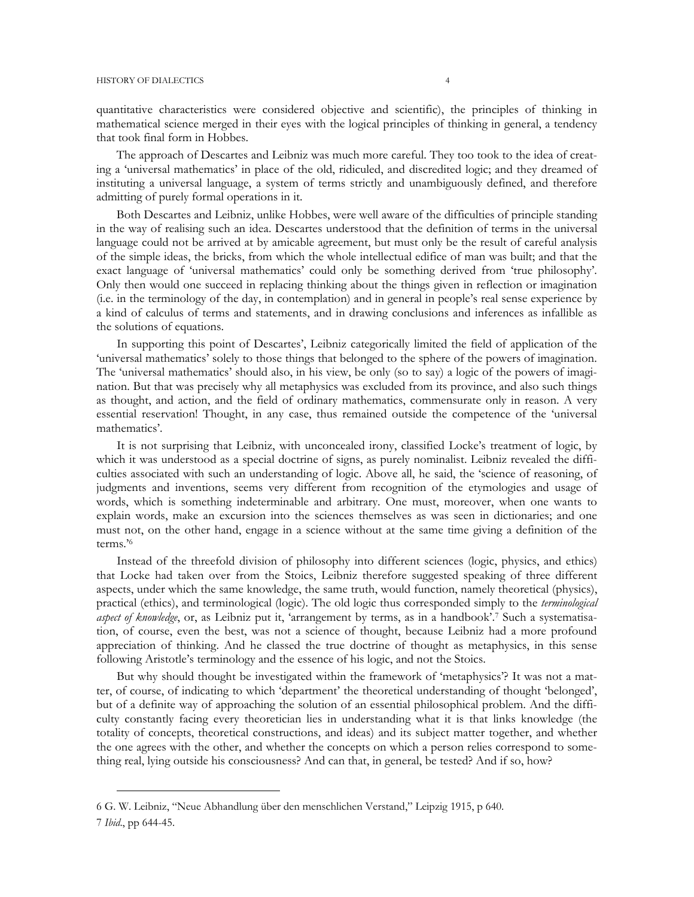quantitative characteristics were considered objective and scientific), the principles of thinking in mathematical science merged in their eyes with the logical principles of thinking in general, a tendency that took final form in Hobbes.

The approach of Descartes and Leibniz was much more careful. They too took to the idea of creating a 'universal mathematics' in place of the old, ridiculed, and discredited logic; and they dreamed of instituting a universal language, a system of terms strictly and unambiguously defined, and therefore admitting of purely formal operations in it.

Both Descartes and Leibniz, unlike Hobbes, were well aware of the difficulties of principle standing in the way of realising such an idea. Descartes understood that the definition of terms in the universal language could not be arrived at by amicable agreement, but must only be the result of careful analysis of the simple ideas, the bricks, from which the whole intellectual edifice of man was built; and that the exact language of 'universal mathematics' could only be something derived from 'true philosophy'. Only then would one succeed in replacing thinking about the things given in reflection or imagination (i.e. in the terminology of the day, in contemplation) and in general in people's real sense experience by a kind of calculus of terms and statements, and in drawing conclusions and inferences as infallible as the solutions of equations.

In supporting this point of Descartes', Leibniz categorically limited the field of application of the 'universal mathematics' solely to those things that belonged to the sphere of the powers of imagination. The 'universal mathematics' should also, in his view, be only (so to say) a logic of the powers of imagination. But that was precisely why all metaphysics was excluded from its province, and also such things as thought, and action, and the field of ordinary mathematics, commensurate only in reason. A very essential reservation! Thought, in any case, thus remained outside the competence of the 'universal mathematics'.

It is not surprising that Leibniz, with unconcealed irony, classified Locke's treatment of logic, by which it was understood as a special doctrine of signs, as purely nominalist. Leibniz revealed the difficulties associated with such an understanding of logic. Above all, he said, the 'science of reasoning, of judgments and inventions, seems very different from recognition of the etymologies and usage of words, which is something indeterminable and arbitrary. One must, moreover, when one wants to explain words, make an excursion into the sciences themselves as was seen in dictionaries; and one must not, on the other hand, engage in a science without at the same time giving a definition of the terms.'[6]

Instead of the threefold division of philosophy into different sciences (logic, physics, and ethics) that Locke had taken over from the Stoics, Leibniz therefore suggested speaking of three different aspects, under which the same knowledge, the same truth, would function, namely theoretical (physics), practical (ethics), and terminological (logic). The old logic thus corresponded simply to the *terminological aspect of knowledge*, or, as Leibniz put it, 'arrangement by terms, as in a handbook'.[7] Such a systematisation, of course, even the best, was not a science of thought, because Leibniz had a more profound appreciation of thinking. And he classed the true doctrine of thought as metaphysics, in this sense following Aristotle's terminology and the essence of his logic, and not the Stoics.

But why should thought be investigated within the framework of 'metaphysics'? It was not a matter, of course, of indicating to which 'department' the theoretical understanding of thought 'belonged', but of a definite way of approaching the solution of an essential philosophical problem. And the difficulty constantly facing every theoretician lies in understanding what it is that links knowledge (the totality of concepts, theoretical constructions, and ideas) and its subject matter together, and whether the one agrees with the other, and whether the concepts on which a person relies correspond to something real, lying outside his consciousness? And can that, in general, be tested? And if so, how?

---

6 G. W. Leibniz, "Neue Abhandlung über den menschlichen Verstand," Leipzig 1915, p 640.

7 *Ibid*., pp 644-45.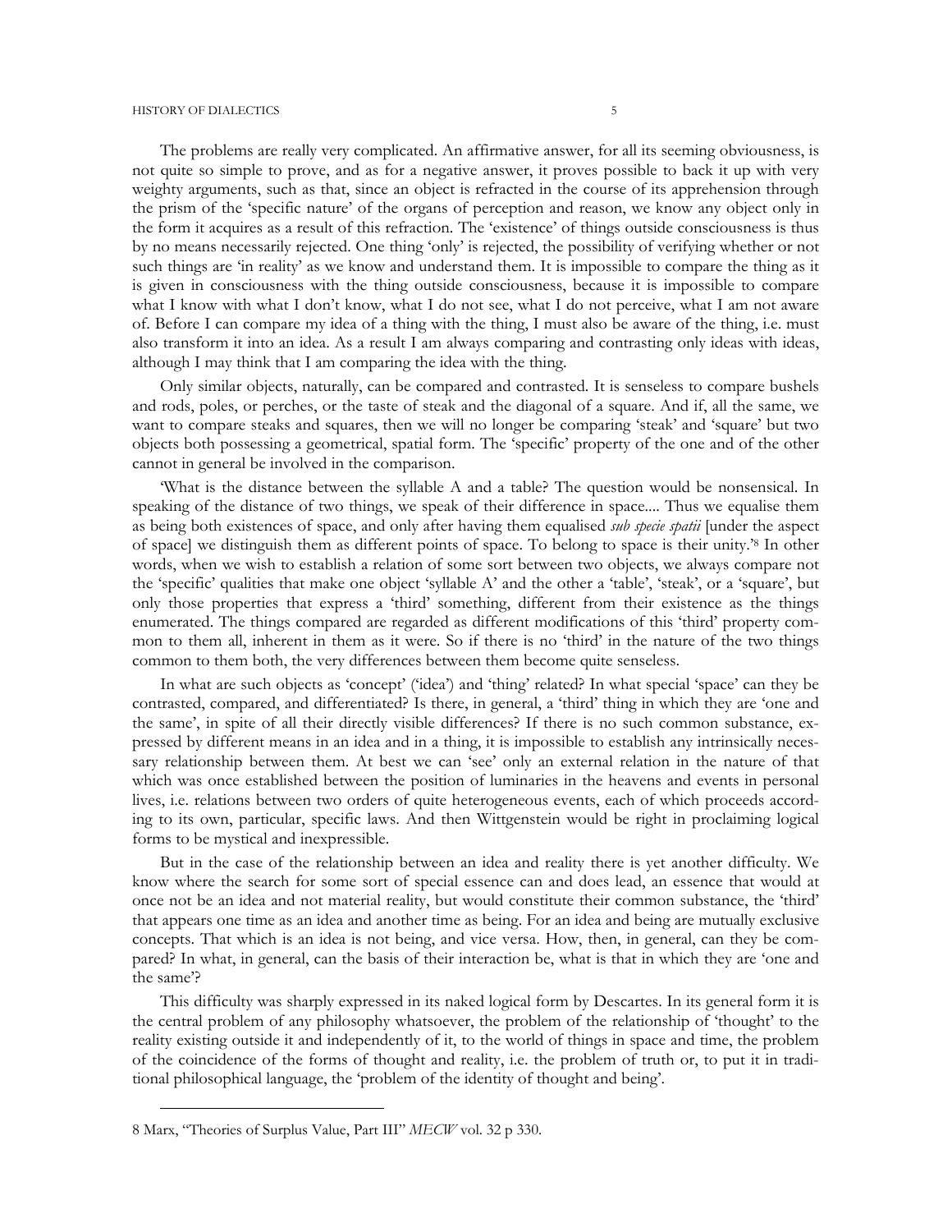The problems are really very complicated. An affirmative answer, for all its seeming obviousness, is not quite so simple to prove, and as for a negative answer, it proves possible to back it up with very weighty arguments, such as that, since an object is refracted in the course of its apprehension through the prism of the 'specific nature' of the organs of perception and reason, we know any object only in the form it acquires as a result of this refraction. The 'existence' of things outside consciousness is thus by no means necessarily rejected. One thing 'only' is rejected, the possibility of verifying whether or not such things are 'in reality' as we know and understand them. It is impossible to compare the thing as it is given in consciousness with the thing outside consciousness, because it is impossible to compare what I know with what I don't know, what I do not see, what I do not perceive, what I am not aware of. Before I can compare my idea of a thing with the thing, I must also be aware of the thing, i.e. must also transform it into an idea. As a result I am always comparing and contrasting only ideas with ideas, although I may think that I am comparing the idea with the thing.

Only similar objects, naturally, can be compared and contrasted. It is senseless to compare bushels and rods, poles, or perches, or the taste of steak and the diagonal of a square. And if, all the same, we want to compare steaks and squares, then we will no longer be comparing 'steak' and 'square' but two objects both possessing a geometrical, spatial form. The 'specific' property of the one and of the other cannot in general be involved in the comparison.

'What is the distance between the syllable A and a table? The question would be nonsensical. In speaking of the distance of two things, we speak of their difference in space.... Thus we equalise them as being both existences of space, and only after having them equalised *sub specie spatii* [under the aspect of space] we distinguish them as different points of space. To belong to space is their unity.'[8] In other words, when we wish to establish a relation of some sort between two objects, we always compare not the 'specific' qualities that make one object 'syllable A' and the other a 'table', 'steak', or a 'square', but only those properties that express a 'third' something, different from their existence as the things enumerated. The things compared are regarded as different modifications of this 'third' property common to them all, inherent in them as it were. So if there is no 'third' in the nature of the two things common to them both, the very differences between them become quite senseless.

In what are such objects as 'concept' ('idea') and 'thing' related? In what special 'space' can they be contrasted, compared, and differentiated? Is there, in general, a 'third' thing in which they are 'one and the same', in spite of all their directly visible differences? If there is no such common substance, expressed by different means in an idea and in a thing, it is impossible to establish any intrinsically necessary relationship between them. At best we can 'see' only an external relation in the nature of that which was once established between the position of luminaries in the heavens and events in personal lives, i.e. relations between two orders of quite heterogeneous events, each of which proceeds according to its own, particular, specific laws. And then Wittgenstein would be right in proclaiming logical forms to be mystical and inexpressible.

But in the case of the relationship between an idea and reality there is yet another difficulty. We know where the search for some sort of special essence can and does lead, an essence that would at once not be an idea and not material reality, but would constitute their common substance, the 'third' that appears one time as an idea and another time as being. For an idea and being are mutually exclusive concepts. That which is an idea is not being, and vice versa. How, then, in general, can they be compared? In what, in general, can the basis of their interaction be, what is that in which they are 'one and the same'?

This difficulty was sharply expressed in its naked logical form by Descartes. In its general form it is the central problem of any philosophy whatsoever, the problem of the relationship of 'thought' to the reality existing outside it and independently of it, to the world of things in space and time, the problem of the coincidence of the forms of thought and reality, i.e. the problem of truth or, to put it in traditional philosophical language, the 'problem of the identity of thought and being'.

---

8 Marx, "Theories of Surplus Value, Part III" *MECW* vol. 32 p 330.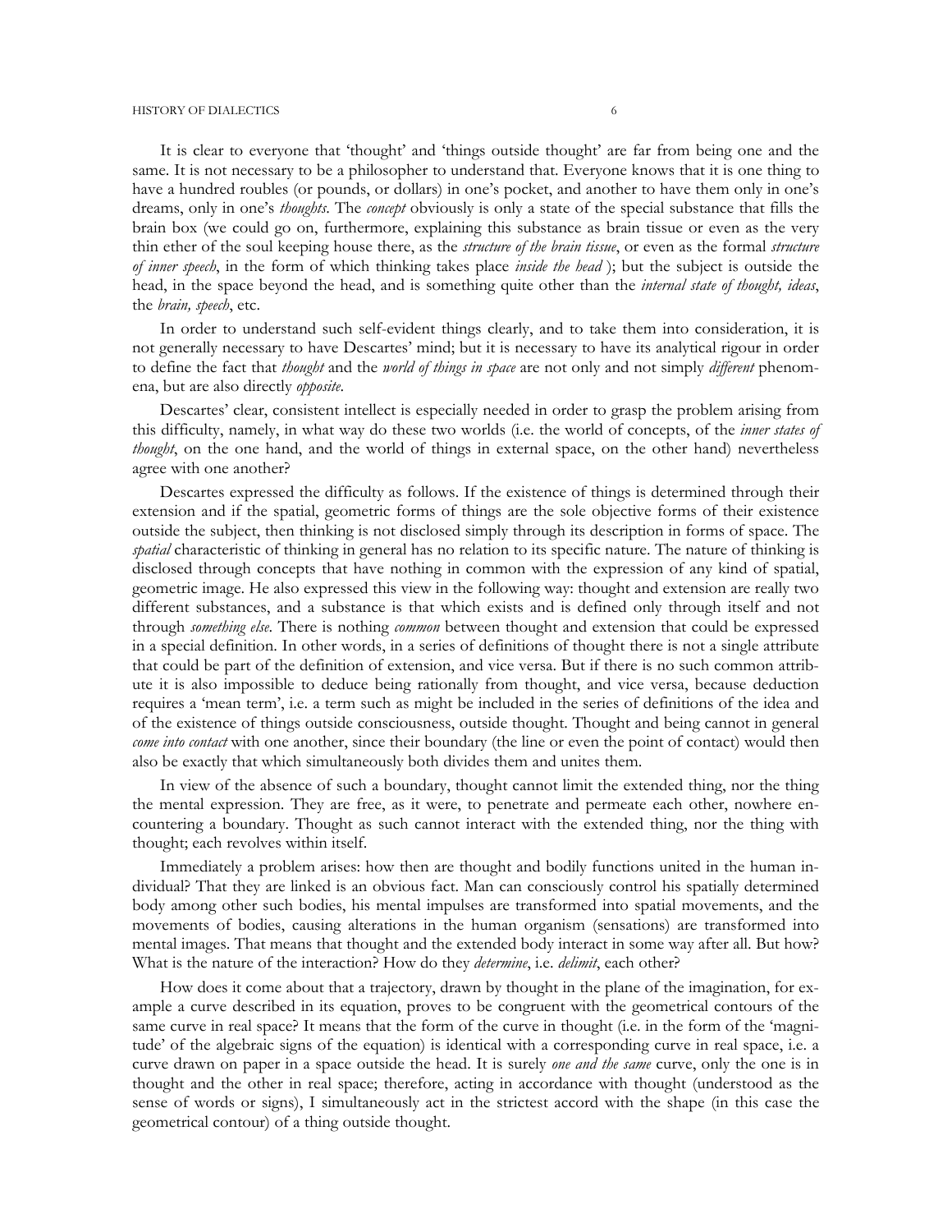It is clear to everyone that 'thought' and 'things outside thought' are far from being one and the same. It is not necessary to be a philosopher to understand that. Everyone knows that it is one thing to have a hundred roubles (or pounds, or dollars) in one's pocket, and another to have them only in one's dreams, only in one's *thoughts*. The *concept* obviously is only a state of the special substance that fills the brain box (we could go on, furthermore, explaining this substance as brain tissue or even as the very thin ether of the soul keeping house there, as the *structure of the brain tissue*, or even as the formal *structure of inner speech*, in the form of which thinking takes place *inside the head* ); but the subject is outside the head, in the space beyond the head, and is something quite other than the *internal state of thought, ideas*, the *brain, speech*, etc.

In order to understand such self-evident things clearly, and to take them into consideration, it is not generally necessary to have Descartes' mind; but it is necessary to have its analytical rigour in order to define the fact that *thought* and the *world of things in space* are not only and not simply *different* phenomena, but are also directly *opposite*.

Descartes' clear, consistent intellect is especially needed in order to grasp the problem arising from this difficulty, namely, in what way do these two worlds (i.e. the world of concepts, of the *inner states of thought*, on the one hand, and the world of things in external space, on the other hand) nevertheless agree with one another?

Descartes expressed the difficulty as follows. If the existence of things is determined through their extension and if the spatial, geometric forms of things are the sole objective forms of their existence outside the subject, then thinking is not disclosed simply through its description in forms of space. The *spatial* characteristic of thinking in general has no relation to its specific nature. The nature of thinking is disclosed through concepts that have nothing in common with the expression of any kind of spatial, geometric image. He also expressed this view in the following way: thought and extension are really two different substances, and a substance is that which exists and is defined only through itself and not through *something else*. There is nothing *common* between thought and extension that could be expressed in a special definition. In other words, in a series of definitions of thought there is not a single attribute that could be part of the definition of extension, and vice versa. But if there is no such common attribute it is also impossible to deduce being rationally from thought, and vice versa, because deduction requires a 'mean term', i.e. a term such as might be included in the series of definitions of the idea and of the existence of things outside consciousness, outside thought. Thought and being cannot in general *come into contact* with one another, since their boundary (the line or even the point of contact) would then also be exactly that which simultaneously both divides them and unites them.

In view of the absence of such a boundary, thought cannot limit the extended thing, nor the thing the mental expression. They are free, as it were, to penetrate and permeate each other, nowhere encountering a boundary. Thought as such cannot interact with the extended thing, nor the thing with thought; each revolves within itself.

Immediately a problem arises: how then are thought and bodily functions united in the human individual? That they are linked is an obvious fact. Man can consciously control his spatially determined body among other such bodies, his mental impulses are transformed into spatial movements, and the movements of bodies, causing alterations in the human organism (sensations) are transformed into mental images. That means that thought and the extended body interact in some way after all. But how? What is the nature of the interaction? How do they *determine*, i.e. *delimit*, each other?

How does it come about that a trajectory, drawn by thought in the plane of the imagination, for example a curve described in its equation, proves to be congruent with the geometrical contours of the same curve in real space? It means that the form of the curve in thought (i.e. in the form of the 'magnitude' of the algebraic signs of the equation) is identical with a corresponding curve in real space, i.e. a curve drawn on paper in a space outside the head. It is surely *one and the same* curve, only the one is in thought and the other in real space; therefore, acting in accordance with thought (understood as the sense of words or signs), I simultaneously act in the strictest accord with the shape (in this case the geometrical contour) of a thing outside thought.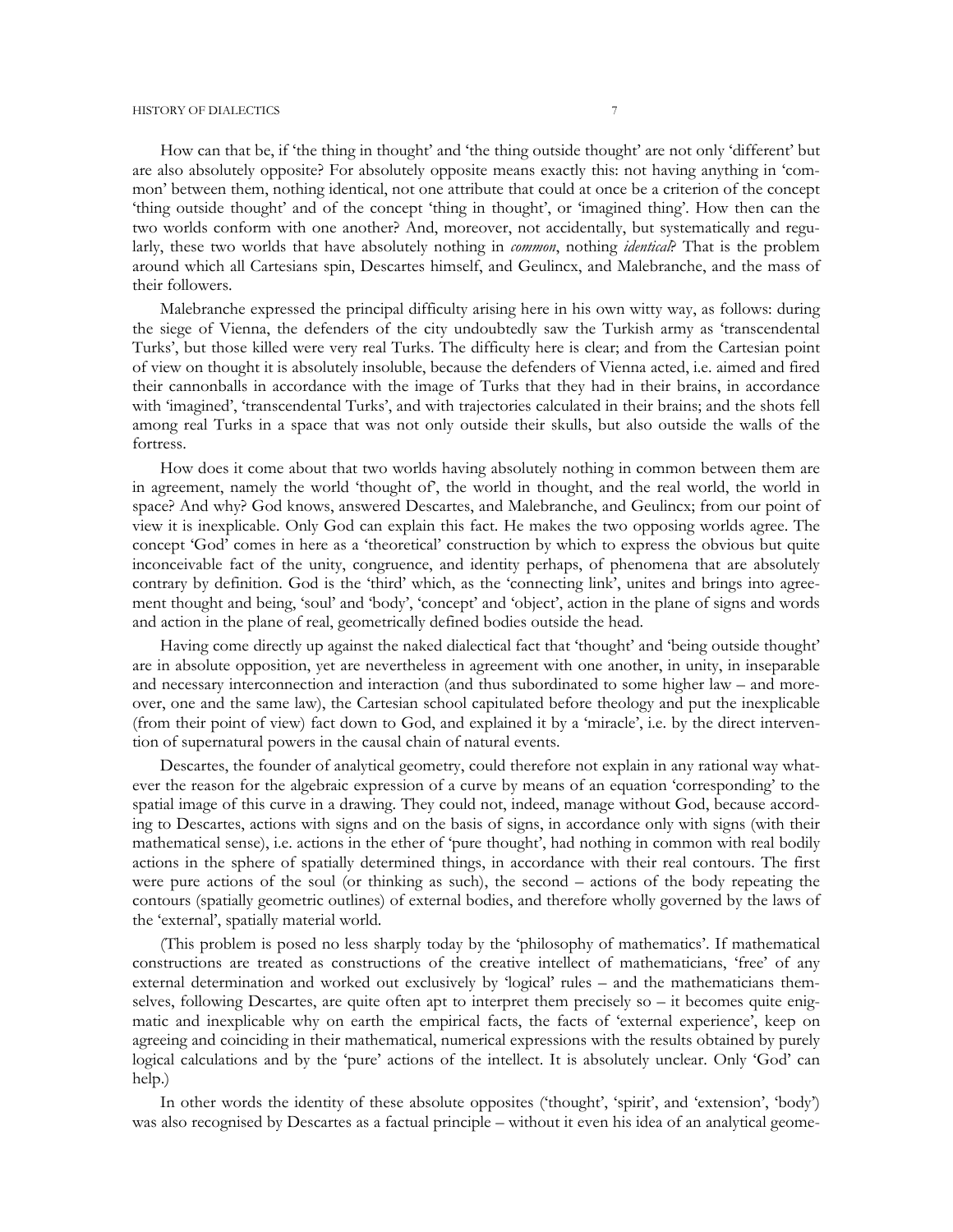How can that be, if 'the thing in thought' and 'the thing outside thought' are not only 'different' but are also absolutely opposite? For absolutely opposite means exactly this: not having anything in 'common' between them, nothing identical, not one attribute that could at once be a criterion of the concept 'thing outside thought' and of the concept 'thing in thought', or 'imagined thing'. How then can the two worlds conform with one another? And, moreover, not accidentally, but systematically and regularly, these two worlds that have absolutely nothing in *common*, nothing *identical*? That is the problem around which all Cartesians spin, Descartes himself, and Geulincx, and Malebranche, and the mass of their followers.

Malebranche expressed the principal difficulty arising here in his own witty way, as follows: during the siege of Vienna, the defenders of the city undoubtedly saw the Turkish army as 'transcendental Turks', but those killed were very real Turks. The difficulty here is clear; and from the Cartesian point of view on thought it is absolutely insoluble, because the defenders of Vienna acted, i.e. aimed and fired their cannonballs in accordance with the image of Turks that they had in their brains, in accordance with 'imagined', 'transcendental Turks', and with trajectories calculated in their brains; and the shots fell among real Turks in a space that was not only outside their skulls, but also outside the walls of the fortress.

How does it come about that two worlds having absolutely nothing in common between them are in agreement, namely the world 'thought of', the world in thought, and the real world, the world in space? And why? God knows, answered Descartes, and Malebranche, and Geulincx; from our point of view it is inexplicable. Only God can explain this fact. He makes the two opposing worlds agree. The concept 'God' comes in here as a 'theoretical' construction by which to express the obvious but quite inconceivable fact of the unity, congruence, and identity perhaps, of phenomena that are absolutely contrary by definition. God is the 'third' which, as the 'connecting link', unites and brings into agreement thought and being, 'soul' and 'body', 'concept' and 'object', action in the plane of signs and words and action in the plane of real, geometrically defined bodies outside the head.

Having come directly up against the naked dialectical fact that 'thought' and 'being outside thought' are in absolute opposition, yet are nevertheless in agreement with one another, in unity, in inseparable and necessary interconnection and interaction (and thus subordinated to some higher law – and moreover, one and the same law), the Cartesian school capitulated before theology and put the inexplicable (from their point of view) fact down to God, and explained it by a 'miracle', i.e. by the direct intervention of supernatural powers in the causal chain of natural events.

Descartes, the founder of analytical geometry, could therefore not explain in any rational way whatever the reason for the algebraic expression of a curve by means of an equation 'corresponding' to the spatial image of this curve in a drawing. They could not, indeed, manage without God, because according to Descartes, actions with signs and on the basis of signs, in accordance only with signs (with their mathematical sense), i.e. actions in the ether of 'pure thought', had nothing in common with real bodily actions in the sphere of spatially determined things, in accordance with their real contours. The first were pure actions of the soul (or thinking as such), the second – actions of the body repeating the contours (spatially geometric outlines) of external bodies, and therefore wholly governed by the laws of the 'external', spatially material world.

(This problem is posed no less sharply today by the 'philosophy of mathematics'. If mathematical constructions are treated as constructions of the creative intellect of mathematicians, 'free' of any external determination and worked out exclusively by 'logical' rules – and the mathematicians themselves, following Descartes, are quite often apt to interpret them precisely so – it becomes quite enigmatic and inexplicable why on earth the empirical facts, the facts of 'external experience', keep on agreeing and coinciding in their mathematical, numerical expressions with the results obtained by purely logical calculations and by the 'pure' actions of the intellect. It is absolutely unclear. Only 'God' can help.)

In other words the identity of these absolute opposites ('thought', 'spirit', and 'extension', 'body') was also recognised by Descartes as a factual principle – without it even his idea of an analytical geome-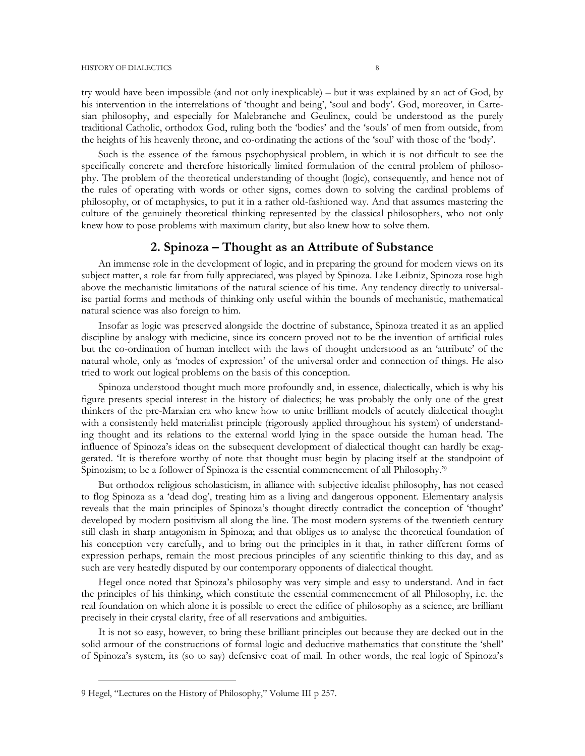try would have been impossible (and not only inexplicable) – but it was explained by an act of God, by his intervention in the interrelations of 'thought and being', 'soul and body'. God, moreover, in Cartesian philosophy, and especially for Malebranche and Geulincx, could be understood as the purely traditional Catholic, orthodox God, ruling both the 'bodies' and the 'souls' of men from outside, from the heights of his heavenly throne, and co-ordinating the actions of the 'soul' with those of the 'body'.

Such is the essence of the famous psychophysical problem, in which it is not difficult to see the specifically concrete and therefore historically limited formulation of the central problem of philosophy. The problem of the theoretical understanding of thought (logic), consequently, and hence not of the rules of operating with words or other signs, comes down to solving the cardinal problems of philosophy, or of metaphysics, to put it in a rather old-fashioned way. And that assumes mastering the culture of the genuinely theoretical thinking represented by the classical philosophers, who not only knew how to pose problems with maximum clarity, but also knew how to solve them.

## 2. Spinoza – Thought as an Attribute of Substance

An immense role in the development of logic, and in preparing the ground for modern views on its subject matter, a role far from fully appreciated, was played by Spinoza. Like Leibniz, Spinoza rose high above the mechanistic limitations of the natural science of his time. Any tendency directly to universalise partial forms and methods of thinking only useful within the bounds of mechanistic, mathematical natural science was also foreign to him.

Insofar as logic was preserved alongside the doctrine of substance, Spinoza treated it as an applied discipline by analogy with medicine, since its concern proved not to be the invention of artificial rules but the co-ordination of human intellect with the laws of thought understood as an 'attribute' of the natural whole, only as 'modes of expression' of the universal order and connection of things. He also tried to work out logical problems on the basis of this conception.

Spinoza understood thought much more profoundly and, in essence, dialectically, which is why his figure presents special interest in the history of dialectics; he was probably the only one of the great thinkers of the pre-Marxian era who knew how to unite brilliant models of acutely dialectical thought with a consistently held materialist principle (rigorously applied throughout his system) of understanding thought and its relations to the external world lying in the space outside the human head. The influence of Spinoza's ideas on the subsequent development of dialectical thought can hardly be exaggerated. 'It is therefore worthy of note that thought must begin by placing itself at the standpoint of Spinozism; to be a follower of Spinoza is the essential commencement of all Philosophy.'[9]

But orthodox religious scholasticism, in alliance with subjective idealist philosophy, has not ceased to flog Spinoza as a 'dead dog', treating him as a living and dangerous opponent. Elementary analysis reveals that the main principles of Spinoza's thought directly contradict the conception of 'thought' developed by modern positivism all along the line. The most modern systems of the twentieth century still clash in sharp antagonism in Spinoza; and that obliges us to analyse the theoretical foundation of his conception very carefully, and to bring out the principles in it that, in rather different forms of expression perhaps, remain the most precious principles of any scientific thinking to this day, and as such are very heatedly disputed by our contemporary opponents of dialectical thought.

Hegel once noted that Spinoza's philosophy was very simple and easy to understand. And in fact the principles of his thinking, which constitute the essential commencement of all Philosophy, i.e. the real foundation on which alone it is possible to erect the edifice of philosophy as a science, are brilliant precisely in their crystal clarity, free of all reservations and ambiguities.

It is not so easy, however, to bring these brilliant principles out because they are decked out in the solid armour of the constructions of formal logic and deductive mathematics that constitute the 'shell' of Spinoza's system, its (so to say) defensive coat of mail. In other words, the real logic of Spinoza's

---

9 Hegel, "Lectures on the History of Philosophy," Volume III p 257.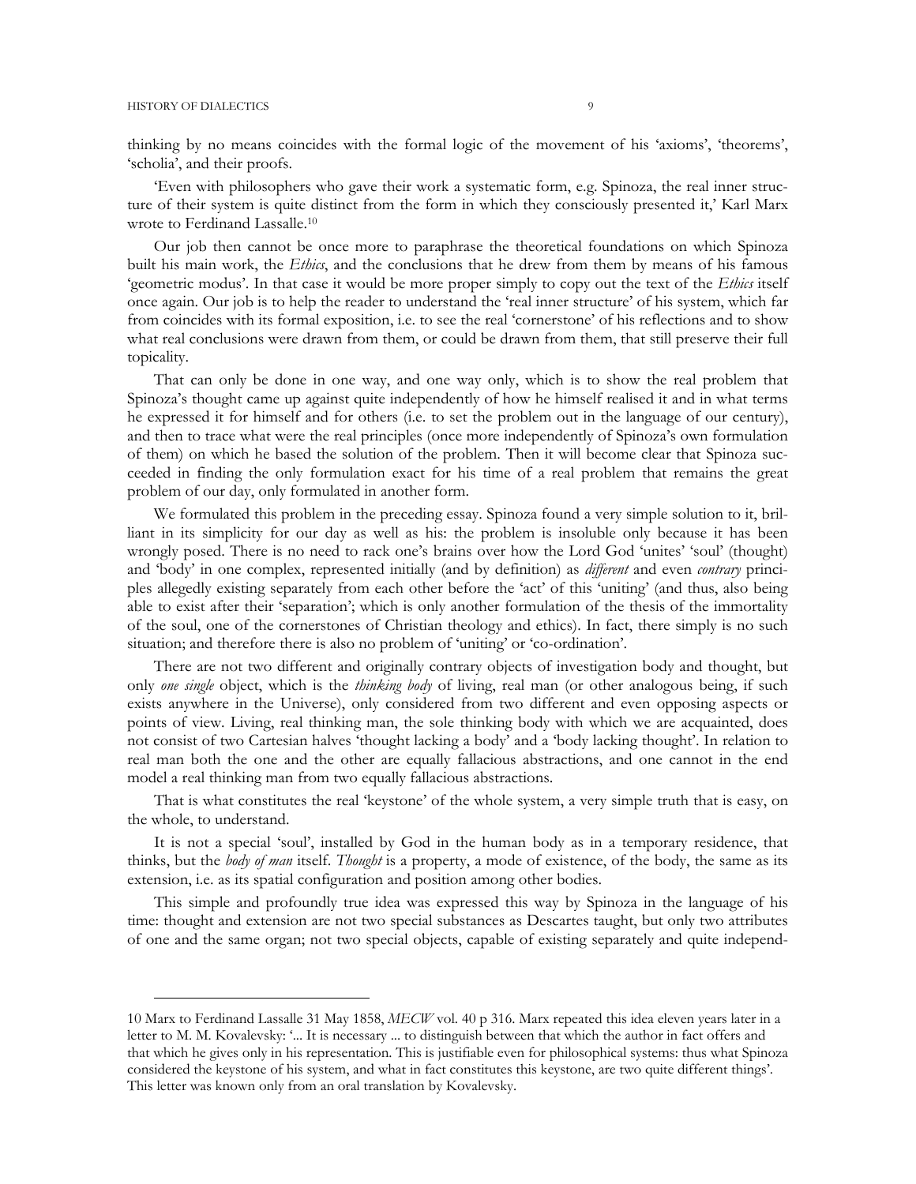thinking by no means coincides with the formal logic of the movement of his 'axioms', 'theorems', 'scholia', and their proofs.

'Even with philosophers who gave their work a systematic form, e.g. Spinoza, the real inner structure of their system is quite distinct from the form in which they consciously presented it,' Karl Marx wrote to Ferdinand Lassalle.[10]

Our job then cannot be once more to paraphrase the theoretical foundations on which Spinoza built his main work, the *Ethics*, and the conclusions that he drew from them by means of his famous 'geometric modus'. In that case it would be more proper simply to copy out the text of the *Ethics* itself once again. Our job is to help the reader to understand the 'real inner structure' of his system, which far from coincides with its formal exposition, i.e. to see the real 'cornerstone' of his reflections and to show what real conclusions were drawn from them, or could be drawn from them, that still preserve their full topicality.

That can only be done in one way, and one way only, which is to show the real problem that Spinoza's thought came up against quite independently of how he himself realised it and in what terms he expressed it for himself and for others (i.e. to set the problem out in the language of our century), and then to trace what were the real principles (once more independently of Spinoza's own formulation of them) on which he based the solution of the problem. Then it will become clear that Spinoza succeeded in finding the only formulation exact for his time of a real problem that remains the great problem of our day, only formulated in another form.

We formulated this problem in the preceding essay. Spinoza found a very simple solution to it, brilliant in its simplicity for our day as well as his: the problem is insoluble only because it has been wrongly posed. There is no need to rack one's brains over how the Lord God 'unites' 'soul' (thought) and 'body' in one complex, represented initially (and by definition) as *different* and even *contrary* principles allegedly existing separately from each other before the 'act' of this 'uniting' (and thus, also being able to exist after their 'separation'; which is only another formulation of the thesis of the immortality of the soul, one of the cornerstones of Christian theology and ethics). In fact, there simply is no such situation; and therefore there is also no problem of 'uniting' or 'co-ordination'.

There are not two different and originally contrary objects of investigation body and thought, but only *one single* object, which is the *thinking body* of living, real man (or other analogous being, if such exists anywhere in the Universe), only considered from two different and even opposing aspects or points of view. Living, real thinking man, the sole thinking body with which we are acquainted, does not consist of two Cartesian halves 'thought lacking a body' and a 'body lacking thought'. In relation to real man both the one and the other are equally fallacious abstractions, and one cannot in the end model a real thinking man from two equally fallacious abstractions.

That is what constitutes the real 'keystone' of the whole system, a very simple truth that is easy, on the whole, to understand.

It is not a special 'soul', installed by God in the human body as in a temporary residence, that thinks, but the *body of man* itself. *Thought* is a property, a mode of existence, of the body, the same as its extension, i.e. as its spatial configuration and position among other bodies.

This simple and profoundly true idea was expressed this way by Spinoza in the language of his time: thought and extension are not two special substances as Descartes taught, but only two attributes of one and the same organ; not two special objects, capable of existing separately and quite independ-

---

10 Marx to Ferdinand Lassalle 31 May 1858, *MECW* vol. 40 p 316. Marx repeated this idea eleven years later in a letter to M. M. Kovalevsky: '... It is necessary ... to distinguish between that which the author in fact offers and that which he gives only in his representation. This is justifiable even for philosophical systems: thus what Spinoza considered the keystone of his system, and what in fact constitutes this keystone, are two quite different things'. This letter was known only from an oral translation by Kovalevsky.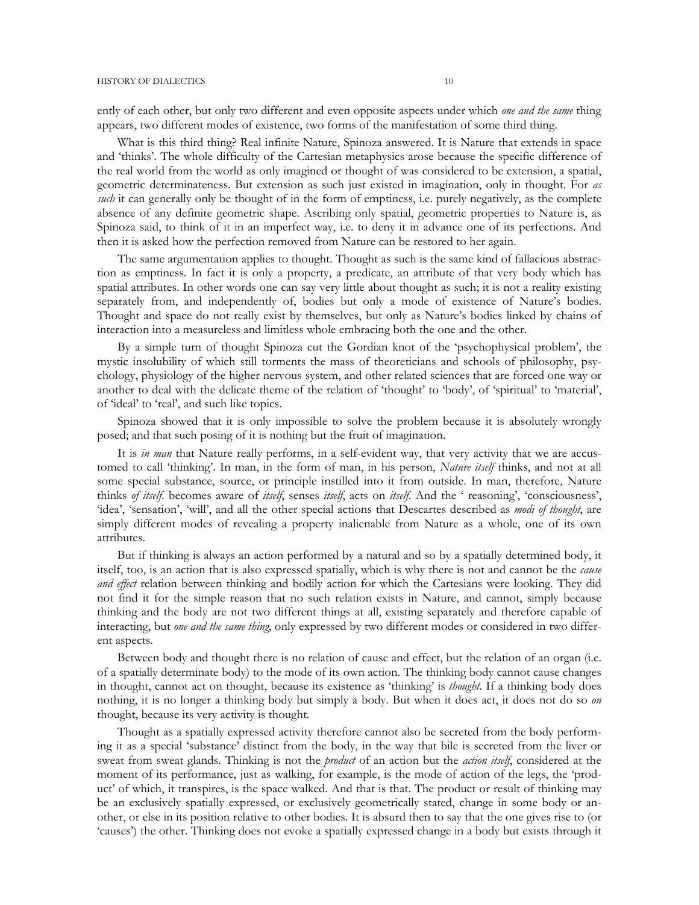ently of each other, but only two different and even opposite aspects under which *one and the same* thing appears, two different modes of existence, two forms of the manifestation of some third thing.

What is this third thing? Real infinite Nature, Spinoza answered. It is Nature that extends in space and 'thinks'. The whole difficulty of the Cartesian metaphysics arose because the specific difference of the real world from the world as only imagined or thought of was considered to be extension, a spatial, geometric determinateness. But extension as such just existed in imagination, only in thought. For *as such* it can generally only be thought of in the form of emptiness, i.e. purely negatively, as the complete absence of any definite geometric shape. Ascribing only spatial, geometric properties to Nature is, as Spinoza said, to think of it in an imperfect way, i.e. to deny it in advance one of its perfections. And then it is asked how the perfection removed from Nature can be restored to her again.

The same argumentation applies to thought. Thought as such is the same kind of fallacious abstraction as emptiness. In fact it is only a property, a predicate, an attribute of that very body which has spatial attributes. In other words one can say very little about thought as such; it is not a reality existing separately from, and independently of, bodies but only a mode of existence of Nature's bodies. Thought and space do not really exist by themselves, but only as Nature's bodies linked by chains of interaction into a measureless and limitless whole embracing both the one and the other.

By a simple turn of thought Spinoza cut the Gordian knot of the 'psychophysical problem', the mystic insolubility of which still torments the mass of theoreticians and schools of philosophy, psychology, physiology of the higher nervous system, and other related sciences that are forced one way or another to deal with the delicate theme of the relation of 'thought' to 'body', of 'spiritual' to 'material', of 'ideal' to 'real', and such like topics.

Spinoza showed that it is only impossible to solve the problem because it is absolutely wrongly posed; and that such posing of it is nothing but the fruit of imagination.

It is *in man* that Nature really performs, in a self-evident way, that very activity that we are accustomed to call 'thinking'. In man, in the form of man, in his person, *Nature itself* thinks, and not at all some special substance, source, or principle instilled into it from outside. In man, therefore, Nature thinks *of itself*. becomes aware of *itself*, senses *itself*, acts on *itself*. And the ' reasoning', 'consciousness', 'idea', 'sensation', 'will', and all the other special actions that Descartes described as *modi of thought*, are simply different modes of revealing a property inalienable from Nature as a whole, one of its own attributes.

But if thinking is always an action performed by a natural and so by a spatially determined body, it itself, too, is an action that is also expressed spatially, which is why there is not and cannot be the *cause and effect* relation between thinking and bodily action for which the Cartesians were looking. They did not find it for the simple reason that no such relation exists in Nature, and cannot, simply because thinking and the body are not two different things at all, existing separately and therefore capable of interacting, but *one and the same thing*, only expressed by two different modes or considered in two different aspects.

Between body and thought there is no relation of cause and effect, but the relation of an organ (i.e. of a spatially determinate body) to the mode of its own action. The thinking body cannot cause changes in thought, cannot act on thought, because its existence as 'thinking' is *thought*. If a thinking body does nothing, it is no longer a thinking body but simply a body. But when it does act, it does not do so *on* thought, because its very activity is thought.

Thought as a spatially expressed activity therefore cannot also be secreted from the body performing it as a special 'substance' distinct from the body, in the way that bile is secreted from the liver or sweat from sweat glands. Thinking is not the *product* of an action but the *action itself*, considered at the moment of its performance, just as walking, for example, is the mode of action of the legs, the 'product' of which, it transpires, is the space walked. And that is that. The product or result of thinking may be an exclusively spatially expressed, or exclusively geometrically stated, change in some body or another, or else in its position relative to other bodies. It is absurd then to say that the one gives rise to (or 'causes') the other. Thinking does not evoke a spatially expressed change in a body but exists through it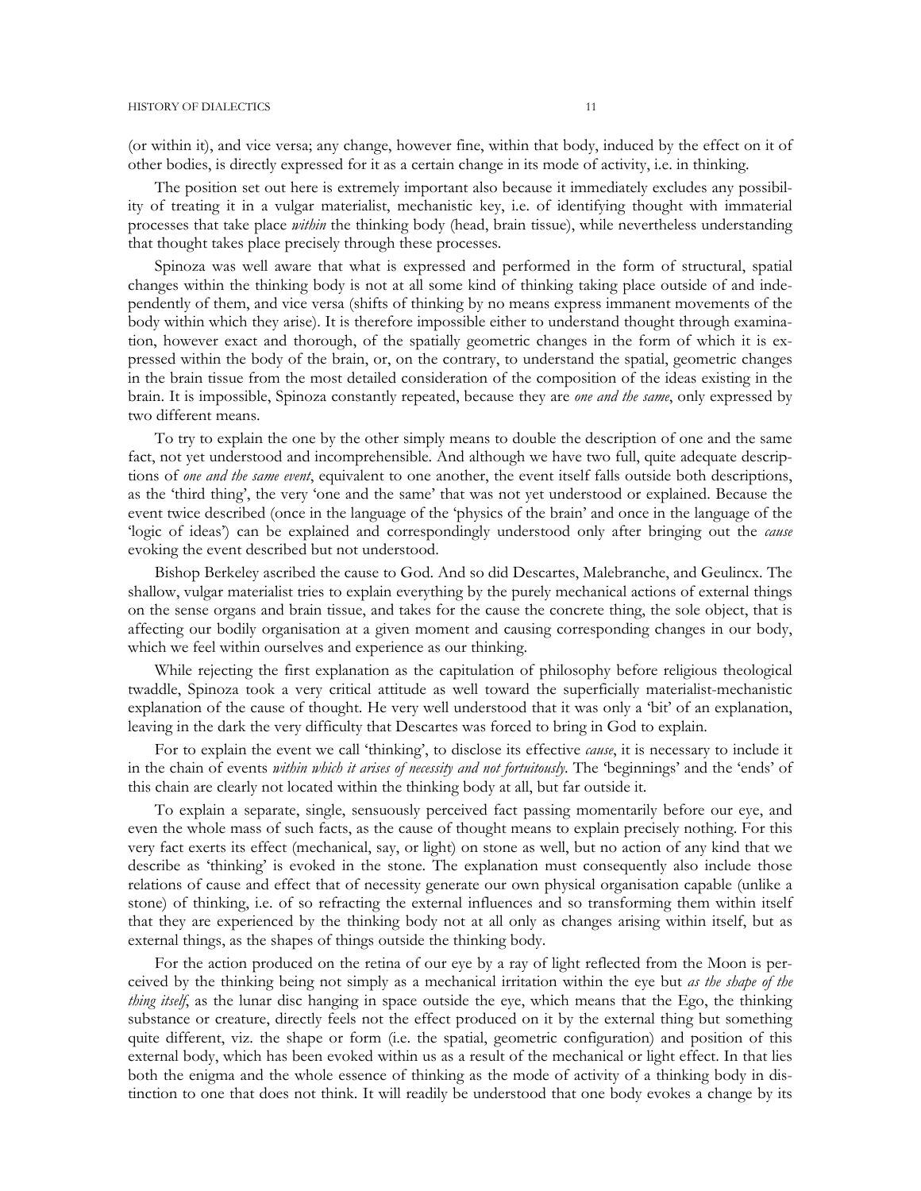(or within it), and vice versa; any change, however fine, within that body, induced by the effect on it of other bodies, is directly expressed for it as a certain change in its mode of activity, i.e. in thinking.

The position set out here is extremely important also because it immediately excludes any possibility of treating it in a vulgar materialist, mechanistic key, i.e. of identifying thought with immaterial processes that take place *within* the thinking body (head, brain tissue), while nevertheless understanding that thought takes place precisely through these processes.

Spinoza was well aware that what is expressed and performed in the form of structural, spatial changes within the thinking body is not at all some kind of thinking taking place outside of and independently of them, and vice versa (shifts of thinking by no means express immanent movements of the body within which they arise). It is therefore impossible either to understand thought through examination, however exact and thorough, of the spatially geometric changes in the form of which it is expressed within the body of the brain, or, on the contrary, to understand the spatial, geometric changes in the brain tissue from the most detailed consideration of the composition of the ideas existing in the brain. It is impossible, Spinoza constantly repeated, because they are *one and the same*, only expressed by two different means.

To try to explain the one by the other simply means to double the description of one and the same fact, not yet understood and incomprehensible. And although we have two full, quite adequate descriptions of *one and the same event*, equivalent to one another, the event itself falls outside both descriptions, as the 'third thing', the very 'one and the same' that was not yet understood or explained. Because the event twice described (once in the language of the 'physics of the brain' and once in the language of the 'logic of ideas') can be explained and correspondingly understood only after bringing out the *cause* evoking the event described but not understood.

Bishop Berkeley ascribed the cause to God. And so did Descartes, Malebranche, and Geulincx. The shallow, vulgar materialist tries to explain everything by the purely mechanical actions of external things on the sense organs and brain tissue, and takes for the cause the concrete thing, the sole object, that is affecting our bodily organisation at a given moment and causing corresponding changes in our body, which we feel within ourselves and experience as our thinking.

While rejecting the first explanation as the capitulation of philosophy before religious theological twaddle, Spinoza took a very critical attitude as well toward the superficially materialist-mechanistic explanation of the cause of thought. He very well understood that it was only a 'bit' of an explanation, leaving in the dark the very difficulty that Descartes was forced to bring in God to explain.

For to explain the event we call 'thinking', to disclose its effective *cause*, it is necessary to include it in the chain of events *within which it arises of necessity and not fortuitously*. The 'beginnings' and the 'ends' of this chain are clearly not located within the thinking body at all, but far outside it.

To explain a separate, single, sensuously perceived fact passing momentarily before our eye, and even the whole mass of such facts, as the cause of thought means to explain precisely nothing. For this very fact exerts its effect (mechanical, say, or light) on stone as well, but no action of any kind that we describe as 'thinking' is evoked in the stone. The explanation must consequently also include those relations of cause and effect that of necessity generate our own physical organisation capable (unlike a stone) of thinking, i.e. of so refracting the external influences and so transforming them within itself that they are experienced by the thinking body not at all only as changes arising within itself, but as external things, as the shapes of things outside the thinking body.

For the action produced on the retina of our eye by a ray of light reflected from the Moon is perceived by the thinking being not simply as a mechanical irritation within the eye but *as the shape of the thing itself*, as the lunar disc hanging in space outside the eye, which means that the Ego, the thinking substance or creature, directly feels not the effect produced on it by the external thing but something quite different, viz. the shape or form (i.e. the spatial, geometric configuration) and position of this external body, which has been evoked within us as a result of the mechanical or light effect. In that lies both the enigma and the whole essence of thinking as the mode of activity of a thinking body in distinction to one that does not think. It will readily be understood that one body evokes a change by its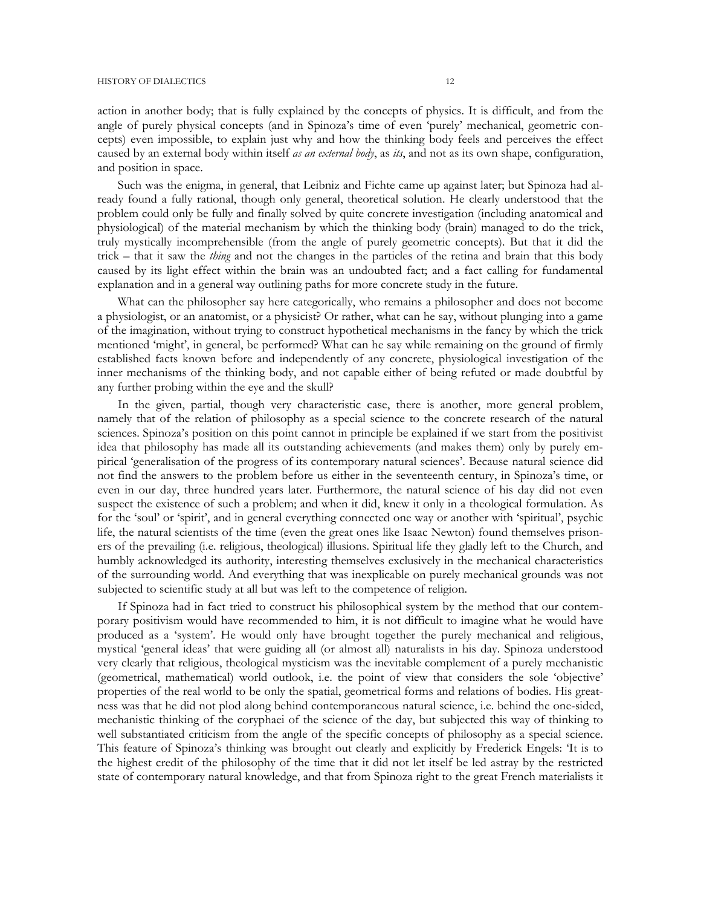action in another body; that is fully explained by the concepts of physics. It is difficult, and from the angle of purely physical concepts (and in Spinoza's time of even 'purely' mechanical, geometric concepts) even impossible, to explain just why and how the thinking body feels and perceives the effect caused by an external body within itself *as an external body*, as *its*, and not as its own shape, configuration, and position in space.

Such was the enigma, in general, that Leibniz and Fichte came up against later; but Spinoza had already found a fully rational, though only general, theoretical solution. He clearly understood that the problem could only be fully and finally solved by quite concrete investigation (including anatomical and physiological) of the material mechanism by which the thinking body (brain) managed to do the trick, truly mystically incomprehensible (from the angle of purely geometric concepts). But that it did the trick – that it saw the *thing* and not the changes in the particles of the retina and brain that this body caused by its light effect within the brain was an undoubted fact; and a fact calling for fundamental explanation and in a general way outlining paths for more concrete study in the future.

What can the philosopher say here categorically, who remains a philosopher and does not become a physiologist, or an anatomist, or a physicist? Or rather, what can he say, without plunging into a game of the imagination, without trying to construct hypothetical mechanisms in the fancy by which the trick mentioned 'might', in general, be performed? What can he say while remaining on the ground of firmly established facts known before and independently of any concrete, physiological investigation of the inner mechanisms of the thinking body, and not capable either of being refuted or made doubtful by any further probing within the eye and the skull?

In the given, partial, though very characteristic case, there is another, more general problem, namely that of the relation of philosophy as a special science to the concrete research of the natural sciences. Spinoza's position on this point cannot in principle be explained if we start from the positivist idea that philosophy has made all its outstanding achievements (and makes them) only by purely empirical 'generalisation of the progress of its contemporary natural sciences'. Because natural science did not find the answers to the problem before us either in the seventeenth century, in Spinoza's time, or even in our day, three hundred years later. Furthermore, the natural science of his day did not even suspect the existence of such a problem; and when it did, knew it only in a theological formulation. As for the 'soul' or 'spirit', and in general everything connected one way or another with 'spiritual', psychic life, the natural scientists of the time (even the great ones like Isaac Newton) found themselves prisoners of the prevailing (i.e. religious, theological) illusions. Spiritual life they gladly left to the Church, and humbly acknowledged its authority, interesting themselves exclusively in the mechanical characteristics of the surrounding world. And everything that was inexplicable on purely mechanical grounds was not subjected to scientific study at all but was left to the competence of religion.

If Spinoza had in fact tried to construct his philosophical system by the method that our contemporary positivism would have recommended to him, it is not difficult to imagine what he would have produced as a 'system'. He would only have brought together the purely mechanical and religious, mystical 'general ideas' that were guiding all (or almost all) naturalists in his day. Spinoza understood very clearly that religious, theological mysticism was the inevitable complement of a purely mechanistic (geometrical, mathematical) world outlook, i.e. the point of view that considers the sole 'objective' properties of the real world to be only the spatial, geometrical forms and relations of bodies. His greatness was that he did not plod along behind contemporaneous natural science, i.e. behind the one-sided, mechanistic thinking of the coryphaei of the science of the day, but subjected this way of thinking to well substantiated criticism from the angle of the specific concepts of philosophy as a special science. This feature of Spinoza's thinking was brought out clearly and explicitly by Frederick Engels: 'It is to the highest credit of the philosophy of the time that it did not let itself be led astray by the restricted state of contemporary natural knowledge, and that from Spinoza right to the great French materialists it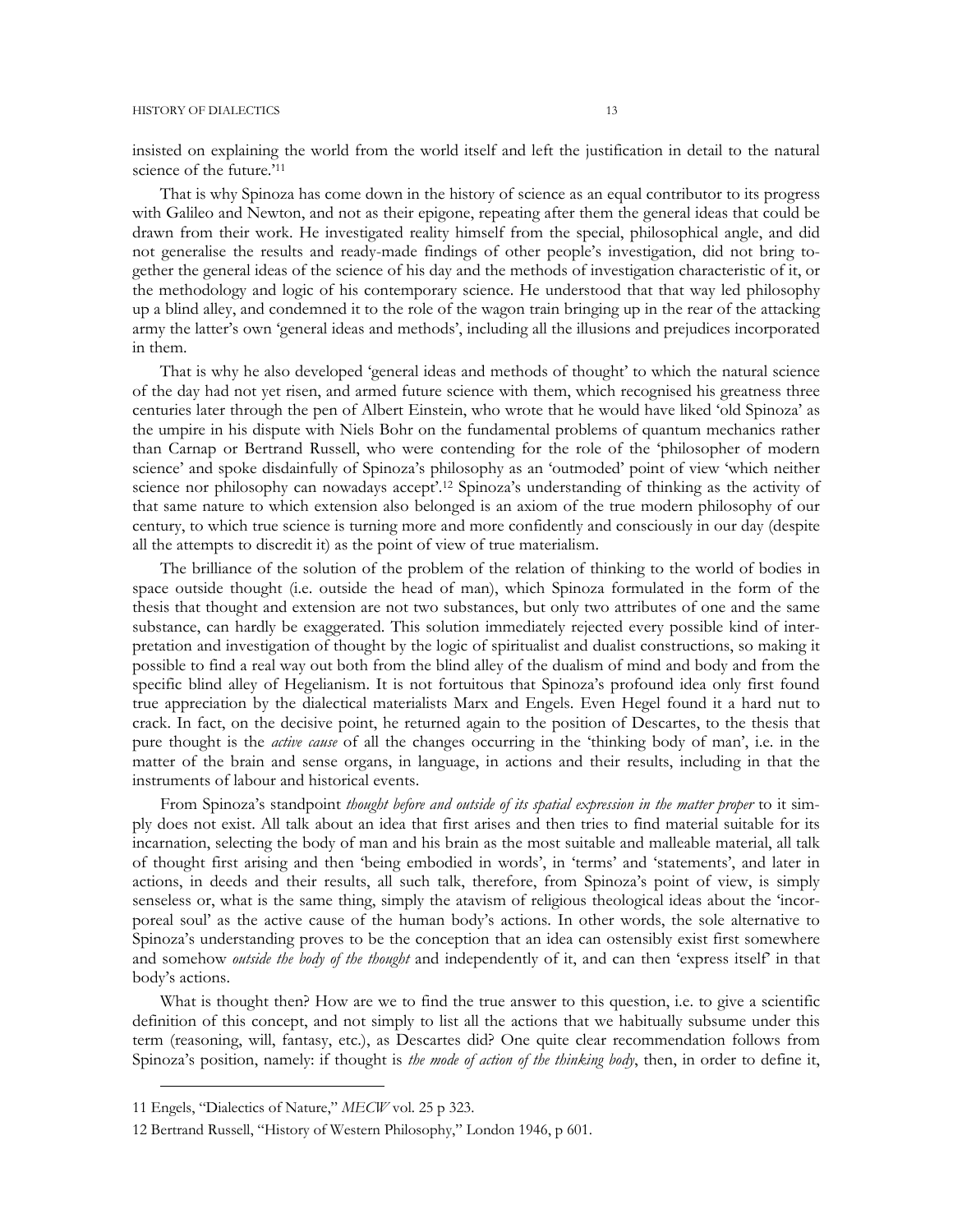insisted on explaining the world from the world itself and left the justification in detail to the natural science of the future.'[11]

That is why Spinoza has come down in the history of science as an equal contributor to its progress with Galileo and Newton, and not as their epigone, repeating after them the general ideas that could be drawn from their work. He investigated reality himself from the special, philosophical angle, and did not generalise the results and ready-made findings of other people's investigation, did not bring together the general ideas of the science of his day and the methods of investigation characteristic of it, or the methodology and logic of his contemporary science. He understood that that way led philosophy up a blind alley, and condemned it to the role of the wagon train bringing up in the rear of the attacking army the latter's own 'general ideas and methods', including all the illusions and prejudices incorporated in them.

That is why he also developed 'general ideas and methods of thought' to which the natural science of the day had not yet risen, and armed future science with them, which recognised his greatness three centuries later through the pen of Albert Einstein, who wrote that he would have liked 'old Spinoza' as the umpire in his dispute with Niels Bohr on the fundamental problems of quantum mechanics rather than Carnap or Bertrand Russell, who were contending for the role of the 'philosopher of modern science' and spoke disdainfully of Spinoza's philosophy as an 'outmoded' point of view 'which neither science nor philosophy can nowadays accept'.[12] Spinoza's understanding of thinking as the activity of that same nature to which extension also belonged is an axiom of the true modern philosophy of our century, to which true science is turning more and more confidently and consciously in our day (despite all the attempts to discredit it) as the point of view of true materialism.

The brilliance of the solution of the problem of the relation of thinking to the world of bodies in space outside thought (i.e. outside the head of man), which Spinoza formulated in the form of the thesis that thought and extension are not two substances, but only two attributes of one and the same substance, can hardly be exaggerated. This solution immediately rejected every possible kind of interpretation and investigation of thought by the logic of spiritualist and dualist constructions, so making it possible to find a real way out both from the blind alley of the dualism of mind and body and from the specific blind alley of Hegelianism. It is not fortuitous that Spinoza's profound idea only first found true appreciation by the dialectical materialists Marx and Engels. Even Hegel found it a hard nut to crack. In fact, on the decisive point, he returned again to the position of Descartes, to the thesis that pure thought is the *active cause* of all the changes occurring in the 'thinking body of man', i.e. in the matter of the brain and sense organs, in language, in actions and their results, including in that the instruments of labour and historical events.

From Spinoza's standpoint *thought before and outside of its spatial expression in the matter proper* to it simply does not exist. All talk about an idea that first arises and then tries to find material suitable for its incarnation, selecting the body of man and his brain as the most suitable and malleable material, all talk of thought first arising and then 'being embodied in words', in 'terms' and 'statements', and later in actions, in deeds and their results, all such talk, therefore, from Spinoza's point of view, is simply senseless or, what is the same thing, simply the atavism of religious theological ideas about the 'incorporeal soul' as the active cause of the human body's actions. In other words, the sole alternative to Spinoza's understanding proves to be the conception that an idea can ostensibly exist first somewhere and somehow *outside the body of the thought* and independently of it, and can then 'express itself' in that body's actions.

What is thought then? How are we to find the true answer to this question, i.e. to give a scientific definition of this concept, and not simply to list all the actions that we habitually subsume under this term (reasoning, will, fantasy, etc.), as Descartes did? One quite clear recommendation follows from Spinoza's position, namely: if thought is *the mode of action of the thinking body*, then, in order to define it,

---

11 Engels, "Dialectics of Nature," *MECW* vol. 25 p 323.

12 Bertrand Russell, "History of Western Philosophy," London 1946, p 601.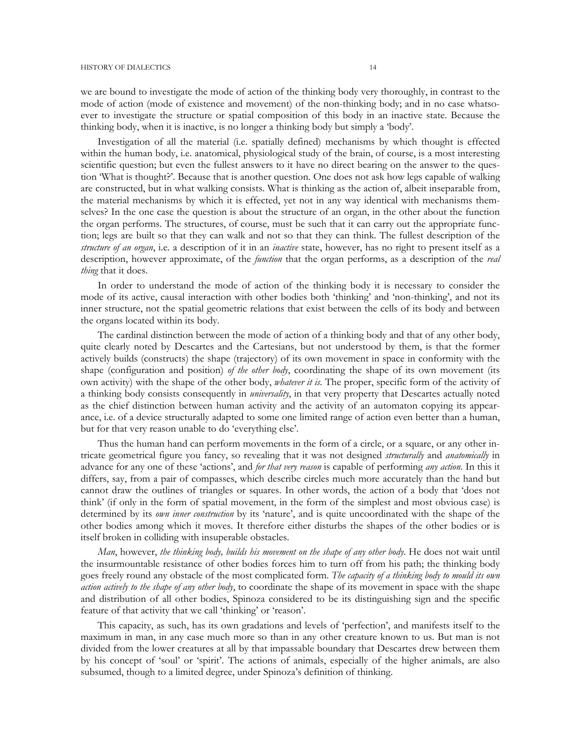we are bound to investigate the mode of action of the thinking body very thoroughly, in contrast to the mode of action (mode of existence and movement) of the non-thinking body; and in no case whatsoever to investigate the structure or spatial composition of this body in an inactive state. Because the thinking body, when it is inactive, is no longer a thinking body but simply a 'body'.

Investigation of all the material (i.e. spatially defined) mechanisms by which thought is effected within the human body, i.e. anatomical, physiological study of the brain, of course, is a most interesting scientific question; but even the fullest answers to it have no direct bearing on the answer to the question 'What is thought?'. Because that is another question. One does not ask how legs capable of walking are constructed, but in what walking consists. What is thinking as the action of, albeit inseparable from, the material mechanisms by which it is effected, yet not in any way identical with mechanisms themselves? In the one case the question is about the structure of an organ, in the other about the function the organ performs. The structures, of course, must be such that it can carry out the appropriate function; legs are built so that they can walk and not so that they can think. The fullest description of the *structure of an organ*, i.e. a description of it in an *inactive* state, however, has no right to present itself as a description, however approximate, of the *function* that the organ performs, as a description of the *real thing* that it does.

In order to understand the mode of action of the thinking body it is necessary to consider the mode of its active, causal interaction with other bodies both 'thinking' and 'non-thinking', and not its inner structure, not the spatial geometric relations that exist between the cells of its body and between the organs located within its body.

The cardinal distinction between the mode of action of a thinking body and that of any other body, quite clearly noted by Descartes and the Cartesians, but not understood by them, is that the former actively builds (constructs) the shape (trajectory) of its own movement in space in conformity with the shape (configuration and position) *of the other body*, coordinating the shape of its own movement (its own activity) with the shape of the other body, *whatever it is*. The proper, specific form of the activity of a thinking body consists consequently in *universality*, in that very property that Descartes actually noted as the chief distinction between human activity and the activity of an automaton copying its appearance, i.e. of a device structurally adapted to some one limited range of action even better than a human, but for that very reason unable to do 'everything else'.

Thus the human hand can perform movements in the form of a circle, or a square, or any other intricate geometrical figure you fancy, so revealing that it was not designed *structurally* and *anatomically* in advance for any one of these 'actions', and *for that very reason* is capable of performing *any action*. In this it differs, say, from a pair of compasses, which describe circles much more accurately than the hand but cannot draw the outlines of triangles or squares. In other words, the action of a body that 'does not think' (if only in the form of spatial movement, in the form of the simplest and most obvious case) is determined by its *own inner construction* by its 'nature', and is quite uncoordinated with the shape of the other bodies among which it moves. It therefore either disturbs the shapes of the other bodies or is itself broken in colliding with insuperable obstacles.

*Man*, however, *the thinking body, builds his movement on the shape of any other body*. He does not wait until the insurmountable resistance of other bodies forces him to turn off from his path; the thinking body goes freely round any obstacle of the most complicated form. *The capacity of a thinking body to mould its own action actively to the shape of any other body*, to coordinate the shape of its movement in space with the shape and distribution of all other bodies, Spinoza considered to be its distinguishing sign and the specific feature of that activity that we call 'thinking' or 'reason'.

This capacity, as such, has its own gradations and levels of 'perfection', and manifests itself to the maximum in man, in any case much more so than in any other creature known to us. But man is not divided from the lower creatures at all by that impassable boundary that Descartes drew between them by his concept of 'soul' or 'spirit'. The actions of animals, especially of the higher animals, are also subsumed, though to a limited degree, under Spinoza's definition of thinking.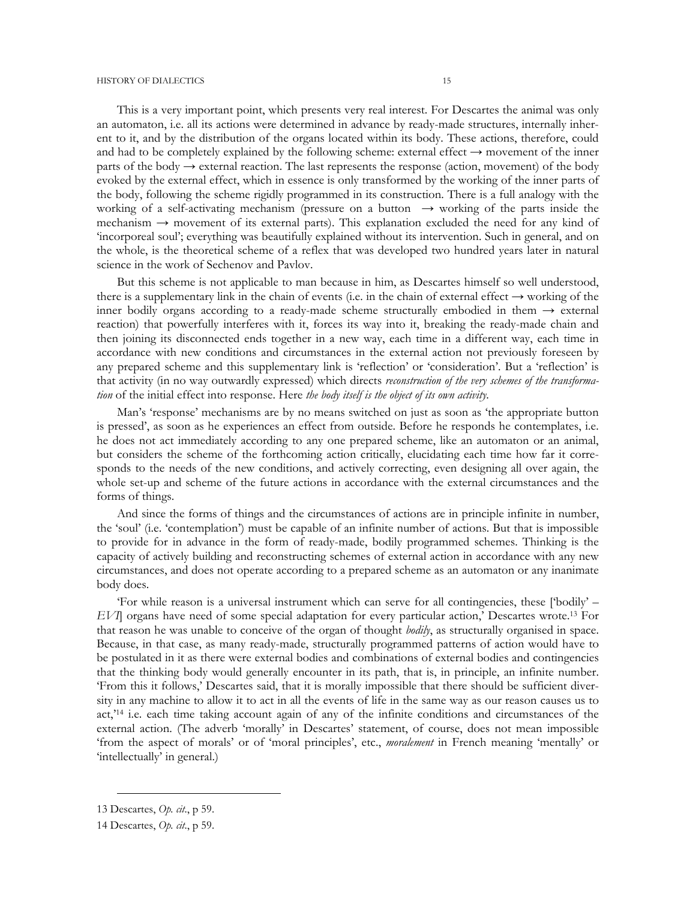This is a very important point, which presents very real interest. For Descartes the animal was only an automaton, i.e. all its actions were determined in advance by ready-made structures, internally inherent to it, and by the distribution of the organs located within its body. These actions, therefore, could and had to be completely explained by the following scheme: external effect → movement of the inner parts of the body → external reaction. The last represents the response (action, movement) of the body evoked by the external effect, which in essence is only transformed by the working of the inner parts of the body, following the scheme rigidly programmed in its construction. There is a full analogy with the working of a self-activating mechanism (pressure on a button → working of the parts inside the mechanism → movement of its external parts). This explanation excluded the need for any kind of 'incorporeal soul'; everything was beautifully explained without its intervention. Such in general, and on the whole, is the theoretical scheme of a reflex that was developed two hundred years later in natural science in the work of Sechenov and Pavlov.

But this scheme is not applicable to man because in him, as Descartes himself so well understood, there is a supplementary link in the chain of events (i.e. in the chain of external effect → working of the inner bodily organs according to a ready-made scheme structurally embodied in them → external reaction) that powerfully interferes with it, forces its way into it, breaking the ready-made chain and then joining its disconnected ends together in a new way, each time in a different way, each time in accordance with new conditions and circumstances in the external action not previously foreseen by any prepared scheme and this supplementary link is 'reflection' or 'consideration'. But a 'reflection' is that activity (in no way outwardly expressed) which directs *reconstruction of the very schemes of the transformation* of the initial effect into response. Here *the body itself is the object of its own activity*.

Man's 'response' mechanisms are by no means switched on just as soon as 'the appropriate button is pressed', as soon as he experiences an effect from outside. Before he responds he contemplates, i.e. he does not act immediately according to any one prepared scheme, like an automaton or an animal, but considers the scheme of the forthcoming action critically, elucidating each time how far it corresponds to the needs of the new conditions, and actively correcting, even designing all over again, the whole set-up and scheme of the future actions in accordance with the external circumstances and the forms of things.

And since the forms of things and the circumstances of actions are in principle infinite in number, the 'soul' (i.e. 'contemplation') must be capable of an infinite number of actions. But that is impossible to provide for in advance in the form of ready-made, bodily programmed schemes. Thinking is the capacity of actively building and reconstructing schemes of external action in accordance with any new circumstances, and does not operate according to a prepared scheme as an automaton or any inanimate body does.

'For while reason is a universal instrument which can serve for all contingencies, these ['bodily' – *EVI*] organs have need of some special adaptation for every particular action,' Descartes wrote.[13] For that reason he was unable to conceive of the organ of thought *bodily*, as structurally organised in space. Because, in that case, as many ready-made, structurally programmed patterns of action would have to be postulated in it as there were external bodies and combinations of external bodies and contingencies that the thinking body would generally encounter in its path, that is, in principle, an infinite number. 'From this it follows,' Descartes said, that it is morally impossible that there should be sufficient diversity in any machine to allow it to act in all the events of life in the same way as our reason causes us to act,'[14] i.e. each time taking account again of any of the infinite conditions and circumstances of the external action. (The adverb 'morally' in Descartes' statement, of course, does not mean impossible 'from the aspect of morals' or of 'moral principles', etc., *moralement* in French meaning 'mentally' or 'intellectually' in general.)

---

13 Descartes, *Op. cit*., p 59.

14 Descartes, *Op. cit*., p 59.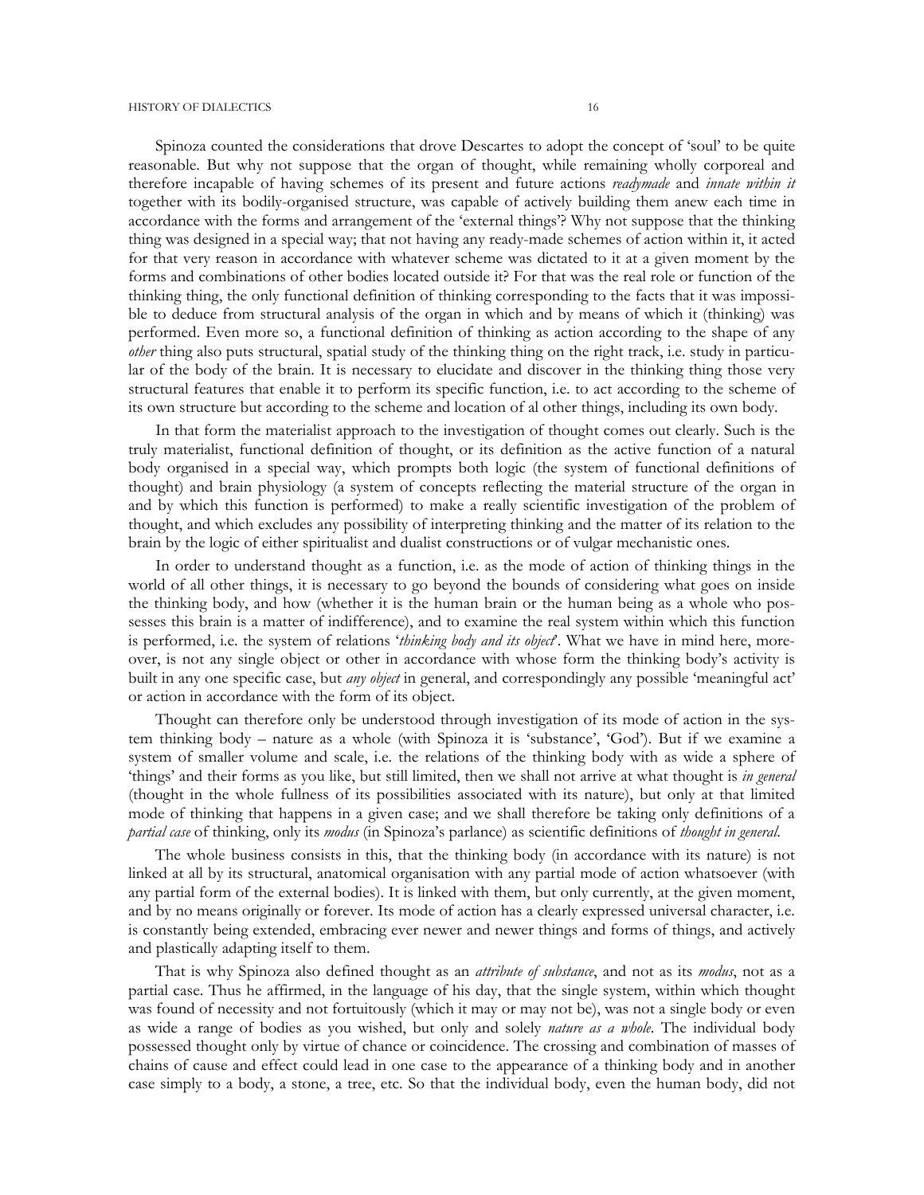Spinoza counted the considerations that drove Descartes to adopt the concept of 'soul' to be quite reasonable. But why not suppose that the organ of thought, while remaining wholly corporeal and therefore incapable of having schemes of its present and future actions *readymade* and *innate within it* together with its bodily-organised structure, was capable of actively building them anew each time in accordance with the forms and arrangement of the 'external things'? Why not suppose that the thinking thing was designed in a special way; that not having any ready-made schemes of action within it, it acted for that very reason in accordance with whatever scheme was dictated to it at a given moment by the forms and combinations of other bodies located outside it? For that was the real role or function of the thinking thing, the only functional definition of thinking corresponding to the facts that it was impossible to deduce from structural analysis of the organ in which and by means of which it (thinking) was performed. Even more so, a functional definition of thinking as action according to the shape of any *other* thing also puts structural, spatial study of the thinking thing on the right track, i.e. study in particular of the body of the brain. It is necessary to elucidate and discover in the thinking thing those very structural features that enable it to perform its specific function, i.e. to act according to the scheme of its own structure but according to the scheme and location of al other things, including its own body.

In that form the materialist approach to the investigation of thought comes out clearly. Such is the truly materialist, functional definition of thought, or its definition as the active function of a natural body organised in a special way, which prompts both logic (the system of functional definitions of thought) and brain physiology (a system of concepts reflecting the material structure of the organ in and by which this function is performed) to make a really scientific investigation of the problem of thought, and which excludes any possibility of interpreting thinking and the matter of its relation to the brain by the logic of either spiritualist and dualist constructions or of vulgar mechanistic ones.

In order to understand thought as a function, i.e. as the mode of action of thinking things in the world of all other things, it is necessary to go beyond the bounds of considering what goes on inside the thinking body, and how (whether it is the human brain or the human being as a whole who possesses this brain is a matter of indifference), and to examine the real system within which this function is performed, i.e. the system of relations '*thinking body and its object*'. What we have in mind here, moreover, is not any single object or other in accordance with whose form the thinking body's activity is built in any one specific case, but *any object* in general, and correspondingly any possible 'meaningful act' or action in accordance with the form of its object.

Thought can therefore only be understood through investigation of its mode of action in the system thinking body – nature as a whole (with Spinoza it is 'substance', 'God'). But if we examine a system of smaller volume and scale, i.e. the relations of the thinking body with as wide a sphere of 'things' and their forms as you like, but still limited, then we shall not arrive at what thought is *in general* (thought in the whole fullness of its possibilities associated with its nature), but only at that limited mode of thinking that happens in a given case; and we shall therefore be taking only definitions of a *partial case* of thinking, only its *modus* (in Spinoza's parlance) as scientific definitions of *thought in general*.

The whole business consists in this, that the thinking body (in accordance with its nature) is not linked at all by its structural, anatomical organisation with any partial mode of action whatsoever (with any partial form of the external bodies). It is linked with them, but only currently, at the given moment, and by no means originally or forever. Its mode of action has a clearly expressed universal character, i.e. is constantly being extended, embracing ever newer and newer things and forms of things, and actively and plastically adapting itself to them.

That is why Spinoza also defined thought as an *attribute of substance*, and not as its *modus*, not as a partial case. Thus he affirmed, in the language of his day, that the single system, within which thought was found of necessity and not fortuitously (which it may or may not be), was not a single body or even as wide a range of bodies as you wished, but only and solely *nature as a whole*. The individual body possessed thought only by virtue of chance or coincidence. The crossing and combination of masses of chains of cause and effect could lead in one case to the appearance of a thinking body and in another case simply to a body, a stone, a tree, etc. So that the individual body, even the human body, did not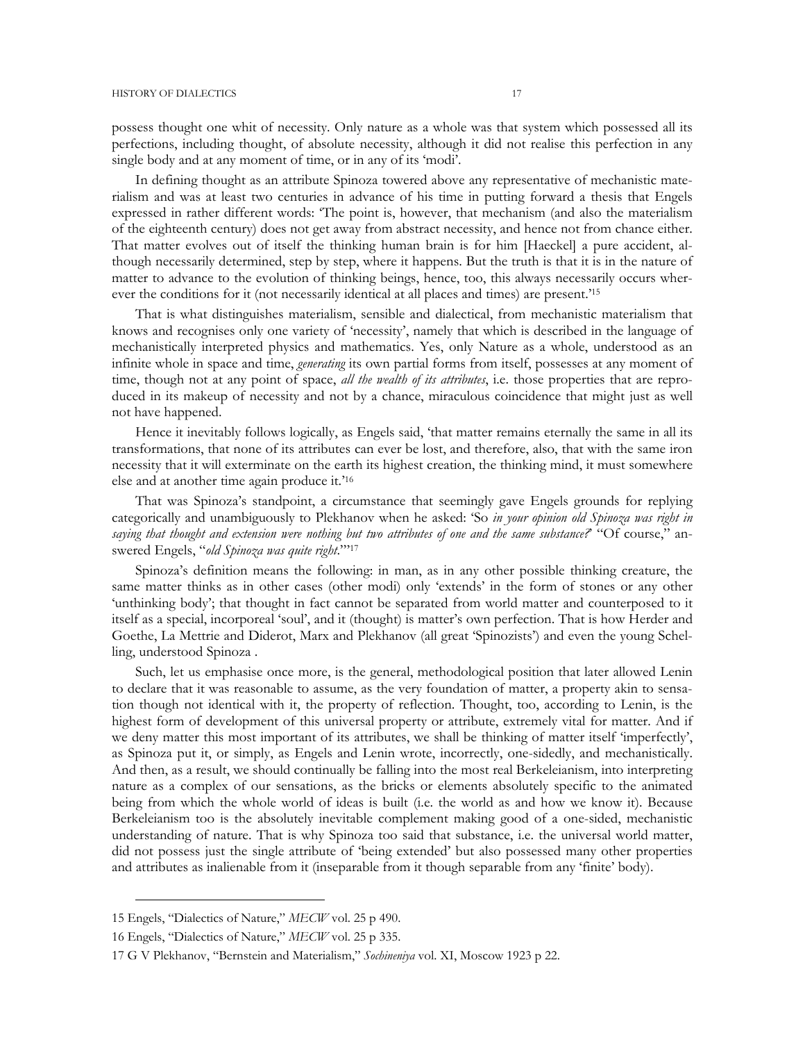possess thought one whit of necessity. Only nature as a whole was that system which possessed all its perfections, including thought, of absolute necessity, although it did not realise this perfection in any single body and at any moment of time, or in any of its 'modi'.

In defining thought as an attribute Spinoza towered above any representative of mechanistic materialism and was at least two centuries in advance of his time in putting forward a thesis that Engels expressed in rather different words: 'The point is, however, that mechanism (and also the materialism of the eighteenth century) does not get away from abstract necessity, and hence not from chance either. That matter evolves out of itself the thinking human brain is for him [Haeckel] a pure accident, although necessarily determined, step by step, where it happens. But the truth is that it is in the nature of matter to advance to the evolution of thinking beings, hence, too, this always necessarily occurs wherever the conditions for it (not necessarily identical at all places and times) are present.'[15]

That is what distinguishes materialism, sensible and dialectical, from mechanistic materialism that knows and recognises only one variety of 'necessity', namely that which is described in the language of mechanistically interpreted physics and mathematics. Yes, only Nature as a whole, understood as an infinite whole in space and time, *generating* its own partial forms from itself, possesses at any moment of time, though not at any point of space, *all the wealth of its attributes*, i.e. those properties that are reproduced in its makeup of necessity and not by a chance, miraculous coincidence that might just as well not have happened.

Hence it inevitably follows logically, as Engels said, 'that matter remains eternally the same in all its transformations, that none of its attributes can ever be lost, and therefore, also, that with the same iron necessity that it will exterminate on the earth its highest creation, the thinking mind, it must somewhere else and at another time again produce it.'[16]

That was Spinoza's standpoint, a circumstance that seemingly gave Engels grounds for replying categorically and unambiguously to Plekhanov when he asked: 'So *in your opinion old Spinoza was right in saying that thought and extension were nothing but two attributes of one and the same substance?*' "Of course," answered Engels, "*old Spinoza was quite right.*"'[17]

Spinoza's definition means the following: in man, as in any other possible thinking creature, the same matter thinks as in other cases (other modi) only 'extends' in the form of stones or any other 'unthinking body'; that thought in fact cannot be separated from world matter and counterposed to it itself as a special, incorporeal 'soul', and it (thought) is matter's own perfection. That is how Herder and Goethe, La Mettrie and Diderot, Marx and Plekhanov (all great 'Spinozists') and even the young Schelling, understood Spinoza .

Such, let us emphasise once more, is the general, methodological position that later allowed Lenin to declare that it was reasonable to assume, as the very foundation of matter, a property akin to sensation though not identical with it, the property of reflection. Thought, too, according to Lenin, is the highest form of development of this universal property or attribute, extremely vital for matter. And if we deny matter this most important of its attributes, we shall be thinking of matter itself 'imperfectly', as Spinoza put it, or simply, as Engels and Lenin wrote, incorrectly, one-sidedly, and mechanistically. And then, as a result, we should continually be falling into the most real Berkeleianism, into interpreting nature as a complex of our sensations, as the bricks or elements absolutely specific to the animated being from which the whole world of ideas is built (i.e. the world as and how we know it). Because Berkeleianism too is the absolutely inevitable complement making good of a one-sided, mechanistic understanding of nature. That is why Spinoza too said that substance, i.e. the universal world matter, did not possess just the single attribute of 'being extended' but also possessed many other properties and attributes as inalienable from it (inseparable from it though separable from any 'finite' body).

---

15 Engels, "Dialectics of Nature," *MECW* vol. 25 p 490.

16 Engels, "Dialectics of Nature," *MECW* vol. 25 p 335.

17 G V Plekhanov, "Bernstein and Materialism," *Sochineniya* vol. XI, Moscow 1923 p 22.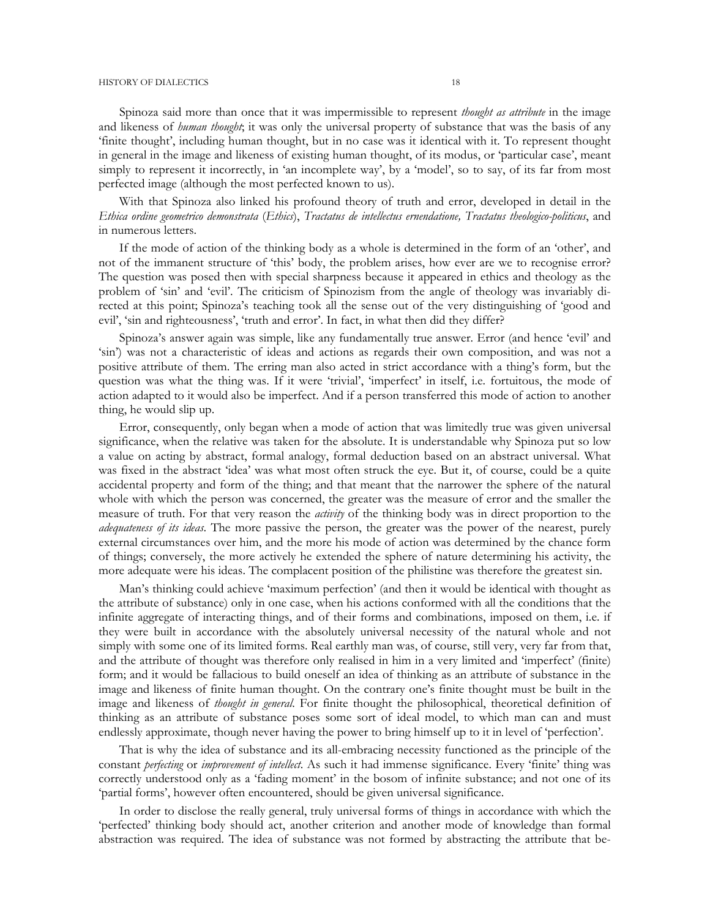Spinoza said more than once that it was impermissible to represent *thought as attribute* in the image and likeness of *human thought*; it was only the universal property of substance that was the basis of any 'finite thought', including human thought, but in no case was it identical with it. To represent thought in general in the image and likeness of existing human thought, of its modus, or 'particular case', meant simply to represent it incorrectly, in 'an incomplete way', by a 'model', so to say, of its far from most perfected image (although the most perfected known to us).

With that Spinoza also linked his profound theory of truth and error, developed in detail in the *Ethica ordine geometrico demonstrata* (*Ethics*), *Tractatus de intellectus ernendatione, Tractatus theologico-politicus*, and in numerous letters.

If the mode of action of the thinking body as a whole is determined in the form of an 'other', and not of the immanent structure of 'this' body, the problem arises, how ever are we to recognise error? The question was posed then with special sharpness because it appeared in ethics and theology as the problem of 'sin' and 'evil'. The criticism of Spinozism from the angle of theology was invariably directed at this point; Spinoza's teaching took all the sense out of the very distinguishing of 'good and evil', 'sin and righteousness', 'truth and error'. In fact, in what then did they differ?

Spinoza's answer again was simple, like any fundamentally true answer. Error (and hence 'evil' and 'sin') was not a characteristic of ideas and actions as regards their own composition, and was not a positive attribute of them. The erring man also acted in strict accordance with a thing's form, but the question was what the thing was. If it were 'trivial', 'imperfect' in itself, i.e. fortuitous, the mode of action adapted to it would also be imperfect. And if a person transferred this mode of action to another thing, he would slip up.

Error, consequently, only began when a mode of action that was limitedly true was given universal significance, when the relative was taken for the absolute. It is understandable why Spinoza put so low a value on acting by abstract, formal analogy, formal deduction based on an abstract universal. What was fixed in the abstract 'idea' was what most often struck the eye. But it, of course, could be a quite accidental property and form of the thing; and that meant that the narrower the sphere of the natural whole with which the person was concerned, the greater was the measure of error and the smaller the measure of truth. For that very reason the *activity* of the thinking body was in direct proportion to the *adequateness of its ideas*. The more passive the person, the greater was the power of the nearest, purely external circumstances over him, and the more his mode of action was determined by the chance form of things; conversely, the more actively he extended the sphere of nature determining his activity, the more adequate were his ideas. The complacent position of the philistine was therefore the greatest sin.

Man's thinking could achieve 'maximum perfection' (and then it would be identical with thought as the attribute of substance) only in one case, when his actions conformed with all the conditions that the infinite aggregate of interacting things, and of their forms and combinations, imposed on them, i.e. if they were built in accordance with the absolutely universal necessity of the natural whole and not simply with some one of its limited forms. Real earthly man was, of course, still very, very far from that, and the attribute of thought was therefore only realised in him in a very limited and 'imperfect' (finite) form; and it would be fallacious to build oneself an idea of thinking as an attribute of substance in the image and likeness of finite human thought. On the contrary one's finite thought must be built in the image and likeness of *thought in general*. For finite thought the philosophical, theoretical definition of thinking as an attribute of substance poses some sort of ideal model, to which man can and must endlessly approximate, though never having the power to bring himself up to it in level of 'perfection'.

That is why the idea of substance and its all-embracing necessity functioned as the principle of the constant *perfecting* or *improvement of intellect*. As such it had immense significance. Every 'finite' thing was correctly understood only as a 'fading moment' in the bosom of infinite substance; and not one of its 'partial forms', however often encountered, should be given universal significance.

In order to disclose the really general, truly universal forms of things in accordance with which the 'perfected' thinking body should act, another criterion and another mode of knowledge than formal abstraction was required. The idea of substance was not formed by abstracting the attribute that be-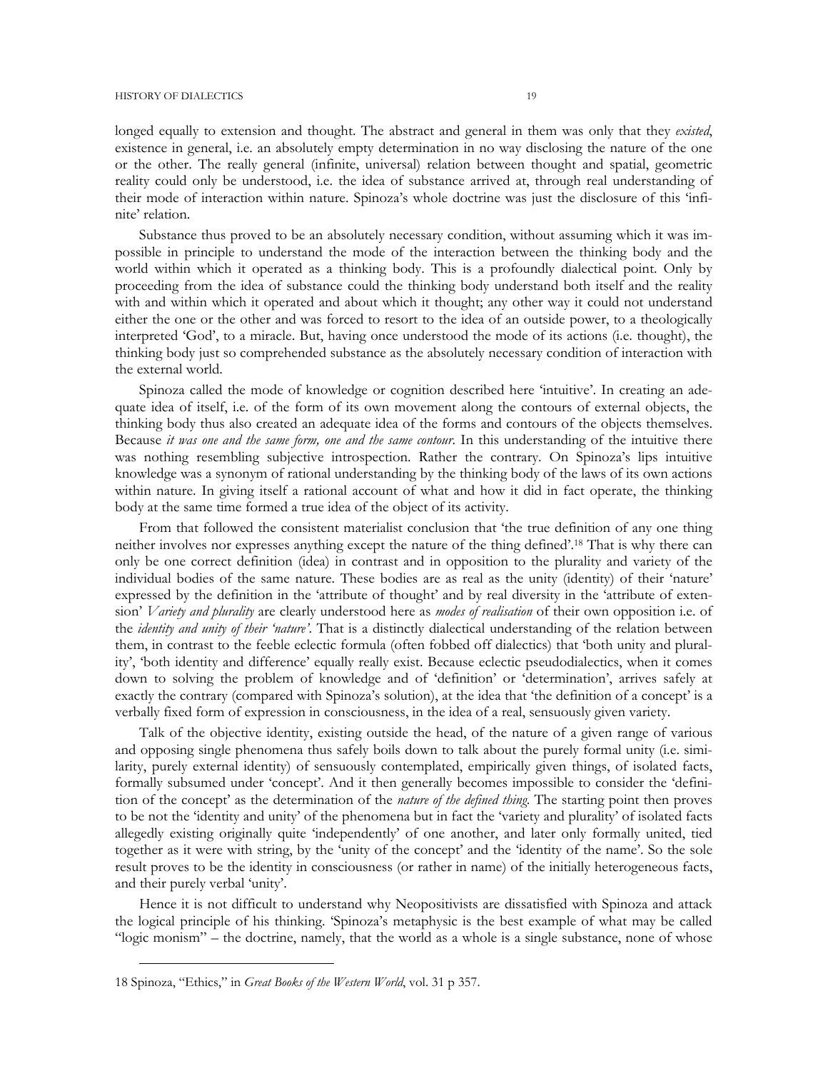longed equally to extension and thought. The abstract and general in them was only that they *existed*, existence in general, i.e. an absolutely empty determination in no way disclosing the nature of the one or the other. The really general (infinite, universal) relation between thought and spatial, geometric reality could only be understood, i.e. the idea of substance arrived at, through real understanding of their mode of interaction within nature. Spinoza's whole doctrine was just the disclosure of this 'infinite' relation.

Substance thus proved to be an absolutely necessary condition, without assuming which it was impossible in principle to understand the mode of the interaction between the thinking body and the world within which it operated as a thinking body. This is a profoundly dialectical point. Only by proceeding from the idea of substance could the thinking body understand both itself and the reality with and within which it operated and about which it thought; any other way it could not understand either the one or the other and was forced to resort to the idea of an outside power, to a theologically interpreted 'God', to a miracle. But, having once understood the mode of its actions (i.e. thought), the thinking body just so comprehended substance as the absolutely necessary condition of interaction with the external world.

Spinoza called the mode of knowledge or cognition described here 'intuitive'. In creating an adequate idea of itself, i.e. of the form of its own movement along the contours of external objects, the thinking body thus also created an adequate idea of the forms and contours of the objects themselves. Because *it was one and the same form, one and the same contour*. In this understanding of the intuitive there was nothing resembling subjective introspection. Rather the contrary. On Spinoza's lips intuitive knowledge was a synonym of rational understanding by the thinking body of the laws of its own actions within nature. In giving itself a rational account of what and how it did in fact operate, the thinking body at the same time formed a true idea of the object of its activity.

From that followed the consistent materialist conclusion that 'the true definition of any one thing neither involves nor expresses anything except the nature of the thing defined'.[18] That is why there can only be one correct definition (idea) in contrast and in opposition to the plurality and variety of the individual bodies of the same nature. These bodies are as real as the unity (identity) of their 'nature' expressed by the definition in the 'attribute of thought' and by real diversity in the 'attribute of extension' *Variety and plurality* are clearly understood here as *modes of realisation* of their own opposition i.e. of the *identity and unity of their 'nature'*. That is a distinctly dialectical understanding of the relation between them, in contrast to the feeble eclectic formula (often fobbed off dialectics) that 'both unity and plurality', 'both identity and difference' equally really exist. Because eclectic pseudodialectics, when it comes down to solving the problem of knowledge and of 'definition' or 'determination', arrives safely at exactly the contrary (compared with Spinoza's solution), at the idea that 'the definition of a concept' is a verbally fixed form of expression in consciousness, in the idea of a real, sensuously given variety.

Talk of the objective identity, existing outside the head, of the nature of a given range of various and opposing single phenomena thus safely boils down to talk about the purely formal unity (i.e. similarity, purely external identity) of sensuously contemplated, empirically given things, of isolated facts, formally subsumed under 'concept'. And it then generally becomes impossible to consider the 'definition of the concept' as the determination of the *nature of the defined thing*. The starting point then proves to be not the 'identity and unity' of the phenomena but in fact the 'variety and plurality' of isolated facts allegedly existing originally quite 'independently' of one another, and later only formally united, tied together as it were with string, by the 'unity of the concept' and the 'identity of the name'. So the sole result proves to be the identity in consciousness (or rather in name) of the initially heterogeneous facts, and their purely verbal 'unity'.

Hence it is not difficult to understand why Neopositivists are dissatisfied with Spinoza and attack the logical principle of his thinking. 'Spinoza's metaphysic is the best example of what may be called "logic monism" – the doctrine, namely, that the world as a whole is a single substance, none of whose

---

18 Spinoza, "Ethics," in *Great Books of the Western World*, vol. 31 p 357.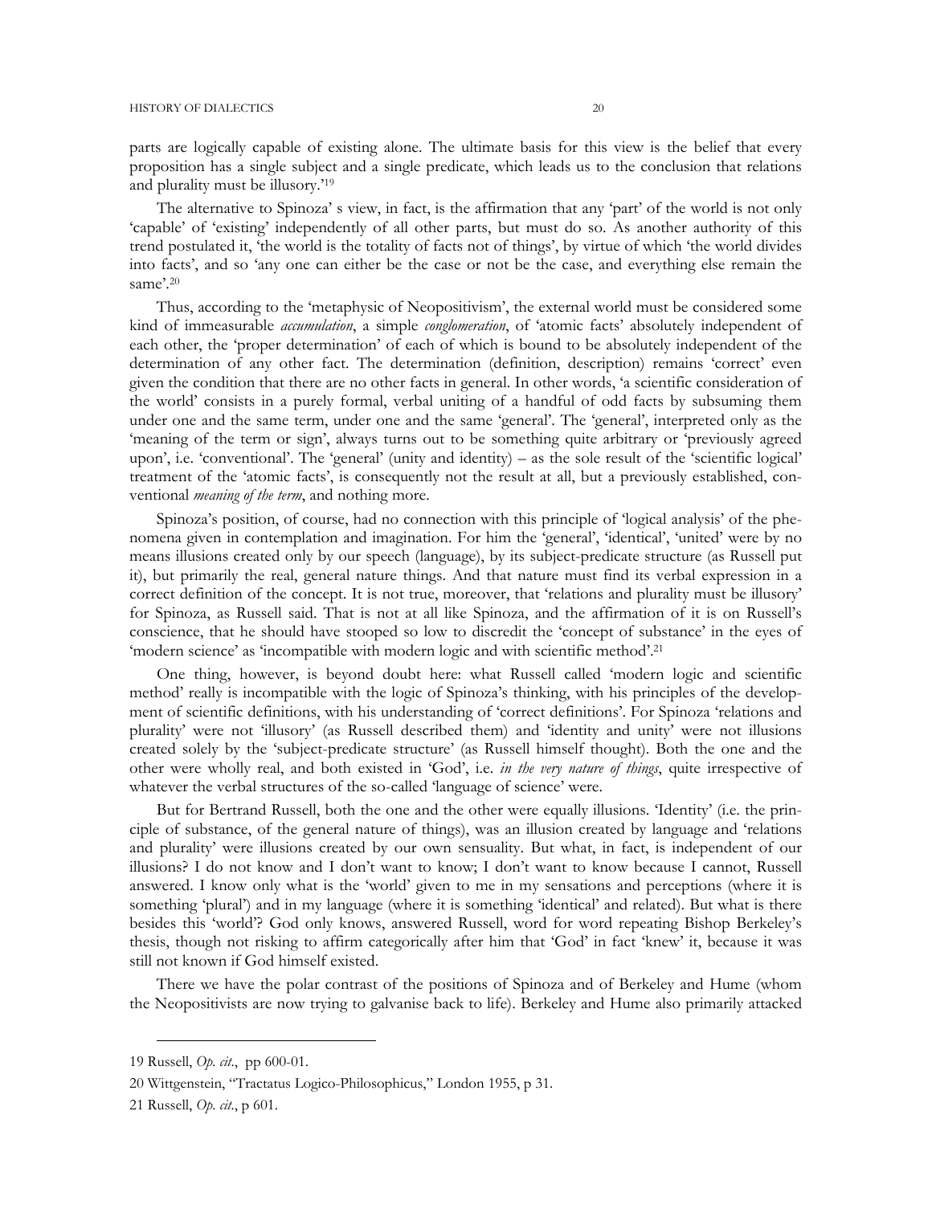parts are logically capable of existing alone. The ultimate basis for this view is the belief that every proposition has a single subject and a single predicate, which leads us to the conclusion that relations and plurality must be illusory.'[19]

The alternative to Spinoza' s view, in fact, is the affirmation that any 'part' of the world is not only 'capable' of 'existing' independently of all other parts, but must do so. As another authority of this trend postulated it, 'the world is the totality of facts not of things', by virtue of which 'the world divides into facts', and so 'any one can either be the case or not be the case, and everything else remain the same'.[20]

Thus, according to the 'metaphysic of Neopositivism', the external world must be considered some kind of immeasurable *accumulation*, a simple *conglomeration*, of 'atomic facts' absolutely independent of each other, the 'proper determination' of each of which is bound to be absolutely independent of the determination of any other fact. The determination (definition, description) remains 'correct' even given the condition that there are no other facts in general. In other words, 'a scientific consideration of the world' consists in a purely formal, verbal uniting of a handful of odd facts by subsuming them under one and the same term, under one and the same 'general'. The 'general', interpreted only as the 'meaning of the term or sign', always turns out to be something quite arbitrary or 'previously agreed upon', i.e. 'conventional'. The 'general' (unity and identity) – as the sole result of the 'scientific logical' treatment of the 'atomic facts', is consequently not the result at all, but a previously established, conventional *meaning of the term*, and nothing more.

Spinoza's position, of course, had no connection with this principle of 'logical analysis' of the phenomena given in contemplation and imagination. For him the 'general', 'identical', 'united' were by no means illusions created only by our speech (language), by its subject-predicate structure (as Russell put it), but primarily the real, general nature things. And that nature must find its verbal expression in a correct definition of the concept. It is not true, moreover, that 'relations and plurality must be illusory' for Spinoza, as Russell said. That is not at all like Spinoza, and the affirmation of it is on Russell's conscience, that he should have stooped so low to discredit the 'concept of substance' in the eyes of 'modern science' as 'incompatible with modern logic and with scientific method'.[21]

One thing, however, is beyond doubt here: what Russell called 'modern logic and scientific method' really is incompatible with the logic of Spinoza's thinking, with his principles of the development of scientific definitions, with his understanding of 'correct definitions'. For Spinoza 'relations and plurality' were not 'illusory' (as Russell described them) and 'identity and unity' were not illusions created solely by the 'subject-predicate structure' (as Russell himself thought). Both the one and the other were wholly real, and both existed in 'God', i.e. *in the very nature of things*, quite irrespective of whatever the verbal structures of the so-called 'language of science' were.

But for Bertrand Russell, both the one and the other were equally illusions. 'Identity' (i.e. the principle of substance, of the general nature of things), was an illusion created by language and 'relations and plurality' were illusions created by our own sensuality. But what, in fact, is independent of our illusions? I do not know and I don't want to know; I don't want to know because I cannot, Russell answered. I know only what is the 'world' given to me in my sensations and perceptions (where it is something 'plural') and in my language (where it is something 'identical' and related). But what is there besides this 'world'? God only knows, answered Russell, word for word repeating Bishop Berkeley's thesis, though not risking to affirm categorically after him that 'God' in fact 'knew' it, because it was still not known if God himself existed.

There we have the polar contrast of the positions of Spinoza and of Berkeley and Hume (whom the Neopositivists are now trying to galvanise back to life). Berkeley and Hume also primarily attacked

---

19 Russell, *Op. cit.*, pp 600-01.

20 Wittgenstein, "Tractatus Logico-Philosophicus," London 1955, p 31.

21 Russell, *Op. cit.*, p 601.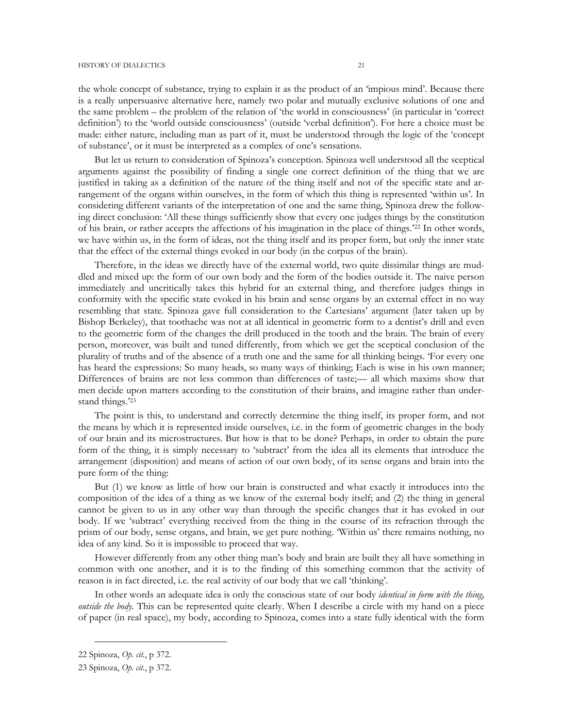the whole concept of substance, trying to explain it as the product of an 'impious mind'. Because there is a really unpersuasive alternative here, namely two polar and mutually exclusive solutions of one and the same problem – the problem of the relation of 'the world in consciousness' (in particular in 'correct definition') to the 'world outside consciousness' (outside 'verbal definition'). For here a choice must be made: either nature, including man as part of it, must be understood through the logic of the 'concept of substance', or it must be interpreted as a complex of one's sensations.

But let us return to consideration of Spinoza's conception. Spinoza well understood all the sceptical arguments against the possibility of finding a single one correct definition of the thing that we are justified in taking as a definition of the nature of the thing itself and not of the specific state and arrangement of the organs within ourselves, in the form of which this thing is represented 'within us'. In considering different variants of the interpretation of one and the same thing, Spinoza drew the following direct conclusion: 'All these things sufficiently show that every one judges things by the constitution of his brain, or rather accepts the affections of his imagination in the place of things.'[22] In other words, we have within us, in the form of ideas, not the thing itself and its proper form, but only the inner state that the effect of the external things evoked in our body (in the corpus of the brain).

Therefore, in the ideas we directly have of the external world, two quite dissimilar things are muddled and mixed up: the form of our own body and the form of the bodies outside it. The naive person immediately and uncritically takes this hybrid for an external thing, and therefore judges things in conformity with the specific state evoked in his brain and sense organs by an external effect in no way resembling that state. Spinoza gave full consideration to the Cartesians' argument (later taken up by Bishop Berkeley), that toothache was not at all identical in geometric form to a dentist's drill and even to the geometric form of the changes the drill produced in the tooth and the brain. The brain of every person, moreover, was built and tuned differently, from which we get the sceptical conclusion of the plurality of truths and of the absence of a truth one and the same for all thinking beings. 'For every one has heard the expressions: So many heads, so many ways of thinking; Each is wise in his own manner; Differences of brains are not less common than differences of taste;— all which maxims show that men decide upon matters according to the constitution of their brains, and imagine rather than understand things.'[23]

The point is this, to understand and correctly determine the thing itself, its proper form, and not the means by which it is represented inside ourselves, i.e. in the form of geometric changes in the body of our brain and its microstructures. But how is that to be done? Perhaps, in order to obtain the pure form of the thing, it is simply necessary to 'subtract' from the idea all its elements that introduce the arrangement (disposition) and means of action of our own body, of its sense organs and brain into the pure form of the thing:

But (1) we know as little of how our brain is constructed and what exactly it introduces into the composition of the idea of a thing as we know of the external body itself; and (2) the thing in general cannot be given to us in any other way than through the specific changes that it has evoked in our body. If we 'subtract' everything received from the thing in the course of its refraction through the prism of our body, sense organs, and brain, we get pure nothing. 'Within us' there remains nothing, no idea of any kind. So it is impossible to proceed that way.

However differently from any other thing man's body and brain are built they all have something in common with one another, and it is to the finding of this something common that the activity of reason is in fact directed, i.e. the real activity of our body that we call 'thinking'.

In other words an adequate idea is only the conscious state of our body *identical in form with the thing, outside the body*. This can be represented quite clearly. When I describe a circle with my hand on a piece of paper (in real space), my body, according to Spinoza, comes into a state fully identical with the form

---

22 Spinoza, *Op. cit*., p 372.

23 Spinoza, *Op. cit*., p 372.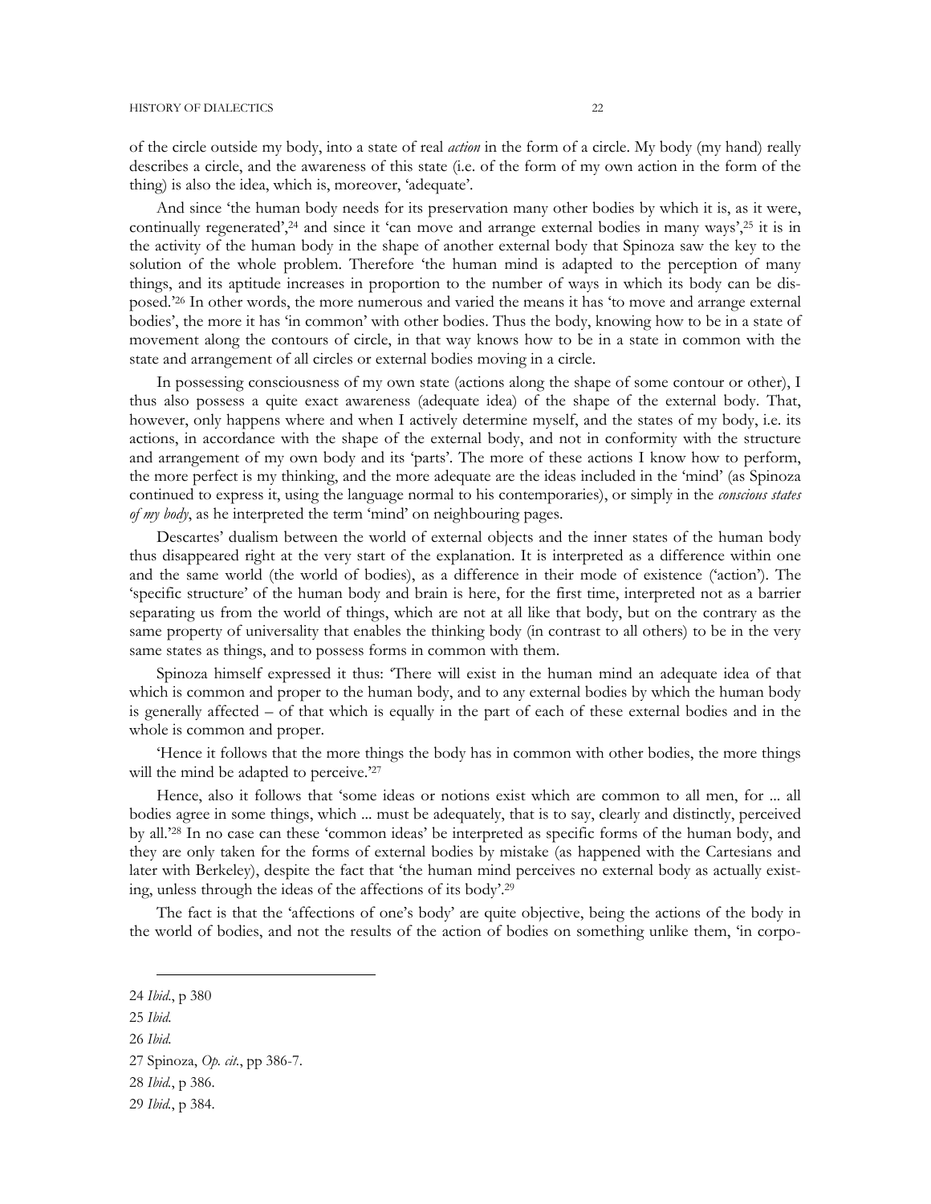of the circle outside my body, into a state of real *action* in the form of a circle. My body (my hand) really describes a circle, and the awareness of this state (i.e. of the form of my own action in the form of the thing) is also the idea, which is, moreover, 'adequate'.

And since 'the human body needs for its preservation many other bodies by which it is, as it were, continually regenerated',[24] and since it 'can move and arrange external bodies in many ways',[25] it is in the activity of the human body in the shape of another external body that Spinoza saw the key to the solution of the whole problem. Therefore 'the human mind is adapted to the perception of many things, and its aptitude increases in proportion to the number of ways in which its body can be disposed.'[26] In other words, the more numerous and varied the means it has 'to move and arrange external bodies', the more it has 'in common' with other bodies. Thus the body, knowing how to be in a state of movement along the contours of circle, in that way knows how to be in a state in common with the state and arrangement of all circles or external bodies moving in a circle.

In possessing consciousness of my own state (actions along the shape of some contour or other), I thus also possess a quite exact awareness (adequate idea) of the shape of the external body. That, however, only happens where and when I actively determine myself, and the states of my body, i.e. its actions, in accordance with the shape of the external body, and not in conformity with the structure and arrangement of my own body and its 'parts'. The more of these actions I know how to perform, the more perfect is my thinking, and the more adequate are the ideas included in the 'mind' (as Spinoza continued to express it, using the language normal to his contemporaries), or simply in the *conscious states of my body*, as he interpreted the term 'mind' on neighbouring pages.

Descartes' dualism between the world of external objects and the inner states of the human body thus disappeared right at the very start of the explanation. It is interpreted as a difference within one and the same world (the world of bodies), as a difference in their mode of existence ('action'). The 'specific structure' of the human body and brain is here, for the first time, interpreted not as a barrier separating us from the world of things, which are not at all like that body, but on the contrary as the same property of universality that enables the thinking body (in contrast to all others) to be in the very same states as things, and to possess forms in common with them.

Spinoza himself expressed it thus: 'There will exist in the human mind an adequate idea of that which is common and proper to the human body, and to any external bodies by which the human body is generally affected – of that which is equally in the part of each of these external bodies and in the whole is common and proper.

'Hence it follows that the more things the body has in common with other bodies, the more things will the mind be adapted to perceive.'[27]

Hence, also it follows that 'some ideas or notions exist which are common to all men, for ... all bodies agree in some things, which ... must be adequately, that is to say, clearly and distinctly, perceived by all.'[28] In no case can these 'common ideas' be interpreted as specific forms of the human body, and they are only taken for the forms of external bodies by mistake (as happened with the Cartesians and later with Berkeley), despite the fact that 'the human mind perceives no external body as actually existing, unless through the ideas of the affections of its body'.[29]

The fact is that the 'affections of one's body' are quite objective, being the actions of the body in the world of bodies, and not the results of the action of bodies on something unlike them, 'in corpo-

---

24 *Ibid.*, p 380

25 *Ibid.*

26 *Ibid.*

27 Spinoza, *Op. cit.*, pp 386-7.

28 *Ibid.*, p 386.

29 *Ibid.*, p 384.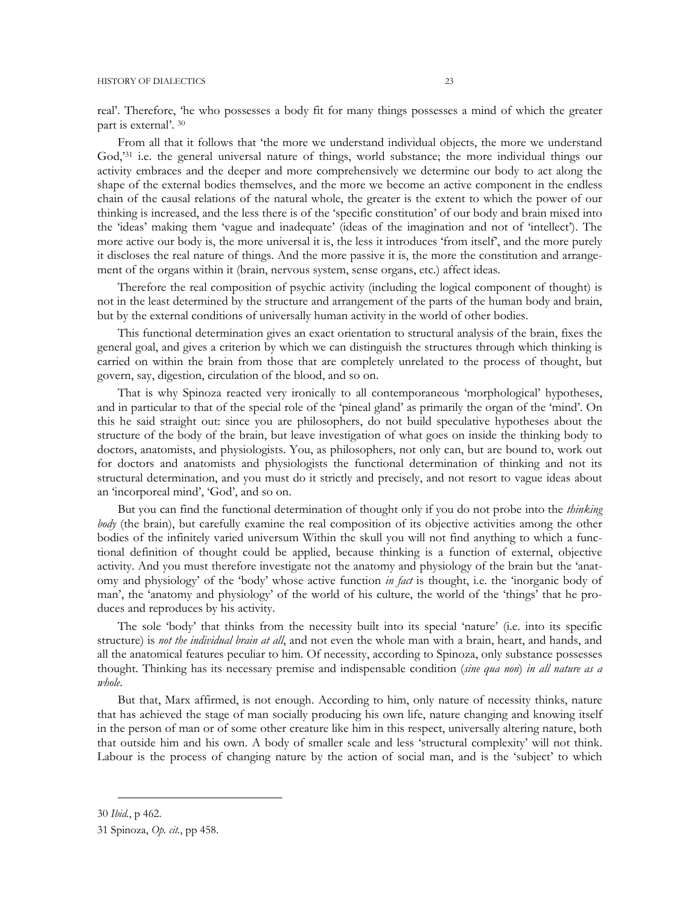real'. Therefore, 'he who possesses a body fit for many things possesses a mind of which the greater part is external'. [30]

From all that it follows that 'the more we understand individual objects, the more we understand God,'[31] i.e. the general universal nature of things, world substance; the more individual things our activity embraces and the deeper and more comprehensively we determine our body to act along the shape of the external bodies themselves, and the more we become an active component in the endless chain of the causal relations of the natural whole, the greater is the extent to which the power of our thinking is increased, and the less there is of the 'specific constitution' of our body and brain mixed into the 'ideas' making them 'vague and inadequate' (ideas of the imagination and not of 'intellect'). The more active our body is, the more universal it is, the less it introduces 'from itself', and the more purely it discloses the real nature of things. And the more passive it is, the more the constitution and arrangement of the organs within it (brain, nervous system, sense organs, etc.) affect ideas.

Therefore the real composition of psychic activity (including the logical component of thought) is not in the least determined by the structure and arrangement of the parts of the human body and brain, but by the external conditions of universally human activity in the world of other bodies.

This functional determination gives an exact orientation to structural analysis of the brain, fixes the general goal, and gives a criterion by which we can distinguish the structures through which thinking is carried on within the brain from those that are completely unrelated to the process of thought, but govern, say, digestion, circulation of the blood, and so on.

That is why Spinoza reacted very ironically to all contemporaneous 'morphological' hypotheses, and in particular to that of the special role of the 'pineal gland' as primarily the organ of the 'mind'. On this he said straight out: since you are philosophers, do not build speculative hypotheses about the structure of the body of the brain, but leave investigation of what goes on inside the thinking body to doctors, anatomists, and physiologists. You, as philosophers, not only can, but are bound to, work out for doctors and anatomists and physiologists the functional determination of thinking and not its structural determination, and you must do it strictly and precisely, and not resort to vague ideas about an 'incorporeal mind', 'God', and so on.

But you can find the functional determination of thought only if you do not probe into the *thinking body* (the brain), but carefully examine the real composition of its objective activities among the other bodies of the infinitely varied universum Within the skull you will not find anything to which a functional definition of thought could be applied, because thinking is a function of external, objective activity. And you must therefore investigate not the anatomy and physiology of the brain but the 'anatomy and physiology' of the 'body' whose active function *in fact* is thought, i.e. the 'inorganic body of man', the 'anatomy and physiology' of the world of his culture, the world of the 'things' that he produces and reproduces by his activity.

The sole 'body' that thinks from the necessity built into its special 'nature' (i.e. into its specific structure) is *not the individual brain at all*, and not even the whole man with a brain, heart, and hands, and all the anatomical features peculiar to him. Of necessity, according to Spinoza, only substance possesses thought. Thinking has its necessary premise and indispensable condition (*sine qua non*) *in all nature as a whole*.

But that, Marx affirmed, is not enough. According to him, only nature of necessity thinks, nature that has achieved the stage of man socially producing his own life, nature changing and knowing itself in the person of man or of some other creature like him in this respect, universally altering nature, both that outside him and his own. A body of smaller scale and less 'structural complexity' will not think. Labour is the process of changing nature by the action of social man, and is the 'subject' to which

---

30 *Ibid.*, p 462.

31 Spinoza, *Op. cit.*, pp 458.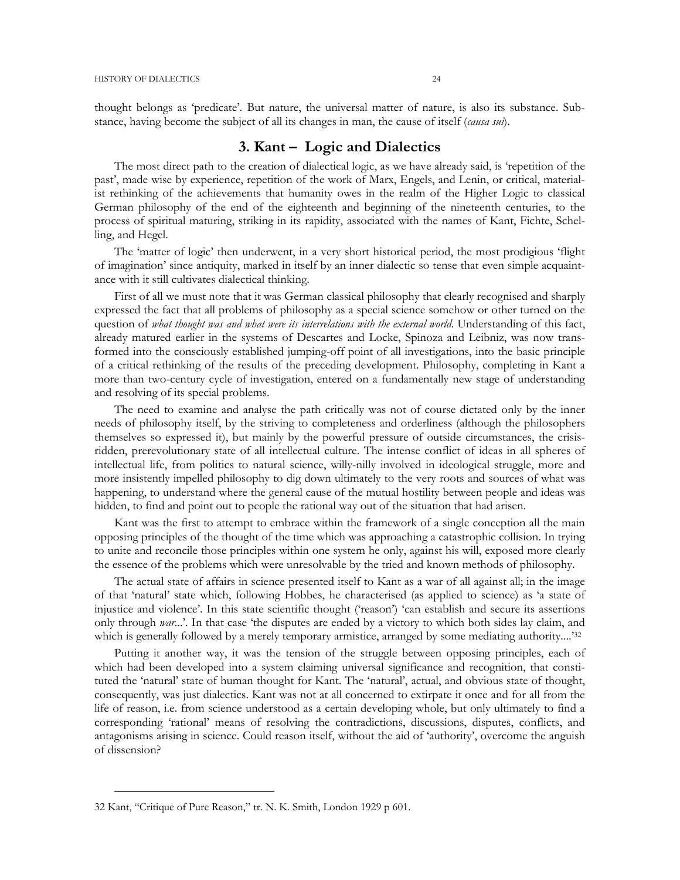thought belongs as 'predicate'. But nature, the universal matter of nature, is also its substance. Substance, having become the subject of all its changes in man, the cause of itself (*causa sui*).

## 3. Kant – Logic and Dialectics

The most direct path to the creation of dialectical logic, as we have already said, is 'repetition of the past', made wise by experience, repetition of the work of Marx, Engels, and Lenin, or critical, materialist rethinking of the achievements that humanity owes in the realm of the Higher Logic to classical German philosophy of the end of the eighteenth and beginning of the nineteenth centuries, to the process of spiritual maturing, striking in its rapidity, associated with the names of Kant, Fichte, Schelling, and Hegel.

The 'matter of logic' then underwent, in a very short historical period, the most prodigious 'flight of imagination' since antiquity, marked in itself by an inner dialectic so tense that even simple acquaintance with it still cultivates dialectical thinking.

First of all we must note that it was German classical philosophy that clearly recognised and sharply expressed the fact that all problems of philosophy as a special science somehow or other turned on the question of *what thought was and what were its interrelations with the external world*. Understanding of this fact, already matured earlier in the systems of Descartes and Locke, Spinoza and Leibniz, was now transformed into the consciously established jumping-off point of all investigations, into the basic principle of a critical rethinking of the results of the preceding development. Philosophy, completing in Kant a more than two-century cycle of investigation, entered on a fundamentally new stage of understanding and resolving of its special problems.

The need to examine and analyse the path critically was not of course dictated only by the inner needs of philosophy itself, by the striving to completeness and orderliness (although the philosophers themselves so expressed it), but mainly by the powerful pressure of outside circumstances, the crisis-ridden, prerevolutionary state of all intellectual culture. The intense conflict of ideas in all spheres of intellectual life, from politics to natural science, willy-nilly involved in ideological struggle, more and more insistently impelled philosophy to dig down ultimately to the very roots and sources of what was happening, to understand where the general cause of the mutual hostility between people and ideas was hidden, to find and point out to people the rational way out of the situation that had arisen.

Kant was the first to attempt to embrace within the framework of a single conception all the main opposing principles of the thought of the time which was approaching a catastrophic collision. In trying to unite and reconcile those principles within one system he only, against his will, exposed more clearly the essence of the problems which were unresolvable by the tried and known methods of philosophy.

The actual state of affairs in science presented itself to Kant as a war of all against all; in the image of that 'natural' state which, following Hobbes, he characterised (as applied to science) as 'a state of injustice and violence'. In this state scientific thought ('reason') 'can establish and secure its assertions only through *war*...'. In that case 'the disputes are ended by a victory to which both sides lay claim, and which is generally followed by a merely temporary armistice, arranged by some mediating authority....'[32]

Putting it another way, it was the tension of the struggle between opposing principles, each of which had been developed into a system claiming universal significance and recognition, that constituted the 'natural' state of human thought for Kant. The 'natural', actual, and obvious state of thought, consequently, was just dialectics. Kant was not at all concerned to extirpate it once and for all from the life of reason, i.e. from science understood as a certain developing whole, but only ultimately to find a corresponding 'rational' means of resolving the contradictions, discussions, disputes, conflicts, and antagonisms arising in science. Could reason itself, without the aid of 'authority', overcome the anguish of dissension?

---

32 Kant, "Critique of Pure Reason," tr. N. K. Smith, London 1929 p 601.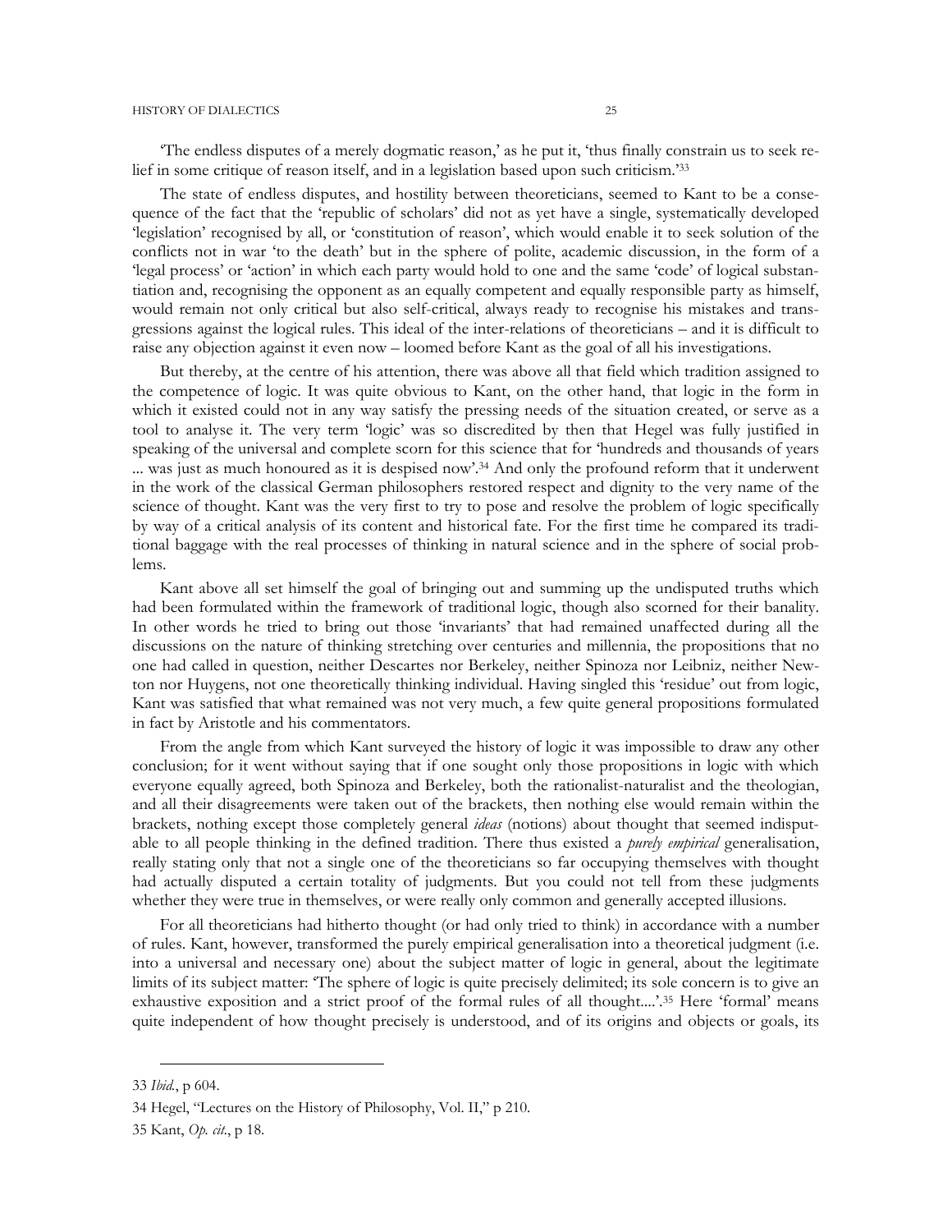'The endless disputes of a merely dogmatic reason,' as he put it, 'thus finally constrain us to seek relief in some critique of reason itself, and in a legislation based upon such criticism.'[33]

The state of endless disputes, and hostility between theoreticians, seemed to Kant to be a consequence of the fact that the 'republic of scholars' did not as yet have a single, systematically developed 'legislation' recognised by all, or 'constitution of reason', which would enable it to seek solution of the conflicts not in war 'to the death' but in the sphere of polite, academic discussion, in the form of a 'legal process' or 'action' in which each party would hold to one and the same 'code' of logical substantiation and, recognising the opponent as an equally competent and equally responsible party as himself, would remain not only critical but also self-critical, always ready to recognise his mistakes and transgressions against the logical rules. This ideal of the inter-relations of theoreticians – and it is difficult to raise any objection against it even now – loomed before Kant as the goal of all his investigations.

But thereby, at the centre of his attention, there was above all that field which tradition assigned to the competence of logic. It was quite obvious to Kant, on the other hand, that logic in the form in which it existed could not in any way satisfy the pressing needs of the situation created, or serve as a tool to analyse it. The very term 'logic' was so discredited by then that Hegel was fully justified in speaking of the universal and complete scorn for this science that for 'hundreds and thousands of years ... was just as much honoured as it is despised now'.[34] And only the profound reform that it underwent in the work of the classical German philosophers restored respect and dignity to the very name of the science of thought. Kant was the very first to try to pose and resolve the problem of logic specifically by way of a critical analysis of its content and historical fate. For the first time he compared its traditional baggage with the real processes of thinking in natural science and in the sphere of social problems.

Kant above all set himself the goal of bringing out and summing up the undisputed truths which had been formulated within the framework of traditional logic, though also scorned for their banality. In other words he tried to bring out those 'invariants' that had remained unaffected during all the discussions on the nature of thinking stretching over centuries and millennia, the propositions that no one had called in question, neither Descartes nor Berkeley, neither Spinoza nor Leibniz, neither Newton nor Huygens, not one theoretically thinking individual. Having singled this 'residue' out from logic, Kant was satisfied that what remained was not very much, a few quite general propositions formulated in fact by Aristotle and his commentators.

From the angle from which Kant surveyed the history of logic it was impossible to draw any other conclusion; for it went without saying that if one sought only those propositions in logic with which everyone equally agreed, both Spinoza and Berkeley, both the rationalist-naturalist and the theologian, and all their disagreements were taken out of the brackets, then nothing else would remain within the brackets, nothing except those completely general *ideas* (notions) about thought that seemed indisputable to all people thinking in the defined tradition. There thus existed a *purely empirical* generalisation, really stating only that not a single one of the theoreticians so far occupying themselves with thought had actually disputed a certain totality of judgments. But you could not tell from these judgments whether they were true in themselves, or were really only common and generally accepted illusions.

For all theoreticians had hitherto thought (or had only tried to think) in accordance with a number of rules. Kant, however, transformed the purely empirical generalisation into a theoretical judgment (i.e. into a universal and necessary one) about the subject matter of logic in general, about the legitimate limits of its subject matter: 'The sphere of logic is quite precisely delimited; its sole concern is to give an exhaustive exposition and a strict proof of the formal rules of all thought....'.[35] Here 'formal' means quite independent of how thought precisely is understood, and of its origins and objects or goals, its

---

33 *Ibid.*, p 604.

34 Hegel, "Lectures on the History of Philosophy, Vol. II," p 210.

35 Kant, *Op. cit.*, p 18.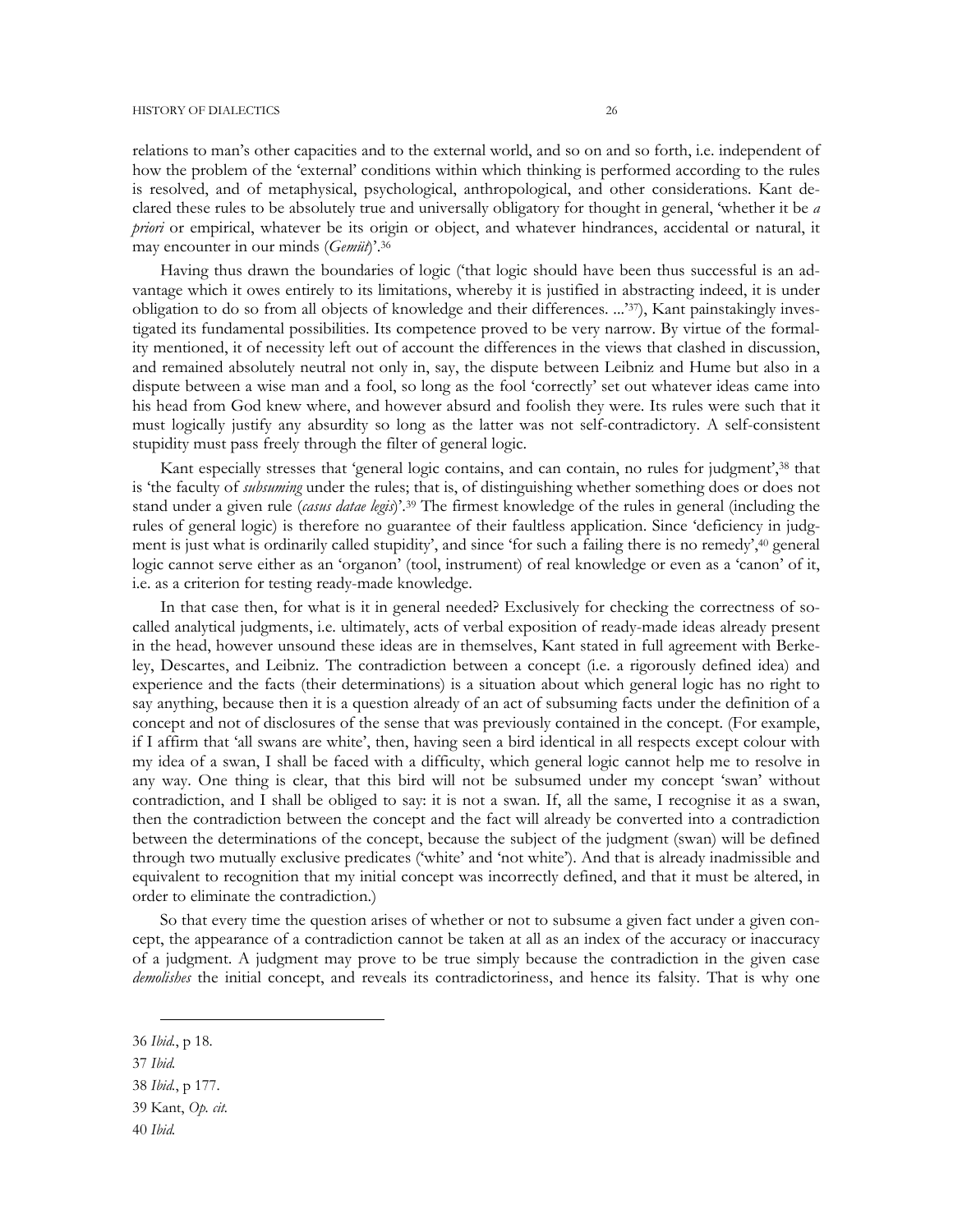relations to man's other capacities and to the external world, and so on and so forth, i.e. independent of how the problem of the 'external' conditions within which thinking is performed according to the rules is resolved, and of metaphysical, psychological, anthropological, and other considerations. Kant declared these rules to be absolutely true and universally obligatory for thought in general, 'whether it be *a priori* or empirical, whatever be its origin or object, and whatever hindrances, accidental or natural, it may encounter in our minds (*Gemüt*)'.[36]

Having thus drawn the boundaries of logic ('that logic should have been thus successful is an advantage which it owes entirely to its limitations, whereby it is justified in abstracting indeed, it is under obligation to do so from all objects of knowledge and their differences. ...'[37]), Kant painstakingly investigated its fundamental possibilities. Its competence proved to be very narrow. By virtue of the formality mentioned, it of necessity left out of account the differences in the views that clashed in discussion, and remained absolutely neutral not only in, say, the dispute between Leibniz and Hume but also in a dispute between a wise man and a fool, so long as the fool 'correctly' set out whatever ideas came into his head from God knew where, and however absurd and foolish they were. Its rules were such that it must logically justify any absurdity so long as the latter was not self-contradictory. A self-consistent stupidity must pass freely through the filter of general logic.

Kant especially stresses that 'general logic contains, and can contain, no rules for judgment',[38] that is 'the faculty of *subsuming* under the rules; that is, of distinguishing whether something does or does not stand under a given rule (*casus datae legis*)'.[39] The firmest knowledge of the rules in general (including the rules of general logic) is therefore no guarantee of their faultless application. Since 'deficiency in judgment is just what is ordinarily called stupidity', and since 'for such a failing there is no remedy',[40] general logic cannot serve either as an 'organon' (tool, instrument) of real knowledge or even as a 'canon' of it, i.e. as a criterion for testing ready-made knowledge.

In that case then, for what is it in general needed? Exclusively for checking the correctness of so-called analytical judgments, i.e. ultimately, acts of verbal exposition of ready-made ideas already present in the head, however unsound these ideas are in themselves, Kant stated in full agreement with Berkeley, Descartes, and Leibniz. The contradiction between a concept (i.e. a rigorously defined idea) and experience and the facts (their determinations) is a situation about which general logic has no right to say anything, because then it is a question already of an act of subsuming facts under the definition of a concept and not of disclosures of the sense that was previously contained in the concept. (For example, if I affirm that 'all swans are white', then, having seen a bird identical in all respects except colour with my idea of a swan, I shall be faced with a difficulty, which general logic cannot help me to resolve in any way. One thing is clear, that this bird will not be subsumed under my concept 'swan' without contradiction, and I shall be obliged to say: it is not a swan. If, all the same, I recognise it as a swan, then the contradiction between the concept and the fact will already be converted into a contradiction between the determinations of the concept, because the subject of the judgment (swan) will be defined through two mutually exclusive predicates ('white' and 'not white'). And that is already inadmissible and equivalent to recognition that my initial concept was incorrectly defined, and that it must be altered, in order to eliminate the contradiction.)

So that every time the question arises of whether or not to subsume a given fact under a given concept, the appearance of a contradiction cannot be taken at all as an index of the accuracy or inaccuracy of a judgment. A judgment may prove to be true simply because the contradiction in the given case *demolishes* the initial concept, and reveals its contradictoriness, and hence its falsity. That is why one

36 *Ibid.*, p 18.

37 *Ibid.*

38 *Ibid.*, p 177.

39 Kant, *Op. cit.*

40 *Ibid.*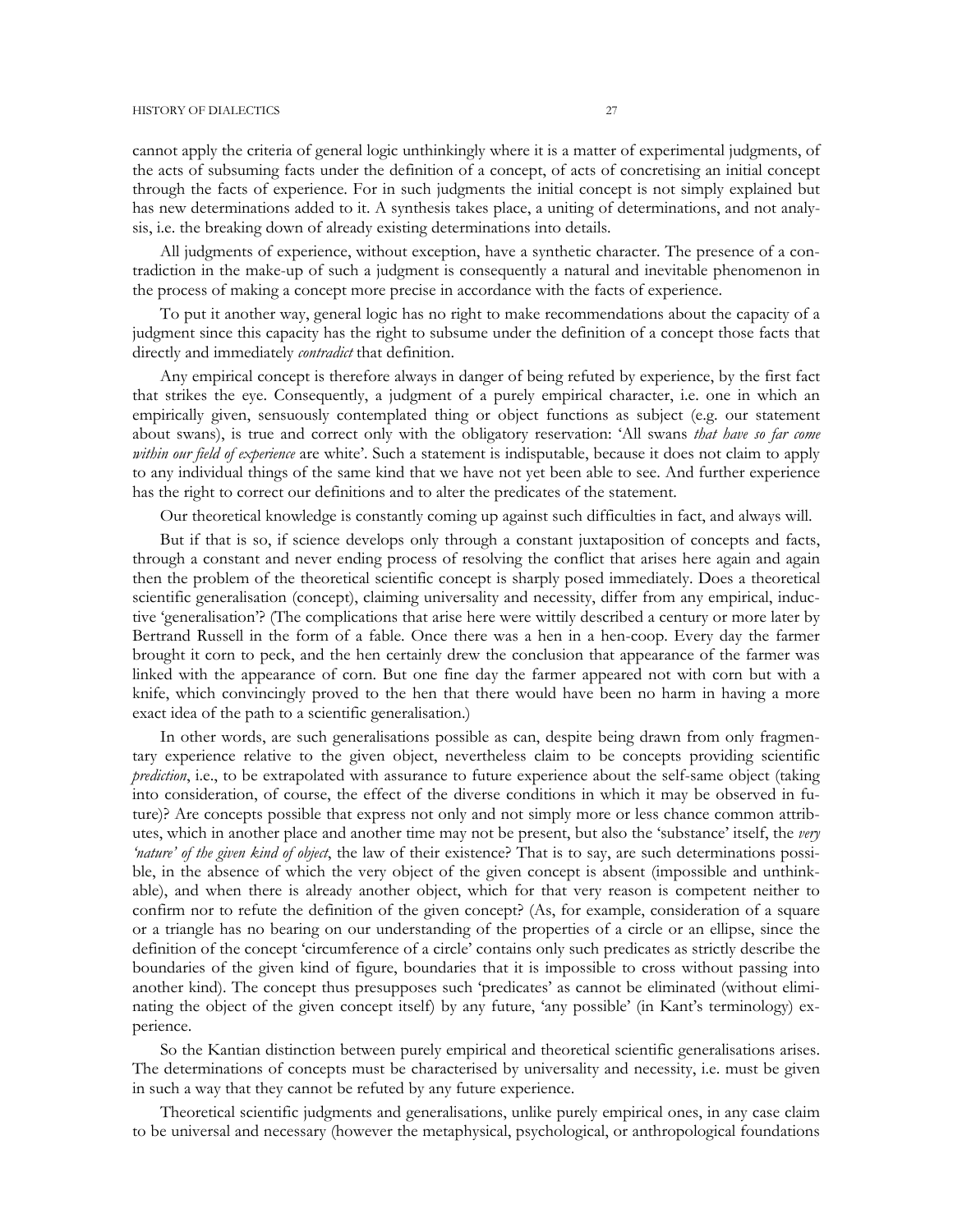cannot apply the criteria of general logic unthinkingly where it is a matter of experimental judgments, of the acts of subsuming facts under the definition of a concept, of acts of concretising an initial concept through the facts of experience. For in such judgments the initial concept is not simply explained but has new determinations added to it. A synthesis takes place, a uniting of determinations, and not analysis, i.e. the breaking down of already existing determinations into details.

All judgments of experience, without exception, have a synthetic character. The presence of a contradiction in the make-up of such a judgment is consequently a natural and inevitable phenomenon in the process of making a concept more precise in accordance with the facts of experience.

To put it another way, general logic has no right to make recommendations about the capacity of a judgment since this capacity has the right to subsume under the definition of a concept those facts that directly and immediately *contradict* that definition.

Any empirical concept is therefore always in danger of being refuted by experience, by the first fact that strikes the eye. Consequently, a judgment of a purely empirical character, i.e. one in which an empirically given, sensuously contemplated thing or object functions as subject (e.g. our statement about swans), is true and correct only with the obligatory reservation: 'All swans *that have so far come within our field of experience* are white'. Such a statement is indisputable, because it does not claim to apply to any individual things of the same kind that we have not yet been able to see. And further experience has the right to correct our definitions and to alter the predicates of the statement.

Our theoretical knowledge is constantly coming up against such difficulties in fact, and always will.

But if that is so, if science develops only through a constant juxtaposition of concepts and facts, through a constant and never ending process of resolving the conflict that arises here again and again then the problem of the theoretical scientific concept is sharply posed immediately. Does a theoretical scientific generalisation (concept), claiming universality and necessity, differ from any empirical, inductive 'generalisation'? (The complications that arise here were wittily described a century or more later by Bertrand Russell in the form of a fable. Once there was a hen in a hen-coop. Every day the farmer brought it corn to peck, and the hen certainly drew the conclusion that appearance of the farmer was linked with the appearance of corn. But one fine day the farmer appeared not with corn but with a knife, which convincingly proved to the hen that there would have been no harm in having a more exact idea of the path to a scientific generalisation.)

In other words, are such generalisations possible as can, despite being drawn from only fragmentary experience relative to the given object, nevertheless claim to be concepts providing scientific *prediction*, i.e., to be extrapolated with assurance to future experience about the self-same object (taking into consideration, of course, the effect of the diverse conditions in which it may be observed in future)? Are concepts possible that express not only and not simply more or less chance common attributes, which in another place and another time may not be present, but also the 'substance' itself, the *very 'nature' of the given kind of object*, the law of their existence? That is to say, are such determinations possible, in the absence of which the very object of the given concept is absent (impossible and unthinkable), and when there is already another object, which for that very reason is competent neither to confirm nor to refute the definition of the given concept? (As, for example, consideration of a square or a triangle has no bearing on our understanding of the properties of a circle or an ellipse, since the definition of the concept 'circumference of a circle' contains only such predicates as strictly describe the boundaries of the given kind of figure, boundaries that it is impossible to cross without passing into another kind). The concept thus presupposes such 'predicates' as cannot be eliminated (without eliminating the object of the given concept itself) by any future, 'any possible' (in Kant's terminology) experience.

So the Kantian distinction between purely empirical and theoretical scientific generalisations arises. The determinations of concepts must be characterised by universality and necessity, i.e. must be given in such a way that they cannot be refuted by any future experience.

Theoretical scientific judgments and generalisations, unlike purely empirical ones, in any case claim to be universal and necessary (however the metaphysical, psychological, or anthropological foundations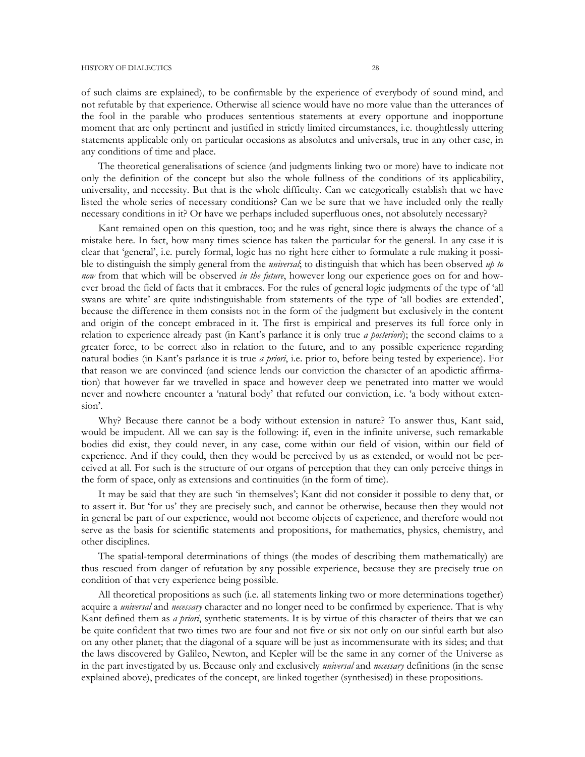of such claims are explained), to be confirmable by the experience of everybody of sound mind, and not refutable by that experience. Otherwise all science would have no more value than the utterances of the fool in the parable who produces sententious statements at every opportune and inopportune moment that are only pertinent and justified in strictly limited circumstances, i.e. thoughtlessly uttering statements applicable only on particular occasions as absolutes and universals, true in any other case, in any conditions of time and place.

The theoretical generalisations of science (and judgments linking two or more) have to indicate not only the definition of the concept but also the whole fullness of the conditions of its applicability, universality, and necessity. But that is the whole difficulty. Can we categorically establish that we have listed the whole series of necessary conditions? Can we be sure that we have included only the really necessary conditions in it? Or have we perhaps included superfluous ones, not absolutely necessary?

Kant remained open on this question, too; and he was right, since there is always the chance of a mistake here. In fact, how many times science has taken the particular for the general. In any case it is clear that 'general', i.e. purely formal, logic has no right here either to formulate a rule making it possible to distinguish the simply general from the *universal*; to distinguish that which has been observed *up to now* from that which will be observed *in the future*, however long our experience goes on for and however broad the field of facts that it embraces. For the rules of general logic judgments of the type of 'all swans are white' are quite indistinguishable from statements of the type of 'all bodies are extended', because the difference in them consists not in the form of the judgment but exclusively in the content and origin of the concept embraced in it. The first is empirical and preserves its full force only in relation to experience already past (in Kant's parlance it is only true *a posteriori*); the second claims to a greater force, to be correct also in relation to the future, and to any possible experience regarding natural bodies (in Kant's parlance it is true *a priori*, i.e. prior to, before being tested by experience). For that reason we are convinced (and science lends our conviction the character of an apodictic affirmation) that however far we travelled in space and however deep we penetrated into matter we would never and nowhere encounter a 'natural body' that refuted our conviction, i.e. 'a body without extension'.

Why? Because there cannot be a body without extension in nature? To answer thus, Kant said, would be impudent. All we can say is the following: if, even in the infinite universe, such remarkable bodies did exist, they could never, in any case, come within our field of vision, within our field of experience. And if they could, then they would be perceived by us as extended, or would not be perceived at all. For such is the structure of our organs of perception that they can only perceive things in the form of space, only as extensions and continuities (in the form of time).

It may be said that they are such 'in themselves'; Kant did not consider it possible to deny that, or to assert it. But 'for us' they are precisely such, and cannot be otherwise, because then they would not in general be part of our experience, would not become objects of experience, and therefore would not serve as the basis for scientific statements and propositions, for mathematics, physics, chemistry, and other disciplines.

The spatial-temporal determinations of things (the modes of describing them mathematically) are thus rescued from danger of refutation by any possible experience, because they are precisely true on condition of that very experience being possible.

All theoretical propositions as such (i.e. all statements linking two or more determinations together) acquire a *universal* and *necessary* character and no longer need to be confirmed by experience. That is why Kant defined them as *a priori*, synthetic statements. It is by virtue of this character of theirs that we can be quite confident that two times two are four and not five or six not only on our sinful earth but also on any other planet; that the diagonal of a square will be just as incommensurate with its sides; and that the laws discovered by Galileo, Newton, and Kepler will be the same in any corner of the Universe as in the part investigated by us. Because only and exclusively *universal* and *necessary* definitions (in the sense explained above), predicates of the concept, are linked together (synthesised) in these propositions.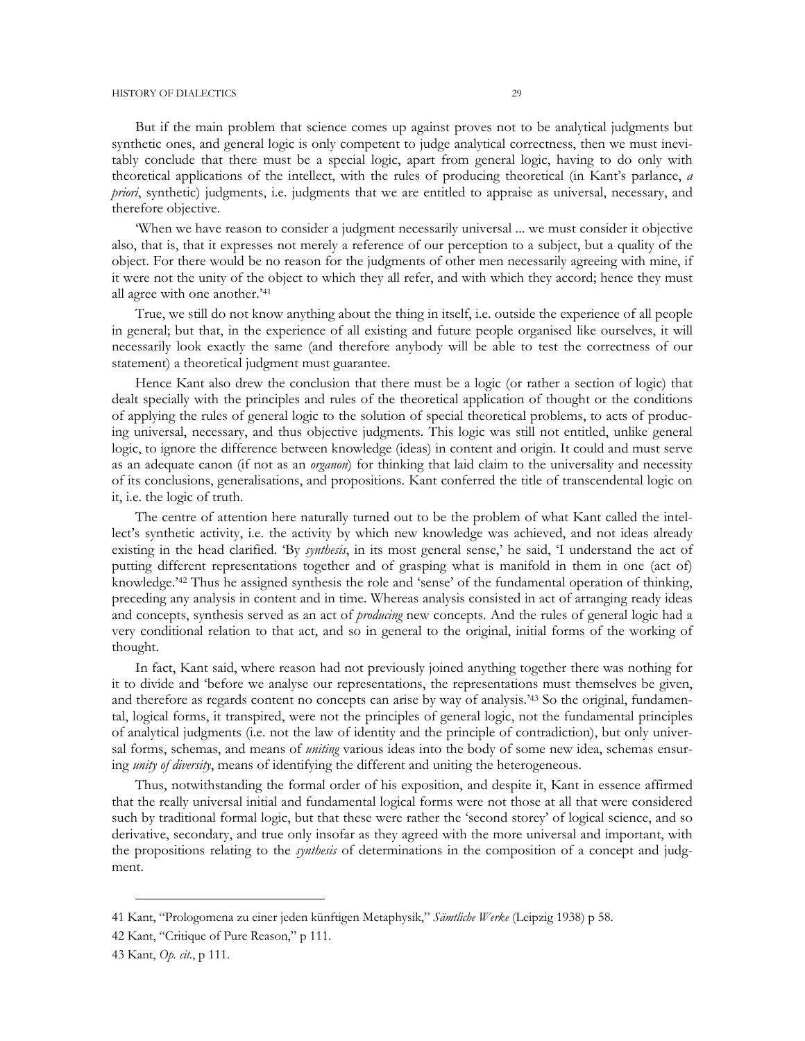But if the main problem that science comes up against proves not to be analytical judgments but synthetic ones, and general logic is only competent to judge analytical correctness, then we must inevitably conclude that there must be a special logic, apart from general logic, having to do only with theoretical applications of the intellect, with the rules of producing theoretical (in Kant's parlance, *a priori*, synthetic) judgments, i.e. judgments that we are entitled to appraise as universal, necessary, and therefore objective.

'When we have reason to consider a judgment necessarily universal ... we must consider it objective also, that is, that it expresses not merely a reference of our perception to a subject, but a quality of the object. For there would be no reason for the judgments of other men necessarily agreeing with mine, if it were not the unity of the object to which they all refer, and with which they accord; hence they must all agree with one another.'[41]

True, we still do not know anything about the thing in itself, i.e. outside the experience of all people in general; but that, in the experience of all existing and future people organised like ourselves, it will necessarily look exactly the same (and therefore anybody will be able to test the correctness of our statement) a theoretical judgment must guarantee.

Hence Kant also drew the conclusion that there must be a logic (or rather a section of logic) that dealt specially with the principles and rules of the theoretical application of thought or the conditions of applying the rules of general logic to the solution of special theoretical problems, to acts of producing universal, necessary, and thus objective judgments. This logic was still not entitled, unlike general logic, to ignore the difference between knowledge (ideas) in content and origin. It could and must serve as an adequate canon (if not as an *organon*) for thinking that laid claim to the universality and necessity of its conclusions, generalisations, and propositions. Kant conferred the title of transcendental logic on it, i.e. the logic of truth.

The centre of attention here naturally turned out to be the problem of what Kant called the intellect's synthetic activity, i.e. the activity by which new knowledge was achieved, and not ideas already existing in the head clarified. 'By *synthesis*, in its most general sense,' he said, 'I understand the act of putting different representations together and of grasping what is manifold in them in one (act of) knowledge.'[42] Thus he assigned synthesis the role and 'sense' of the fundamental operation of thinking, preceding any analysis in content and in time. Whereas analysis consisted in act of arranging ready ideas and concepts, synthesis served as an act of *producing* new concepts. And the rules of general logic had a very conditional relation to that act, and so in general to the original, initial forms of the working of thought.

In fact, Kant said, where reason had not previously joined anything together there was nothing for it to divide and 'before we analyse our representations, the representations must themselves be given, and therefore as regards content no concepts can arise by way of analysis.'[43] So the original, fundamental, logical forms, it transpired, were not the principles of general logic, not the fundamental principles of analytical judgments (i.e. not the law of identity and the principle of contradiction), but only universal forms, schemas, and means of *uniting* various ideas into the body of some new idea, schemas ensuring *unity of diversity*, means of identifying the different and uniting the heterogeneous.

Thus, notwithstanding the formal order of his exposition, and despite it, Kant in essence affirmed that the really universal initial and fundamental logical forms were not those at all that were considered such by traditional formal logic, but that these were rather the 'second storey' of logical science, and so derivative, secondary, and true only insofar as they agreed with the more universal and important, with the propositions relating to the *synthesis* of determinations in the composition of a concept and judgment.

---

41 Kant, "Prologomena zu einer jeden künftigen Metaphysik," *Sämtliche Werke* (Leipzig 1938) p 58.

42 Kant, "Critique of Pure Reason," p 111.

43 Kant, *Op. cit.*, p 111.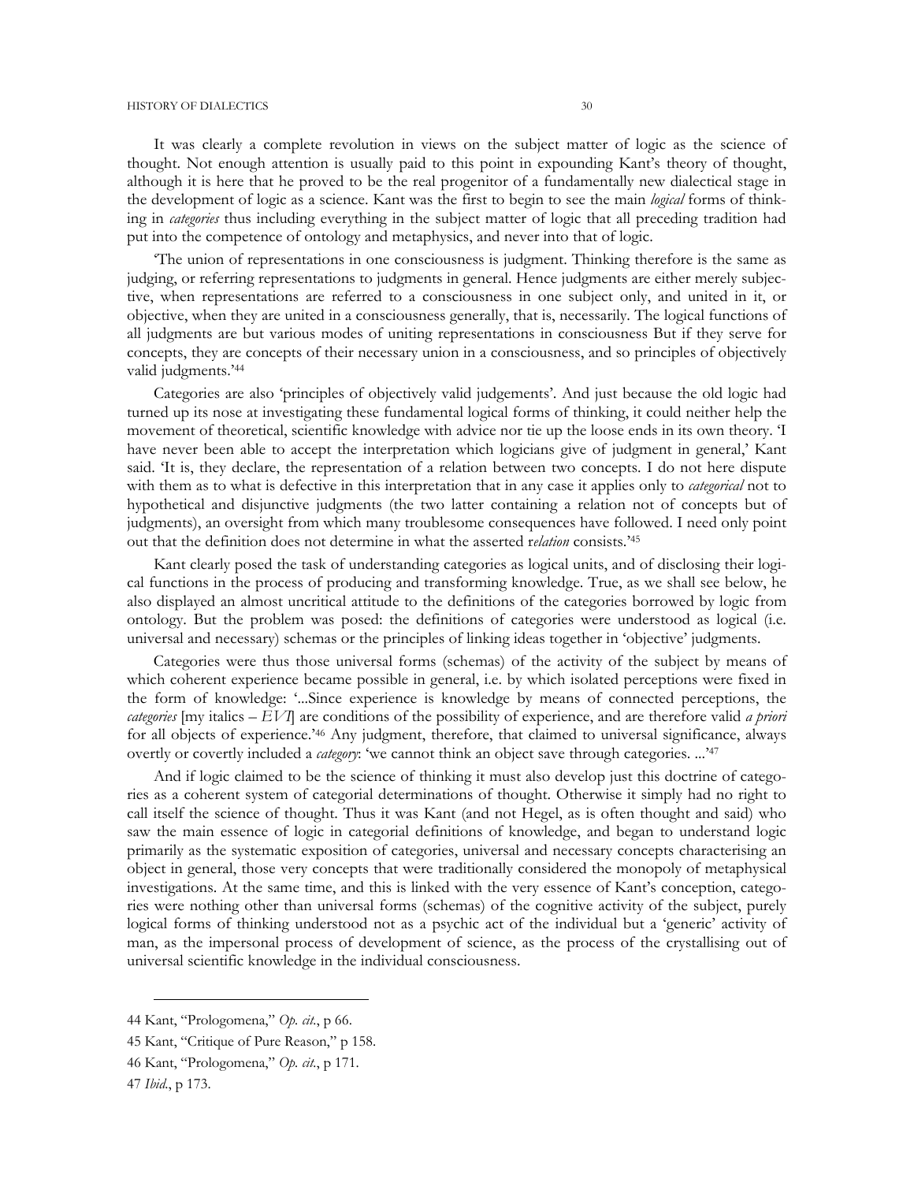It was clearly a complete revolution in views on the subject matter of logic as the science of thought. Not enough attention is usually paid to this point in expounding Kant's theory of thought, although it is here that he proved to be the real progenitor of a fundamentally new dialectical stage in the development of logic as a science. Kant was the first to begin to see the main *logical* forms of thinking in *categories* thus including everything in the subject matter of logic that all preceding tradition had put into the competence of ontology and metaphysics, and never into that of logic.

'The union of representations in one consciousness is judgment. Thinking therefore is the same as judging, or referring representations to judgments in general. Hence judgments are either merely subjective, when representations are referred to a consciousness in one subject only, and united in it, or objective, when they are united in a consciousness generally, that is, necessarily. The logical functions of all judgments are but various modes of uniting representations in consciousness But if they serve for concepts, they are concepts of their necessary union in a consciousness, and so principles of objectively valid judgments.'[44]

Categories are also 'principles of objectively valid judgements'. And just because the old logic had turned up its nose at investigating these fundamental logical forms of thinking, it could neither help the movement of theoretical, scientific knowledge with advice nor tie up the loose ends in its own theory. 'I have never been able to accept the interpretation which logicians give of judgment in general,' Kant said. 'It is, they declare, the representation of a relation between two concepts. I do not here dispute with them as to what is defective in this interpretation that in any case it applies only to *categorical* not to hypothetical and disjunctive judgments (the two latter containing a relation not of concepts but of judgments), an oversight from which many troublesome consequences have followed. I need only point out that the definition does not determine in what the asserted r*elation* consists.'[45]

Kant clearly posed the task of understanding categories as logical units, and of disclosing their logical functions in the process of producing and transforming knowledge. True, as we shall see below, he also displayed an almost uncritical attitude to the definitions of the categories borrowed by logic from ontology. But the problem was posed: the definitions of categories were understood as logical (i.e. universal and necessary) schemas or the principles of linking ideas together in 'objective' judgments.

Categories were thus those universal forms (schemas) of the activity of the subject by means of which coherent experience became possible in general, i.e. by which isolated perceptions were fixed in the form of knowledge: '...Since experience is knowledge by means of connected perceptions, the *categories* [my italics – *EVI*] are conditions of the possibility of experience, and are therefore valid *a priori* for all objects of experience.'[46] Any judgment, therefore, that claimed to universal significance, always overtly or covertly included a *category*: 'we cannot think an object save through categories. ...'[47]

And if logic claimed to be the science of thinking it must also develop just this doctrine of categories as a coherent system of categorial determinations of thought. Otherwise it simply had no right to call itself the science of thought. Thus it was Kant (and not Hegel, as is often thought and said) who saw the main essence of logic in categorial definitions of knowledge, and began to understand logic primarily as the systematic exposition of categories, universal and necessary concepts characterising an object in general, those very concepts that were traditionally considered the monopoly of metaphysical investigations. At the same time, and this is linked with the very essence of Kant's conception, categories were nothing other than universal forms (schemas) of the cognitive activity of the subject, purely logical forms of thinking understood not as a psychic act of the individual but a 'generic' activity of man, as the impersonal process of development of science, as the process of the crystallising out of universal scientific knowledge in the individual consciousness.

---

44 Kant, "Prologomena," *Op. cit.*, p 66.

45 Kant, "Critique of Pure Reason," p 158.

46 Kant, "Prologomena," *Op. cit.*, p 171.

47 *Ibid.*, p 173.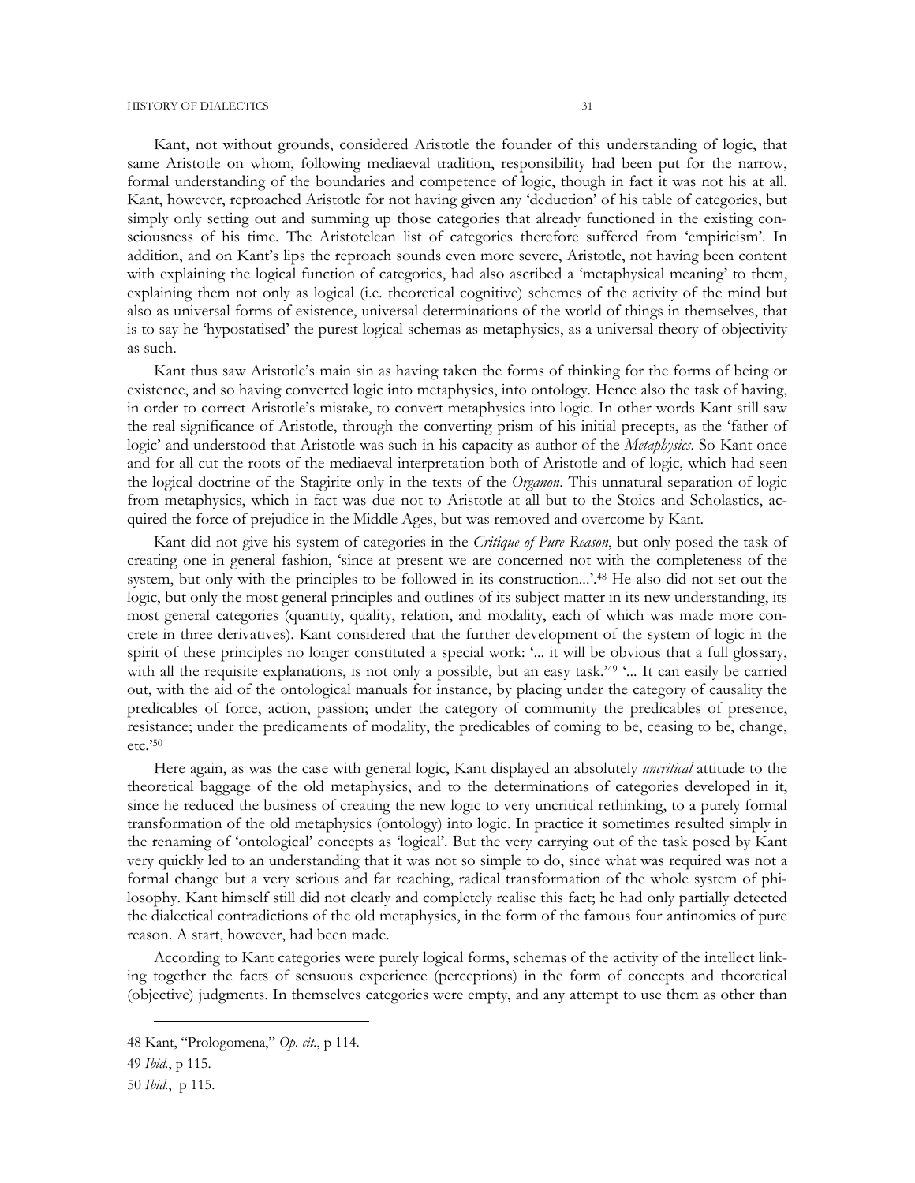Kant, not without grounds, considered Aristotle the founder of this understanding of logic, that same Aristotle on whom, following mediaeval tradition, responsibility had been put for the narrow, formal understanding of the boundaries and competence of logic, though in fact it was not his at all. Kant, however, reproached Aristotle for not having given any 'deduction' of his table of categories, but simply only setting out and summing up those categories that already functioned in the existing consciousness of his time. The Aristotelean list of categories therefore suffered from 'empiricism'. In addition, and on Kant's lips the reproach sounds even more severe, Aristotle, not having been content with explaining the logical function of categories, had also ascribed a 'metaphysical meaning' to them, explaining them not only as logical (i.e. theoretical cognitive) schemes of the activity of the mind but also as universal forms of existence, universal determinations of the world of things in themselves, that is to say he 'hypostatised' the purest logical schemas as metaphysics, as a universal theory of objectivity as such.

Kant thus saw Aristotle's main sin as having taken the forms of thinking for the forms of being or existence, and so having converted logic into metaphysics, into ontology. Hence also the task of having, in order to correct Aristotle's mistake, to convert metaphysics into logic. In other words Kant still saw the real significance of Aristotle, through the converting prism of his initial precepts, as the 'father of logic' and understood that Aristotle was such in his capacity as author of the *Metaphysics*. So Kant once and for all cut the roots of the mediaeval interpretation both of Aristotle and of logic, which had seen the logical doctrine of the Stagirite only in the texts of the *Organon*. This unnatural separation of logic from metaphysics, which in fact was due not to Aristotle at all but to the Stoics and Scholastics, acquired the force of prejudice in the Middle Ages, but was removed and overcome by Kant.

Kant did not give his system of categories in the *Critique of Pure Reason*, but only posed the task of creating one in general fashion, 'since at present we are concerned not with the completeness of the system, but only with the principles to be followed in its construction...'.[48] He also did not set out the logic, but only the most general principles and outlines of its subject matter in its new understanding, its most general categories (quantity, quality, relation, and modality, each of which was made more concrete in three derivatives). Kant considered that the further development of the system of logic in the spirit of these principles no longer constituted a special work: '... it will be obvious that a full glossary, with all the requisite explanations, is not only a possible, but an easy task.'[49] '... It can easily be carried out, with the aid of the ontological manuals for instance, by placing under the category of causality the predicables of force, action, passion; under the category of community the predicables of presence, resistance; under the predicaments of modality, the predicables of coming to be, ceasing to be, change, etc.'[50]

Here again, as was the case with general logic, Kant displayed an absolutely *uncritical* attitude to the theoretical baggage of the old metaphysics, and to the determinations of categories developed in it, since he reduced the business of creating the new logic to very uncritical rethinking, to a purely formal transformation of the old metaphysics (ontology) into logic. In practice it sometimes resulted simply in the renaming of 'ontological' concepts as 'logical'. But the very carrying out of the task posed by Kant very quickly led to an understanding that it was not so simple to do, since what was required was not a formal change but a very serious and far reaching, radical transformation of the whole system of philosophy. Kant himself still did not clearly and completely realise this fact; he had only partially detected the dialectical contradictions of the old metaphysics, in the form of the famous four antinomies of pure reason. A start, however, had been made.

According to Kant categories were purely logical forms, schemas of the activity of the intellect linking together the facts of sensuous experience (perceptions) in the form of concepts and theoretical (objective) judgments. In themselves categories were empty, and any attempt to use them as other than

---

48 Kant, "Prologomena," *Op. cit.*, p 114.

49 *Ibid.*, p 115.

50 *Ibid.*, p 115.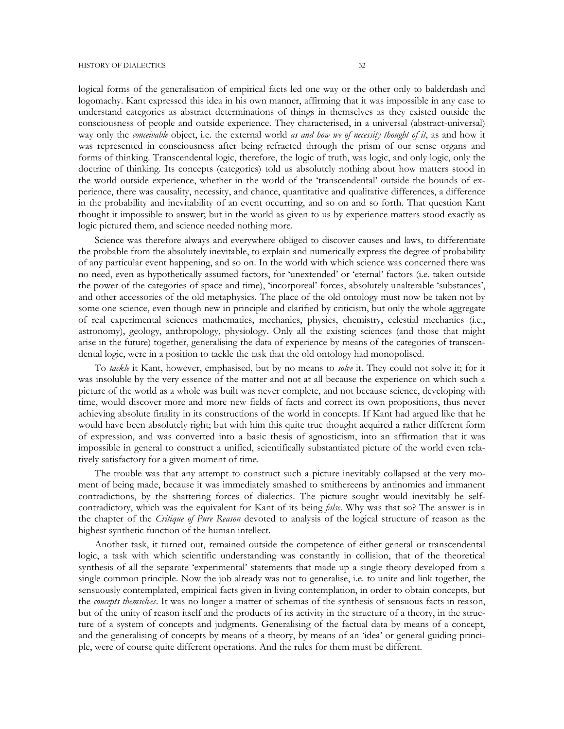logical forms of the generalisation of empirical facts led one way or the other only to balderdash and logomachy. Kant expressed this idea in his own manner, affirming that it was impossible in any case to understand categories as abstract determinations of things in themselves as they existed outside the consciousness of people and outside experience. They characterised, in a universal (abstract-universal) way only the *conceivable* object, i.e. the external world *as and how we of necessity thought of it*, as and how it was represented in consciousness after being refracted through the prism of our sense organs and forms of thinking. Transcendental logic, therefore, the logic of truth, was logic, and only logic, only the doctrine of thinking. Its concepts (categories) told us absolutely nothing about how matters stood in the world outside experience, whether in the world of the 'transcendental' outside the bounds of experience, there was causality, necessity, and chance, quantitative and qualitative differences, a difference in the probability and inevitability of an event occurring, and so on and so forth. That question Kant thought it impossible to answer; but in the world as given to us by experience matters stood exactly as logic pictured them, and science needed nothing more.

Science was therefore always and everywhere obliged to discover causes and laws, to differentiate the probable from the absolutely inevitable, to explain and numerically express the degree of probability of any particular event happening, and so on. In the world with which science was concerned there was no need, even as hypothetically assumed factors, for 'unextended' or 'eternal' factors (i.e. taken outside the power of the categories of space and time), 'incorporeal' forces, absolutely unalterable 'substances', and other accessories of the old metaphysics. The place of the old ontology must now be taken not by some one science, even though new in principle and clarified by criticism, but only the whole aggregate of real experimental sciences mathematics, mechanics, physics, chemistry, celestial mechanics (i.e., astronomy), geology, anthropology, physiology. Only all the existing sciences (and those that might arise in the future) together, generalising the data of experience by means of the categories of transcendental logic, were in a position to tackle the task that the old ontology had monopolised.

To *tackle* it Kant, however, emphasised, but by no means to *solve* it. They could not solve it; for it was insoluble by the very essence of the matter and not at all because the experience on which such a picture of the world as a whole was built was never complete, and not because science, developing with time, would discover more and more new fields of facts and correct its own propositions, thus never achieving absolute finality in its constructions of the world in concepts. If Kant had argued like that he would have been absolutely right; but with him this quite true thought acquired a rather different form of expression, and was converted into a basic thesis of agnosticism, into an affirmation that it was impossible in general to construct a unified, scientifically substantiated picture of the world even relatively satisfactory for a given moment of time.

The trouble was that any attempt to construct such a picture inevitably collapsed at the very moment of being made, because it was immediately smashed to smithereens by antinomies and immanent contradictions, by the shattering forces of dialectics. The picture sought would inevitably be self-contradictory, which was the equivalent for Kant of its being *false*. Why was that so? The answer is in the chapter of the *Critique of Pure Reason* devoted to analysis of the logical structure of reason as the highest synthetic function of the human intellect.

Another task, it turned out, remained outside the competence of either general or transcendental logic, a task with which scientific understanding was constantly in collision, that of the theoretical synthesis of all the separate 'experimental' statements that made up a single theory developed from a single common principle. Now the job already was not to generalise, i.e. to unite and link together, the sensuously contemplated, empirical facts given in living contemplation, in order to obtain concepts, but the *concepts themselves*. It was no longer a matter of schemas of the synthesis of sensuous facts in reason, but of the unity of reason itself and the products of its activity in the structure of a theory, in the structure of a system of concepts and judgments. Generalising of the factual data by means of a concept, and the generalising of concepts by means of a theory, by means of an 'idea' or general guiding principle, were of course quite different operations. And the rules for them must be different.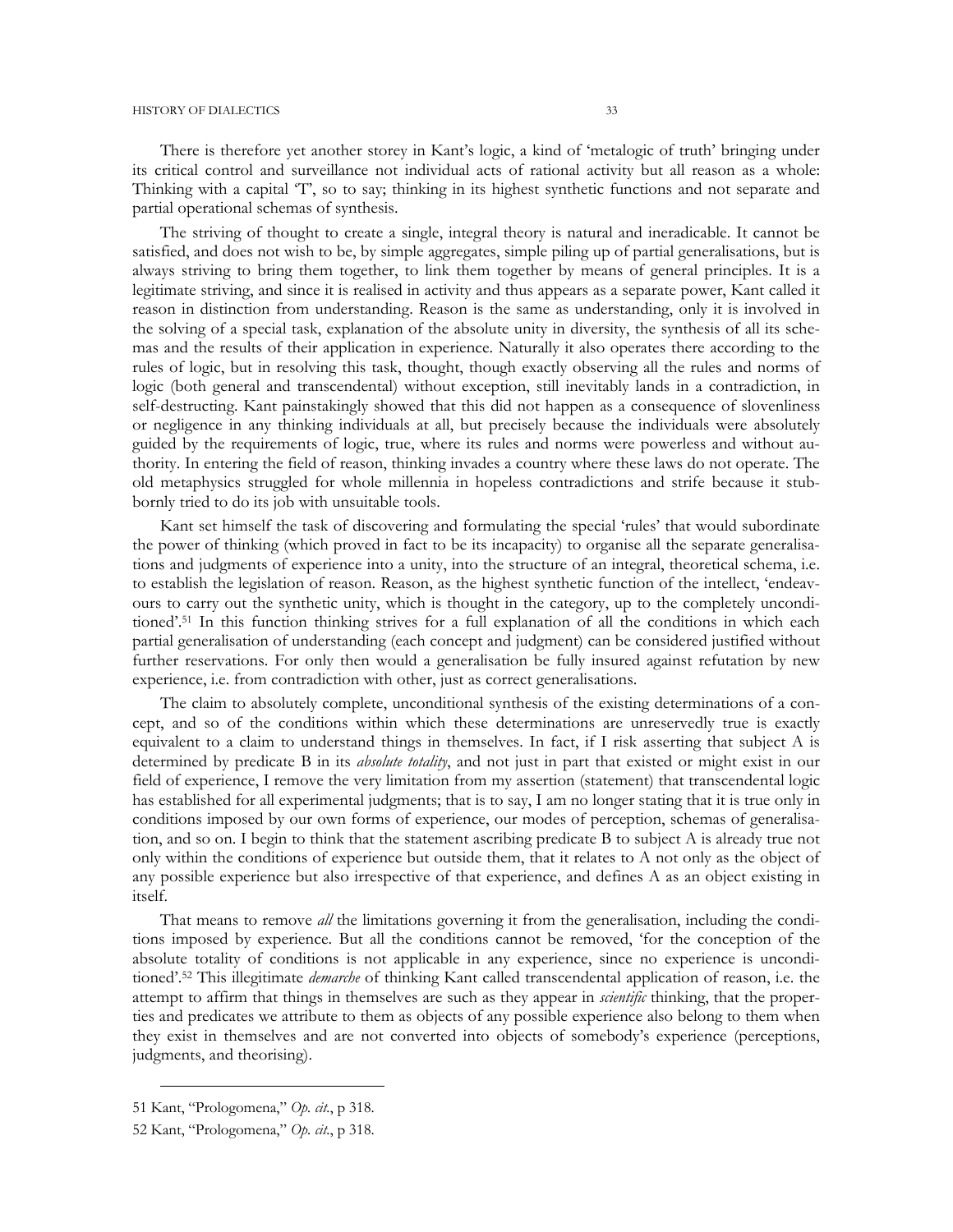There is therefore yet another storey in Kant's logic, a kind of 'metalogic of truth' bringing under its critical control and surveillance not individual acts of rational activity but all reason as a whole: Thinking with a capital 'T', so to say; thinking in its highest synthetic functions and not separate and partial operational schemas of synthesis.

The striving of thought to create a single, integral theory is natural and ineradicable. It cannot be satisfied, and does not wish to be, by simple aggregates, simple piling up of partial generalisations, but is always striving to bring them together, to link them together by means of general principles. It is a legitimate striving, and since it is realised in activity and thus appears as a separate power, Kant called it reason in distinction from understanding. Reason is the same as understanding, only it is involved in the solving of a special task, explanation of the absolute unity in diversity, the synthesis of all its schemas and the results of their application in experience. Naturally it also operates there according to the rules of logic, but in resolving this task, thought, though exactly observing all the rules and norms of logic (both general and transcendental) without exception, still inevitably lands in a contradiction, in self-destructing. Kant painstakingly showed that this did not happen as a consequence of slovenliness or negligence in any thinking individuals at all, but precisely because the individuals were absolutely guided by the requirements of logic, true, where its rules and norms were powerless and without authority. In entering the field of reason, thinking invades a country where these laws do not operate. The old metaphysics struggled for whole millennia in hopeless contradictions and strife because it stubbornly tried to do its job with unsuitable tools.

Kant set himself the task of discovering and formulating the special 'rules' that would subordinate the power of thinking (which proved in fact to be its incapacity) to organise all the separate generalisations and judgments of experience into a unity, into the structure of an integral, theoretical schema, i.e. to establish the legislation of reason. Reason, as the highest synthetic function of the intellect, 'endeavours to carry out the synthetic unity, which is thought in the category, up to the completely unconditioned'.[51] In this function thinking strives for a full explanation of all the conditions in which each partial generalisation of understanding (each concept and judgment) can be considered justified without further reservations. For only then would a generalisation be fully insured against refutation by new experience, i.e. from contradiction with other, just as correct generalisations.

The claim to absolutely complete, unconditional synthesis of the existing determinations of a concept, and so of the conditions within which these determinations are unreservedly true is exactly equivalent to a claim to understand things in themselves. In fact, if I risk asserting that subject A is determined by predicate B in its *absolute totality*, and not just in part that existed or might exist in our field of experience, I remove the very limitation from my assertion (statement) that transcendental logic has established for all experimental judgments; that is to say, I am no longer stating that it is true only in conditions imposed by our own forms of experience, our modes of perception, schemas of generalisation, and so on. I begin to think that the statement ascribing predicate B to subject A is already true not only within the conditions of experience but outside them, that it relates to A not only as the object of any possible experience but also irrespective of that experience, and defines A as an object existing in itself.

That means to remove *all* the limitations governing it from the generalisation, including the conditions imposed by experience. But all the conditions cannot be removed, 'for the conception of the absolute totality of conditions is not applicable in any experience, since no experience is unconditioned'.[52] This illegitimate *demarche* of thinking Kant called transcendental application of reason, i.e. the attempt to affirm that things in themselves are such as they appear in *scientific* thinking, that the properties and predicates we attribute to them as objects of any possible experience also belong to them when they exist in themselves and are not converted into objects of somebody's experience (perceptions, judgments, and theorising).

---

51 Kant, "Prologomena," *Op. cit.*, p 318.

52 Kant, "Prologomena," *Op. cit.*, p 318.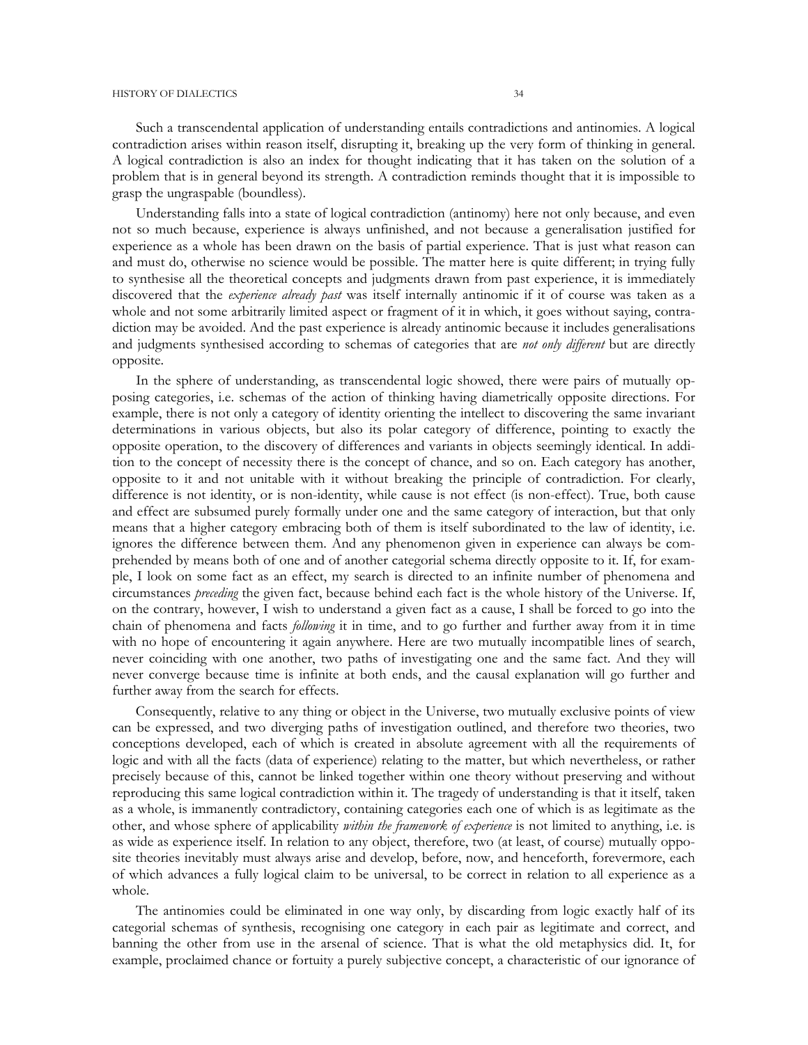Such a transcendental application of understanding entails contradictions and antinomies. A logical contradiction arises within reason itself, disrupting it, breaking up the very form of thinking in general. A logical contradiction is also an index for thought indicating that it has taken on the solution of a problem that is in general beyond its strength. A contradiction reminds thought that it is impossible to grasp the ungraspable (boundless).

Understanding falls into a state of logical contradiction (antinomy) here not only because, and even not so much because, experience is always unfinished, and not because a generalisation justified for experience as a whole has been drawn on the basis of partial experience. That is just what reason can and must do, otherwise no science would be possible. The matter here is quite different; in trying fully to synthesise all the theoretical concepts and judgments drawn from past experience, it is immediately discovered that the *experience already past* was itself internally antinomic if it of course was taken as a whole and not some arbitrarily limited aspect or fragment of it in which, it goes without saying, contradiction may be avoided. And the past experience is already antinomic because it includes generalisations and judgments synthesised according to schemas of categories that are *not only different* but are directly opposite.

In the sphere of understanding, as transcendental logic showed, there were pairs of mutually opposing categories, i.e. schemas of the action of thinking having diametrically opposite directions. For example, there is not only a category of identity orienting the intellect to discovering the same invariant determinations in various objects, but also its polar category of difference, pointing to exactly the opposite operation, to the discovery of differences and variants in objects seemingly identical. In addition to the concept of necessity there is the concept of chance, and so on. Each category has another, opposite to it and not unitable with it without breaking the principle of contradiction. For clearly, difference is not identity, or is non-identity, while cause is not effect (is non-effect). True, both cause and effect are subsumed purely formally under one and the same category of interaction, but that only means that a higher category embracing both of them is itself subordinated to the law of identity, i.e. ignores the difference between them. And any phenomenon given in experience can always be comprehended by means both of one and of another categorial schema directly opposite to it. If, for example, I look on some fact as an effect, my search is directed to an infinite number of phenomena and circumstances *preceding* the given fact, because behind each fact is the whole history of the Universe. If, on the contrary, however, I wish to understand a given fact as a cause, I shall be forced to go into the chain of phenomena and facts *following* it in time, and to go further and further away from it in time with no hope of encountering it again anywhere. Here are two mutually incompatible lines of search, never coinciding with one another, two paths of investigating one and the same fact. And they will never converge because time is infinite at both ends, and the causal explanation will go further and further away from the search for effects.

Consequently, relative to any thing or object in the Universe, two mutually exclusive points of view can be expressed, and two diverging paths of investigation outlined, and therefore two theories, two conceptions developed, each of which is created in absolute agreement with all the requirements of logic and with all the facts (data of experience) relating to the matter, but which nevertheless, or rather precisely because of this, cannot be linked together within one theory without preserving and without reproducing this same logical contradiction within it. The tragedy of understanding is that it itself, taken as a whole, is immanently contradictory, containing categories each one of which is as legitimate as the other, and whose sphere of applicability *within the framework of experience* is not limited to anything, i.e. is as wide as experience itself. In relation to any object, therefore, two (at least, of course) mutually opposite theories inevitably must always arise and develop, before, now, and henceforth, forevermore, each of which advances a fully logical claim to be universal, to be correct in relation to all experience as a whole.

The antinomies could be eliminated in one way only, by discarding from logic exactly half of its categorial schemas of synthesis, recognising one category in each pair as legitimate and correct, and banning the other from use in the arsenal of science. That is what the old metaphysics did. It, for example, proclaimed chance or fortuity a purely subjective concept, a characteristic of our ignorance of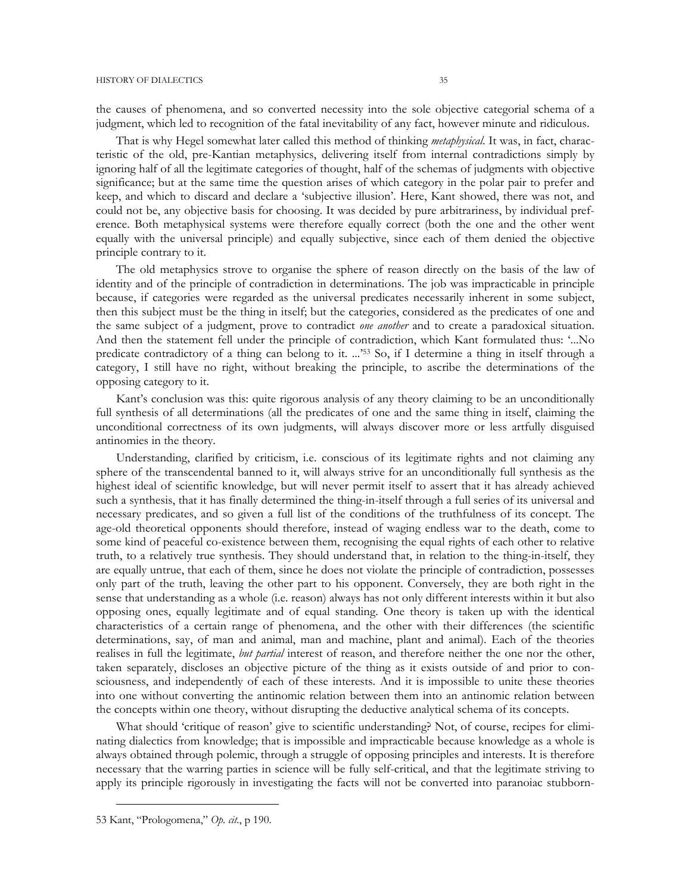the causes of phenomena, and so converted necessity into the sole objective categorial schema of a judgment, which led to recognition of the fatal inevitability of any fact, however minute and ridiculous.

That is why Hegel somewhat later called this method of thinking *metaphysical*. It was, in fact, characteristic of the old, pre-Kantian metaphysics, delivering itself from internal contradictions simply by ignoring half of all the legitimate categories of thought, half of the schemas of judgments with objective significance; but at the same time the question arises of which category in the polar pair to prefer and keep, and which to discard and declare a 'subjective illusion'. Here, Kant showed, there was not, and could not be, any objective basis for choosing. It was decided by pure arbitrariness, by individual preference. Both metaphysical systems were therefore equally correct (both the one and the other went equally with the universal principle) and equally subjective, since each of them denied the objective principle contrary to it.

The old metaphysics strove to organise the sphere of reason directly on the basis of the law of identity and of the principle of contradiction in determinations. The job was impracticable in principle because, if categories were regarded as the universal predicates necessarily inherent in some subject, then this subject must be the thing in itself; but the categories, considered as the predicates of one and the same subject of a judgment, prove to contradict *one another* and to create a paradoxical situation. And then the statement fell under the principle of contradiction, which Kant formulated thus: '...No predicate contradictory of a thing can belong to it. ...'[53] So, if I determine a thing in itself through a category, I still have no right, without breaking the principle, to ascribe the determinations of the opposing category to it.

Kant's conclusion was this: quite rigorous analysis of any theory claiming to be an unconditionally full synthesis of all determinations (all the predicates of one and the same thing in itself, claiming the unconditional correctness of its own judgments, will always discover more or less artfully disguised antinomies in the theory.

Understanding, clarified by criticism, i.e. conscious of its legitimate rights and not claiming any sphere of the transcendental banned to it, will always strive for an unconditionally full synthesis as the highest ideal of scientific knowledge, but will never permit itself to assert that it has already achieved such a synthesis, that it has finally determined the thing-in-itself through a full series of its universal and necessary predicates, and so given a full list of the conditions of the truthfulness of its concept. The age-old theoretical opponents should therefore, instead of waging endless war to the death, come to some kind of peaceful co-existence between them, recognising the equal rights of each other to relative truth, to a relatively true synthesis. They should understand that, in relation to the thing-in-itself, they are equally untrue, that each of them, since he does not violate the principle of contradiction, possesses only part of the truth, leaving the other part to his opponent. Conversely, they are both right in the sense that understanding as a whole (i.e. reason) always has not only different interests within it but also opposing ones, equally legitimate and of equal standing. One theory is taken up with the identical characteristics of a certain range of phenomena, and the other with their differences (the scientific determinations, say, of man and animal, man and machine, plant and animal). Each of the theories realises in full the legitimate, *but partial* interest of reason, and therefore neither the one nor the other, taken separately, discloses an objective picture of the thing as it exists outside of and prior to consciousness, and independently of each of these interests. And it is impossible to unite these theories into one without converting the antinomic relation between them into an antinomic relation between the concepts within one theory, without disrupting the deductive analytical schema of its concepts.

What should 'critique of reason' give to scientific understanding? Not, of course, recipes for eliminating dialectics from knowledge; that is impossible and impracticable because knowledge as a whole is always obtained through polemic, through a struggle of opposing principles and interests. It is therefore necessary that the warring parties in science will be fully self-critical, and that the legitimate striving to apply its principle rigorously in investigating the facts will not be converted into paranoiac stubborn-

---

53 Kant, "Prologomena," *Op. cit.*, p 190.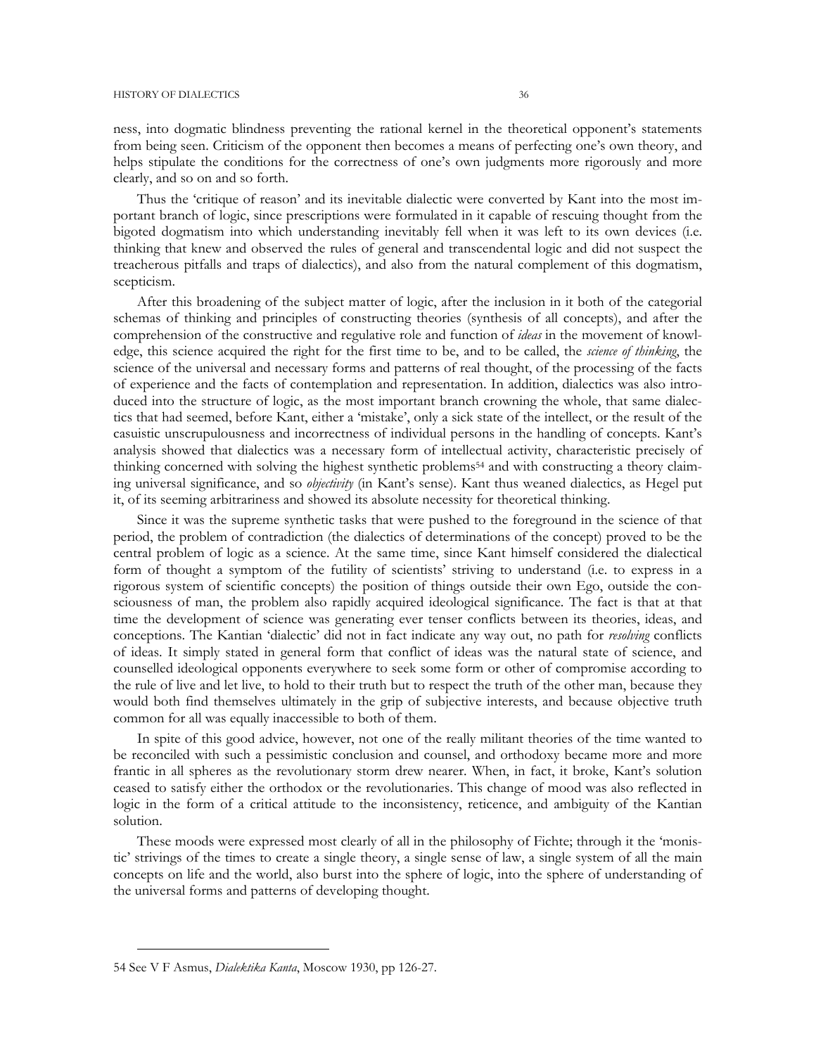ness, into dogmatic blindness preventing the rational kernel in the theoretical opponent's statements from being seen. Criticism of the opponent then becomes a means of perfecting one's own theory, and helps stipulate the conditions for the correctness of one's own judgments more rigorously and more clearly, and so on and so forth.

Thus the 'critique of reason' and its inevitable dialectic were converted by Kant into the most important branch of logic, since prescriptions were formulated in it capable of rescuing thought from the bigoted dogmatism into which understanding inevitably fell when it was left to its own devices (i.e. thinking that knew and observed the rules of general and transcendental logic and did not suspect the treacherous pitfalls and traps of dialectics), and also from the natural complement of this dogmatism, scepticism.

After this broadening of the subject matter of logic, after the inclusion in it both of the categorial schemas of thinking and principles of constructing theories (synthesis of all concepts), and after the comprehension of the constructive and regulative role and function of *ideas* in the movement of knowledge, this science acquired the right for the first time to be, and to be called, the *science of thinking*, the science of the universal and necessary forms and patterns of real thought, of the processing of the facts of experience and the facts of contemplation and representation. In addition, dialectics was also introduced into the structure of logic, as the most important branch crowning the whole, that same dialectics that had seemed, before Kant, either a 'mistake', only a sick state of the intellect, or the result of the casuistic unscrupulousness and incorrectness of individual persons in the handling of concepts. Kant's analysis showed that dialectics was a necessary form of intellectual activity, characteristic precisely of thinking concerned with solving the highest synthetic problems[54] and with constructing a theory claiming universal significance, and so *objectivity* (in Kant's sense). Kant thus weaned dialectics, as Hegel put it, of its seeming arbitrariness and showed its absolute necessity for theoretical thinking.

Since it was the supreme synthetic tasks that were pushed to the foreground in the science of that period, the problem of contradiction (the dialectics of determinations of the concept) proved to be the central problem of logic as a science. At the same time, since Kant himself considered the dialectical form of thought a symptom of the futility of scientists' striving to understand (i.e. to express in a rigorous system of scientific concepts) the position of things outside their own Ego, outside the consciousness of man, the problem also rapidly acquired ideological significance. The fact is that at that time the development of science was generating ever tenser conflicts between its theories, ideas, and conceptions. The Kantian 'dialectic' did not in fact indicate any way out, no path for *resolving* conflicts of ideas. It simply stated in general form that conflict of ideas was the natural state of science, and counselled ideological opponents everywhere to seek some form or other of compromise according to the rule of live and let live, to hold to their truth but to respect the truth of the other man, because they would both find themselves ultimately in the grip of subjective interests, and because objective truth common for all was equally inaccessible to both of them.

In spite of this good advice, however, not one of the really militant theories of the time wanted to be reconciled with such a pessimistic conclusion and counsel, and orthodoxy became more and more frantic in all spheres as the revolutionary storm drew nearer. When, in fact, it broke, Kant's solution ceased to satisfy either the orthodox or the revolutionaries. This change of mood was also reflected in logic in the form of a critical attitude to the inconsistency, reticence, and ambiguity of the Kantian solution.

These moods were expressed most clearly of all in the philosophy of Fichte; through it the 'monistic' strivings of the times to create a single theory, a single sense of law, a single system of all the main concepts on life and the world, also burst into the sphere of logic, into the sphere of understanding of the universal forms and patterns of developing thought.

---

54 See V F Asmus, *Dialektika Kanta*, Moscow 1930, pp 126-27.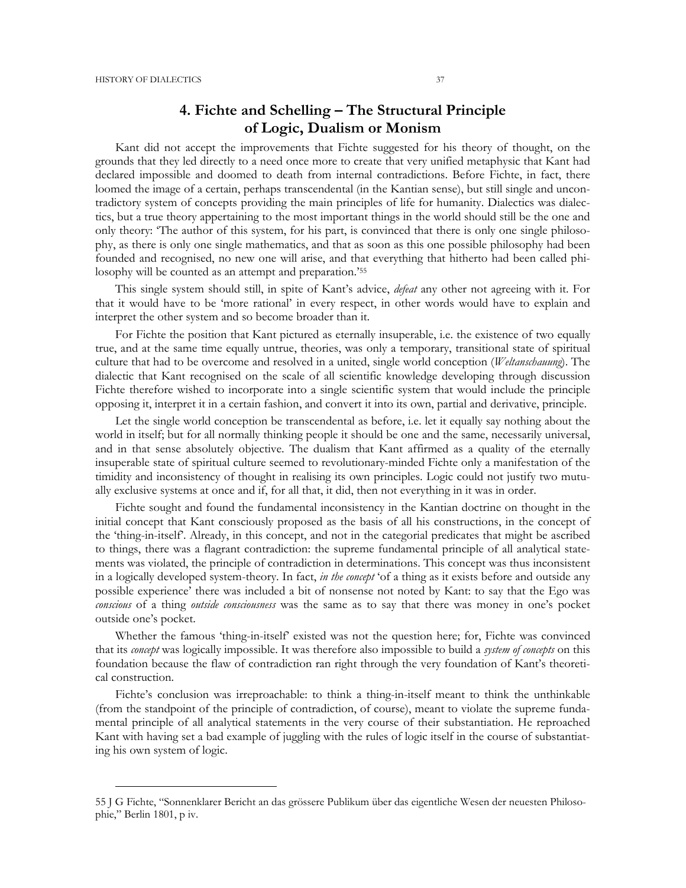## 4. Fichte and Schelling – The Structural Principle of Logic, Dualism or Monism

Kant did not accept the improvements that Fichte suggested for his theory of thought, on the grounds that they led directly to a need once more to create that very unified metaphysic that Kant had declared impossible and doomed to death from internal contradictions. Before Fichte, in fact, there loomed the image of a certain, perhaps transcendental (in the Kantian sense), but still single and uncontradictory system of concepts providing the main principles of life for humanity. Dialectics was dialectics, but a true theory appertaining to the most important things in the world should still be the one and only theory: 'The author of this system, for his part, is convinced that there is only one single philosophy, as there is only one single mathematics, and that as soon as this one possible philosophy had been founded and recognised, no new one will arise, and that everything that hitherto had been called philosophy will be counted as an attempt and preparation.'[55]

This single system should still, in spite of Kant's advice, *defeat* any other not agreeing with it. For that it would have to be 'more rational' in every respect, in other words would have to explain and interpret the other system and so become broader than it.

For Fichte the position that Kant pictured as eternally insuperable, i.e. the existence of two equally true, and at the same time equally untrue, theories, was only a temporary, transitional state of spiritual culture that had to be overcome and resolved in a united, single world conception (*Weltanschauung*). The dialectic that Kant recognised on the scale of all scientific knowledge developing through discussion Fichte therefore wished to incorporate into a single scientific system that would include the principle opposing it, interpret it in a certain fashion, and convert it into its own, partial and derivative, principle.

Let the single world conception be transcendental as before, i.e. let it equally say nothing about the world in itself; but for all normally thinking people it should be one and the same, necessarily universal, and in that sense absolutely objective. The dualism that Kant affirmed as a quality of the eternally insuperable state of spiritual culture seemed to revolutionary-minded Fichte only a manifestation of the timidity and inconsistency of thought in realising its own principles. Logic could not justify two mutually exclusive systems at once and if, for all that, it did, then not everything in it was in order.

Fichte sought and found the fundamental inconsistency in the Kantian doctrine on thought in the initial concept that Kant consciously proposed as the basis of all his constructions, in the concept of the 'thing-in-itself'. Already, in this concept, and not in the categorial predicates that might be ascribed to things, there was a flagrant contradiction: the supreme fundamental principle of all analytical statements was violated, the principle of contradiction in determinations. This concept was thus inconsistent in a logically developed system-theory. In fact, *in the concept* 'of a thing as it exists before and outside any possible experience' there was included a bit of nonsense not noted by Kant: to say that the Ego was *conscious* of a thing *outside consciousness* was the same as to say that there was money in one's pocket outside one's pocket.

Whether the famous 'thing-in-itself' existed was not the question here; for, Fichte was convinced that its *concept* was logically impossible. It was therefore also impossible to build a *system of concepts* on this foundation because the flaw of contradiction ran right through the very foundation of Kant's theoretical construction.

Fichte's conclusion was irreproachable: to think a thing-in-itself meant to think the unthinkable (from the standpoint of the principle of contradiction, of course), meant to violate the supreme fundamental principle of all analytical statements in the very course of their substantiation. He reproached Kant with having set a bad example of juggling with the rules of logic itself in the course of substantiating his own system of logic.

---

55 J G Fichte, "Sonnenklarer Bericht an das grössere Publikum über das eigentliche Wesen der neuesten Philosophie," Berlin 1801, p iv.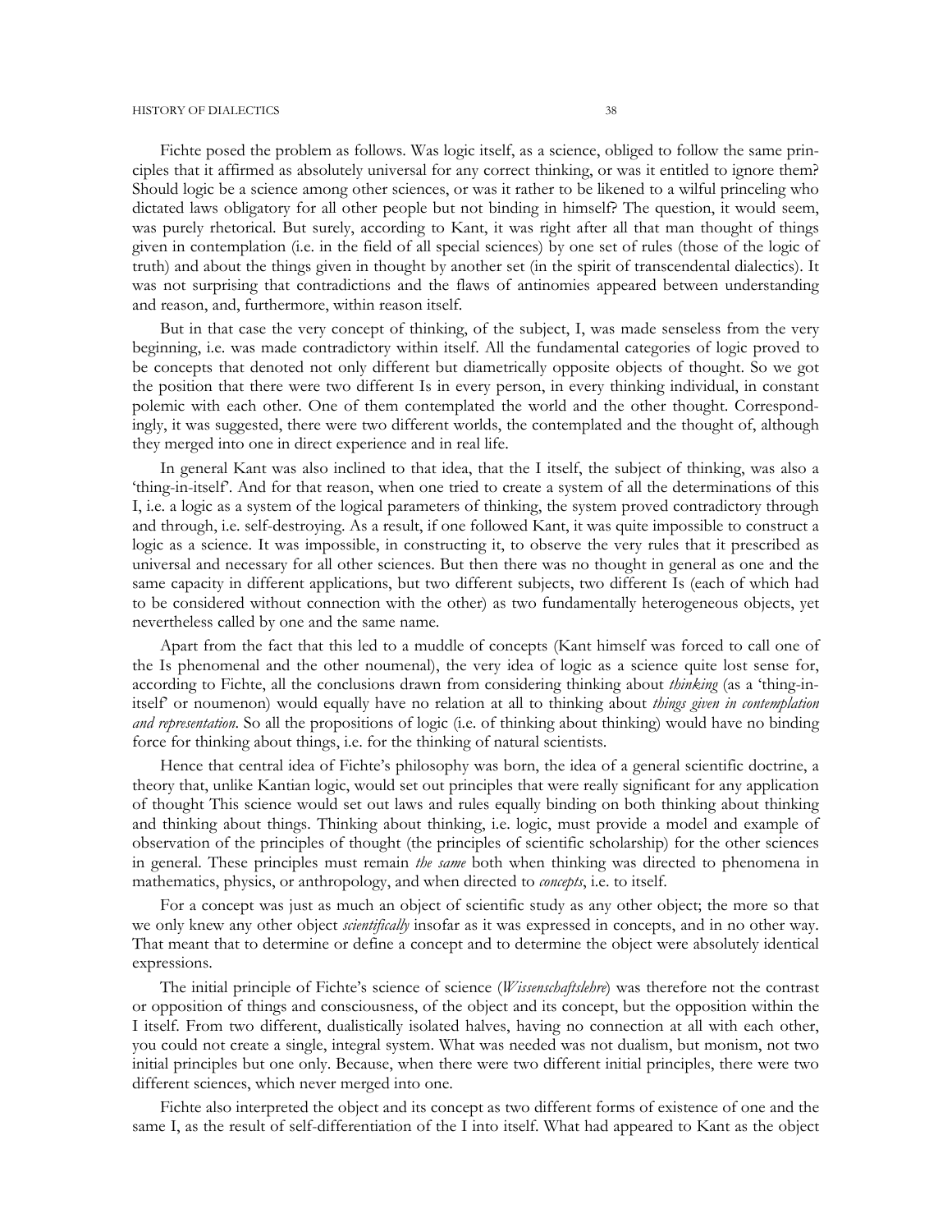Fichte posed the problem as follows. Was logic itself, as a science, obliged to follow the same principles that it affirmed as absolutely universal for any correct thinking, or was it entitled to ignore them? Should logic be a science among other sciences, or was it rather to be likened to a wilful princeling who dictated laws obligatory for all other people but not binding in himself? The question, it would seem, was purely rhetorical. But surely, according to Kant, it was right after all that man thought of things given in contemplation (i.e. in the field of all special sciences) by one set of rules (those of the logic of truth) and about the things given in thought by another set (in the spirit of transcendental dialectics). It was not surprising that contradictions and the flaws of antinomies appeared between understanding and reason, and, furthermore, within reason itself.

But in that case the very concept of thinking, of the subject, I, was made senseless from the very beginning, i.e. was made contradictory within itself. All the fundamental categories of logic proved to be concepts that denoted not only different but diametrically opposite objects of thought. So we got the position that there were two different Is in every person, in every thinking individual, in constant polemic with each other. One of them contemplated the world and the other thought. Correspondingly, it was suggested, there were two different worlds, the contemplated and the thought of, although they merged into one in direct experience and in real life.

In general Kant was also inclined to that idea, that the I itself, the subject of thinking, was also a 'thing-in-itself'. And for that reason, when one tried to create a system of all the determinations of this I, i.e. a logic as a system of the logical parameters of thinking, the system proved contradictory through and through, i.e. self-destroying. As a result, if one followed Kant, it was quite impossible to construct a logic as a science. It was impossible, in constructing it, to observe the very rules that it prescribed as universal and necessary for all other sciences. But then there was no thought in general as one and the same capacity in different applications, but two different subjects, two different Is (each of which had to be considered without connection with the other) as two fundamentally heterogeneous objects, yet nevertheless called by one and the same name.

Apart from the fact that this led to a muddle of concepts (Kant himself was forced to call one of the Is phenomenal and the other noumenal), the very idea of logic as a science quite lost sense for, according to Fichte, all the conclusions drawn from considering thinking about *thinking* (as a 'thing-in-itself' or noumenon) would equally have no relation at all to thinking about *things given in contemplation and representation*. So all the propositions of logic (i.e. of thinking about thinking) would have no binding force for thinking about things, i.e. for the thinking of natural scientists.

Hence that central idea of Fichte's philosophy was born, the idea of a general scientific doctrine, a theory that, unlike Kantian logic, would set out principles that were really significant for any application of thought This science would set out laws and rules equally binding on both thinking about thinking and thinking about things. Thinking about thinking, i.e. logic, must provide a model and example of observation of the principles of thought (the principles of scientific scholarship) for the other sciences in general. These principles must remain *the same* both when thinking was directed to phenomena in mathematics, physics, or anthropology, and when directed to *concepts*, i.e. to itself.

For a concept was just as much an object of scientific study as any other object; the more so that we only knew any other object *scientifically* insofar as it was expressed in concepts, and in no other way. That meant that to determine or define a concept and to determine the object were absolutely identical expressions.

The initial principle of Fichte's science of science (*Wissenschaftslehre*) was therefore not the contrast or opposition of things and consciousness, of the object and its concept, but the opposition within the I itself. From two different, dualistically isolated halves, having no connection at all with each other, you could not create a single, integral system. What was needed was not dualism, but monism, not two initial principles but one only. Because, when there were two different initial principles, there were two different sciences, which never merged into one.

Fichte also interpreted the object and its concept as two different forms of existence of one and the same I, as the result of self-differentiation of the I into itself. What had appeared to Kant as the object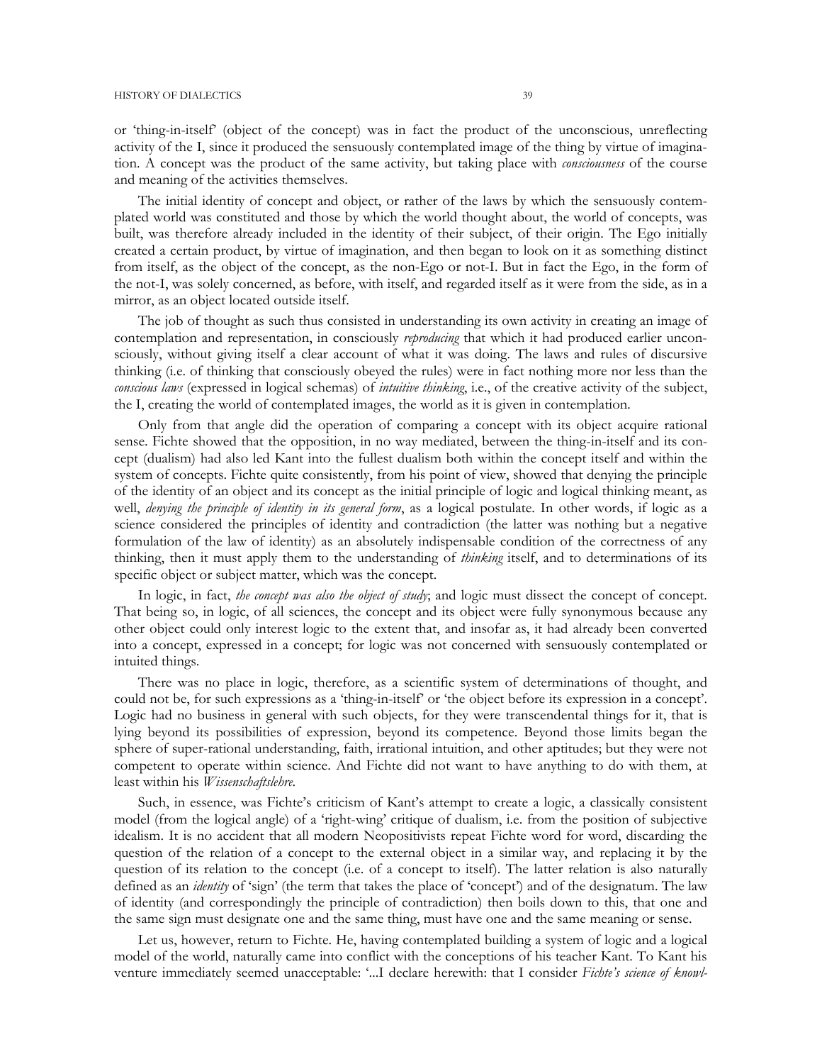or 'thing-in-itself' (object of the concept) was in fact the product of the unconscious, unreflecting activity of the I, since it produced the sensuously contemplated image of the thing by virtue of imagination. A concept was the product of the same activity, but taking place with *consciousness* of the course and meaning of the activities themselves.

The initial identity of concept and object, or rather of the laws by which the sensuously contemplated world was constituted and those by which the world thought about, the world of concepts, was built, was therefore already included in the identity of their subject, of their origin. The Ego initially created a certain product, by virtue of imagination, and then began to look on it as something distinct from itself, as the object of the concept, as the non-Ego or not-I. But in fact the Ego, in the form of the not-I, was solely concerned, as before, with itself, and regarded itself as it were from the side, as in a mirror, as an object located outside itself.

The job of thought as such thus consisted in understanding its own activity in creating an image of contemplation and representation, in consciously *reproducing* that which it had produced earlier unconsciously, without giving itself a clear account of what it was doing. The laws and rules of discursive thinking (i.e. of thinking that consciously obeyed the rules) were in fact nothing more nor less than the *conscious laws* (expressed in logical schemas) of *intuitive thinking*, i.e., of the creative activity of the subject, the I, creating the world of contemplated images, the world as it is given in contemplation.

Only from that angle did the operation of comparing a concept with its object acquire rational sense. Fichte showed that the opposition, in no way mediated, between the thing-in-itself and its concept (dualism) had also led Kant into the fullest dualism both within the concept itself and within the system of concepts. Fichte quite consistently, from his point of view, showed that denying the principle of the identity of an object and its concept as the initial principle of logic and logical thinking meant, as well, *denying the principle of identity in its general form*, as a logical postulate. In other words, if logic as a science considered the principles of identity and contradiction (the latter was nothing but a negative formulation of the law of identity) as an absolutely indispensable condition of the correctness of any thinking, then it must apply them to the understanding of *thinking* itself, and to determinations of its specific object or subject matter, which was the concept.

In logic, in fact, *the concept was also the object of study*; and logic must dissect the concept of concept. That being so, in logic, of all sciences, the concept and its object were fully synonymous because any other object could only interest logic to the extent that, and insofar as, it had already been converted into a concept, expressed in a concept; for logic was not concerned with sensuously contemplated or intuited things.

There was no place in logic, therefore, as a scientific system of determinations of thought, and could not be, for such expressions as a 'thing-in-itself' or 'the object before its expression in a concept'. Logic had no business in general with such objects, for they were transcendental things for it, that is lying beyond its possibilities of expression, beyond its competence. Beyond those limits began the sphere of super-rational understanding, faith, irrational intuition, and other aptitudes; but they were not competent to operate within science. And Fichte did not want to have anything to do with them, at least within his *Wissenschaftslehre*.

Such, in essence, was Fichte's criticism of Kant's attempt to create a logic, a classically consistent model (from the logical angle) of a 'right-wing' critique of dualism, i.e. from the position of subjective idealism. It is no accident that all modern Neopositivists repeat Fichte word for word, discarding the question of the relation of a concept to the external object in a similar way, and replacing it by the question of its relation to the concept (i.e. of a concept to itself). The latter relation is also naturally defined as an *identity* of 'sign' (the term that takes the place of 'concept') and of the designatum. The law of identity (and correspondingly the principle of contradiction) then boils down to this, that one and the same sign must designate one and the same thing, must have one and the same meaning or sense.

Let us, however, return to Fichte. He, having contemplated building a system of logic and a logical model of the world, naturally came into conflict with the conceptions of his teacher Kant. To Kant his venture immediately seemed unacceptable: '...I declare herewith: that I consider *Fichte's science of knowl-*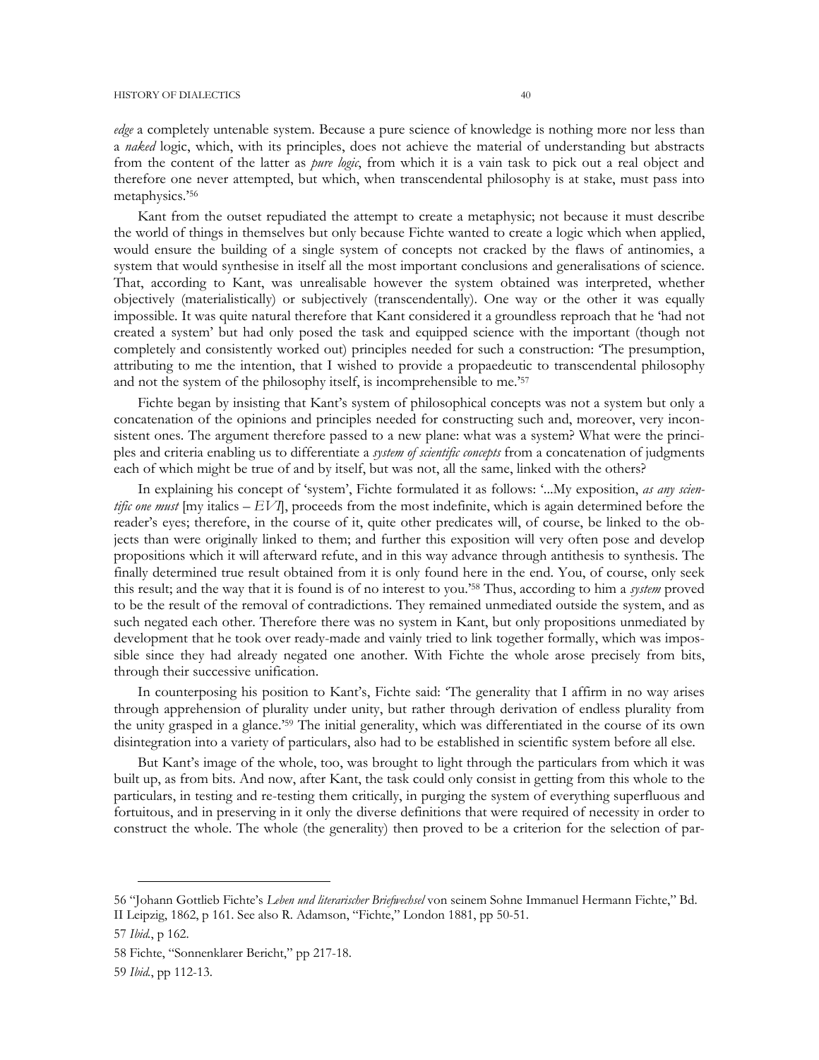*edge* a completely untenable system. Because a pure science of knowledge is nothing more nor less than a *naked* logic, which, with its principles, does not achieve the material of understanding but abstracts from the content of the latter as *pure logic*, from which it is a vain task to pick out a real object and therefore one never attempted, but which, when transcendental philosophy is at stake, must pass into metaphysics.'[56]

Kant from the outset repudiated the attempt to create a metaphysic; not because it must describe the world of things in themselves but only because Fichte wanted to create a logic which when applied, would ensure the building of a single system of concepts not cracked by the flaws of antinomies, a system that would synthesise in itself all the most important conclusions and generalisations of science. That, according to Kant, was unrealisable however the system obtained was interpreted, whether objectively (materialistically) or subjectively (transcendentally). One way or the other it was equally impossible. It was quite natural therefore that Kant considered it a groundless reproach that he 'had not created a system' but had only posed the task and equipped science with the important (though not completely and consistently worked out) principles needed for such a construction: 'The presumption, attributing to me the intention, that I wished to provide a propaedeutic to transcendental philosophy and not the system of the philosophy itself, is incomprehensible to me.'[57]

Fichte began by insisting that Kant's system of philosophical concepts was not a system but only a concatenation of the opinions and principles needed for constructing such and, moreover, very inconsistent ones. The argument therefore passed to a new plane: what was a system? What were the principles and criteria enabling us to differentiate a *system of scientific concepts* from a concatenation of judgments each of which might be true of and by itself, but was not, all the same, linked with the others?

In explaining his concept of 'system', Fichte formulated it as follows: '...My exposition, *as any scientific one must* [my italics – *EVI*], proceeds from the most indefinite, which is again determined before the reader's eyes; therefore, in the course of it, quite other predicates will, of course, be linked to the objects than were originally linked to them; and further this exposition will very often pose and develop propositions which it will afterward refute, and in this way advance through antithesis to synthesis. The finally determined true result obtained from it is only found here in the end. You, of course, only seek this result; and the way that it is found is of no interest to you.'[58] Thus, according to him a *system* proved to be the result of the removal of contradictions. They remained unmediated outside the system, and as such negated each other. Therefore there was no system in Kant, but only propositions unmediated by development that he took over ready-made and vainly tried to link together formally, which was impossible since they had already negated one another. With Fichte the whole arose precisely from bits, through their successive unification.

In counterposing his position to Kant's, Fichte said: 'The generality that I affirm in no way arises through apprehension of plurality under unity, but rather through derivation of endless plurality from the unity grasped in a glance.'[59] The initial generality, which was differentiated in the course of its own disintegration into a variety of particulars, also had to be established in scientific system before all else.

But Kant's image of the whole, too, was brought to light through the particulars from which it was built up, as from bits. And now, after Kant, the task could only consist in getting from this whole to the particulars, in testing and re-testing them critically, in purging the system of everything superfluous and fortuitous, and in preserving in it only the diverse definitions that were required of necessity in order to construct the whole. The whole (the generality) then proved to be a criterion for the selection of par-

---

56 "Johann Gottlieb Fichte's *Leben und literarischer Briefwechsel* von seinem Sohne Immanuel Hermann Fichte," Bd. II Leipzig, 1862, p 161. See also R. Adamson, "Fichte," London 1881, pp 50-51.

57 *Ibid.*, p 162.

58 Fichte, "Sonnenklarer Bericht," pp 217-18.

59 *Ibid.*, pp 112-13.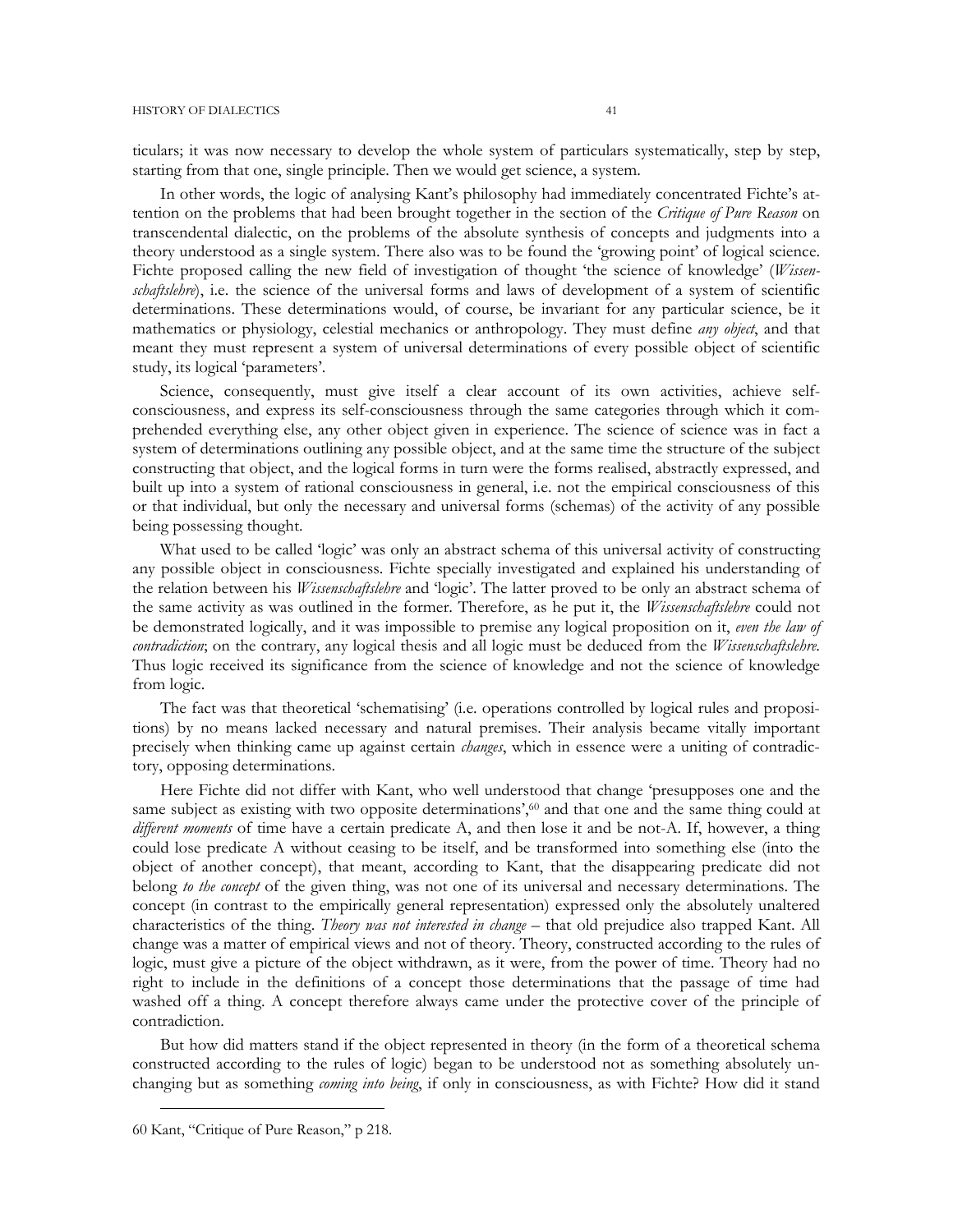ticulars; it was now necessary to develop the whole system of particulars systematically, step by step, starting from that one, single principle. Then we would get science, a system.

In other words, the logic of analysing Kant's philosophy had immediately concentrated Fichte's attention on the problems that had been brought together in the section of the *Critique of Pure Reason* on transcendental dialectic, on the problems of the absolute synthesis of concepts and judgments into a theory understood as a single system. There also was to be found the 'growing point' of logical science. Fichte proposed calling the new field of investigation of thought 'the science of knowledge' (*Wissenschaftslehre*), i.e. the science of the universal forms and laws of development of a system of scientific determinations. These determinations would, of course, be invariant for any particular science, be it mathematics or physiology, celestial mechanics or anthropology. They must define *any object*, and that meant they must represent a system of universal determinations of every possible object of scientific study, its logical 'parameters'.

Science, consequently, must give itself a clear account of its own activities, achieve self-consciousness, and express its self-consciousness through the same categories through which it comprehended everything else, any other object given in experience. The science of science was in fact a system of determinations outlining any possible object, and at the same time the structure of the subject constructing that object, and the logical forms in turn were the forms realised, abstractly expressed, and built up into a system of rational consciousness in general, i.e. not the empirical consciousness of this or that individual, but only the necessary and universal forms (schemas) of the activity of any possible being possessing thought.

What used to be called 'logic' was only an abstract schema of this universal activity of constructing any possible object in consciousness. Fichte specially investigated and explained his understanding of the relation between his *Wissenschaftslehre* and 'logic'. The latter proved to be only an abstract schema of the same activity as was outlined in the former. Therefore, as he put it, the *Wissenschaftslehre* could not be demonstrated logically, and it was impossible to premise any logical proposition on it, *even the law of contradiction*; on the contrary, any logical thesis and all logic must be deduced from the *Wissenschaftslehre*. Thus logic received its significance from the science of knowledge and not the science of knowledge from logic.

The fact was that theoretical 'schematising' (i.e. operations controlled by logical rules and propositions) by no means lacked necessary and natural premises. Their analysis became vitally important precisely when thinking came up against certain *changes*, which in essence were a uniting of contradictory, opposing determinations.

Here Fichte did not differ with Kant, who well understood that change 'presupposes one and the same subject as existing with two opposite determinations',[60] and that one and the same thing could at *different moments* of time have a certain predicate A, and then lose it and be not-A. If, however, a thing could lose predicate A without ceasing to be itself, and be transformed into something else (into the object of another concept), that meant, according to Kant, that the disappearing predicate did not belong *to the concept* of the given thing, was not one of its universal and necessary determinations. The concept (in contrast to the empirically general representation) expressed only the absolutely unaltered characteristics of the thing. *Theory was not interested in change* – that old prejudice also trapped Kant. All change was a matter of empirical views and not of theory. Theory, constructed according to the rules of logic, must give a picture of the object withdrawn, as it were, from the power of time. Theory had no right to include in the definitions of a concept those determinations that the passage of time had washed off a thing. A concept therefore always came under the protective cover of the principle of contradiction.

But how did matters stand if the object represented in theory (in the form of a theoretical schema constructed according to the rules of logic) began to be understood not as something absolutely unchanging but as something *coming into being*, if only in consciousness, as with Fichte? How did it stand

---

60 Kant, "Critique of Pure Reason," p 218.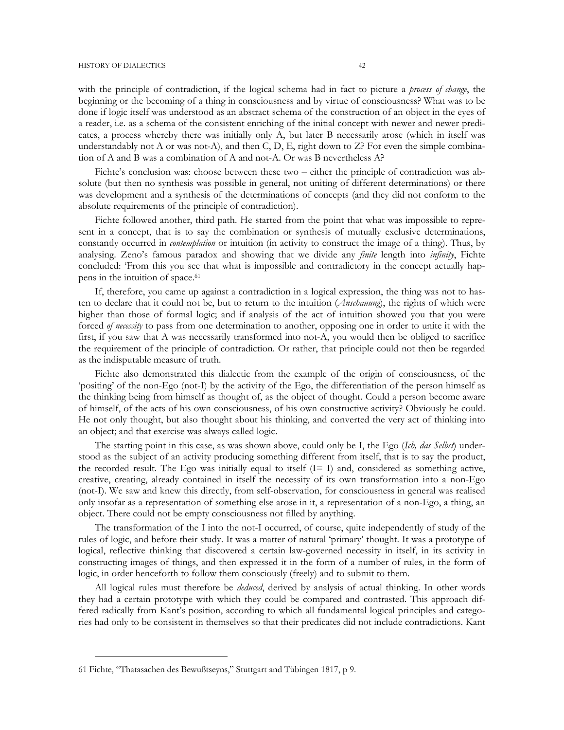with the principle of contradiction, if the logical schema had in fact to picture a *process of change*, the beginning or the becoming of a thing in consciousness and by virtue of consciousness? What was to be done if logic itself was understood as an abstract schema of the construction of an object in the eyes of a reader, i.e. as a schema of the consistent enriching of the initial concept with newer and newer predicates, a process whereby there was initially only A, but later B necessarily arose (which in itself was understandably not A or was not-A), and then C, D, E, right down to Z? For even the simple combination of A and B was a combination of A and not-A. Or was B nevertheless A?

Fichte's conclusion was: choose between these two – either the principle of contradiction was absolute (but then no synthesis was possible in general, not uniting of different determinations) or there was development and a synthesis of the determinations of concepts (and they did not conform to the absolute requirements of the principle of contradiction).

Fichte followed another, third path. He started from the point that what was impossible to represent in a concept, that is to say the combination or synthesis of mutually exclusive determinations, constantly occurred in *contemplation* or intuition (in activity to construct the image of a thing). Thus, by analysing. Zeno's famous paradox and showing that we divide any *finite* length into *infinity*, Fichte concluded: 'From this you see that what is impossible and contradictory in the concept actually happens in the intuition of space.[61]

If, therefore, you came up against a contradiction in a logical expression, the thing was not to hasten to declare that it could not be, but to return to the intuition (*Anschauung*), the rights of which were higher than those of formal logic; and if analysis of the act of intuition showed you that you were forced *of necessity* to pass from one determination to another, opposing one in order to unite it with the first, if you saw that A was necessarily transformed into not-A, you would then be obliged to sacrifice the requirement of the principle of contradiction. Or rather, that principle could not then be regarded as the indisputable measure of truth.

Fichte also demonstrated this dialectic from the example of the origin of consciousness, of the 'positing' of the non-Ego (not-I) by the activity of the Ego, the differentiation of the person himself as the thinking being from himself as thought of, as the object of thought. Could a person become aware of himself, of the acts of his own consciousness, of his own constructive activity? Obviously he could. He not only thought, but also thought about his thinking, and converted the very act of thinking into an object; and that exercise was always called logic.

The starting point in this case, as was shown above, could only be I, the Ego (*Ich, das Selbst*) understood as the subject of an activity producing something different from itself, that is to say the product, the recorded result. The Ego was initially equal to itself (I= I) and, considered as something active, creative, creating, already contained in itself the necessity of its own transformation into a non-Ego (not-I). We saw and knew this directly, from self-observation, for consciousness in general was realised only insofar as a representation of something else arose in it, a representation of a non-Ego, a thing, an object. There could not be empty consciousness not filled by anything.

The transformation of the I into the not-I occurred, of course, quite independently of study of the rules of logic, and before their study. It was a matter of natural 'primary' thought. It was a prototype of logical, reflective thinking that discovered a certain law-governed necessity in itself, in its activity in constructing images of things, and then expressed it in the form of a number of rules, in the form of logic, in order henceforth to follow them consciously (freely) and to submit to them.

All logical rules must therefore be *deduced*, derived by analysis of actual thinking. In other words they had a certain prototype with which they could be compared and contrasted. This approach differed radically from Kant's position, according to which all fundamental logical principles and categories had only to be consistent in themselves so that their predicates did not include contradictions. Kant

---

61 Fichte, "Thatasachen des Bewußtseyns," Stuttgart and Tübingen 1817, p 9.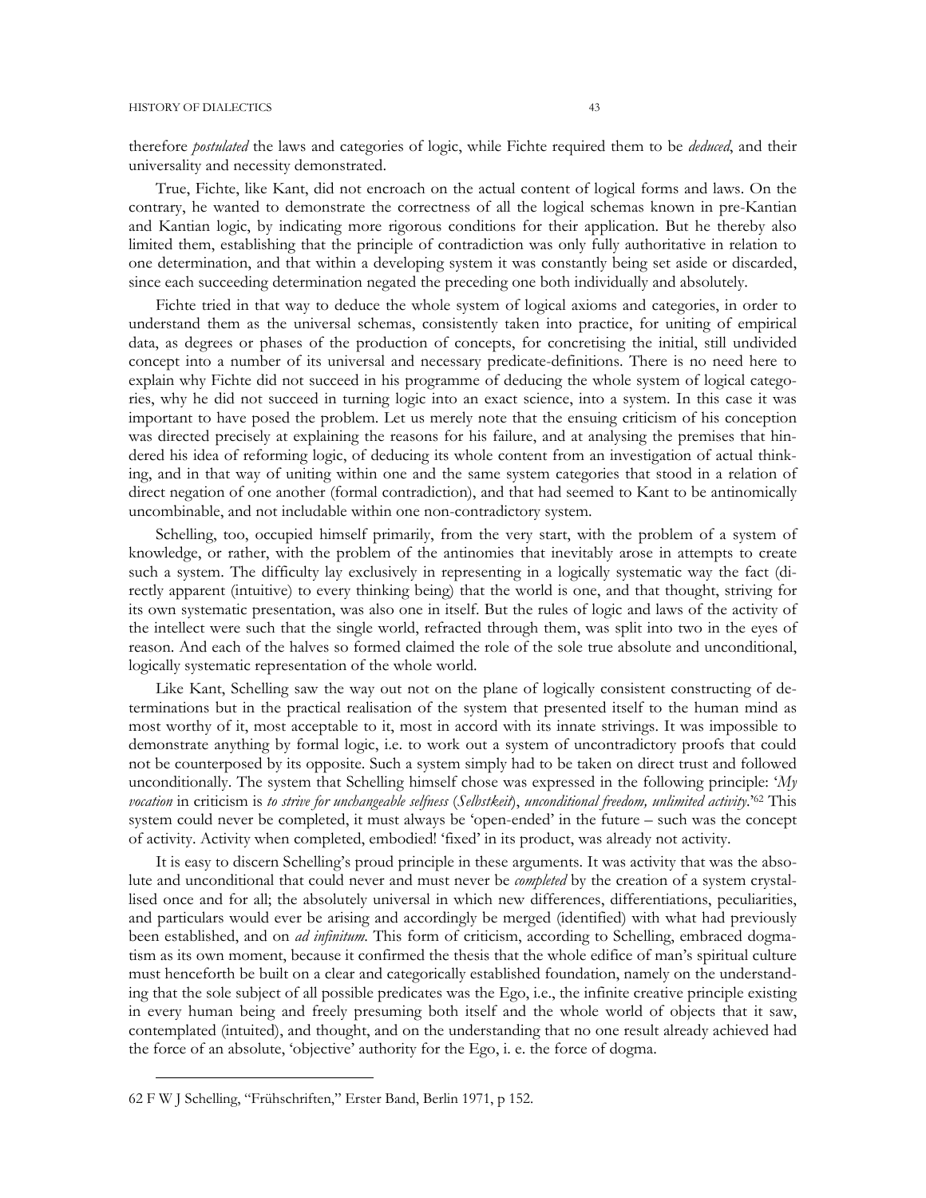therefore *postulated* the laws and categories of logic, while Fichte required them to be *deduced*, and their universality and necessity demonstrated.

True, Fichte, like Kant, did not encroach on the actual content of logical forms and laws. On the contrary, he wanted to demonstrate the correctness of all the logical schemas known in pre-Kantian and Kantian logic, by indicating more rigorous conditions for their application. But he thereby also limited them, establishing that the principle of contradiction was only fully authoritative in relation to one determination, and that within a developing system it was constantly being set aside or discarded, since each succeeding determination negated the preceding one both individually and absolutely.

Fichte tried in that way to deduce the whole system of logical axioms and categories, in order to understand them as the universal schemas, consistently taken into practice, for uniting of empirical data, as degrees or phases of the production of concepts, for concretising the initial, still undivided concept into a number of its universal and necessary predicate-definitions. There is no need here to explain why Fichte did not succeed in his programme of deducing the whole system of logical categories, why he did not succeed in turning logic into an exact science, into a system. In this case it was important to have posed the problem. Let us merely note that the ensuing criticism of his conception was directed precisely at explaining the reasons for his failure, and at analysing the premises that hindered his idea of reforming logic, of deducing its whole content from an investigation of actual thinking, and in that way of uniting within one and the same system categories that stood in a relation of direct negation of one another (formal contradiction), and that had seemed to Kant to be antinomically uncombinable, and not includable within one non-contradictory system.

Schelling, too, occupied himself primarily, from the very start, with the problem of a system of knowledge, or rather, with the problem of the antinomies that inevitably arose in attempts to create such a system. The difficulty lay exclusively in representing in a logically systematic way the fact (directly apparent (intuitive) to every thinking being) that the world is one, and that thought, striving for its own systematic presentation, was also one in itself. But the rules of logic and laws of the activity of the intellect were such that the single world, refracted through them, was split into two in the eyes of reason. And each of the halves so formed claimed the role of the sole true absolute and unconditional, logically systematic representation of the whole world.

Like Kant, Schelling saw the way out not on the plane of logically consistent constructing of determinations but in the practical realisation of the system that presented itself to the human mind as most worthy of it, most acceptable to it, most in accord with its innate strivings. It was impossible to demonstrate anything by formal logic, i.e. to work out a system of uncontradictory proofs that could not be counterposed by its opposite. Such a system simply had to be taken on direct trust and followed unconditionally. The system that Schelling himself chose was expressed in the following principle: '*My vocation* in criticism is *to strive for unchangeable selfness* (*Selbstkeit*), *unconditional freedom, unlimited activity*.'[62] This system could never be completed, it must always be 'open-ended' in the future – such was the concept of activity. Activity when completed, embodied! 'fixed' in its product, was already not activity.

It is easy to discern Schelling's proud principle in these arguments. It was activity that was the absolute and unconditional that could never and must never be *completed* by the creation of a system crystallised once and for all; the absolutely universal in which new differences, differentiations, peculiarities, and particulars would ever be arising and accordingly be merged (identified) with what had previously been established, and on *ad infinitum*. This form of criticism, according to Schelling, embraced dogmatism as its own moment, because it confirmed the thesis that the whole edifice of man's spiritual culture must henceforth be built on a clear and categorically established foundation, namely on the understanding that the sole subject of all possible predicates was the Ego, i.e., the infinite creative principle existing in every human being and freely presuming both itself and the whole world of objects that it saw, contemplated (intuited), and thought, and on the understanding that no one result already achieved had the force of an absolute, 'objective' authority for the Ego, i. e. the force of dogma.

---

62 F W J Schelling, "Frühschriften," Erster Band, Berlin 1971, p 152.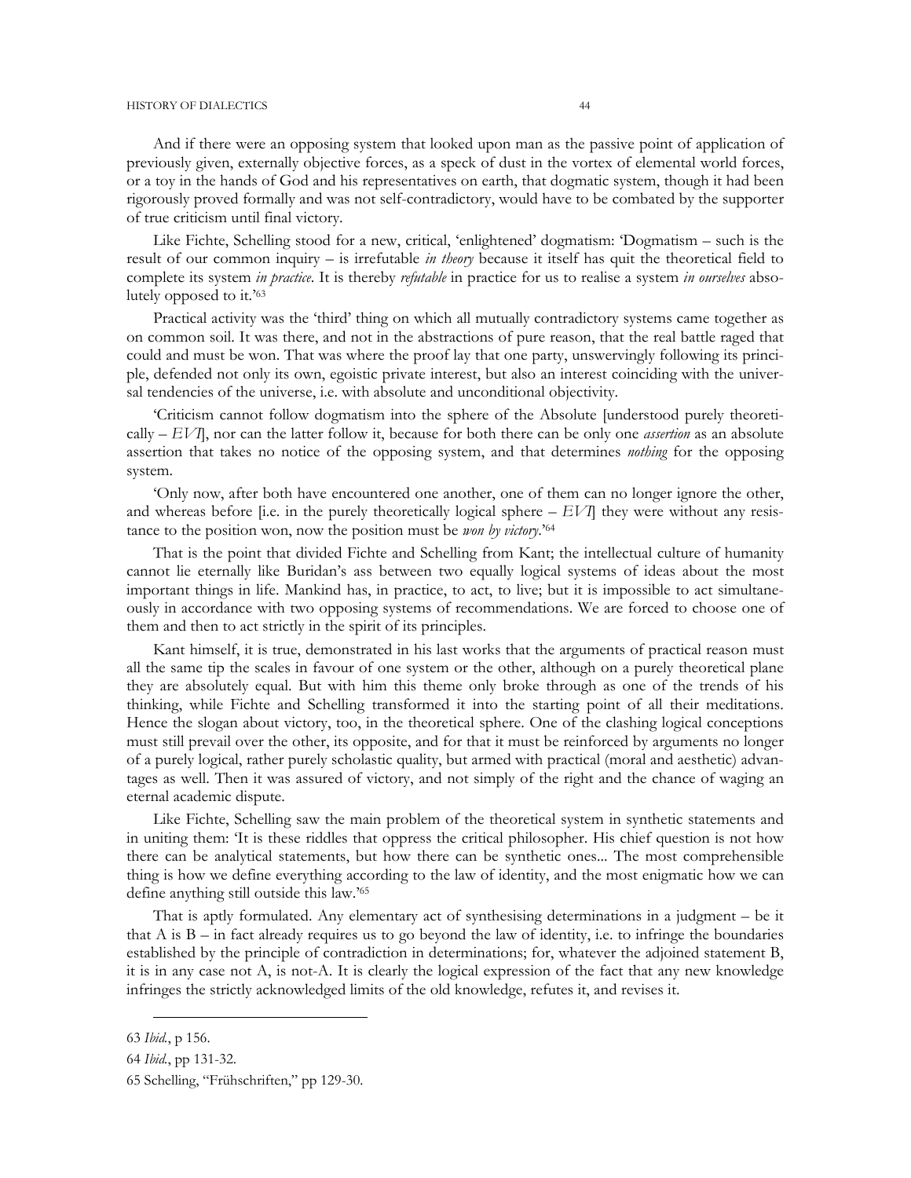And if there were an opposing system that looked upon man as the passive point of application of previously given, externally objective forces, as a speck of dust in the vortex of elemental world forces, or a toy in the hands of God and his representatives on earth, that dogmatic system, though it had been rigorously proved formally and was not self-contradictory, would have to be combated by the supporter of true criticism until final victory.

Like Fichte, Schelling stood for a new, critical, 'enlightened' dogmatism: 'Dogmatism – such is the result of our common inquiry – is irrefutable *in theory* because it itself has quit the theoretical field to complete its system *in practice*. It is thereby *refutable* in practice for us to realise a system *in ourselves* absolutely opposed to it.'[63]

Practical activity was the 'third' thing on which all mutually contradictory systems came together as on common soil. It was there, and not in the abstractions of pure reason, that the real battle raged that could and must be won. That was where the proof lay that one party, unswervingly following its principle, defended not only its own, egoistic private interest, but also an interest coinciding with the universal tendencies of the universe, i.e. with absolute and unconditional objectivity.

'Criticism cannot follow dogmatism into the sphere of the Absolute [understood purely theoretically – *EVI*], nor can the latter follow it, because for both there can be only one *assertion* as an absolute assertion that takes no notice of the opposing system, and that determines *nothing* for the opposing system.

'Only now, after both have encountered one another, one of them can no longer ignore the other, and whereas before [i.e. in the purely theoretically logical sphere – *EVI*] they were without any resistance to the position won, now the position must be *won by victory*.'[64]

That is the point that divided Fichte and Schelling from Kant; the intellectual culture of humanity cannot lie eternally like Buridan's ass between two equally logical systems of ideas about the most important things in life. Mankind has, in practice, to act, to live; but it is impossible to act simultaneously in accordance with two opposing systems of recommendations. We are forced to choose one of them and then to act strictly in the spirit of its principles.

Kant himself, it is true, demonstrated in his last works that the arguments of practical reason must all the same tip the scales in favour of one system or the other, although on a purely theoretical plane they are absolutely equal. But with him this theme only broke through as one of the trends of his thinking, while Fichte and Schelling transformed it into the starting point of all their meditations. Hence the slogan about victory, too, in the theoretical sphere. One of the clashing logical conceptions must still prevail over the other, its opposite, and for that it must be reinforced by arguments no longer of a purely logical, rather purely scholastic quality, but armed with practical (moral and aesthetic) advantages as well. Then it was assured of victory, and not simply of the right and the chance of waging an eternal academic dispute.

Like Fichte, Schelling saw the main problem of the theoretical system in synthetic statements and in uniting them: 'It is these riddles that oppress the critical philosopher. His chief question is not how there can be analytical statements, but how there can be synthetic ones... The most comprehensible thing is how we define everything according to the law of identity, and the most enigmatic how we can define anything still outside this law.'[65]

That is aptly formulated. Any elementary act of synthesising determinations in a judgment – be it that A is B – in fact already requires us to go beyond the law of identity, i.e. to infringe the boundaries established by the principle of contradiction in determinations; for, whatever the adjoined statement B, it is in any case not A, is not-A. It is clearly the logical expression of the fact that any new knowledge infringes the strictly acknowledged limits of the old knowledge, refutes it, and revises it.

63 *Ibid.*, p 156.

64 *Ibid.*, pp 131-32.

65 Schelling, "Frühschriften," pp 129-30.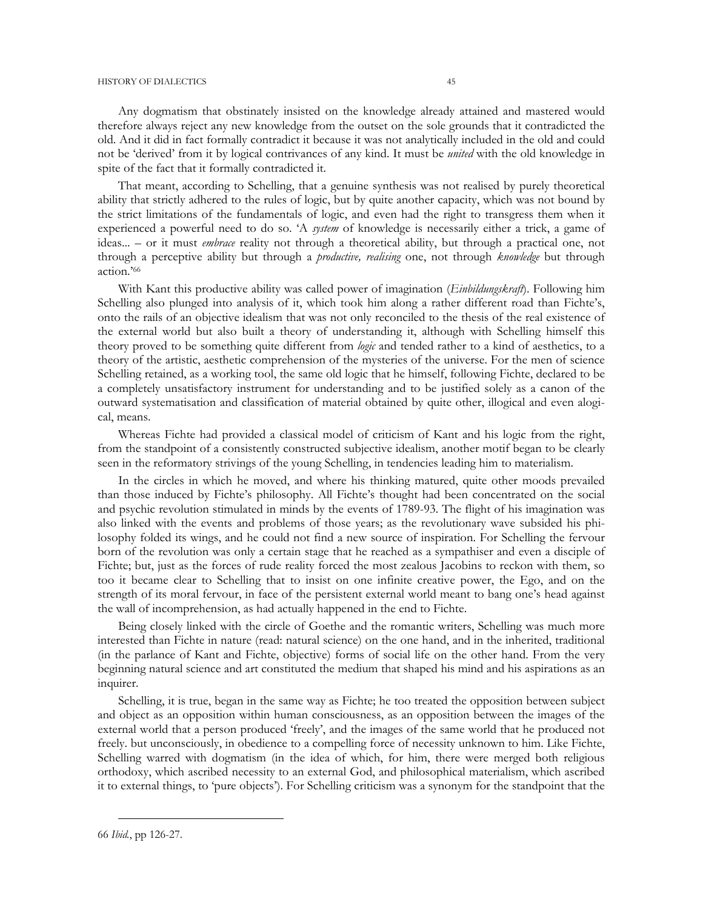Any dogmatism that obstinately insisted on the knowledge already attained and mastered would therefore always reject any new knowledge from the outset on the sole grounds that it contradicted the old. And it did in fact formally contradict it because it was not analytically included in the old and could not be 'derived' from it by logical contrivances of any kind. It must be *united* with the old knowledge in spite of the fact that it formally contradicted it.

That meant, according to Schelling, that a genuine synthesis was not realised by purely theoretical ability that strictly adhered to the rules of logic, but by quite another capacity, which was not bound by the strict limitations of the fundamentals of logic, and even had the right to transgress them when it experienced a powerful need to do so. 'A *system* of knowledge is necessarily either a trick, a game of ideas... – or it must *embrace* reality not through a theoretical ability, but through a practical one, not through a perceptive ability but through a *productive, realising* one, not through *knowledge* but through action.'[66]

With Kant this productive ability was called power of imagination (*Einbildungskraft*). Following him Schelling also plunged into analysis of it, which took him along a rather different road than Fichte's, onto the rails of an objective idealism that was not only reconciled to the thesis of the real existence of the external world but also built a theory of understanding it, although with Schelling himself this theory proved to be something quite different from *logic* and tended rather to a kind of aesthetics, to a theory of the artistic, aesthetic comprehension of the mysteries of the universe. For the men of science Schelling retained, as a working tool, the same old logic that he himself, following Fichte, declared to be a completely unsatisfactory instrument for understanding and to be justified solely as a canon of the outward systematisation and classification of material obtained by quite other, illogical and even alogical, means.

Whereas Fichte had provided a classical model of criticism of Kant and his logic from the right, from the standpoint of a consistently constructed subjective idealism, another motif began to be clearly seen in the reformatory strivings of the young Schelling, in tendencies leading him to materialism.

In the circles in which he moved, and where his thinking matured, quite other moods prevailed than those induced by Fichte's philosophy. All Fichte's thought had been concentrated on the social and psychic revolution stimulated in minds by the events of 1789-93. The flight of his imagination was also linked with the events and problems of those years; as the revolutionary wave subsided his philosophy folded its wings, and he could not find a new source of inspiration. For Schelling the fervour born of the revolution was only a certain stage that he reached as a sympathiser and even a disciple of Fichte; but, just as the forces of rude reality forced the most zealous Jacobins to reckon with them, so too it became clear to Schelling that to insist on one infinite creative power, the Ego, and on the strength of its moral fervour, in face of the persistent external world meant to bang one's head against the wall of incomprehension, as had actually happened in the end to Fichte.

Being closely linked with the circle of Goethe and the romantic writers, Schelling was much more interested than Fichte in nature (read: natural science) on the one hand, and in the inherited, traditional (in the parlance of Kant and Fichte, objective) forms of social life on the other hand. From the very beginning natural science and art constituted the medium that shaped his mind and his aspirations as an inquirer.

Schelling, it is true, began in the same way as Fichte; he too treated the opposition between subject and object as an opposition within human consciousness, as an opposition between the images of the external world that a person produced 'freely', and the images of the same world that he produced not freely. but unconsciously, in obedience to a compelling force of necessity unknown to him. Like Fichte, Schelling warred with dogmatism (in the idea of which, for him, there were merged both religious orthodoxy, which ascribed necessity to an external God, and philosophical materialism, which ascribed it to external things, to 'pure objects'). For Schelling criticism was a synonym for the standpoint that the

---

66 *Ibid.*, pp 126-27.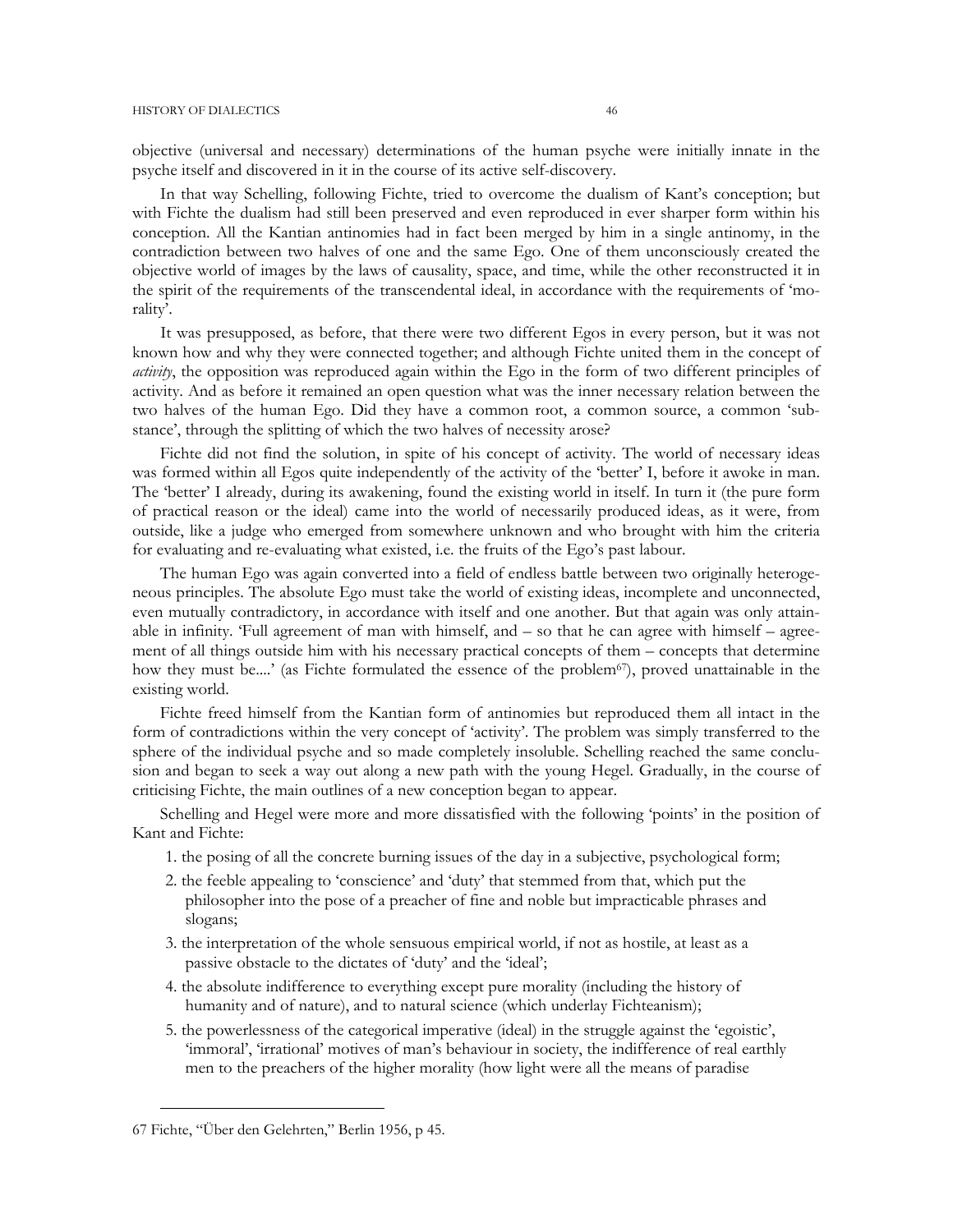objective (universal and necessary) determinations of the human psyche were initially innate in the psyche itself and discovered in it in the course of its active self-discovery.

In that way Schelling, following Fichte, tried to overcome the dualism of Kant's conception; but with Fichte the dualism had still been preserved and even reproduced in ever sharper form within his conception. All the Kantian antinomies had in fact been merged by him in a single antinomy, in the contradiction between two halves of one and the same Ego. One of them unconsciously created the objective world of images by the laws of causality, space, and time, while the other reconstructed it in the spirit of the requirements of the transcendental ideal, in accordance with the requirements of 'morality'.

It was presupposed, as before, that there were two different Egos in every person, but it was not known how and why they were connected together; and although Fichte united them in the concept of *activity*, the opposition was reproduced again within the Ego in the form of two different principles of activity. And as before it remained an open question what was the inner necessary relation between the two halves of the human Ego. Did they have a common root, a common source, a common 'substance', through the splitting of which the two halves of necessity arose?

Fichte did not find the solution, in spite of his concept of activity. The world of necessary ideas was formed within all Egos quite independently of the activity of the 'better' I, before it awoke in man. The 'better' I already, during its awakening, found the existing world in itself. In turn it (the pure form of practical reason or the ideal) came into the world of necessarily produced ideas, as it were, from outside, like a judge who emerged from somewhere unknown and who brought with him the criteria for evaluating and re-evaluating what existed, i.e. the fruits of the Ego's past labour.

The human Ego was again converted into a field of endless battle between two originally heterogeneous principles. The absolute Ego must take the world of existing ideas, incomplete and unconnected, even mutually contradictory, in accordance with itself and one another. But that again was only attainable in infinity. 'Full agreement of man with himself, and – so that he can agree with himself – agreement of all things outside him with his necessary practical concepts of them – concepts that determine how they must be....' (as Fichte formulated the essence of the problem[67]), proved unattainable in the existing world.

Fichte freed himself from the Kantian form of antinomies but reproduced them all intact in the form of contradictions within the very concept of 'activity'. The problem was simply transferred to the sphere of the individual psyche and so made completely insoluble. Schelling reached the same conclusion and began to seek a way out along a new path with the young Hegel. Gradually, in the course of criticising Fichte, the main outlines of a new conception began to appear.

Schelling and Hegel were more and more dissatisfied with the following 'points' in the position of Kant and Fichte:

1. the posing of all the concrete burning issues of the day in a subjective, psychological form;
2. the feeble appealing to 'conscience' and 'duty' that stemmed from that, which put the philosopher into the pose of a preacher of fine and noble but impracticable phrases and slogans;
3. the interpretation of the whole sensuous empirical world, if not as hostile, at least as a passive obstacle to the dictates of 'duty' and the 'ideal';
4. the absolute indifference to everything except pure morality (including the history of humanity and of nature), and to natural science (which underlay Fichteanism);
5. the powerlessness of the categorical imperative (ideal) in the struggle against the 'egoistic', 'immoral', 'irrational' motives of man's behaviour in society, the indifference of real earthly men to the preachers of the higher morality (how light were all the means of paradise

67 Fichte, "Über den Gelehrten," Berlin 1956, p 45.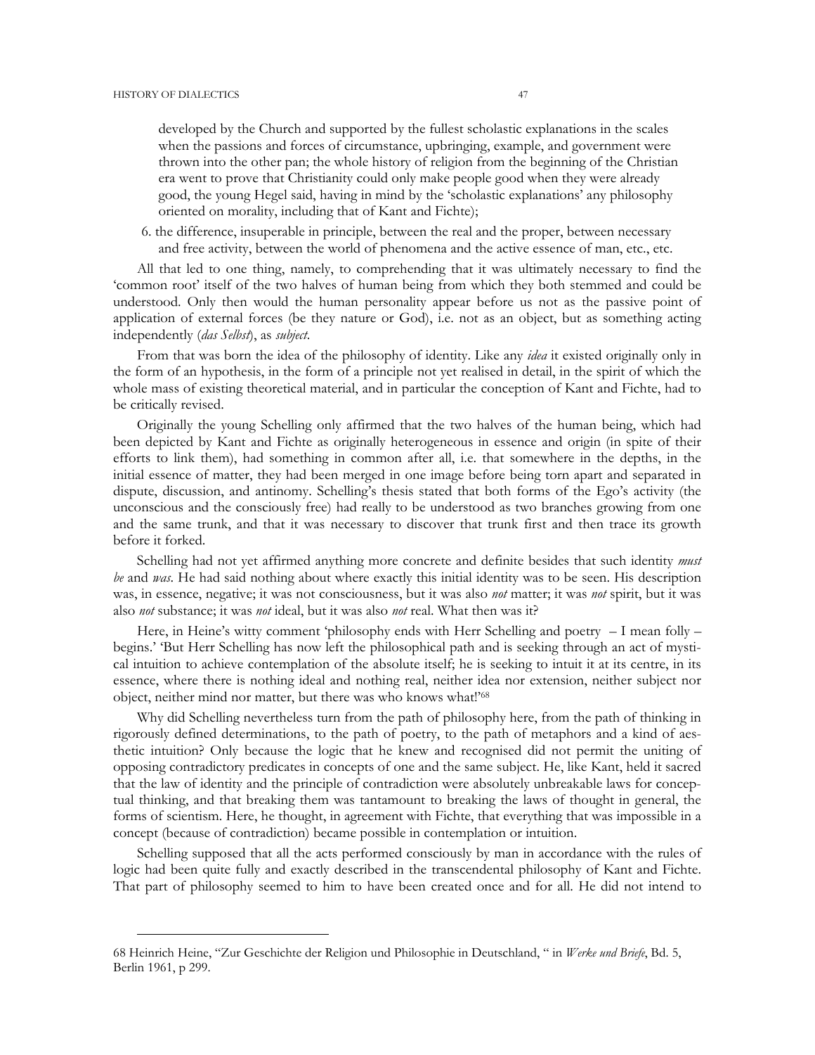developed by the Church and supported by the fullest scholastic explanations in the scales when the passions and forces of circumstance, upbringing, example, and government were thrown into the other pan; the whole history of religion from the beginning of the Christian era went to prove that Christianity could only make people good when they were already good, the young Hegel said, having in mind by the 'scholastic explanations' any philosophy oriented on morality, including that of Kant and Fichte);

6. the difference, insuperable in principle, between the real and the proper, between necessary and free activity, between the world of phenomena and the active essence of man, etc., etc.

All that led to one thing, namely, to comprehending that it was ultimately necessary to find the 'common root' itself of the two halves of human being from which they both stemmed and could be understood. Only then would the human personality appear before us not as the passive point of application of external forces (be they nature or God), i.e. not as an object, but as something acting independently (*das Selbst*), as *subject*.

From that was born the idea of the philosophy of identity. Like any *idea* it existed originally only in the form of an hypothesis, in the form of a principle not yet realised in detail, in the spirit of which the whole mass of existing theoretical material, and in particular the conception of Kant and Fichte, had to be critically revised.

Originally the young Schelling only affirmed that the two halves of the human being, which had been depicted by Kant and Fichte as originally heterogeneous in essence and origin (in spite of their efforts to link them), had something in common after all, i.e. that somewhere in the depths, in the initial essence of matter, they had been merged in one image before being torn apart and separated in dispute, discussion, and antinomy. Schelling's thesis stated that both forms of the Ego's activity (the unconscious and the consciously free) had really to be understood as two branches growing from one and the same trunk, and that it was necessary to discover that trunk first and then trace its growth before it forked.

Schelling had not yet affirmed anything more concrete and definite besides that such identity *must be* and *was*. He had said nothing about where exactly this initial identity was to be seen. His description was, in essence, negative; it was not consciousness, but it was also *not* matter; it was *not* spirit, but it was also *not* substance; it was *not* ideal, but it was also *not* real. What then was it?

Here, in Heine's witty comment 'philosophy ends with Herr Schelling and poetry – I mean folly – begins.' 'But Herr Schelling has now left the philosophical path and is seeking through an act of mystical intuition to achieve contemplation of the absolute itself; he is seeking to intuit it at its centre, in its essence, where there is nothing ideal and nothing real, neither idea nor extension, neither subject nor object, neither mind nor matter, but there was who knows what!'[68]

Why did Schelling nevertheless turn from the path of philosophy here, from the path of thinking in rigorously defined determinations, to the path of poetry, to the path of metaphors and a kind of aesthetic intuition? Only because the logic that he knew and recognised did not permit the uniting of opposing contradictory predicates in concepts of one and the same subject. He, like Kant, held it sacred that the law of identity and the principle of contradiction were absolutely unbreakable laws for conceptual thinking, and that breaking them was tantamount to breaking the laws of thought in general, the forms of scientism. Here, he thought, in agreement with Fichte, that everything that was impossible in a concept (because of contradiction) became possible in contemplation or intuition.

Schelling supposed that all the acts performed consciously by man in accordance with the rules of logic had been quite fully and exactly described in the transcendental philosophy of Kant and Fichte. That part of philosophy seemed to him to have been created once and for all. He did not intend to

---

68 Heinrich Heine, "Zur Geschichte der Religion und Philosophie in Deutschland, " in *Werke und Briefe*, Bd. 5, Berlin 1961, p 299.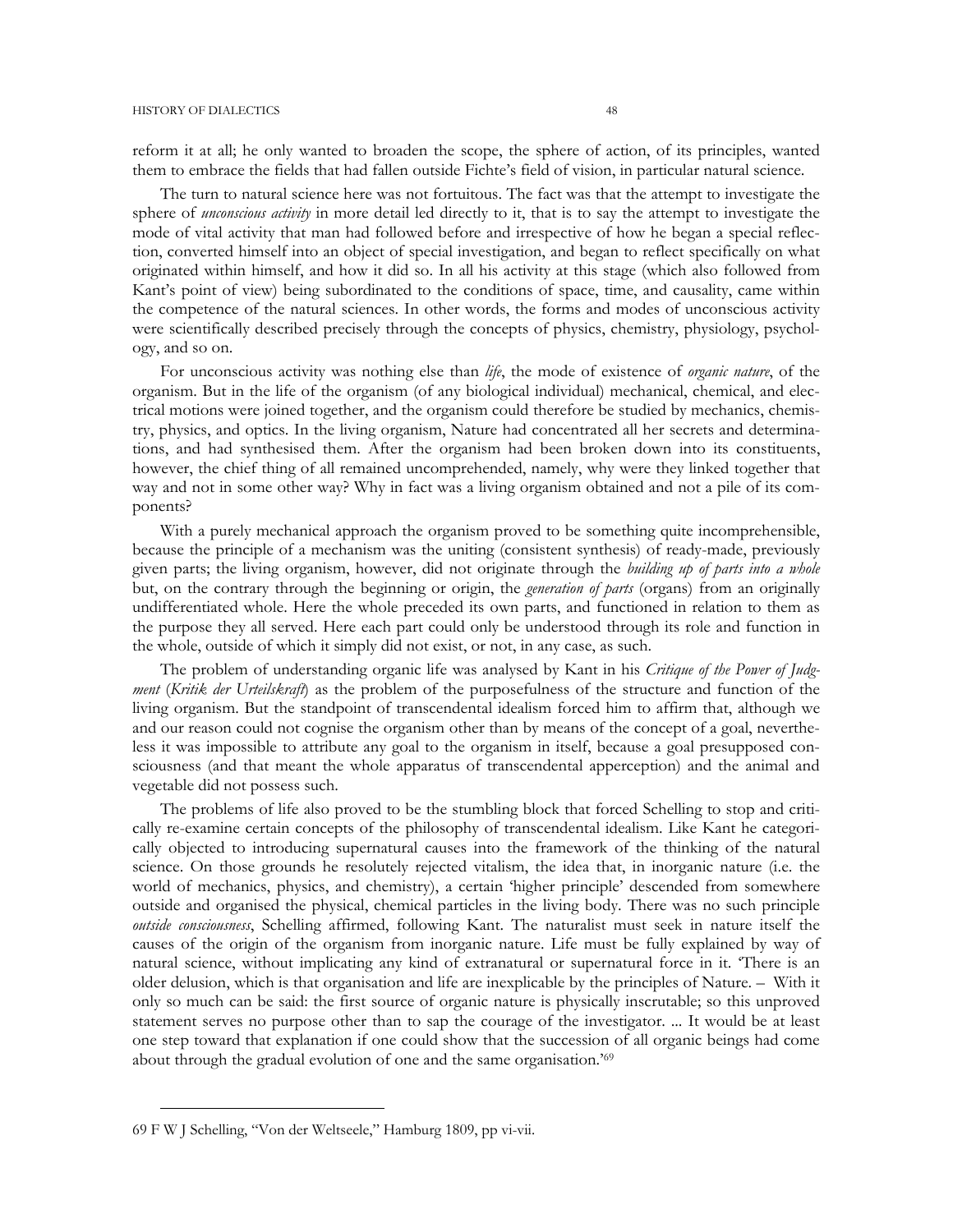reform it at all; he only wanted to broaden the scope, the sphere of action, of its principles, wanted them to embrace the fields that had fallen outside Fichte's field of vision, in particular natural science.

The turn to natural science here was not fortuitous. The fact was that the attempt to investigate the sphere of *unconscious activity* in more detail led directly to it, that is to say the attempt to investigate the mode of vital activity that man had followed before and irrespective of how he began a special reflection, converted himself into an object of special investigation, and began to reflect specifically on what originated within himself, and how it did so. In all his activity at this stage (which also followed from Kant's point of view) being subordinated to the conditions of space, time, and causality, came within the competence of the natural sciences. In other words, the forms and modes of unconscious activity were scientifically described precisely through the concepts of physics, chemistry, physiology, psychology, and so on.

For unconscious activity was nothing else than *life*, the mode of existence of *organic nature*, of the organism. But in the life of the organism (of any biological individual) mechanical, chemical, and electrical motions were joined together, and the organism could therefore be studied by mechanics, chemistry, physics, and optics. In the living organism, Nature had concentrated all her secrets and determinations, and had synthesised them. After the organism had been broken down into its constituents, however, the chief thing of all remained uncomprehended, namely, why were they linked together that way and not in some other way? Why in fact was a living organism obtained and not a pile of its components?

With a purely mechanical approach the organism proved to be something quite incomprehensible, because the principle of a mechanism was the uniting (consistent synthesis) of ready-made, previously given parts; the living organism, however, did not originate through the *building up of parts into a whole* but, on the contrary through the beginning or origin, the *generation of parts* (organs) from an originally undifferentiated whole. Here the whole preceded its own parts, and functioned in relation to them as the purpose they all served. Here each part could only be understood through its role and function in the whole, outside of which it simply did not exist, or not, in any case, as such.

The problem of understanding organic life was analysed by Kant in his *Critique of the Power of Judgment* (*Kritik der Urteilskraft*) as the problem of the purposefulness of the structure and function of the living organism. But the standpoint of transcendental idealism forced him to affirm that, although we and our reason could not cognise the organism other than by means of the concept of a goal, nevertheless it was impossible to attribute any goal to the organism in itself, because a goal presupposed consciousness (and that meant the whole apparatus of transcendental apperception) and the animal and vegetable did not possess such.

The problems of life also proved to be the stumbling block that forced Schelling to stop and critically re-examine certain concepts of the philosophy of transcendental idealism. Like Kant he categorically objected to introducing supernatural causes into the framework of the thinking of the natural science. On those grounds he resolutely rejected vitalism, the idea that, in inorganic nature (i.e. the world of mechanics, physics, and chemistry), a certain 'higher principle' descended from somewhere outside and organised the physical, chemical particles in the living body. There was no such principle *outside consciousness*, Schelling affirmed, following Kant. The naturalist must seek in nature itself the causes of the origin of the organism from inorganic nature. Life must be fully explained by way of natural science, without implicating any kind of extranatural or supernatural force in it. 'There is an older delusion, which is that organisation and life are inexplicable by the principles of Nature. – With it only so much can be said: the first source of organic nature is physically inscrutable; so this unproved statement serves no purpose other than to sap the courage of the investigator. ... It would be at least one step toward that explanation if one could show that the succession of all organic beings had come about through the gradual evolution of one and the same organisation.'[69]

---

69 F W J Schelling, "Von der Weltseele," Hamburg 1809, pp vi-vii.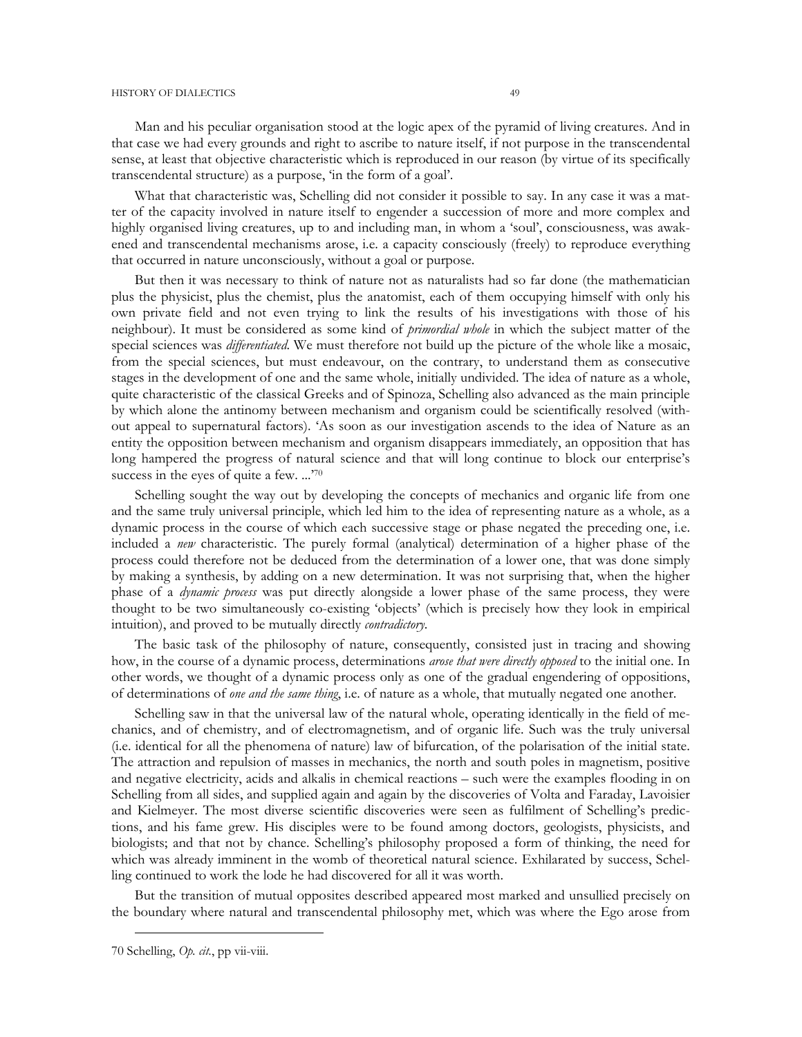Man and his peculiar organisation stood at the logic apex of the pyramid of living creatures. And in that case we had every grounds and right to ascribe to nature itself, if not purpose in the transcendental sense, at least that objective characteristic which is reproduced in our reason (by virtue of its specifically transcendental structure) as a purpose, 'in the form of a goal'.

What that characteristic was, Schelling did not consider it possible to say. In any case it was a matter of the capacity involved in nature itself to engender a succession of more and more complex and highly organised living creatures, up to and including man, in whom a 'soul', consciousness, was awakened and transcendental mechanisms arose, i.e. a capacity consciously (freely) to reproduce everything that occurred in nature unconsciously, without a goal or purpose.

But then it was necessary to think of nature not as naturalists had so far done (the mathematician plus the physicist, plus the chemist, plus the anatomist, each of them occupying himself with only his own private field and not even trying to link the results of his investigations with those of his neighbour). It must be considered as some kind of *primordial whole* in which the subject matter of the special sciences was *differentiated*. We must therefore not build up the picture of the whole like a mosaic, from the special sciences, but must endeavour, on the contrary, to understand them as consecutive stages in the development of one and the same whole, initially undivided. The idea of nature as a whole, quite characteristic of the classical Greeks and of Spinoza, Schelling also advanced as the main principle by which alone the antinomy between mechanism and organism could be scientifically resolved (without appeal to supernatural factors). 'As soon as our investigation ascends to the idea of Nature as an entity the opposition between mechanism and organism disappears immediately, an opposition that has long hampered the progress of natural science and that will long continue to block our enterprise's success in the eyes of quite a few. ...'[70]

Schelling sought the way out by developing the concepts of mechanics and organic life from one and the same truly universal principle, which led him to the idea of representing nature as a whole, as a dynamic process in the course of which each successive stage or phase negated the preceding one, i.e. included a *new* characteristic. The purely formal (analytical) determination of a higher phase of the process could therefore not be deduced from the determination of a lower one, that was done simply by making a synthesis, by adding on a new determination. It was not surprising that, when the higher phase of a *dynamic process* was put directly alongside a lower phase of the same process, they were thought to be two simultaneously co-existing 'objects' (which is precisely how they look in empirical intuition), and proved to be mutually directly *contradictory*.

The basic task of the philosophy of nature, consequently, consisted just in tracing and showing how, in the course of a dynamic process, determinations *arose that were directly opposed* to the initial one. In other words, we thought of a dynamic process only as one of the gradual engendering of oppositions, of determinations of *one and the same thing*, i.e. of nature as a whole, that mutually negated one another.

Schelling saw in that the universal law of the natural whole, operating identically in the field of mechanics, and of chemistry, and of electromagnetism, and of organic life. Such was the truly universal (i.e. identical for all the phenomena of nature) law of bifurcation, of the polarisation of the initial state. The attraction and repulsion of masses in mechanics, the north and south poles in magnetism, positive and negative electricity, acids and alkalis in chemical reactions – such were the examples flooding in on Schelling from all sides, and supplied again and again by the discoveries of Volta and Faraday, Lavoisier and Kielmeyer. The most diverse scientific discoveries were seen as fulfilment of Schelling's predictions, and his fame grew. His disciples were to be found among doctors, geologists, physicists, and biologists; and that not by chance. Schelling's philosophy proposed a form of thinking, the need for which was already imminent in the womb of theoretical natural science. Exhilarated by success, Schelling continued to work the lode he had discovered for all it was worth.

But the transition of mutual opposites described appeared most marked and unsullied precisely on the boundary where natural and transcendental philosophy met, which was where the Ego arose from

---

70 Schelling, *Op. cit.*, pp vii-viii.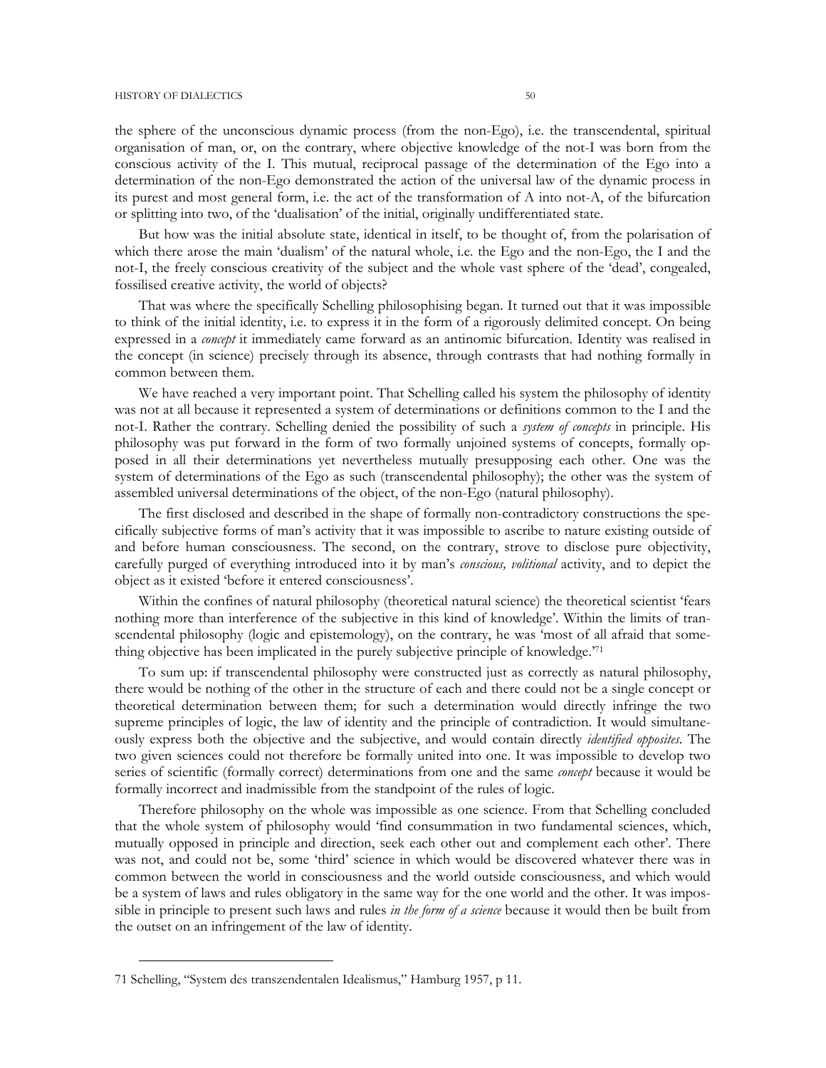the sphere of the unconscious dynamic process (from the non-Ego), i.e. the transcendental, spiritual organisation of man, or, on the contrary, where objective knowledge of the not-I was born from the conscious activity of the I. This mutual, reciprocal passage of the determination of the Ego into a determination of the non-Ego demonstrated the action of the universal law of the dynamic process in its purest and most general form, i.e. the act of the transformation of A into not-A, of the bifurcation or splitting into two, of the 'dualisation' of the initial, originally undifferentiated state.

But how was the initial absolute state, identical in itself, to be thought of, from the polarisation of which there arose the main 'dualism' of the natural whole, i.e. the Ego and the non-Ego, the I and the not-I, the freely conscious creativity of the subject and the whole vast sphere of the 'dead', congealed, fossilised creative activity, the world of objects?

That was where the specifically Schelling philosophising began. It turned out that it was impossible to think of the initial identity, i.e. to express it in the form of a rigorously delimited concept. On being expressed in a *concept* it immediately came forward as an antinomic bifurcation. Identity was realised in the concept (in science) precisely through its absence, through contrasts that had nothing formally in common between them.

We have reached a very important point. That Schelling called his system the philosophy of identity was not at all because it represented a system of determinations or definitions common to the I and the not-I. Rather the contrary. Schelling denied the possibility of such a *system of concepts* in principle. His philosophy was put forward in the form of two formally unjoined systems of concepts, formally opposed in all their determinations yet nevertheless mutually presupposing each other. One was the system of determinations of the Ego as such (transcendental philosophy); the other was the system of assembled universal determinations of the object, of the non-Ego (natural philosophy).

The first disclosed and described in the shape of formally non-contradictory constructions the specifically subjective forms of man's activity that it was impossible to ascribe to nature existing outside of and before human consciousness. The second, on the contrary, strove to disclose pure objectivity, carefully purged of everything introduced into it by man's *conscious, volitional* activity, and to depict the object as it existed 'before it entered consciousness'.

Within the confines of natural philosophy (theoretical natural science) the theoretical scientist 'fears nothing more than interference of the subjective in this kind of knowledge'. Within the limits of transcendental philosophy (logic and epistemology), on the contrary, he was 'most of all afraid that something objective has been implicated in the purely subjective principle of knowledge.'[71]

To sum up: if transcendental philosophy were constructed just as correctly as natural philosophy, there would be nothing of the other in the structure of each and there could not be a single concept or theoretical determination between them; for such a determination would directly infringe the two supreme principles of logic, the law of identity and the principle of contradiction. It would simultaneously express both the objective and the subjective, and would contain directly *identified opposites*. The two given sciences could not therefore be formally united into one. It was impossible to develop two series of scientific (formally correct) determinations from one and the same *concept* because it would be formally incorrect and inadmissible from the standpoint of the rules of logic.

Therefore philosophy on the whole was impossible as one science. From that Schelling concluded that the whole system of philosophy would 'find consummation in two fundamental sciences, which, mutually opposed in principle and direction, seek each other out and complement each other'. There was not, and could not be, some 'third' science in which would be discovered whatever there was in common between the world in consciousness and the world outside consciousness, and which would be a system of laws and rules obligatory in the same way for the one world and the other. It was impossible in principle to present such laws and rules *in the form of a science* because it would then be built from the outset on an infringement of the law of identity.

71 Schelling, "System des transzendentalen Idealismus," Hamburg 1957, p 11.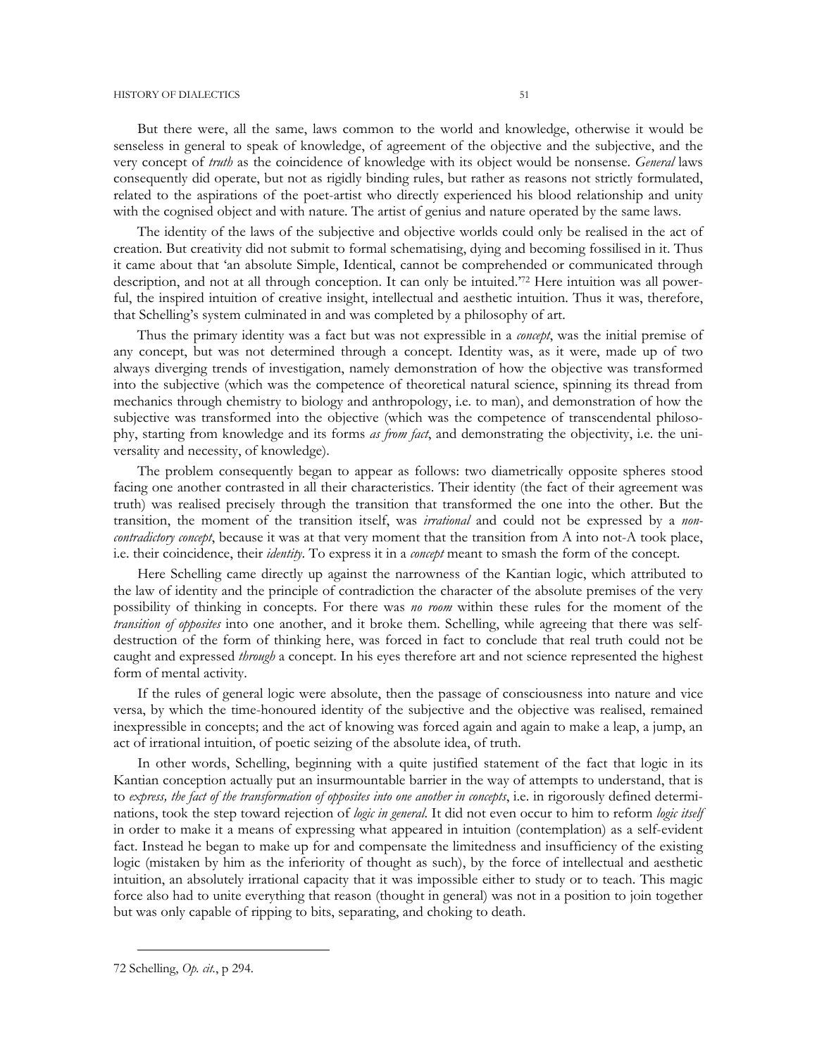But there were, all the same, laws common to the world and knowledge, otherwise it would be senseless in general to speak of knowledge, of agreement of the objective and the subjective, and the very concept of *truth* as the coincidence of knowledge with its object would be nonsense. *General* laws consequently did operate, but not as rigidly binding rules, but rather as reasons not strictly formulated, related to the aspirations of the poet-artist who directly experienced his blood relationship and unity with the cognised object and with nature. The artist of genius and nature operated by the same laws.

The identity of the laws of the subjective and objective worlds could only be realised in the act of creation. But creativity did not submit to formal schematising, dying and becoming fossilised in it. Thus it came about that 'an absolute Simple, Identical, cannot be comprehended or communicated through description, and not at all through conception. It can only be intuited.'[72] Here intuition was all powerful, the inspired intuition of creative insight, intellectual and aesthetic intuition. Thus it was, therefore, that Schelling's system culminated in and was completed by a philosophy of art.

Thus the primary identity was a fact but was not expressible in a *concept*, was the initial premise of any concept, but was not determined through a concept. Identity was, as it were, made up of two always diverging trends of investigation, namely demonstration of how the objective was transformed into the subjective (which was the competence of theoretical natural science, spinning its thread from mechanics through chemistry to biology and anthropology, i.e. to man), and demonstration of how the subjective was transformed into the objective (which was the competence of transcendental philosophy, starting from knowledge and its forms *as from fact*, and demonstrating the objectivity, i.e. the universality and necessity, of knowledge).

The problem consequently began to appear as follows: two diametrically opposite spheres stood facing one another contrasted in all their characteristics. Their identity (the fact of their agreement was truth) was realised precisely through the transition that transformed the one into the other. But the transition, the moment of the transition itself, was *irrational* and could not be expressed by a *non-contradictory concept*, because it was at that very moment that the transition from A into not-A took place, i.e. their coincidence, their *identity*. To express it in a *concept* meant to smash the form of the concept.

Here Schelling came directly up against the narrowness of the Kantian logic, which attributed to the law of identity and the principle of contradiction the character of the absolute premises of the very possibility of thinking in concepts. For there was *no room* within these rules for the moment of the *transition of opposites* into one another, and it broke them. Schelling, while agreeing that there was self-destruction of the form of thinking here, was forced in fact to conclude that real truth could not be caught and expressed *through* a concept. In his eyes therefore art and not science represented the highest form of mental activity.

If the rules of general logic were absolute, then the passage of consciousness into nature and vice versa, by which the time-honoured identity of the subjective and the objective was realised, remained inexpressible in concepts; and the act of knowing was forced again and again to make a leap, a jump, an act of irrational intuition, of poetic seizing of the absolute idea, of truth.

In other words, Schelling, beginning with a quite justified statement of the fact that logic in its Kantian conception actually put an insurmountable barrier in the way of attempts to understand, that is to *express, the fact of the transformation of opposites into one another in concepts*, i.e. in rigorously defined determinations, took the step toward rejection of *logic in general*. It did not even occur to him to reform *logic itself* in order to make it a means of expressing what appeared in intuition (contemplation) as a self-evident fact. Instead he began to make up for and compensate the limitedness and insufficiency of the existing logic (mistaken by him as the inferiority of thought as such), by the force of intellectual and aesthetic intuition, an absolutely irrational capacity that it was impossible either to study or to teach. This magic force also had to unite everything that reason (thought in general) was not in a position to join together but was only capable of ripping to bits, separating, and choking to death.

---

72 Schelling, *Op. cit.*, p 294.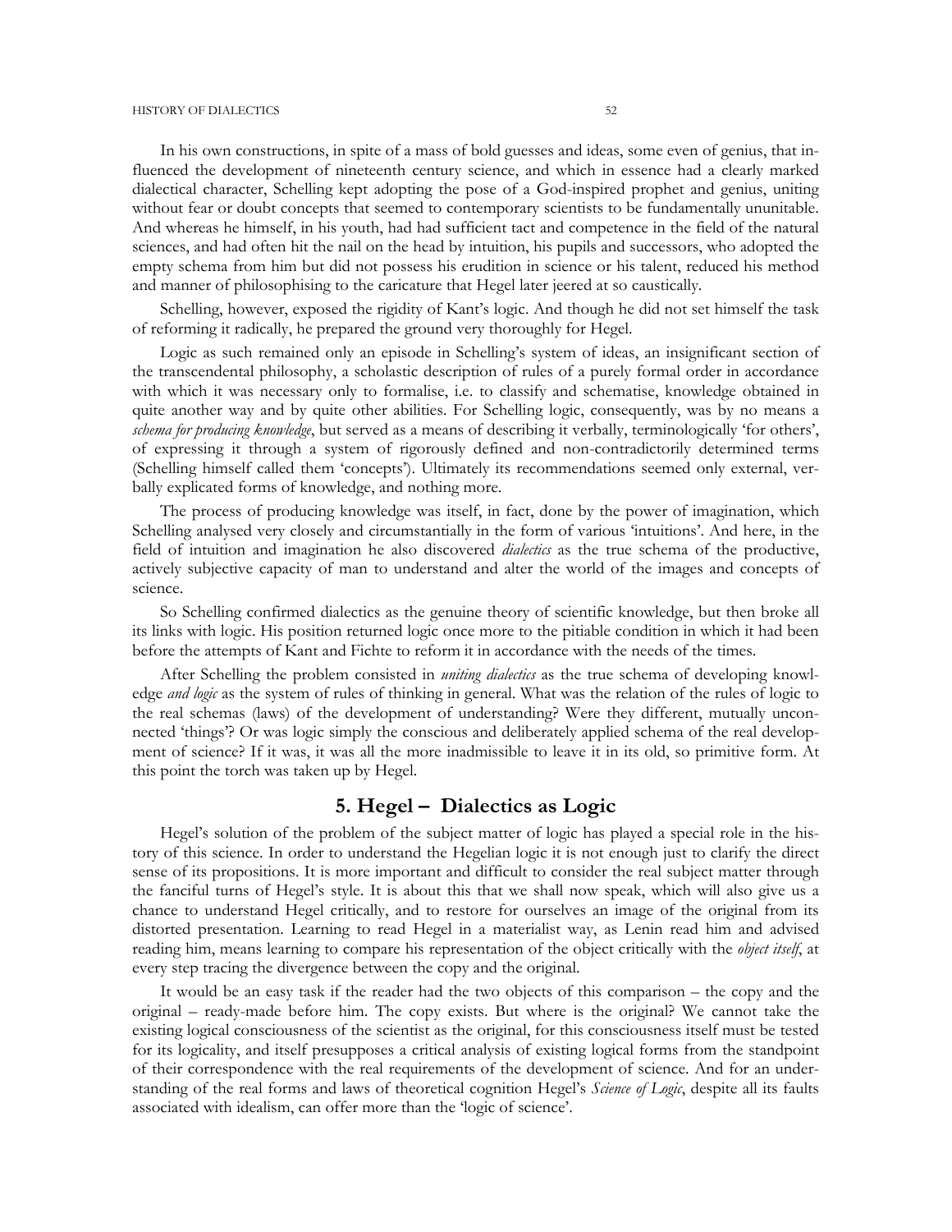In his own constructions, in spite of a mass of bold guesses and ideas, some even of genius, that influenced the development of nineteenth century science, and which in essence had a clearly marked dialectical character, Schelling kept adopting the pose of a God-inspired prophet and genius, uniting without fear or doubt concepts that seemed to contemporary scientists to be fundamentally ununitable. And whereas he himself, in his youth, had had sufficient tact and competence in the field of the natural sciences, and had often hit the nail on the head by intuition, his pupils and successors, who adopted the empty schema from him but did not possess his erudition in science or his talent, reduced his method and manner of philosophising to the caricature that Hegel later jeered at so caustically.

Schelling, however, exposed the rigidity of Kant's logic. And though he did not set himself the task of reforming it radically, he prepared the ground very thoroughly for Hegel.

Logic as such remained only an episode in Schelling's system of ideas, an insignificant section of the transcendental philosophy, a scholastic description of rules of a purely formal order in accordance with which it was necessary only to formalise, i.e. to classify and schematise, knowledge obtained in quite another way and by quite other abilities. For Schelling logic, consequently, was by no means a *schema for producing knowledge*, but served as a means of describing it verbally, terminologically 'for others', of expressing it through a system of rigorously defined and non-contradictorily determined terms (Schelling himself called them 'concepts'). Ultimately its recommendations seemed only external, verbally explicated forms of knowledge, and nothing more.

The process of producing knowledge was itself, in fact, done by the power of imagination, which Schelling analysed very closely and circumstantially in the form of various 'intuitions'. And here, in the field of intuition and imagination he also discovered *dialectics* as the true schema of the productive, actively subjective capacity of man to understand and alter the world of the images and concepts of science.

So Schelling confirmed dialectics as the genuine theory of scientific knowledge, but then broke all its links with logic. His position returned logic once more to the pitiable condition in which it had been before the attempts of Kant and Fichte to reform it in accordance with the needs of the times.

After Schelling the problem consisted in *uniting dialectics* as the true schema of developing knowledge *and logic* as the system of rules of thinking in general. What was the relation of the rules of logic to the real schemas (laws) of the development of understanding? Were they different, mutually unconnected 'things'? Or was logic simply the conscious and deliberately applied schema of the real development of science? If it was, it was all the more inadmissible to leave it in its old, so primitive form. At this point the torch was taken up by Hegel.

## 5. Hegel – Dialectics as Logic

Hegel's solution of the problem of the subject matter of logic has played a special role in the history of this science. In order to understand the Hegelian logic it is not enough just to clarify the direct sense of its propositions. It is more important and difficult to consider the real subject matter through the fanciful turns of Hegel's style. It is about this that we shall now speak, which will also give us a chance to understand Hegel critically, and to restore for ourselves an image of the original from its distorted presentation. Learning to read Hegel in a materialist way, as Lenin read him and advised reading him, means learning to compare his representation of the object critically with the *object itself*, at every step tracing the divergence between the copy and the original.

It would be an easy task if the reader had the two objects of this comparison – the copy and the original – ready-made before him. The copy exists. But where is the original? We cannot take the existing logical consciousness of the scientist as the original, for this consciousness itself must be tested for its logicality, and itself presupposes a critical analysis of existing logical forms from the standpoint of their correspondence with the real requirements of the development of science. And for an understanding of the real forms and laws of theoretical cognition Hegel's *Science of Logic*, despite all its faults associated with idealism, can offer more than the 'logic of science'.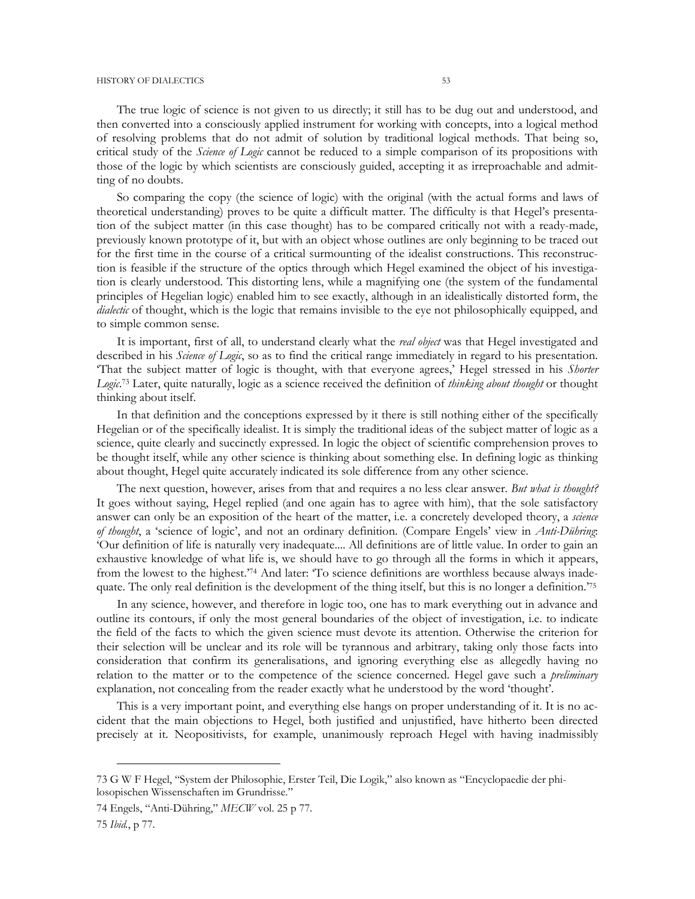The true logic of science is not given to us directly; it still has to be dug out and understood, and then converted into a consciously applied instrument for working with concepts, into a logical method of resolving problems that do not admit of solution by traditional logical methods. That being so, critical study of the *Science of Logic* cannot be reduced to a simple comparison of its propositions with those of the logic by which scientists are consciously guided, accepting it as irreproachable and admitting of no doubts.

So comparing the copy (the science of logic) with the original (with the actual forms and laws of theoretical understanding) proves to be quite a difficult matter. The difficulty is that Hegel's presentation of the subject matter (in this case thought) has to be compared critically not with a ready-made, previously known prototype of it, but with an object whose outlines are only beginning to be traced out for the first time in the course of a critical surmounting of the idealist constructions. This reconstruction is feasible if the structure of the optics through which Hegel examined the object of his investigation is clearly understood. This distorting lens, while a magnifying one (the system of the fundamental principles of Hegelian logic) enabled him to see exactly, although in an idealistically distorted form, the *dialectic* of thought, which is the logic that remains invisible to the eye not philosophically equipped, and to simple common sense.

It is important, first of all, to understand clearly what the *real object* was that Hegel investigated and described in his *Science of Logic*, so as to find the critical range immediately in regard to his presentation. 'That the subject matter of logic is thought, with that everyone agrees,' Hegel stressed in his *Shorter Logic*.[73] Later, quite naturally, logic as a science received the definition of *thinking about thought* or thought thinking about itself.

In that definition and the conceptions expressed by it there is still nothing either of the specifically Hegelian or of the specifically idealist. It is simply the traditional ideas of the subject matter of logic as a science, quite clearly and succinctly expressed. In logic the object of scientific comprehension proves to be thought itself, while any other science is thinking about something else. In defining logic as thinking about thought, Hegel quite accurately indicated its sole difference from any other science.

The next question, however, arises from that and requires a no less clear answer. *But what is thought?* It goes without saying, Hegel replied (and one again has to agree with him), that the sole satisfactory answer can only be an exposition of the heart of the matter, i.e. a concretely developed theory, a *science of thought*, a 'science of logic', and not an ordinary definition. (Compare Engels' view in *Anti-Dühring*: 'Our definition of life is naturally very inadequate.... All definitions are of little value. In order to gain an exhaustive knowledge of what life is, we should have to go through all the forms in which it appears, from the lowest to the highest.'[74] And later: 'To science definitions are worthless because always inadequate. The only real definition is the development of the thing itself, but this is no longer a definition.'[75]

In any science, however, and therefore in logic too, one has to mark everything out in advance and outline its contours, if only the most general boundaries of the object of investigation, i.e. to indicate the field of the facts to which the given science must devote its attention. Otherwise the criterion for their selection will be unclear and its role will be tyrannous and arbitrary, taking only those facts into consideration that confirm its generalisations, and ignoring everything else as allegedly having no relation to the matter or to the competence of the science concerned. Hegel gave such a *preliminary* explanation, not concealing from the reader exactly what he understood by the word 'thought'.

This is a very important point, and everything else hangs on proper understanding of it. It is no accident that the main objections to Hegel, both justified and unjustified, have hitherto been directed precisely at it. Neopositivists, for example, unanimously reproach Hegel with having inadmissibly

---

73 G W F Hegel, "System der Philosophie, Erster Teil, Die Logik," also known as "Encyclopaedie der philosopischen Wissenschaften im Grundrisse."

74 Engels, "Anti-Dühring," *MECW* vol. 25 p 77.

75 *Ibid.*, p 77.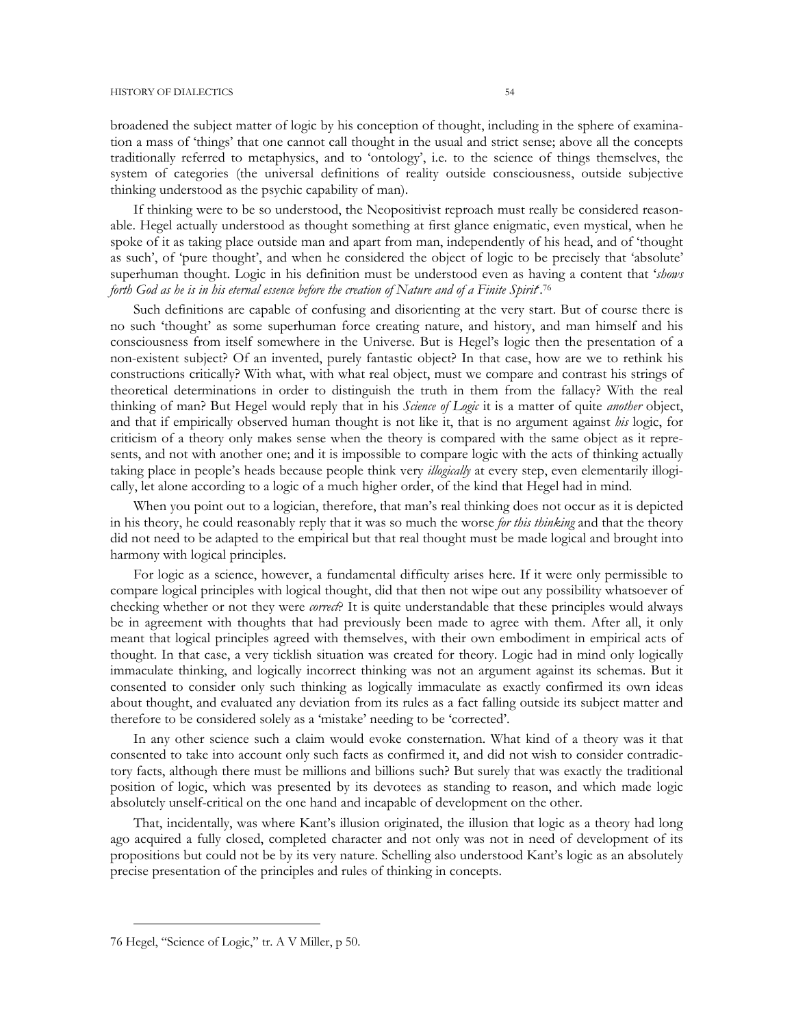broadened the subject matter of logic by his conception of thought, including in the sphere of examination a mass of 'things' that one cannot call thought in the usual and strict sense; above all the concepts traditionally referred to metaphysics, and to 'ontology', i.e. to the science of things themselves, the system of categories (the universal definitions of reality outside consciousness, outside subjective thinking understood as the psychic capability of man).

If thinking were to be so understood, the Neopositivist reproach must really be considered reasonable. Hegel actually understood as thought something at first glance enigmatic, even mystical, when he spoke of it as taking place outside man and apart from man, independently of his head, and of 'thought as such', of 'pure thought', and when he considered the object of logic to be precisely that 'absolute' superhuman thought. Logic in his definition must be understood even as having a content that '*shows forth God as he is in his eternal essence before the creation of Nature and of a Finite Spirit*'.[76]

Such definitions are capable of confusing and disorienting at the very start. But of course there is no such 'thought' as some superhuman force creating nature, and history, and man himself and his consciousness from itself somewhere in the Universe. But is Hegel's logic then the presentation of a non-existent subject? Of an invented, purely fantastic object? In that case, how are we to rethink his constructions critically? With what, with what real object, must we compare and contrast his strings of theoretical determinations in order to distinguish the truth in them from the fallacy? With the real thinking of man? But Hegel would reply that in his *Science of Logic* it is a matter of quite *another* object, and that if empirically observed human thought is not like it, that is no argument against *his* logic, for criticism of a theory only makes sense when the theory is compared with the same object as it represents, and not with another one; and it is impossible to compare logic with the acts of thinking actually taking place in people's heads because people think very *illogically* at every step, even elementarily illogically, let alone according to a logic of a much higher order, of the kind that Hegel had in mind.

When you point out to a logician, therefore, that man's real thinking does not occur as it is depicted in his theory, he could reasonably reply that it was so much the worse *for this thinking* and that the theory did not need to be adapted to the empirical but that real thought must be made logical and brought into harmony with logical principles.

For logic as a science, however, a fundamental difficulty arises here. If it were only permissible to compare logical principles with logical thought, did that then not wipe out any possibility whatsoever of checking whether or not they were *correct*? It is quite understandable that these principles would always be in agreement with thoughts that had previously been made to agree with them. After all, it only meant that logical principles agreed with themselves, with their own embodiment in empirical acts of thought. In that case, a very ticklish situation was created for theory. Logic had in mind only logically immaculate thinking, and logically incorrect thinking was not an argument against its schemas. But it consented to consider only such thinking as logically immaculate as exactly confirmed its own ideas about thought, and evaluated any deviation from its rules as a fact falling outside its subject matter and therefore to be considered solely as a 'mistake' needing to be 'corrected'.

In any other science such a claim would evoke consternation. What kind of a theory was it that consented to take into account only such facts as confirmed it, and did not wish to consider contradictory facts, although there must be millions and billions such? But surely that was exactly the traditional position of logic, which was presented by its devotees as standing to reason, and which made logic absolutely unself-critical on the one hand and incapable of development on the other.

That, incidentally, was where Kant's illusion originated, the illusion that logic as a theory had long ago acquired a fully closed, completed character and not only was not in need of development of its propositions but could not be by its very nature. Schelling also understood Kant's logic as an absolutely precise presentation of the principles and rules of thinking in concepts.

---

76 Hegel, "Science of Logic," tr. A V Miller, p 50.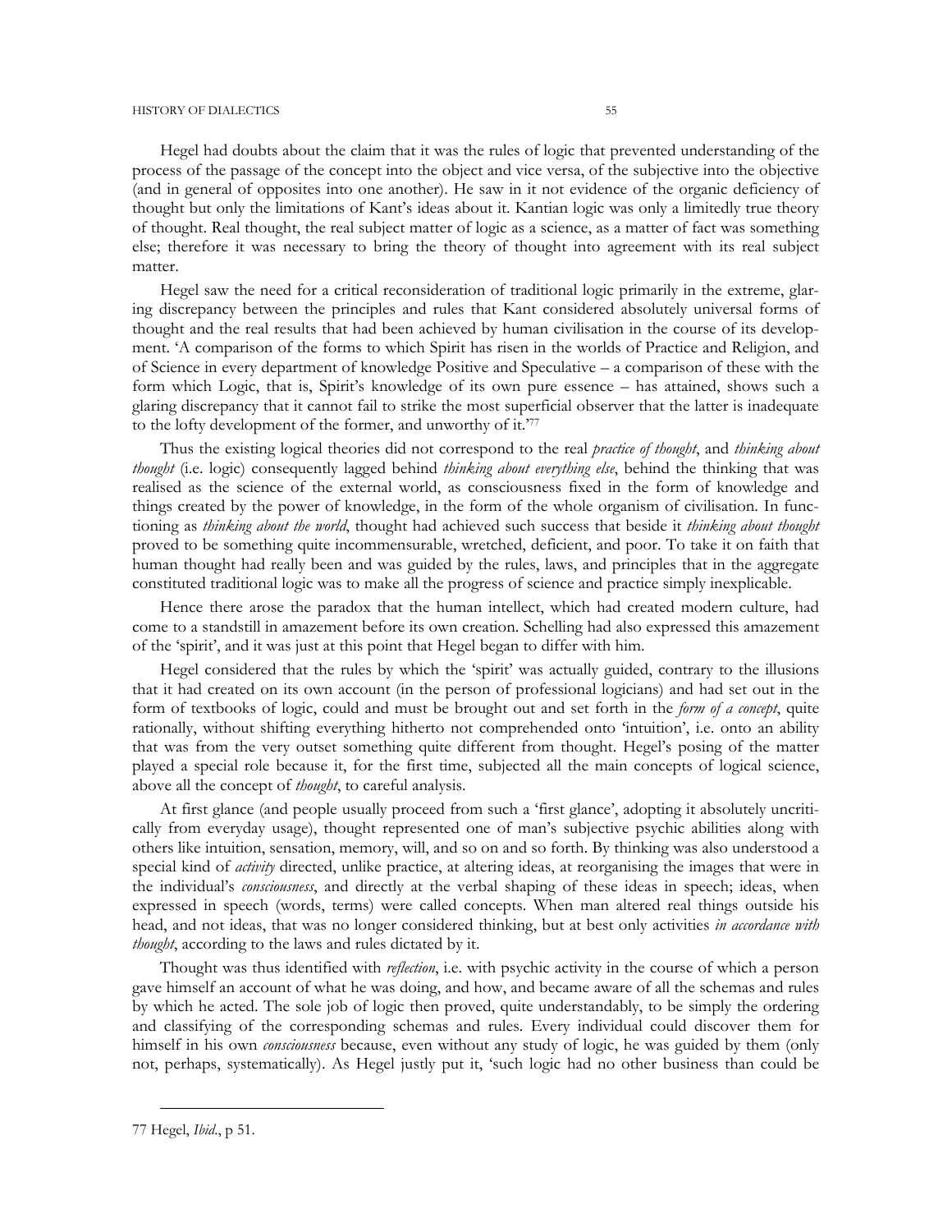Hegel had doubts about the claim that it was the rules of logic that prevented understanding of the process of the passage of the concept into the object and vice versa, of the subjective into the objective (and in general of opposites into one another). He saw in it not evidence of the organic deficiency of thought but only the limitations of Kant's ideas about it. Kantian logic was only a limitedly true theory of thought. Real thought, the real subject matter of logic as a science, as a matter of fact was something else; therefore it was necessary to bring the theory of thought into agreement with its real subject matter.

Hegel saw the need for a critical reconsideration of traditional logic primarily in the extreme, glaring discrepancy between the principles and rules that Kant considered absolutely universal forms of thought and the real results that had been achieved by human civilisation in the course of its development. 'A comparison of the forms to which Spirit has risen in the worlds of Practice and Religion, and of Science in every department of knowledge Positive and Speculative – a comparison of these with the form which Logic, that is, Spirit's knowledge of its own pure essence – has attained, shows such a glaring discrepancy that it cannot fail to strike the most superficial observer that the latter is inadequate to the lofty development of the former, and unworthy of it.'[77]

Thus the existing logical theories did not correspond to the real *practice of thought*, and *thinking about thought* (i.e. logic) consequently lagged behind *thinking about everything else*, behind the thinking that was realised as the science of the external world, as consciousness fixed in the form of knowledge and things created by the power of knowledge, in the form of the whole organism of civilisation. In functioning as *thinking about the world*, thought had achieved such success that beside it *thinking about thought* proved to be something quite incommensurable, wretched, deficient, and poor. To take it on faith that human thought had really been and was guided by the rules, laws, and principles that in the aggregate constituted traditional logic was to make all the progress of science and practice simply inexplicable.

Hence there arose the paradox that the human intellect, which had created modern culture, had come to a standstill in amazement before its own creation. Schelling had also expressed this amazement of the 'spirit', and it was just at this point that Hegel began to differ with him.

Hegel considered that the rules by which the 'spirit' was actually guided, contrary to the illusions that it had created on its own account (in the person of professional logicians) and had set out in the form of textbooks of logic, could and must be brought out and set forth in the *form of a concept*, quite rationally, without shifting everything hitherto not comprehended onto 'intuition', i.e. onto an ability that was from the very outset something quite different from thought. Hegel's posing of the matter played a special role because it, for the first time, subjected all the main concepts of logical science, above all the concept of *thought*, to careful analysis.

At first glance (and people usually proceed from such a 'first glance', adopting it absolutely uncritically from everyday usage), thought represented one of man's subjective psychic abilities along with others like intuition, sensation, memory, will, and so on and so forth. By thinking was also understood a special kind of *activity* directed, unlike practice, at altering ideas, at reorganising the images that were in the individual's *consciousness*, and directly at the verbal shaping of these ideas in speech; ideas, when expressed in speech (words, terms) were called concepts. When man altered real things outside his head, and not ideas, that was no longer considered thinking, but at best only activities *in accordance with thought*, according to the laws and rules dictated by it.

Thought was thus identified with *reflection*, i.e. with psychic activity in the course of which a person gave himself an account of what he was doing, and how, and became aware of all the schemas and rules by which he acted. The sole job of logic then proved, quite understandably, to be simply the ordering and classifying of the corresponding schemas and rules. Every individual could discover them for himself in his own *consciousness* because, even without any study of logic, he was guided by them (only not, perhaps, systematically). As Hegel justly put it, 'such logic had no other business than could be

---

77 Hegel, *Ibid*., p 51.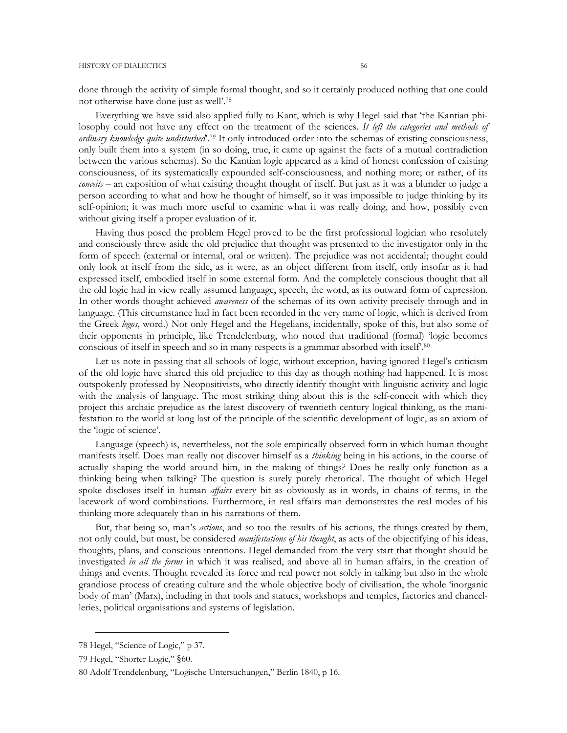done through the activity of simple formal thought, and so it certainly produced nothing that one could not otherwise have done just as well'.[78]

Everything we have said also applied fully to Kant, which is why Hegel said that 'the Kantian philosophy could not have any effect on the treatment of the sciences. *It left the categories and methods of ordinary knowledge quite undisturbed*'.[79] It only introduced order into the schemas of existing consciousness, only built them into a system (in so doing, true, it came up against the facts of a mutual contradiction between the various schemas). So the Kantian logic appeared as a kind of honest confession of existing consciousness, of its systematically expounded self-consciousness, and nothing more; or rather, of its *conceits* – an exposition of what existing thought thought of itself. But just as it was a blunder to judge a person according to what and how he thought of himself, so it was impossible to judge thinking by its self-opinion; it was much more useful to examine what it was really doing, and how, possibly even without giving itself a proper evaluation of it.

Having thus posed the problem Hegel proved to be the first professional logician who resolutely and consciously threw aside the old prejudice that thought was presented to the investigator only in the form of speech (external or internal, oral or written). The prejudice was not accidental; thought could only look at itself from the side, as it were, as an object different from itself, only insofar as it had expressed itself, embodied itself in some external form. And the completely conscious thought that all the old logic had in view really assumed language, speech, the word, as its outward form of expression. In other words thought achieved *awareness* of the schemas of its own activity precisely through and in language. (This circumstance had in fact been recorded in the very name of logic, which is derived from the Greek *logos*, word.) Not only Hegel and the Hegelians, incidentally, spoke of this, but also some of their opponents in principle, like Trendelenburg, who noted that traditional (formal) 'logic becomes conscious of itself in speech and so in many respects is a grammar absorbed with itself'.[80]

Let us note in passing that all schools of logic, without exception, having ignored Hegel's criticism of the old logic have shared this old prejudice to this day as though nothing had happened. It is most outspokenly professed by Neopositivists, who directly identify thought with linguistic activity and logic with the analysis of language. The most striking thing about this is the self-conceit with which they project this archaic prejudice as the latest discovery of twentieth century logical thinking, as the manifestation to the world at long last of the principle of the scientific development of logic, as an axiom of the 'logic of science'.

Language (speech) is, nevertheless, not the sole empirically observed form in which human thought manifests itself. Does man really not discover himself as a *thinking* being in his actions, in the course of actually shaping the world around him, in the making of things? Does he really only function as a thinking being when talking? The question is surely purely rhetorical. The thought of which Hegel spoke discloses itself in human *affairs* every bit as obviously as in words, in chains of terms, in the lacework of word combinations. Furthermore, in real affairs man demonstrates the real modes of his thinking more adequately than in his narrations of them.

But, that being so, man's *actions*, and so too the results of his actions, the things created by them, not only could, but must, be considered *manifestations of his thought*, as acts of the objectifying of his ideas, thoughts, plans, and conscious intentions. Hegel demanded from the very start that thought should be investigated *in all the forms* in which it was realised, and above all in human affairs, in the creation of things and events. Thought revealed its force and real power not solely in talking but also in the whole grandiose process of creating culture and the whole objective body of civilisation, the whole 'inorganic body of man' (Marx), including in that tools and statues, workshops and temples, factories and chancelleries, political organisations and systems of legislation.

---

78 Hegel, "Science of Logic," p 37.

79 Hegel, "Shorter Logic," §60.

80 Adolf Trendelenburg, "Logische Untersuchungen," Berlin 1840, p 16.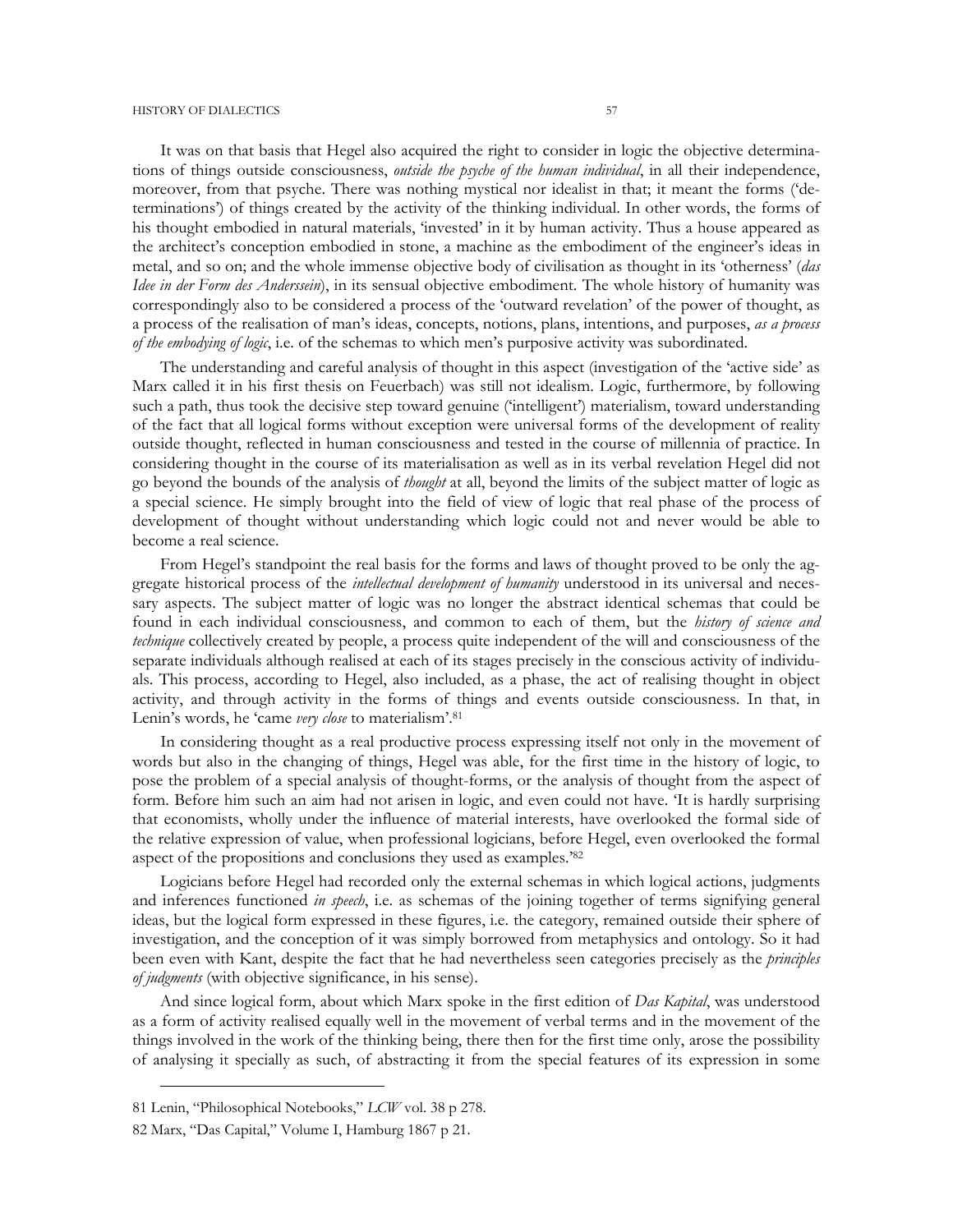It was on that basis that Hegel also acquired the right to consider in logic the objective determinations of things outside consciousness, *outside the psyche of the human individual*, in all their independence, moreover, from that psyche. There was nothing mystical nor idealist in that; it meant the forms ('determinations') of things created by the activity of the thinking individual. In other words, the forms of his thought embodied in natural materials, 'invested' in it by human activity. Thus a house appeared as the architect's conception embodied in stone, a machine as the embodiment of the engineer's ideas in metal, and so on; and the whole immense objective body of civilisation as thought in its 'otherness' (*das Idee in der Form des Anderssein*), in its sensual objective embodiment. The whole history of humanity was correspondingly also to be considered a process of the 'outward revelation' of the power of thought, as a process of the realisation of man's ideas, concepts, notions, plans, intentions, and purposes, *as a process of the embodying of logic*, i.e. of the schemas to which men's purposive activity was subordinated.

The understanding and careful analysis of thought in this aspect (investigation of the 'active side' as Marx called it in his first thesis on Feuerbach) was still not idealism. Logic, furthermore, by following such a path, thus took the decisive step toward genuine ('intelligent') materialism, toward understanding of the fact that all logical forms without exception were universal forms of the development of reality outside thought, reflected in human consciousness and tested in the course of millennia of practice. In considering thought in the course of its materialisation as well as in its verbal revelation Hegel did not go beyond the bounds of the analysis of *thought* at all, beyond the limits of the subject matter of logic as a special science. He simply brought into the field of view of logic that real phase of the process of development of thought without understanding which logic could not and never would be able to become a real science.

From Hegel's standpoint the real basis for the forms and laws of thought proved to be only the aggregate historical process of the *intellectual development of humanity* understood in its universal and necessary aspects. The subject matter of logic was no longer the abstract identical schemas that could be found in each individual consciousness, and common to each of them, but the *history of science and technique* collectively created by people, a process quite independent of the will and consciousness of the separate individuals although realised at each of its stages precisely in the conscious activity of individuals. This process, according to Hegel, also included, as a phase, the act of realising thought in object activity, and through activity in the forms of things and events outside consciousness. In that, in Lenin's words, he 'came *very close* to materialism'.[81]

In considering thought as a real productive process expressing itself not only in the movement of words but also in the changing of things, Hegel was able, for the first time in the history of logic, to pose the problem of a special analysis of thought-forms, or the analysis of thought from the aspect of form. Before him such an aim had not arisen in logic, and even could not have. 'It is hardly surprising that economists, wholly under the influence of material interests, have overlooked the formal side of the relative expression of value, when professional logicians, before Hegel, even overlooked the formal aspect of the propositions and conclusions they used as examples.'[82]

Logicians before Hegel had recorded only the external schemas in which logical actions, judgments and inferences functioned *in speech*, i.e. as schemas of the joining together of terms signifying general ideas, but the logical form expressed in these figures, i.e. the category, remained outside their sphere of investigation, and the conception of it was simply borrowed from metaphysics and ontology. So it had been even with Kant, despite the fact that he had nevertheless seen categories precisely as the *principles of judgments* (with objective significance, in his sense).

And since logical form, about which Marx spoke in the first edition of *Das Kapital*, was understood as a form of activity realised equally well in the movement of verbal terms and in the movement of the things involved in the work of the thinking being, there then for the first time only, arose the possibility of analysing it specially as such, of abstracting it from the special features of its expression in some

---

81 Lenin, "Philosophical Notebooks," *LCW* vol. 38 p 278.

82 Marx, "Das Capital," Volume I, Hamburg 1867 p 21.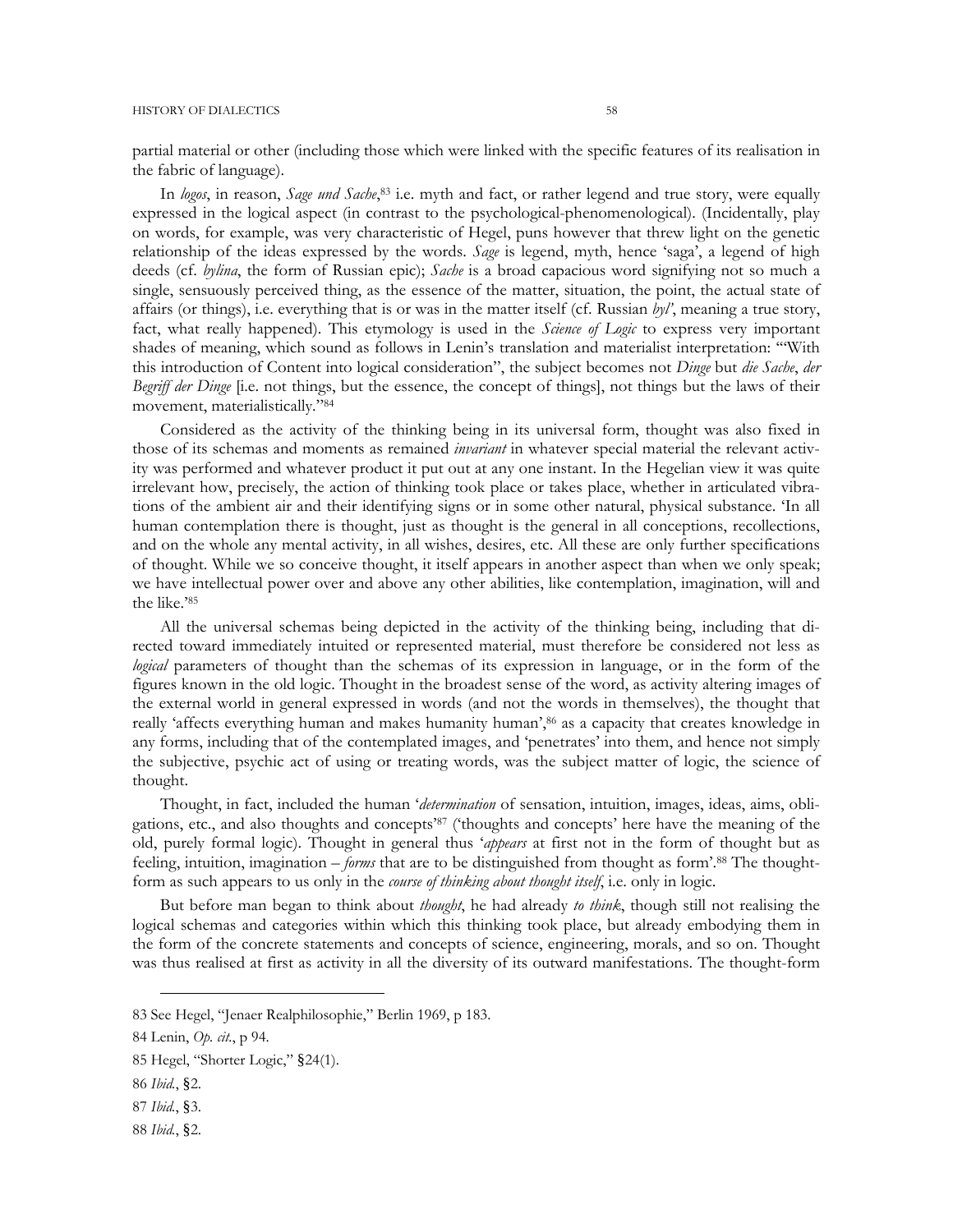partial material or other (including those which were linked with the specific features of its realisation in the fabric of language).

In *logos*, in reason, *Sage und Sache*,[83] i.e. myth and fact, or rather legend and true story, were equally expressed in the logical aspect (in contrast to the psychological-phenomenological). (Incidentally, play on words, for example, was very characteristic of Hegel, puns however that threw light on the genetic relationship of the ideas expressed by the words. *Sage* is legend, myth, hence 'saga', a legend of high deeds (cf. *bylina*, the form of Russian epic); *Sache* is a broad capacious word signifying not so much a single, sensuously perceived thing, as the essence of the matter, situation, the point, the actual state of affairs (or things), i.e. everything that is or was in the matter itself (cf. Russian *byl'*, meaning a true story, fact, what really happened). This etymology is used in the *Science of Logic* to express very important shades of meaning, which sound as follows in Lenin's translation and materialist interpretation: '"With this introduction of Content into logical consideration", the subject becomes not *Dinge* but *die Sache*, *der Begriff der Dinge* [i.e. not things, but the essence, the concept of things], not things but the laws of their movement, materialistically.'[84]

Considered as the activity of the thinking being in its universal form, thought was also fixed in those of its schemas and moments as remained *invariant* in whatever special material the relevant activity was performed and whatever product it put out at any one instant. In the Hegelian view it was quite irrelevant how, precisely, the action of thinking took place or takes place, whether in articulated vibrations of the ambient air and their identifying signs or in some other natural, physical substance. 'In all human contemplation there is thought, just as thought is the general in all conceptions, recollections, and on the whole any mental activity, in all wishes, desires, etc. All these are only further specifications of thought. While we so conceive thought, it itself appears in another aspect than when we only speak; we have intellectual power over and above any other abilities, like contemplation, imagination, will and the like.'[85]

All the universal schemas being depicted in the activity of the thinking being, including that directed toward immediately intuited or represented material, must therefore be considered not less as *logical* parameters of thought than the schemas of its expression in language, or in the form of the figures known in the old logic. Thought in the broadest sense of the word, as activity altering images of the external world in general expressed in words (and not the words in themselves), the thought that really 'affects everything human and makes humanity human',[86] as a capacity that creates knowledge in any forms, including that of the contemplated images, and 'penetrates' into them, and hence not simply the subjective, psychic act of using or treating words, was the subject matter of logic, the science of thought.

Thought, in fact, included the human '*determination* of sensation, intuition, images, ideas, aims, obligations, etc., and also thoughts and concepts'[87] ('thoughts and concepts' here have the meaning of the old, purely formal logic). Thought in general thus '*appears* at first not in the form of thought but as feeling, intuition, imagination – *forms* that are to be distinguished from thought as form'.[88] The thought-form as such appears to us only in the *course of thinking about thought itself*, i.e. only in logic.

But before man began to think about *thought*, he had already *to think*, though still not realising the logical schemas and categories within which this thinking took place, but already embodying them in the form of the concrete statements and concepts of science, engineering, morals, and so on. Thought was thus realised at first as activity in all the diversity of its outward manifestations. The thought-form

---

83 See Hegel, "Jenaer Realphilosophie," Berlin 1969, p 183.

84 Lenin, *Op. cit.*, p 94.

85 Hegel, "Shorter Logic," §24(1).

86 *Ibid.*, §2.

87 *Ibid.*, §3.

88 *Ibid.*, §2.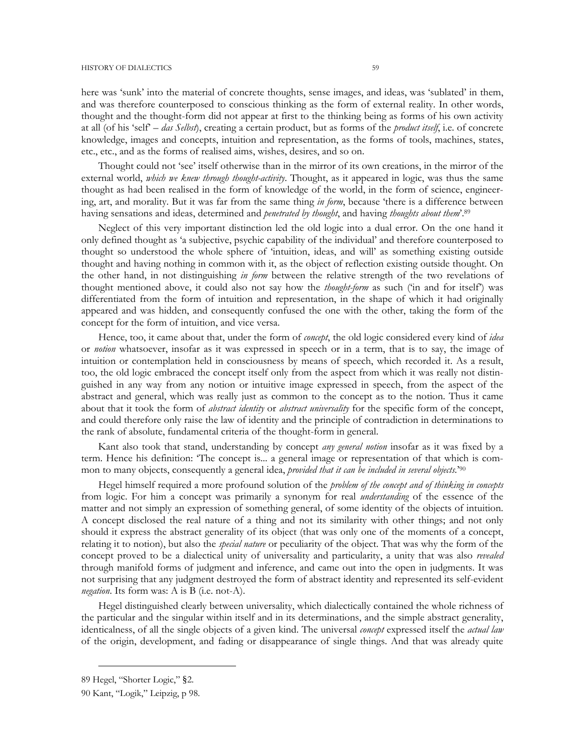here was 'sunk' into the material of concrete thoughts, sense images, and ideas, was 'sublated' in them, and was therefore counterposed to conscious thinking as the form of external reality. In other words, thought and the thought-form did not appear at first to the thinking being as forms of his own activity at all (of his 'self' – *das Selbst*), creating a certain product, but as forms of the *product itself*, i.e. of concrete knowledge, images and concepts, intuition and representation, as the forms of tools, machines, states, etc., etc., and as the forms of realised aims, wishes, desires, and so on.

Thought could not 'see' itself otherwise than in the mirror of its own creations, in the mirror of the external world, *which we knew through thought-activity*. Thought, as it appeared in logic, was thus the same thought as had been realised in the form of knowledge of the world, in the form of science, engineering, art, and morality. But it was far from the same thing *in form*, because 'there is a difference between having sensations and ideas, determined and *penetrated by thought*, and having *thoughts about them*'.[89]

Neglect of this very important distinction led the old logic into a dual error. On the one hand it only defined thought as 'a subjective, psychic capability of the individual' and therefore counterposed to thought so understood the whole sphere of 'intuition, ideas, and will' as something existing outside thought and having nothing in common with it, as the object of reflection existing outside thought. On the other hand, in not distinguishing *in form* between the relative strength of the two revelations of thought mentioned above, it could also not say how the *thought-form* as such ('in and for itself') was differentiated from the form of intuition and representation, in the shape of which it had originally appeared and was hidden, and consequently confused the one with the other, taking the form of the concept for the form of intuition, and vice versa.

Hence, too, it came about that, under the form of *concept*, the old logic considered every kind of *idea* or *notion* whatsoever, insofar as it was expressed in speech or in a term, that is to say, the image of intuition or contemplation held in consciousness by means of speech, which recorded it. As a result, too, the old logic embraced the concept itself only from the aspect from which it was really not distinguished in any way from any notion or intuitive image expressed in speech, from the aspect of the abstract and general, which was really just as common to the concept as to the notion. Thus it came about that it took the form of *abstract identity* or *abstract universality* for the specific form of the concept, and could therefore only raise the law of identity and the principle of contradiction in determinations to the rank of absolute, fundamental criteria of the thought-form in general.

Kant also took that stand, understanding by concept *any general notion* insofar as it was fixed by a term. Hence his definition: 'The concept is... a general image or representation of that which is common to many objects, consequently a general idea, *provided that it can be included in several objects*.'[90]

Hegel himself required a more profound solution of the *problem of the concept and of thinking in concepts* from logic. For him a concept was primarily a synonym for real *understanding* of the essence of the matter and not simply an expression of something general, of some identity of the objects of intuition. A concept disclosed the real nature of a thing and not its similarity with other things; and not only should it express the abstract generality of its object (that was only one of the moments of a concept, relating it to notion), but also the *special nature* or peculiarity of the object. That was why the form of the concept proved to be a dialectical unity of universality and particularity, a unity that was also *revealed* through manifold forms of judgment and inference, and came out into the open in judgments. It was not surprising that any judgment destroyed the form of abstract identity and represented its self-evident *negation*. Its form was: A is B (i.e. not-A).

Hegel distinguished clearly between universality, which dialectically contained the whole richness of the particular and the singular within itself and in its determinations, and the simple abstract generality, identicalness, of all the single objects of a given kind. The universal *concept* expressed itself the *actual law* of the origin, development, and fading or disappearance of single things. And that was already quite

89 Hegel, "Shorter Logic," §2.

90 Kant, "Logik," Leipzig, p 98.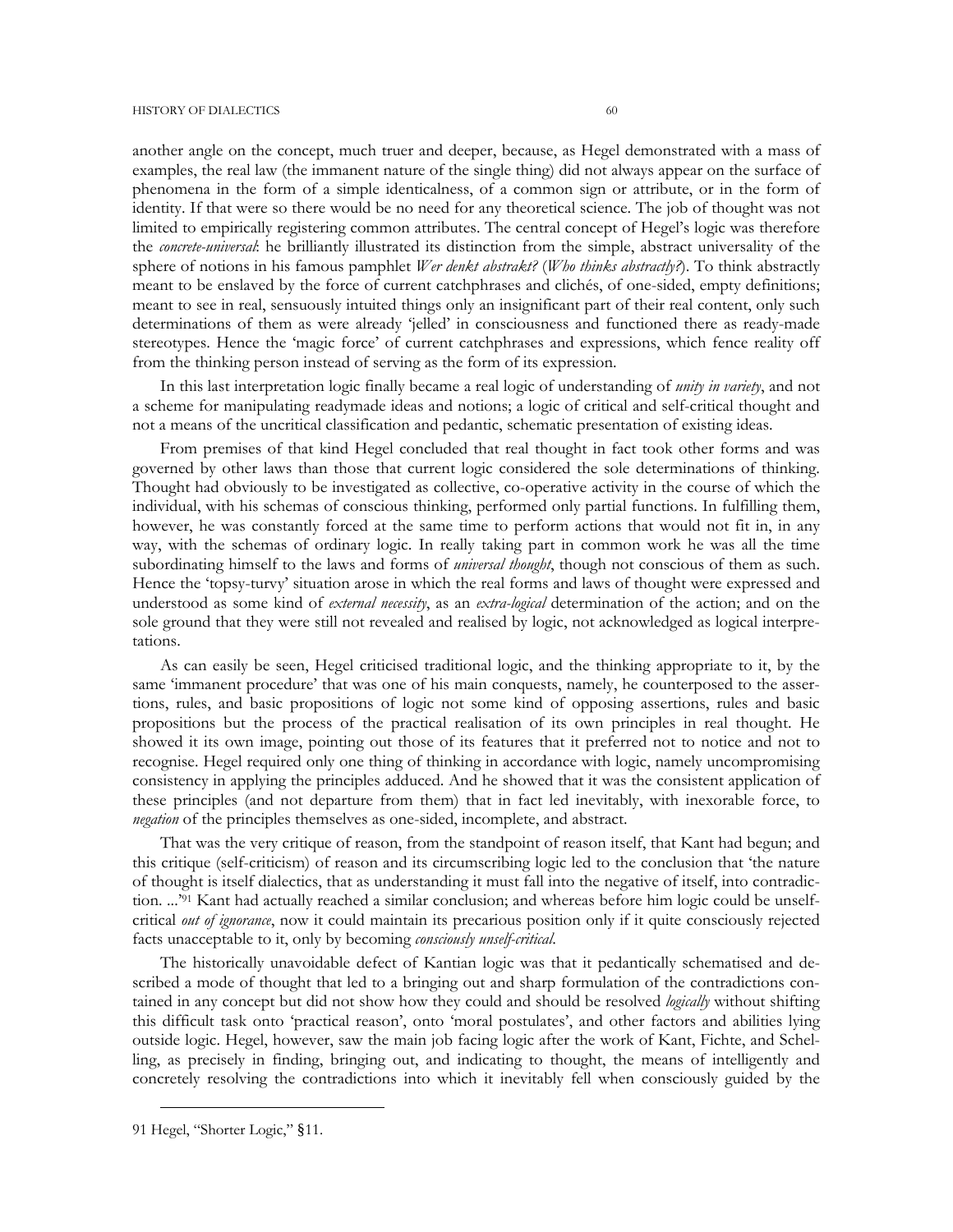another angle on the concept, much truer and deeper, because, as Hegel demonstrated with a mass of examples, the real law (the immanent nature of the single thing) did not always appear on the surface of phenomena in the form of a simple identicalness, of a common sign or attribute, or in the form of identity. If that were so there would be no need for any theoretical science. The job of thought was not limited to empirically registering common attributes. The central concept of Hegel's logic was therefore the *concrete-universal*: he brilliantly illustrated its distinction from the simple, abstract universality of the sphere of notions in his famous pamphlet *Wer denkt abstrakt?* (*Who thinks abstractly?*). To think abstractly meant to be enslaved by the force of current catchphrases and clichés, of one-sided, empty definitions; meant to see in real, sensuously intuited things only an insignificant part of their real content, only such determinations of them as were already 'jelled' in consciousness and functioned there as ready-made stereotypes. Hence the 'magic force' of current catchphrases and expressions, which fence reality off from the thinking person instead of serving as the form of its expression.

In this last interpretation logic finally became a real logic of understanding of *unity in variety*, and not a scheme for manipulating readymade ideas and notions; a logic of critical and self-critical thought and not a means of the uncritical classification and pedantic, schematic presentation of existing ideas.

From premises of that kind Hegel concluded that real thought in fact took other forms and was governed by other laws than those that current logic considered the sole determinations of thinking. Thought had obviously to be investigated as collective, co-operative activity in the course of which the individual, with his schemas of conscious thinking, performed only partial functions. In fulfilling them, however, he was constantly forced at the same time to perform actions that would not fit in, in any way, with the schemas of ordinary logic. In really taking part in common work he was all the time subordinating himself to the laws and forms of *universal thought*, though not conscious of them as such. Hence the 'topsy-turvy' situation arose in which the real forms and laws of thought were expressed and understood as some kind of *external necessity*, as an *extra-logical* determination of the action; and on the sole ground that they were still not revealed and realised by logic, not acknowledged as logical interpretations.

As can easily be seen, Hegel criticised traditional logic, and the thinking appropriate to it, by the same 'immanent procedure' that was one of his main conquests, namely, he counterposed to the assertions, rules, and basic propositions of logic not some kind of opposing assertions, rules and basic propositions but the process of the practical realisation of its own principles in real thought. He showed it its own image, pointing out those of its features that it preferred not to notice and not to recognise. Hegel required only one thing of thinking in accordance with logic, namely uncompromising consistency in applying the principles adduced. And he showed that it was the consistent application of these principles (and not departure from them) that in fact led inevitably, with inexorable force, to *negation* of the principles themselves as one-sided, incomplete, and abstract.

That was the very critique of reason, from the standpoint of reason itself, that Kant had begun; and this critique (self-criticism) of reason and its circumscribing logic led to the conclusion that 'the nature of thought is itself dialectics, that as understanding it must fall into the negative of itself, into contradiction. ...'[91] Kant had actually reached a similar conclusion; and whereas before him logic could be unself-critical *out of ignorance*, now it could maintain its precarious position only if it quite consciously rejected facts unacceptable to it, only by becoming *consciously unself-critical*.

The historically unavoidable defect of Kantian logic was that it pedantically schematised and described a mode of thought that led to a bringing out and sharp formulation of the contradictions contained in any concept but did not show how they could and should be resolved *logically* without shifting this difficult task onto 'practical reason', onto 'moral postulates', and other factors and abilities lying outside logic. Hegel, however, saw the main job facing logic after the work of Kant, Fichte, and Schelling, as precisely in finding, bringing out, and indicating to thought, the means of intelligently and concretely resolving the contradictions into which it inevitably fell when consciously guided by the

91 Hegel, "Shorter Logic," §11.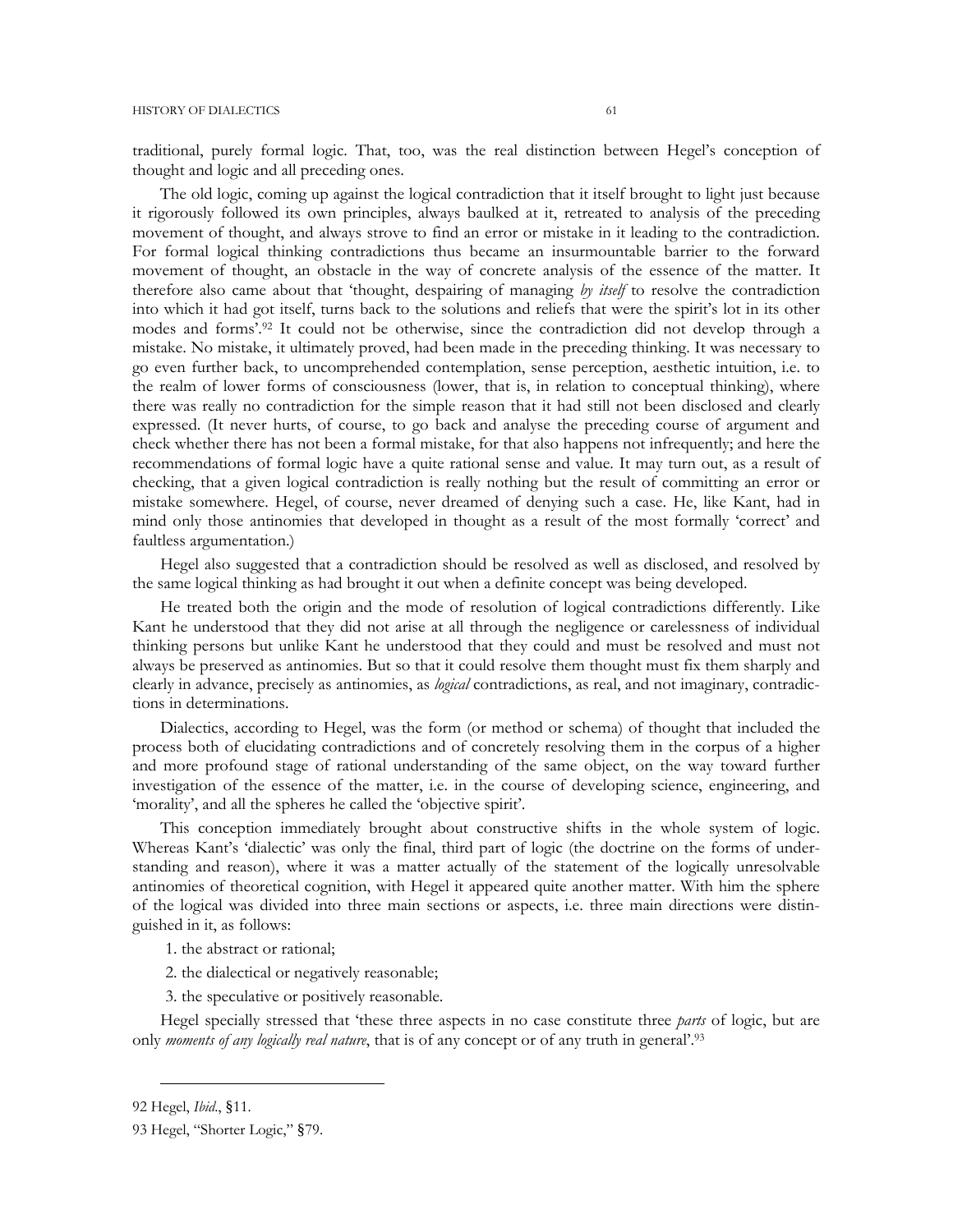traditional, purely formal logic. That, too, was the real distinction between Hegel's conception of thought and logic and all preceding ones.

The old logic, coming up against the logical contradiction that it itself brought to light just because it rigorously followed its own principles, always baulked at it, retreated to analysis of the preceding movement of thought, and always strove to find an error or mistake in it leading to the contradiction. For formal logical thinking contradictions thus became an insurmountable barrier to the forward movement of thought, an obstacle in the way of concrete analysis of the essence of the matter. It therefore also came about that 'thought, despairing of managing *by itself* to resolve the contradiction into which it had got itself, turns back to the solutions and reliefs that were the spirit's lot in its other modes and forms'.[92] It could not be otherwise, since the contradiction did not develop through a mistake. No mistake, it ultimately proved, had been made in the preceding thinking. It was necessary to go even further back, to uncomprehended contemplation, sense perception, aesthetic intuition, i.e. to the realm of lower forms of consciousness (lower, that is, in relation to conceptual thinking), where there was really no contradiction for the simple reason that it had still not been disclosed and clearly expressed. (It never hurts, of course, to go back and analyse the preceding course of argument and check whether there has not been a formal mistake, for that also happens not infrequently; and here the recommendations of formal logic have a quite rational sense and value. It may turn out, as a result of checking, that a given logical contradiction is really nothing but the result of committing an error or mistake somewhere. Hegel, of course, never dreamed of denying such a case. He, like Kant, had in mind only those antinomies that developed in thought as a result of the most formally 'correct' and faultless argumentation.)

Hegel also suggested that a contradiction should be resolved as well as disclosed, and resolved by the same logical thinking as had brought it out when a definite concept was being developed.

He treated both the origin and the mode of resolution of logical contradictions differently. Like Kant he understood that they did not arise at all through the negligence or carelessness of individual thinking persons but unlike Kant he understood that they could and must be resolved and must not always be preserved as antinomies. But so that it could resolve them thought must fix them sharply and clearly in advance, precisely as antinomies, as *logical* contradictions, as real, and not imaginary, contradictions in determinations.

Dialectics, according to Hegel, was the form (or method or schema) of thought that included the process both of elucidating contradictions and of concretely resolving them in the corpus of a higher and more profound stage of rational understanding of the same object, on the way toward further investigation of the essence of the matter, i.e. in the course of developing science, engineering, and 'morality', and all the spheres he called the 'objective spirit'.

This conception immediately brought about constructive shifts in the whole system of logic. Whereas Kant's 'dialectic' was only the final, third part of logic (the doctrine on the forms of understanding and reason), where it was a matter actually of the statement of the logically unresolvable antinomies of theoretical cognition, with Hegel it appeared quite another matter. With him the sphere of the logical was divided into three main sections or aspects, i.e. three main directions were distinguished in it, as follows:

1. the abstract or rational;
2. the dialectical or negatively reasonable;
3. the speculative or positively reasonable.

Hegel specially stressed that 'these three aspects in no case constitute three *parts* of logic, but are only *moments of any logically real nature*, that is of any concept or of any truth in general'.[93]

---

92 Hegel, *Ibid.*, §11.

93 Hegel, "Shorter Logic," §79.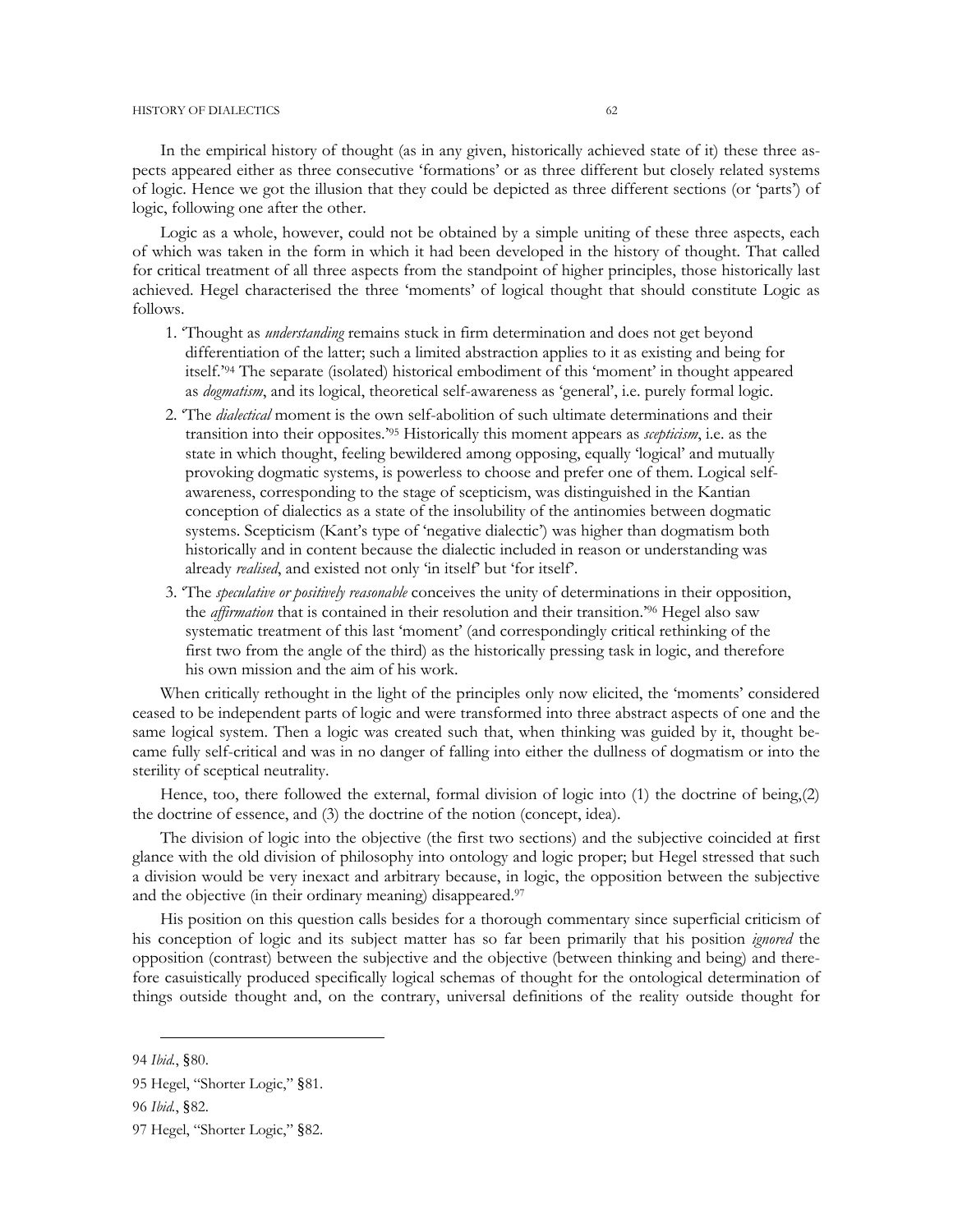In the empirical history of thought (as in any given, historically achieved state of it) these three aspects appeared either as three consecutive 'formations' or as three different but closely related systems of logic. Hence we got the illusion that they could be depicted as three different sections (or 'parts') of logic, following one after the other.

Logic as a whole, however, could not be obtained by a simple uniting of these three aspects, each of which was taken in the form in which it had been developed in the history of thought. That called for critical treatment of all three aspects from the standpoint of higher principles, those historically last achieved. Hegel characterised the three 'moments' of logical thought that should constitute Logic as follows.

1. 'Thought as *understanding* remains stuck in firm determination and does not get beyond differentiation of the latter; such a limited abstraction applies to it as existing and being for itself.'[94] The separate (isolated) historical embodiment of this 'moment' in thought appeared as *dogmatism*, and its logical, theoretical self-awareness as 'general', i.e. purely formal logic.
2. 'The *dialectical* moment is the own self-abolition of such ultimate determinations and their transition into their opposites.'[95] Historically this moment appears as *scepticism*, i.e. as the state in which thought, feeling bewildered among opposing, equally 'logical' and mutually provoking dogmatic systems, is powerless to choose and prefer one of them. Logical self-awareness, corresponding to the stage of scepticism, was distinguished in the Kantian conception of dialectics as a state of the insolubility of the antinomies between dogmatic systems. Scepticism (Kant's type of 'negative dialectic') was higher than dogmatism both historically and in content because the dialectic included in reason or understanding was already *realised*, and existed not only 'in itself' but 'for itself'.
3. 'The *speculative or positively reasonable* conceives the unity of determinations in their opposition, the *affirmation* that is contained in their resolution and their transition.'[96] Hegel also saw systematic treatment of this last 'moment' (and correspondingly critical rethinking of the first two from the angle of the third) as the historically pressing task in logic, and therefore his own mission and the aim of his work.

When critically rethought in the light of the principles only now elicited, the 'moments' considered ceased to be independent parts of logic and were transformed into three abstract aspects of one and the same logical system. Then a logic was created such that, when thinking was guided by it, thought became fully self-critical and was in no danger of falling into either the dullness of dogmatism or into the sterility of sceptical neutrality.

Hence, too, there followed the external, formal division of logic into (1) the doctrine of being,(2) the doctrine of essence, and (3) the doctrine of the notion (concept, idea).

The division of logic into the objective (the first two sections) and the subjective coincided at first glance with the old division of philosophy into ontology and logic proper; but Hegel stressed that such a division would be very inexact and arbitrary because, in logic, the opposition between the subjective and the objective (in their ordinary meaning) disappeared.[97]

His position on this question calls besides for a thorough commentary since superficial criticism of his conception of logic and its subject matter has so far been primarily that his position *ignored* the opposition (contrast) between the subjective and the objective (between thinking and being) and therefore casuistically produced specifically logical schemas of thought for the ontological determination of things outside thought and, on the contrary, universal definitions of the reality outside thought for

---

94 *Ibid.*, §80.

95 Hegel, "Shorter Logic," §81.

96 *Ibid.*, §82.

97 Hegel, "Shorter Logic," §82.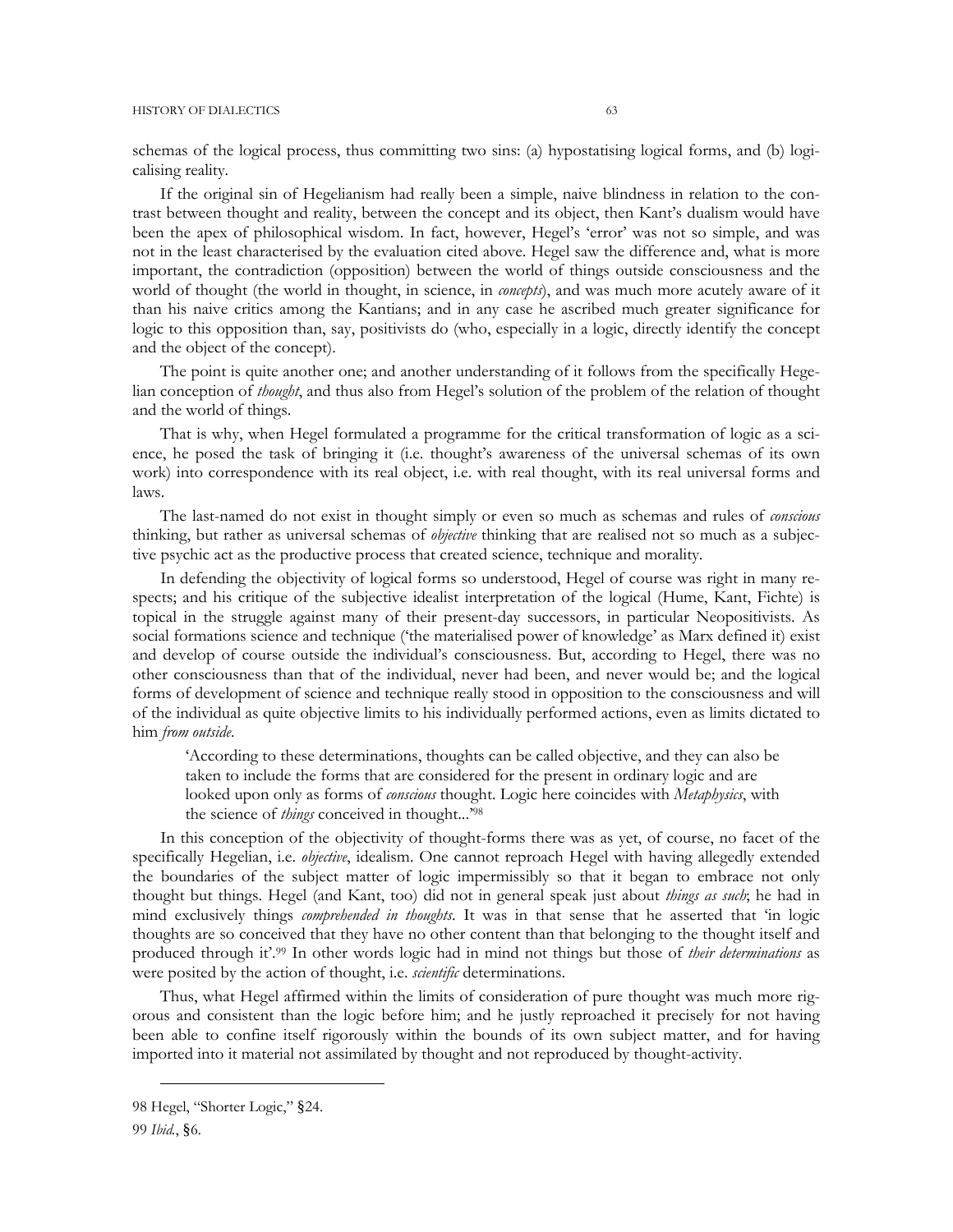schemas of the logical process, thus committing two sins: (a) hypostatising logical forms, and (b) logicalising reality.

If the original sin of Hegelianism had really been a simple, naive blindness in relation to the contrast between thought and reality, between the concept and its object, then Kant's dualism would have been the apex of philosophical wisdom. In fact, however, Hegel's 'error' was not so simple, and was not in the least characterised by the evaluation cited above. Hegel saw the difference and, what is more important, the contradiction (opposition) between the world of things outside consciousness and the world of thought (the world in thought, in science, in *concepts*), and was much more acutely aware of it than his naive critics among the Kantians; and in any case he ascribed much greater significance for logic to this opposition than, say, positivists do (who, especially in a logic, directly identify the concept and the object of the concept).

The point is quite another one; and another understanding of it follows from the specifically Hegelian conception of *thought*, and thus also from Hegel's solution of the problem of the relation of thought and the world of things.

That is why, when Hegel formulated a programme for the critical transformation of logic as a science, he posed the task of bringing it (i.e. thought's awareness of the universal schemas of its own work) into correspondence with its real object, i.e. with real thought, with its real universal forms and laws.

The last-named do not exist in thought simply or even so much as schemas and rules of *conscious* thinking, but rather as universal schemas of *objective* thinking that are realised not so much as a subjective psychic act as the productive process that created science, technique and morality.

In defending the objectivity of logical forms so understood, Hegel of course was right in many respects; and his critique of the subjective idealist interpretation of the logical (Hume, Kant, Fichte) is topical in the struggle against many of their present-day successors, in particular Neopositivists. As social formations science and technique ('the materialised power of knowledge' as Marx defined it) exist and develop of course outside the individual's consciousness. But, according to Hegel, there was no other consciousness than that of the individual, never had been, and never would be; and the logical forms of development of science and technique really stood in opposition to the consciousness and will of the individual as quite objective limits to his individually performed actions, even as limits dictated to him *from outside*.

> 'According to these determinations, thoughts can be called objective, and they can also be taken to include the forms that are considered for the present in ordinary logic and are looked upon only as forms of *conscious* thought. Logic here coincides with *Metaphysics*, with the science of *things* conceived in thought...'[98]

In this conception of the objectivity of thought-forms there was as yet, of course, no facet of the specifically Hegelian, i.e. *objective*, idealism. One cannot reproach Hegel with having allegedly extended the boundaries of the subject matter of logic impermissibly so that it began to embrace not only thought but things. Hegel (and Kant, too) did not in general speak just about *things as such*; he had in mind exclusively things *comprehended in thoughts*. It was in that sense that he asserted that 'in logic thoughts are so conceived that they have no other content than that belonging to the thought itself and produced through it'.[99] In other words logic had in mind not things but those of *their determinations* as were posited by the action of thought, i.e. *scientific* determinations.

Thus, what Hegel affirmed within the limits of consideration of pure thought was much more rigorous and consistent than the logic before him; and he justly reproached it precisely for not having been able to confine itself rigorously within the bounds of its own subject matter, and for having imported into it material not assimilated by thought and not reproduced by thought-activity.

---

98 Hegel, "Shorter Logic," §24.

99 *Ibid.*, §6.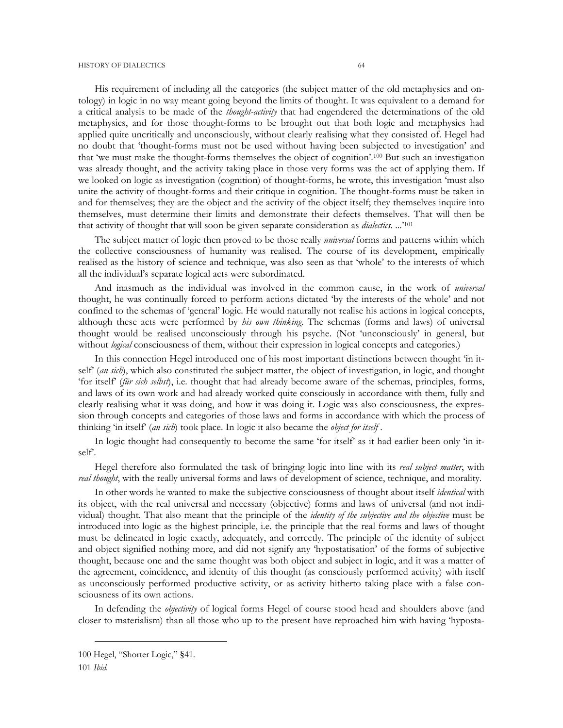His requirement of including all the categories (the subject matter of the old metaphysics and ontology) in logic in no way meant going beyond the limits of thought. It was equivalent to a demand for a critical analysis to be made of the *thought-activity* that had engendered the determinations of the old metaphysics, and for those thought-forms to be brought out that both logic and metaphysics had applied quite uncritically and unconsciously, without clearly realising what they consisted of. Hegel had no doubt that 'thought-forms must not be used without having been subjected to investigation' and that 'we must make the thought-forms themselves the object of cognition'.[100] But such an investigation was already thought, and the activity taking place in those very forms was the act of applying them. If we looked on logic as investigation (cognition) of thought-forms, he wrote, this investigation 'must also unite the activity of thought-forms and their critique in cognition. The thought-forms must be taken in and for themselves; they are the object and the activity of the object itself; they themselves inquire into themselves, must determine their limits and demonstrate their defects themselves. That will then be that activity of thought that will soon be given separate consideration as *dialectics*. ...'[101]

The subject matter of logic then proved to be those really *universal* forms and patterns within which the collective consciousness of humanity was realised. The course of its development, empirically realised as the history of science and technique, was also seen as that 'whole' to the interests of which all the individual's separate logical acts were subordinated.

And inasmuch as the individual was involved in the common cause, in the work of *universal* thought, he was continually forced to perform actions dictated 'by the interests of the whole' and not confined to the schemas of 'general' logic. He would naturally not realise his actions in logical concepts, although these acts were performed by *his own thinking*. The schemas (forms and laws) of universal thought would be realised unconsciously through his psyche. (Not 'unconsciously' in general, but without *logical* consciousness of them, without their expression in logical concepts and categories.)

In this connection Hegel introduced one of his most important distinctions between thought 'in itself' (*an sich*), which also constituted the subject matter, the object of investigation, in logic, and thought 'for itself' (*für sich selbst*), i.e. thought that had already become aware of the schemas, principles, forms, and laws of its own work and had already worked quite consciously in accordance with them, fully and clearly realising what it was doing, and how it was doing it. Logic was also consciousness, the expression through concepts and categories of those laws and forms in accordance with which the process of thinking 'in itself' (*an sich*) took place. In logic it also became the *object for itself* .

In logic thought had consequently to become the same 'for itself' as it had earlier been only 'in itself'.

Hegel therefore also formulated the task of bringing logic into line with its *real subject matter*, with *real thought*, with the really universal forms and laws of development of science, technique, and morality.

In other words he wanted to make the subjective consciousness of thought about itself *identical* with its object, with the real universal and necessary (objective) forms and laws of universal (and not individual) thought. That also meant that the principle of the *identity of the subjective and the objective* must be introduced into logic as the highest principle, i.e. the principle that the real forms and laws of thought must be delineated in logic exactly, adequately, and correctly. The principle of the identity of subject and object signified nothing more, and did not signify any 'hypostatisation' of the forms of subjective thought, because one and the same thought was both object and subject in logic, and it was a matter of the agreement, coincidence, and identity of this thought (as consciously performed activity) with itself as unconsciously performed productive activity, or as activity hitherto taking place with a false consciousness of its own actions.

In defending the *objectivity* of logical forms Hegel of course stood head and shoulders above (and closer to materialism) than all those who up to the present have reproached him with having 'hyposta-

---

100 Hegel, "Shorter Logic," §41.

101 *Ibid.*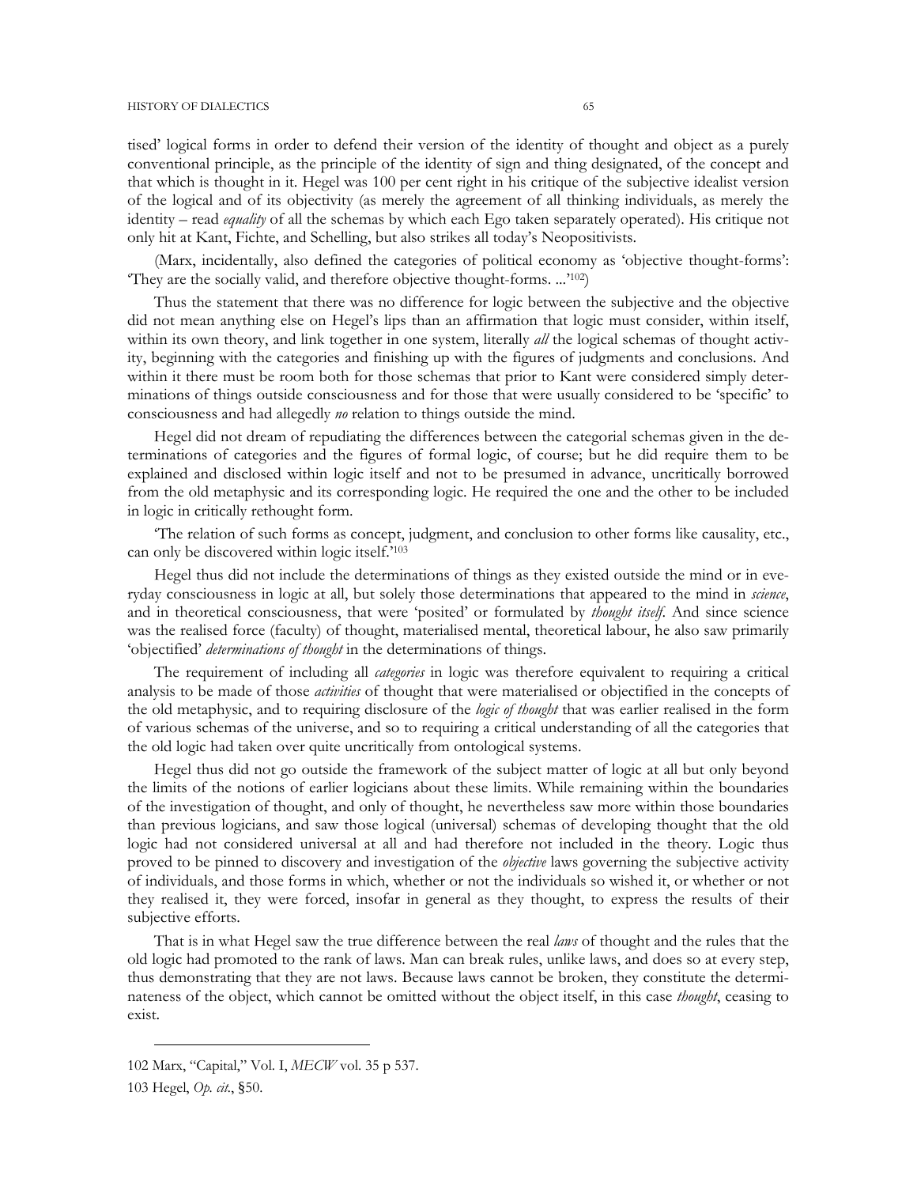tised' logical forms in order to defend their version of the identity of thought and object as a purely conventional principle, as the principle of the identity of sign and thing designated, of the concept and that which is thought in it. Hegel was 100 per cent right in his critique of the subjective idealist version of the logical and of its objectivity (as merely the agreement of all thinking individuals, as merely the identity – read *equality* of all the schemas by which each Ego taken separately operated). His critique not only hit at Kant, Fichte, and Schelling, but also strikes all today's Neopositivists.

(Marx, incidentally, also defined the categories of political economy as 'objective thought-forms': 'They are the socially valid, and therefore objective thought-forms. ...'[102])

Thus the statement that there was no difference for logic between the subjective and the objective did not mean anything else on Hegel's lips than an affirmation that logic must consider, within itself, within its own theory, and link together in one system, literally *all* the logical schemas of thought activity, beginning with the categories and finishing up with the figures of judgments and conclusions. And within it there must be room both for those schemas that prior to Kant were considered simply determinations of things outside consciousness and for those that were usually considered to be 'specific' to consciousness and had allegedly *no* relation to things outside the mind.

Hegel did not dream of repudiating the differences between the categorial schemas given in the determinations of categories and the figures of formal logic, of course; but he did require them to be explained and disclosed within logic itself and not to be presumed in advance, uncritically borrowed from the old metaphysic and its corresponding logic. He required the one and the other to be included in logic in critically rethought form.

'The relation of such forms as concept, judgment, and conclusion to other forms like causality, etc., can only be discovered within logic itself.'[103]

Hegel thus did not include the determinations of things as they existed outside the mind or in everyday consciousness in logic at all, but solely those determinations that appeared to the mind in *science*, and in theoretical consciousness, that were 'posited' or formulated by *thought itself*. And since science was the realised force (faculty) of thought, materialised mental, theoretical labour, he also saw primarily 'objectified' *determinations of thought* in the determinations of things.

The requirement of including all *categories* in logic was therefore equivalent to requiring a critical analysis to be made of those *activities* of thought that were materialised or objectified in the concepts of the old metaphysic, and to requiring disclosure of the *logic of thought* that was earlier realised in the form of various schemas of the universe, and so to requiring a critical understanding of all the categories that the old logic had taken over quite uncritically from ontological systems.

Hegel thus did not go outside the framework of the subject matter of logic at all but only beyond the limits of the notions of earlier logicians about these limits. While remaining within the boundaries of the investigation of thought, and only of thought, he nevertheless saw more within those boundaries than previous logicians, and saw those logical (universal) schemas of developing thought that the old logic had not considered universal at all and had therefore not included in the theory. Logic thus proved to be pinned to discovery and investigation of the *objective* laws governing the subjective activity of individuals, and those forms in which, whether or not the individuals so wished it, or whether or not they realised it, they were forced, insofar in general as they thought, to express the results of their subjective efforts.

That is in what Hegel saw the true difference between the real *laws* of thought and the rules that the old logic had promoted to the rank of laws. Man can break rules, unlike laws, and does so at every step, thus demonstrating that they are not laws. Because laws cannot be broken, they constitute the determinateness of the object, which cannot be omitted without the object itself, in this case *thought*, ceasing to exist.

---

102 Marx, "Capital," Vol. I, *MECW* vol. 35 p 537.

103 Hegel, *Op. cit.*, §50.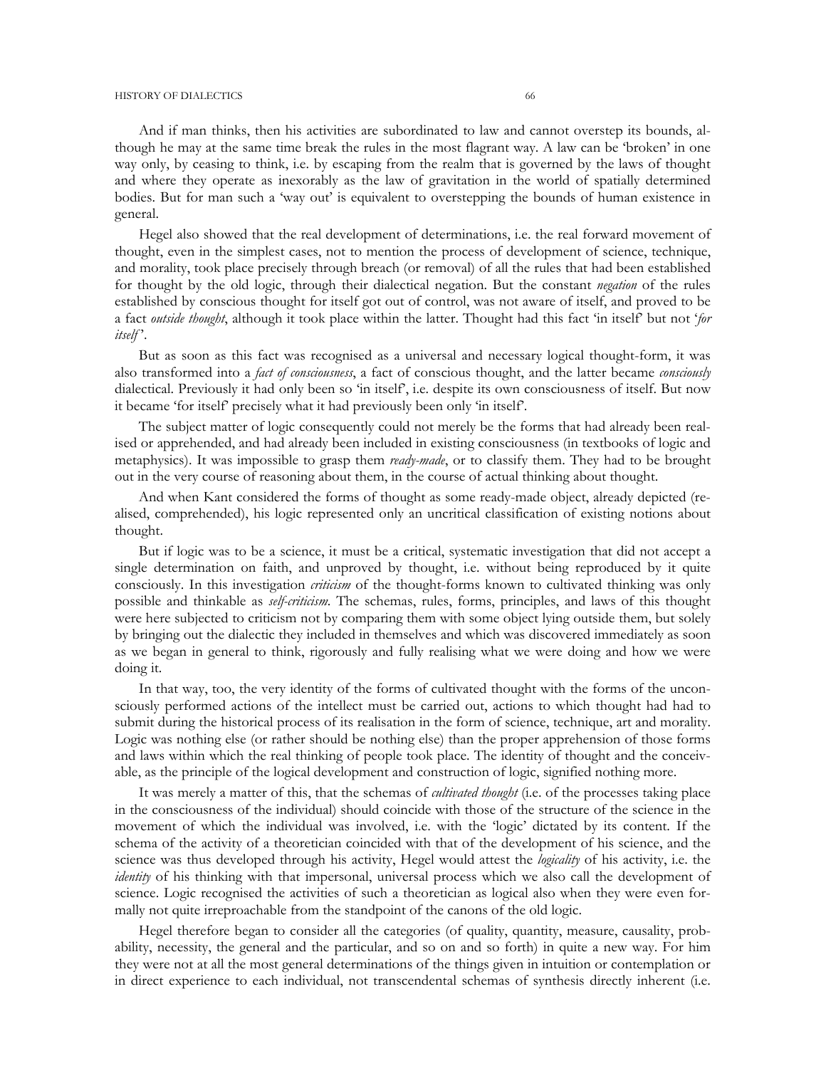And if man thinks, then his activities are subordinated to law and cannot overstep its bounds, although he may at the same time break the rules in the most flagrant way. A law can be 'broken' in one way only, by ceasing to think, i.e. by escaping from the realm that is governed by the laws of thought and where they operate as inexorably as the law of gravitation in the world of spatially determined bodies. But for man such a 'way out' is equivalent to overstepping the bounds of human existence in general.

Hegel also showed that the real development of determinations, i.e. the real forward movement of thought, even in the simplest cases, not to mention the process of development of science, technique, and morality, took place precisely through breach (or removal) of all the rules that had been established for thought by the old logic, through their dialectical negation. But the constant *negation* of the rules established by conscious thought for itself got out of control, was not aware of itself, and proved to be a fact *outside thought*, although it took place within the latter. Thought had this fact 'in itself' but not '*for itself*'.

But as soon as this fact was recognised as a universal and necessary logical thought-form, it was also transformed into a *fact of consciousness*, a fact of conscious thought, and the latter became *consciously* dialectical. Previously it had only been so 'in itself', i.e. despite its own consciousness of itself. But now it became 'for itself' precisely what it had previously been only 'in itself'.

The subject matter of logic consequently could not merely be the forms that had already been realised or apprehended, and had already been included in existing consciousness (in textbooks of logic and metaphysics). It was impossible to grasp them *ready-made*, or to classify them. They had to be brought out in the very course of reasoning about them, in the course of actual thinking about thought.

And when Kant considered the forms of thought as some ready-made object, already depicted (realised, comprehended), his logic represented only an uncritical classification of existing notions about thought.

But if logic was to be a science, it must be a critical, systematic investigation that did not accept a single determination on faith, and unproved by thought, i.e. without being reproduced by it quite consciously. In this investigation *criticism* of the thought-forms known to cultivated thinking was only possible and thinkable as *self-criticism*. The schemas, rules, forms, principles, and laws of this thought were here subjected to criticism not by comparing them with some object lying outside them, but solely by bringing out the dialectic they included in themselves and which was discovered immediately as soon as we began in general to think, rigorously and fully realising what we were doing and how we were doing it.

In that way, too, the very identity of the forms of cultivated thought with the forms of the unconsciously performed actions of the intellect must be carried out, actions to which thought had had to submit during the historical process of its realisation in the form of science, technique, art and morality. Logic was nothing else (or rather should be nothing else) than the proper apprehension of those forms and laws within which the real thinking of people took place. The identity of thought and the conceivable, as the principle of the logical development and construction of logic, signified nothing more.

It was merely a matter of this, that the schemas of *cultivated thought* (i.e. of the processes taking place in the consciousness of the individual) should coincide with those of the structure of the science in the movement of which the individual was involved, i.e. with the 'logic' dictated by its content. If the schema of the activity of a theoretician coincided with that of the development of his science, and the science was thus developed through his activity, Hegel would attest the *logicality* of his activity, i.e. the *identity* of his thinking with that impersonal, universal process which we also call the development of science. Logic recognised the activities of such a theoretician as logical also when they were even formally not quite irreproachable from the standpoint of the canons of the old logic.

Hegel therefore began to consider all the categories (of quality, quantity, measure, causality, probability, necessity, the general and the particular, and so on and so forth) in quite a new way. For him they were not at all the most general determinations of the things given in intuition or contemplation or in direct experience to each individual, not transcendental schemas of synthesis directly inherent (i.e.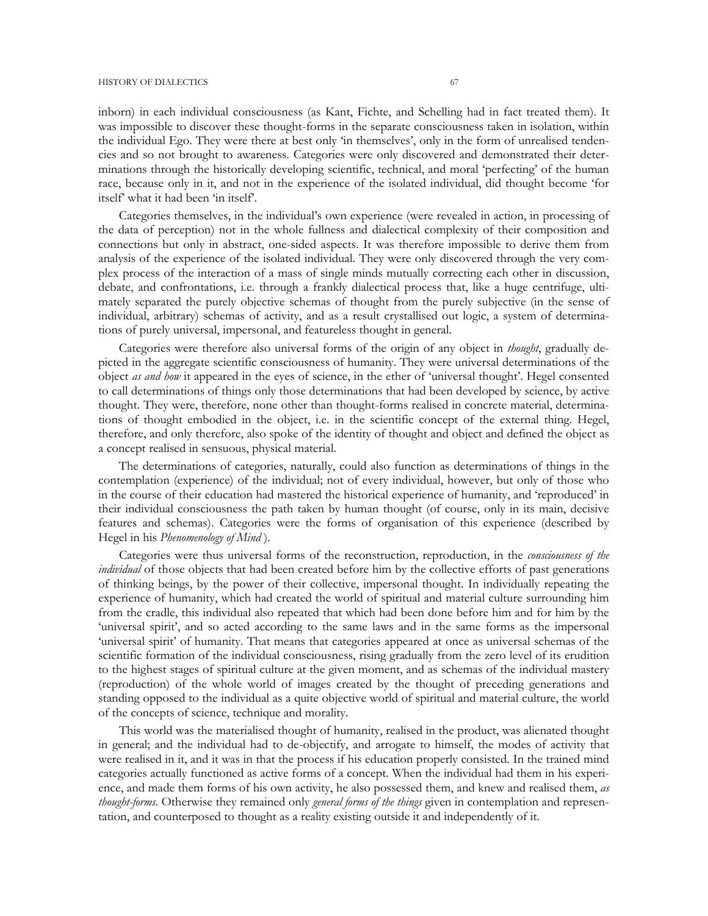inborn) in each individual consciousness (as Kant, Fichte, and Schelling had in fact treated them). It was impossible to discover these thought-forms in the separate consciousness taken in isolation, within the individual Ego. They were there at best only 'in themselves', only in the form of unrealised tendencies and so not brought to awareness. Categories were only discovered and demonstrated their determinations through the historically developing scientific, technical, and moral 'perfecting' of the human race, because only in it, and not in the experience of the isolated individual, did thought become 'for itself' what it had been 'in itself'.

Categories themselves, in the individual's own experience (were revealed in action, in processing of the data of perception) not in the whole fullness and dialectical complexity of their composition and connections but only in abstract, one-sided aspects. It was therefore impossible to derive them from analysis of the experience of the isolated individual. They were only discovered through the very complex process of the interaction of a mass of single minds mutually correcting each other in discussion, debate, and confrontations, i.e. through a frankly dialectical process that, like a huge centrifuge, ultimately separated the purely objective schemas of thought from the purely subjective (in the sense of individual, arbitrary) schemas of activity, and as a result crystallised out logic, a system of determinations of purely universal, impersonal, and featureless thought in general.

Categories were therefore also universal forms of the origin of any object in *thought*, gradually depicted in the aggregate scientific consciousness of humanity. They were universal determinations of the object *as and how* it appeared in the eyes of science, in the ether of 'universal thought'. Hegel consented to call determinations of things only those determinations that had been developed by science, by active thought. They were, therefore, none other than thought-forms realised in concrete material, determinations of thought embodied in the object, i.e. in the scientific concept of the external thing. Hegel, therefore, and only therefore, also spoke of the identity of thought and object and defined the object as a concept realised in sensuous, physical material.

The determinations of categories, naturally, could also function as determinations of things in the contemplation (experience) of the individual; not of every individual, however, but only of those who in the course of their education had mastered the historical experience of humanity, and 'reproduced' in their individual consciousness the path taken by human thought (of course, only in its main, decisive features and schemas). Categories were the forms of organisation of this experience (described by Hegel in his *Phenomenology of Mind*).

Categories were thus universal forms of the reconstruction, reproduction, in the *consciousness of the individual* of those objects that had been created before him by the collective efforts of past generations of thinking beings, by the power of their collective, impersonal thought. In individually repeating the experience of humanity, which had created the world of spiritual and material culture surrounding him from the cradle, this individual also repeated that which had been done before him and for him by the 'universal spirit', and so acted according to the same laws and in the same forms as the impersonal 'universal spirit' of humanity. That means that categories appeared at once as universal schemas of the scientific formation of the individual consciousness, rising gradually from the zero level of its erudition to the highest stages of spiritual culture at the given moment, and as schemas of the individual mastery (reproduction) of the whole world of images created by the thought of preceding generations and standing opposed to the individual as a quite objective world of spiritual and material culture, the world of the concepts of science, technique and morality.

This world was the materialised thought of humanity, realised in the product, was alienated thought in general; and the individual had to de-objectify, and arrogate to himself, the modes of activity that were realised in it, and it was in that the process if his education properly consisted. In the trained mind categories actually functioned as active forms of a concept. When the individual had them in his experience, and made them forms of his own activity, he also possessed them, and knew and realised them, *as thought-forms*. Otherwise they remained only *general forms of the things* given in contemplation and representation, and counterposed to thought as a reality existing outside it and independently of it.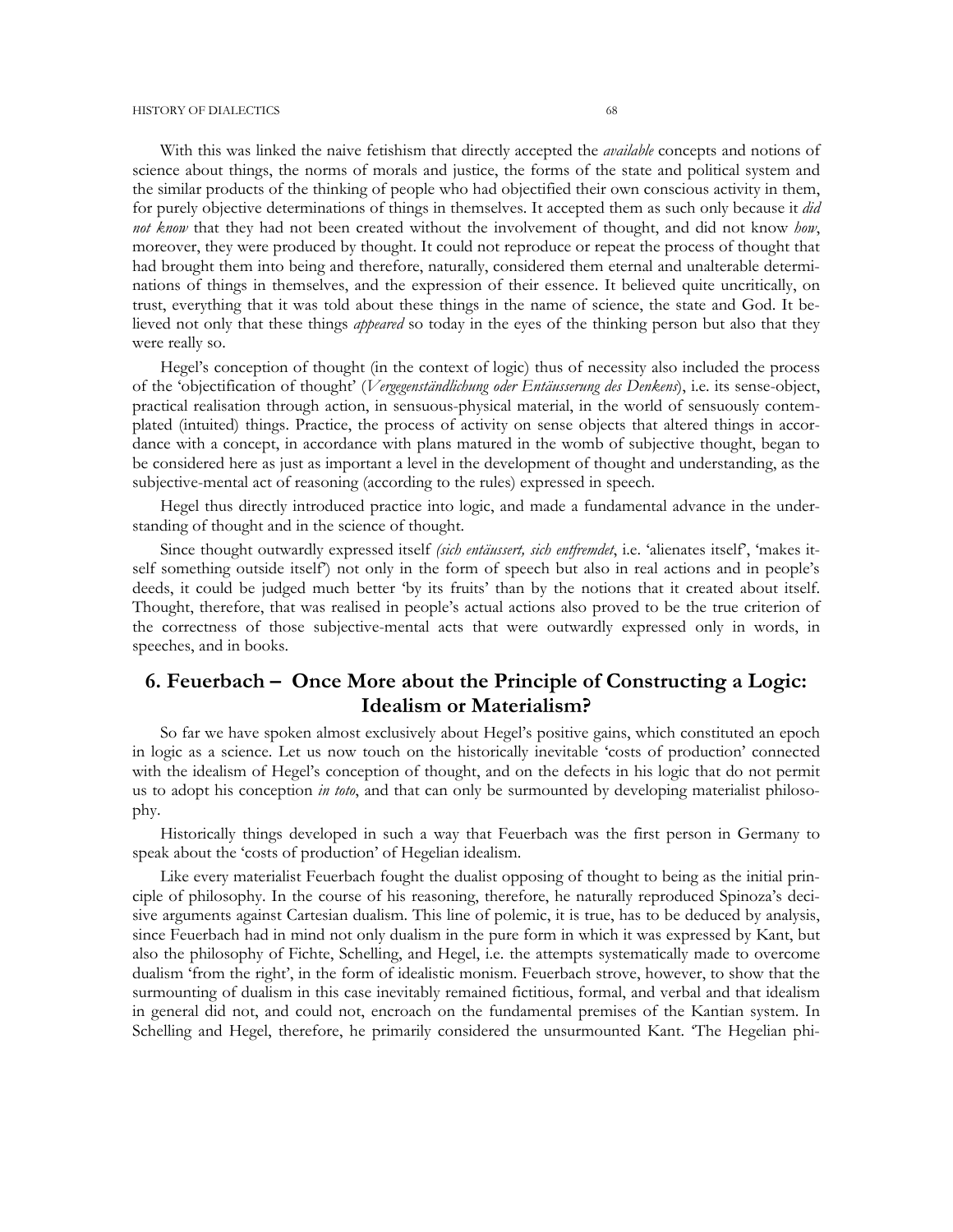With this was linked the naive fetishism that directly accepted the *available* concepts and notions of science about things, the norms of morals and justice, the forms of the state and political system and the similar products of the thinking of people who had objectified their own conscious activity in them, for purely objective determinations of things in themselves. It accepted them as such only because it *did not know* that they had not been created without the involvement of thought, and did not know *how*, moreover, they were produced by thought. It could not reproduce or repeat the process of thought that had brought them into being and therefore, naturally, considered them eternal and unalterable determinations of things in themselves, and the expression of their essence. It believed quite uncritically, on trust, everything that it was told about these things in the name of science, the state and God. It believed not only that these things *appeared* so today in the eyes of the thinking person but also that they were really so.

Hegel's conception of thought (in the context of logic) thus of necessity also included the process of the 'objectification of thought' (*Vergegenständlichung oder Entäusserung des Denkens*), i.e. its sense-object, practical realisation through action, in sensuous-physical material, in the world of sensuously contemplated (intuited) things. Practice, the process of activity on sense objects that altered things in accordance with a concept, in accordance with plans matured in the womb of subjective thought, began to be considered here as just as important a level in the development of thought and understanding, as the subjective-mental act of reasoning (according to the rules) expressed in speech.

Hegel thus directly introduced practice into logic, and made a fundamental advance in the understanding of thought and in the science of thought.

Since thought outwardly expressed itself *(sich entäussert, sich entfremdet*, i.e. 'alienates itself', 'makes itself something outside itself') not only in the form of speech but also in real actions and in people's deeds, it could be judged much better 'by its fruits' than by the notions that it created about itself. Thought, therefore, that was realised in people's actual actions also proved to be the true criterion of the correctness of those subjective-mental acts that were outwardly expressed only in words, in speeches, and in books.

## 6. Feuerbach – Once More about the Principle of Constructing a Logic: Idealism or Materialism?

So far we have spoken almost exclusively about Hegel's positive gains, which constituted an epoch in logic as a science. Let us now touch on the historically inevitable 'costs of production' connected with the idealism of Hegel's conception of thought, and on the defects in his logic that do not permit us to adopt his conception *in toto*, and that can only be surmounted by developing materialist philosophy.

Historically things developed in such a way that Feuerbach was the first person in Germany to speak about the 'costs of production' of Hegelian idealism.

Like every materialist Feuerbach fought the dualist opposing of thought to being as the initial principle of philosophy. In the course of his reasoning, therefore, he naturally reproduced Spinoza's decisive arguments against Cartesian dualism. This line of polemic, it is true, has to be deduced by analysis, since Feuerbach had in mind not only dualism in the pure form in which it was expressed by Kant, but also the philosophy of Fichte, Schelling, and Hegel, i.e. the attempts systematically made to overcome dualism 'from the right', in the form of idealistic monism. Feuerbach strove, however, to show that the surmounting of dualism in this case inevitably remained fictitious, formal, and verbal and that idealism in general did not, and could not, encroach on the fundamental premises of the Kantian system. In Schelling and Hegel, therefore, he primarily considered the unsurmounted Kant. 'The Hegelian phi-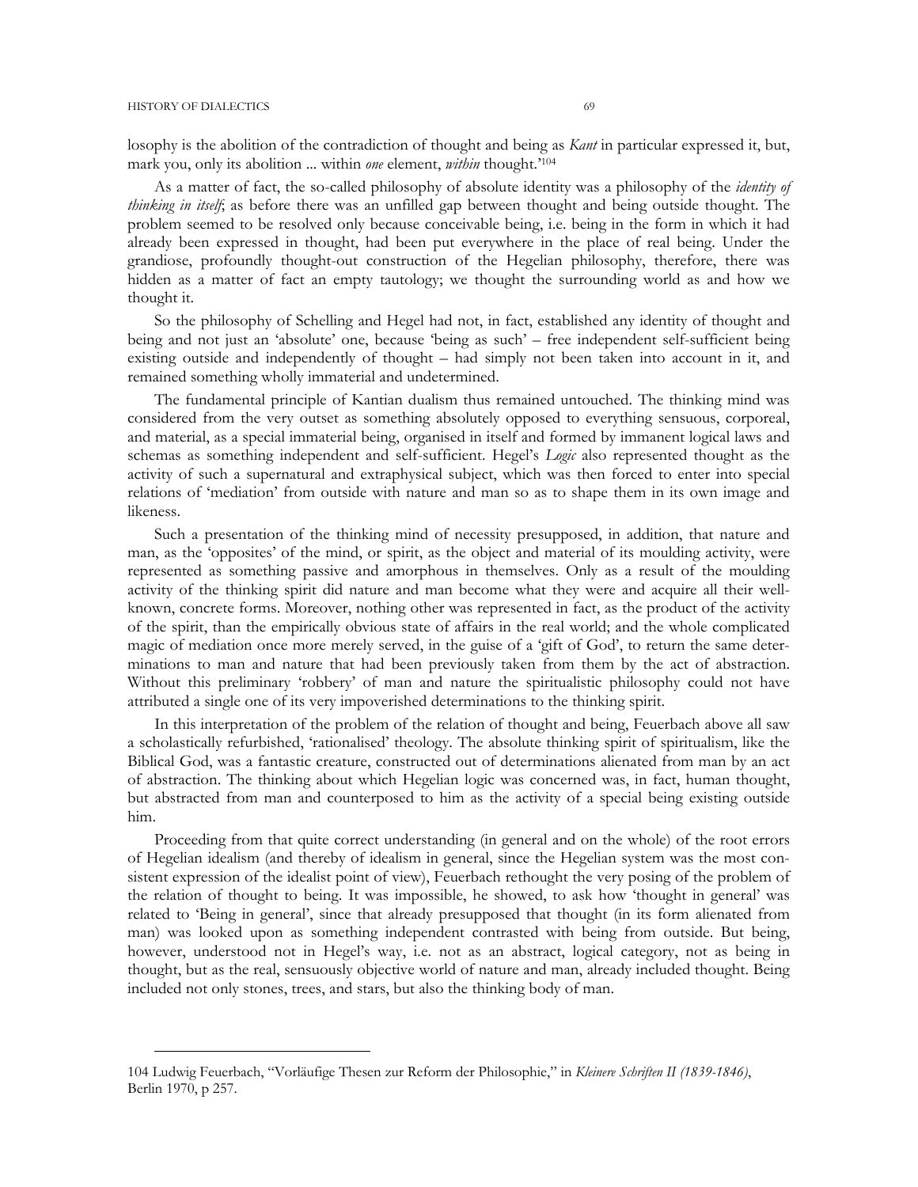losophy is the abolition of the contradiction of thought and being as *Kant* in particular expressed it, but, mark you, only its abolition ... within *one* element, *within* thought.'[104]

As a matter of fact, the so-called philosophy of absolute identity was a philosophy of the *identity of thinking in itself*; as before there was an unfilled gap between thought and being outside thought. The problem seemed to be resolved only because conceivable being, i.e. being in the form in which it had already been expressed in thought, had been put everywhere in the place of real being. Under the grandiose, profoundly thought-out construction of the Hegelian philosophy, therefore, there was hidden as a matter of fact an empty tautology; we thought the surrounding world as and how we thought it.

So the philosophy of Schelling and Hegel had not, in fact, established any identity of thought and being and not just an 'absolute' one, because 'being as such' – free independent self-sufficient being existing outside and independently of thought – had simply not been taken into account in it, and remained something wholly immaterial and undetermined.

The fundamental principle of Kantian dualism thus remained untouched. The thinking mind was considered from the very outset as something absolutely opposed to everything sensuous, corporeal, and material, as a special immaterial being, organised in itself and formed by immanent logical laws and schemas as something independent and self-sufficient. Hegel's *Logic* also represented thought as the activity of such a supernatural and extraphysical subject, which was then forced to enter into special relations of 'mediation' from outside with nature and man so as to shape them in its own image and likeness.

Such a presentation of the thinking mind of necessity presupposed, in addition, that nature and man, as the 'opposites' of the mind, or spirit, as the object and material of its moulding activity, were represented as something passive and amorphous in themselves. Only as a result of the moulding activity of the thinking spirit did nature and man become what they were and acquire all their well-known, concrete forms. Moreover, nothing other was represented in fact, as the product of the activity of the spirit, than the empirically obvious state of affairs in the real world; and the whole complicated magic of mediation once more merely served, in the guise of a 'gift of God', to return the same determinations to man and nature that had been previously taken from them by the act of abstraction. Without this preliminary 'robbery' of man and nature the spiritualistic philosophy could not have attributed a single one of its very impoverished determinations to the thinking spirit.

In this interpretation of the problem of the relation of thought and being, Feuerbach above all saw a scholastically refurbished, 'rationalised' theology. The absolute thinking spirit of spiritualism, like the Biblical God, was a fantastic creature, constructed out of determinations alienated from man by an act of abstraction. The thinking about which Hegelian logic was concerned was, in fact, human thought, but abstracted from man and counterposed to him as the activity of a special being existing outside him.

Proceeding from that quite correct understanding (in general and on the whole) of the root errors of Hegelian idealism (and thereby of idealism in general, since the Hegelian system was the most consistent expression of the idealist point of view), Feuerbach rethought the very posing of the problem of the relation of thought to being. It was impossible, he showed, to ask how 'thought in general' was related to 'Being in general', since that already presupposed that thought (in its form alienated from man) was looked upon as something independent contrasted with being from outside. But being, however, understood not in Hegel's way, i.e. not as an abstract, logical category, not as being in thought, but as the real, sensuously objective world of nature and man, already included thought. Being included not only stones, trees, and stars, but also the thinking body of man.

---

104 Ludwig Feuerbach, "Vorläufige Thesen zur Reform der Philosophie," in *Kleinere Schriften II (1839-1846)*, Berlin 1970, p 257.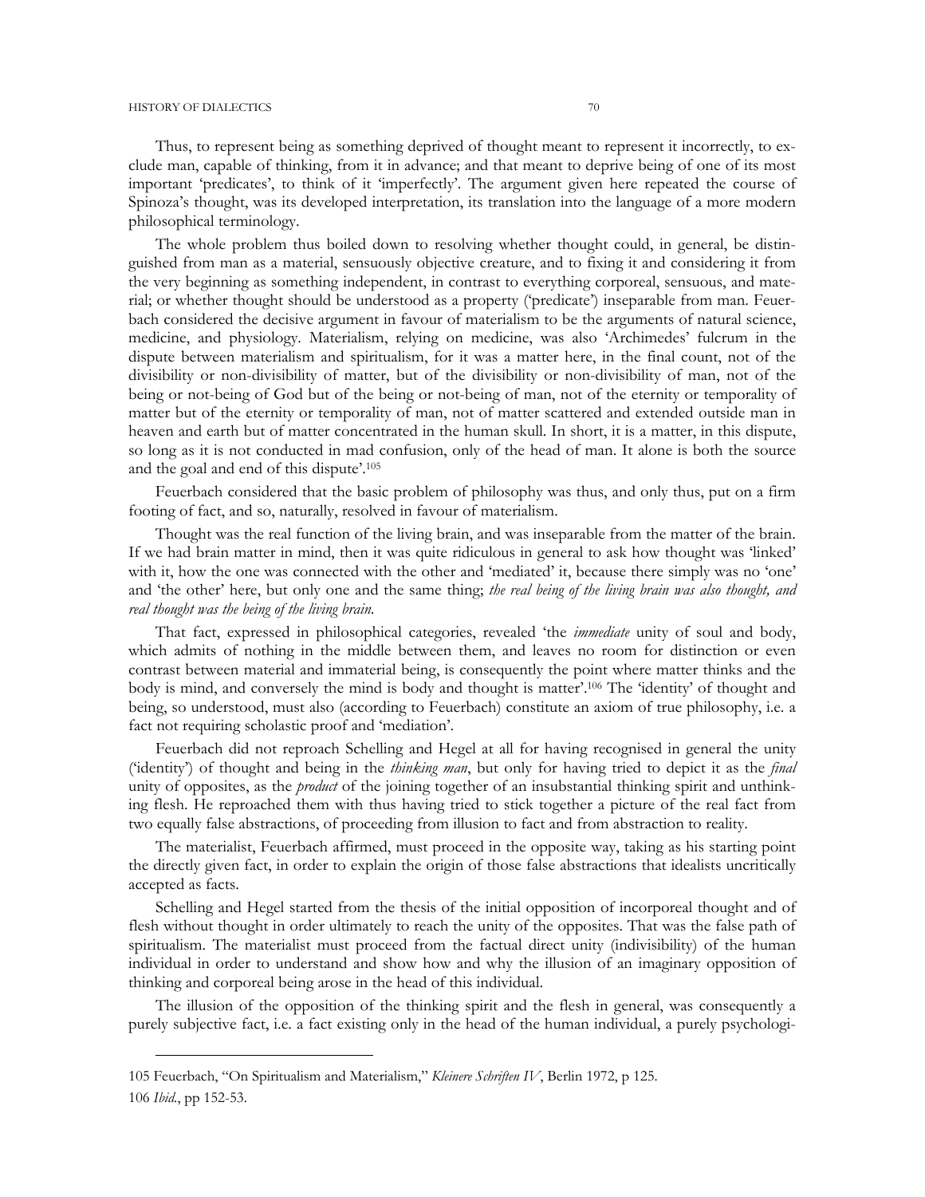Thus, to represent being as something deprived of thought meant to represent it incorrectly, to exclude man, capable of thinking, from it in advance; and that meant to deprive being of one of its most important 'predicates', to think of it 'imperfectly'. The argument given here repeated the course of Spinoza's thought, was its developed interpretation, its translation into the language of a more modern philosophical terminology.

The whole problem thus boiled down to resolving whether thought could, in general, be distinguished from man as a material, sensuously objective creature, and to fixing it and considering it from the very beginning as something independent, in contrast to everything corporeal, sensuous, and material; or whether thought should be understood as a property ('predicate') inseparable from man. Feuerbach considered the decisive argument in favour of materialism to be the arguments of natural science, medicine, and physiology. Materialism, relying on medicine, was also 'Archimedes' fulcrum in the dispute between materialism and spiritualism, for it was a matter here, in the final count, not of the divisibility or non-divisibility of matter, but of the divisibility or non-divisibility of man, not of the being or not-being of God but of the being or not-being of man, not of the eternity or temporality of matter but of the eternity or temporality of man, not of matter scattered and extended outside man in heaven and earth but of matter concentrated in the human skull. In short, it is a matter, in this dispute, so long as it is not conducted in mad confusion, only of the head of man. It alone is both the source and the goal and end of this dispute'.[105]

Feuerbach considered that the basic problem of philosophy was thus, and only thus, put on a firm footing of fact, and so, naturally, resolved in favour of materialism.

Thought was the real function of the living brain, and was inseparable from the matter of the brain. If we had brain matter in mind, then it was quite ridiculous in general to ask how thought was 'linked' with it, how the one was connected with the other and 'mediated' it, because there simply was no 'one' and 'the other' here, but only one and the same thing; *the real being of the living brain was also thought, and real thought was the being of the living brain.*

That fact, expressed in philosophical categories, revealed 'the *immediate* unity of soul and body, which admits of nothing in the middle between them, and leaves no room for distinction or even contrast between material and immaterial being, is consequently the point where matter thinks and the body is mind, and conversely the mind is body and thought is matter'.[106] The 'identity' of thought and being, so understood, must also (according to Feuerbach) constitute an axiom of true philosophy, i.e. a fact not requiring scholastic proof and 'mediation'.

Feuerbach did not reproach Schelling and Hegel at all for having recognised in general the unity ('identity') of thought and being in the *thinking man*, but only for having tried to depict it as the *final* unity of opposites, as the *product* of the joining together of an insubstantial thinking spirit and unthinking flesh. He reproached them with thus having tried to stick together a picture of the real fact from two equally false abstractions, of proceeding from illusion to fact and from abstraction to reality.

The materialist, Feuerbach affirmed, must proceed in the opposite way, taking as his starting point the directly given fact, in order to explain the origin of those false abstractions that idealists uncritically accepted as facts.

Schelling and Hegel started from the thesis of the initial opposition of incorporeal thought and of flesh without thought in order ultimately to reach the unity of the opposites. That was the false path of spiritualism. The materialist must proceed from the factual direct unity (indivisibility) of the human individual in order to understand and show how and why the illusion of an imaginary opposition of thinking and corporeal being arose in the head of this individual.

The illusion of the opposition of the thinking spirit and the flesh in general, was consequently a purely subjective fact, i.e. a fact existing only in the head of the human individual, a purely psychologi-

---

105 Feuerbach, "On Spiritualism and Materialism," *Kleinere Schriften IV*, Berlin 1972, p 125.

106 *Ibid.*, pp 152-53.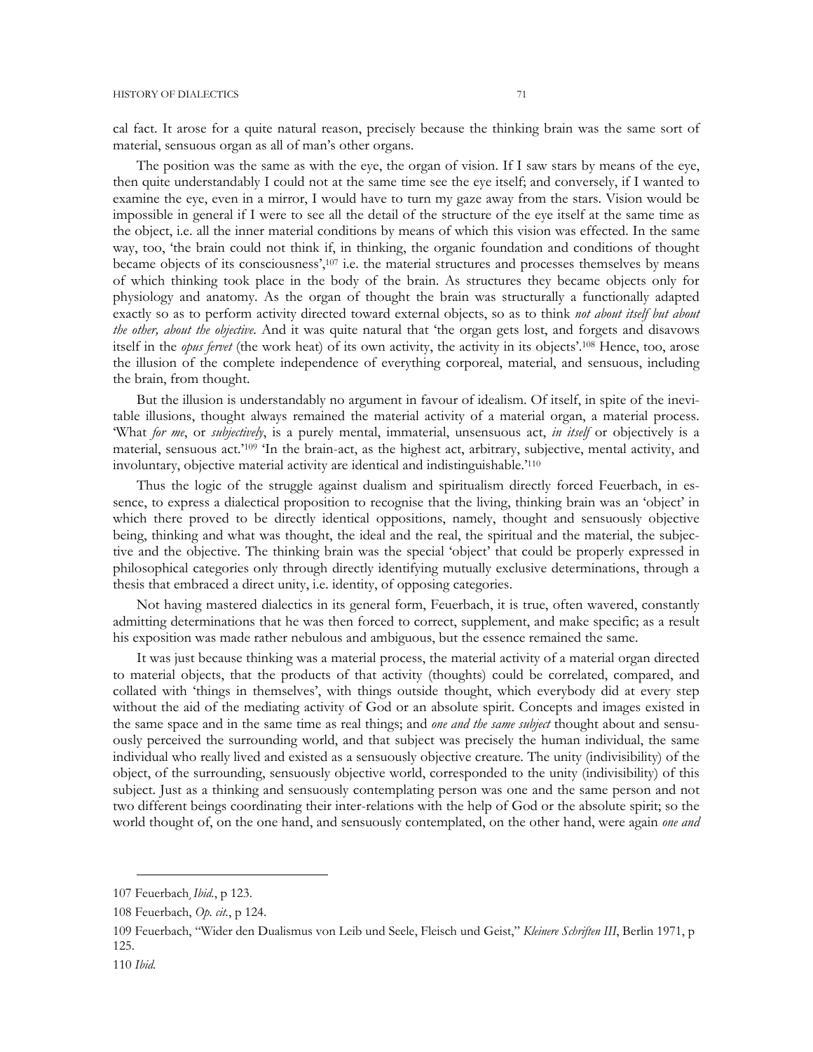cal fact. It arose for a quite natural reason, precisely because the thinking brain was the same sort of material, sensuous organ as all of man's other organs.

The position was the same as with the eye, the organ of vision. If I saw stars by means of the eye, then quite understandably I could not at the same time see the eye itself; and conversely, if I wanted to examine the eye, even in a mirror, I would have to turn my gaze away from the stars. Vision would be impossible in general if I were to see all the detail of the structure of the eye itself at the same time as the object, i.e. all the inner material conditions by means of which this vision was effected. In the same way, too, 'the brain could not think if, in thinking, the organic foundation and conditions of thought became objects of its consciousness',[107] i.e. the material structures and processes themselves by means of which thinking took place in the body of the brain. As structures they became objects only for physiology and anatomy. As the organ of thought the brain was structurally a functionally adapted exactly so as to perform activity directed toward external objects, so as to think *not about itself but about the other, about the objective*. And it was quite natural that 'the organ gets lost, and forgets and disavows itself in the *opus fervet* (the work heat) of its own activity, the activity in its objects'.[108] Hence, too, arose the illusion of the complete independence of everything corporeal, material, and sensuous, including the brain, from thought.

But the illusion is understandably no argument in favour of idealism. Of itself, in spite of the inevitable illusions, thought always remained the material activity of a material organ, a material process. 'What *for me*, or *subjectively*, is a purely mental, immaterial, unsensuous act, *in itself* or objectively is a material, sensuous act.'[109] 'In the brain-act, as the highest act, arbitrary, subjective, mental activity, and involuntary, objective material activity are identical and indistinguishable.'[110]

Thus the logic of the struggle against dualism and spiritualism directly forced Feuerbach, in essence, to express a dialectical proposition to recognise that the living, thinking brain was an 'object' in which there proved to be directly identical oppositions, namely, thought and sensuously objective being, thinking and what was thought, the ideal and the real, the spiritual and the material, the subjective and the objective. The thinking brain was the special 'object' that could be properly expressed in philosophical categories only through directly identifying mutually exclusive determinations, through a thesis that embraced a direct unity, i.e. identity, of opposing categories.

Not having mastered dialectics in its general form, Feuerbach, it is true, often wavered, constantly admitting determinations that he was then forced to correct, supplement, and make specific; as a result his exposition was made rather nebulous and ambiguous, but the essence remained the same.

It was just because thinking was a material process, the material activity of a material organ directed to material objects, that the products of that activity (thoughts) could be correlated, compared, and collated with 'things in themselves', with things outside thought, which everybody did at every step without the aid of the mediating activity of God or an absolute spirit. Concepts and images existed in the same space and in the same time as real things; and *one and the same subject* thought about and sensuously perceived the surrounding world, and that subject was precisely the human individual, the same individual who really lived and existed as a sensuously objective creature. The unity (indivisibility) of the object, of the surrounding, sensuously objective world, corresponded to the unity (indivisibility) of this subject. Just as a thinking and sensuously contemplating person was one and the same person and not two different beings coordinating their inter-relations with the help of God or the absolute spirit; so the world thought of, on the one hand, and sensuously contemplated, on the other hand, were again *one and*

---

107 Feuerbach, *Ibid.*, p 123.

108 Feuerbach, *Op. cit.*, p 124.

109 Feuerbach, "Wider den Dualismus von Leib und Seele, Fleisch und Geist," *Kleinere Schriften III*, Berlin 1971, p 125.

110 *Ibid.*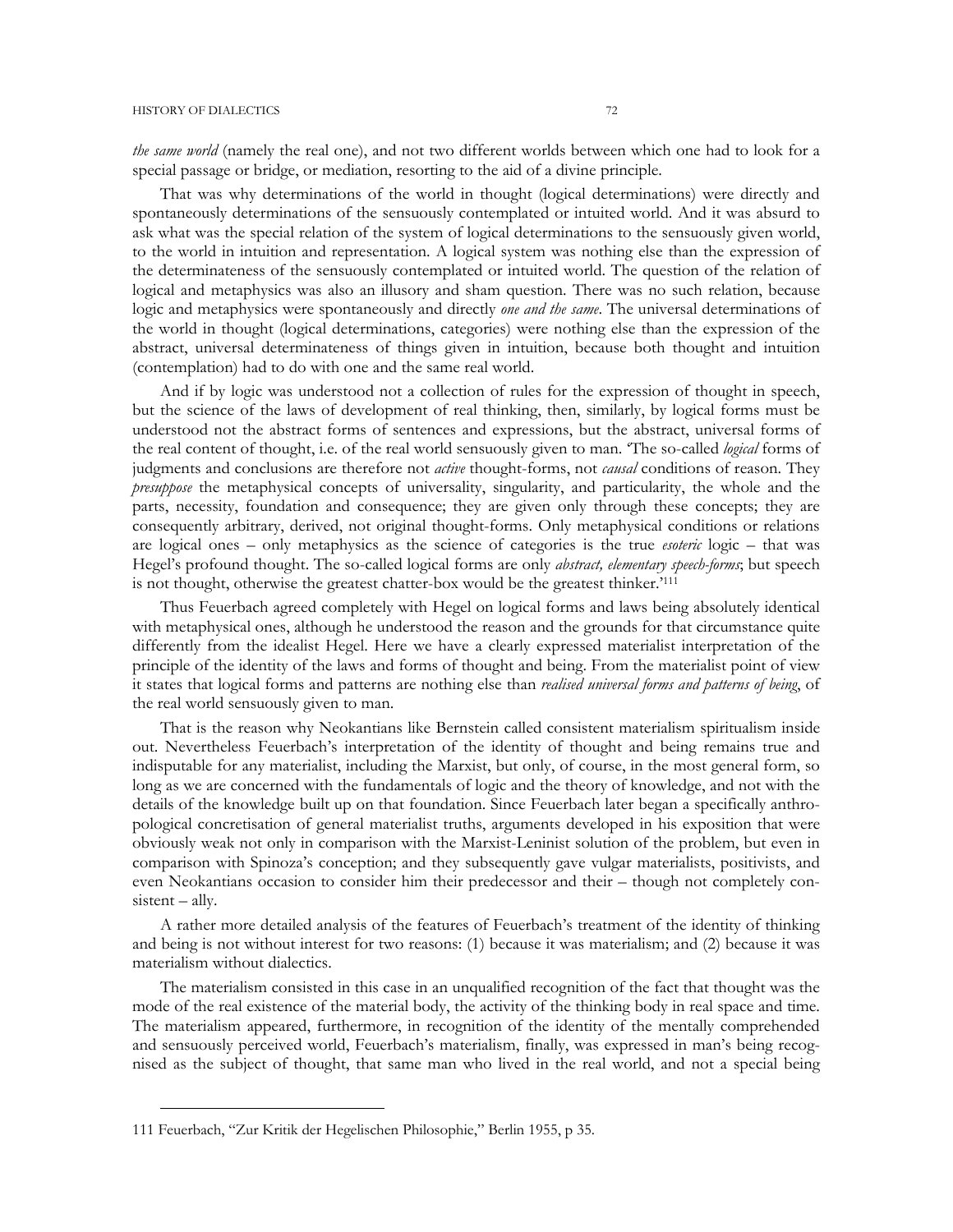*the same world* (namely the real one), and not two different worlds between which one had to look for a special passage or bridge, or mediation, resorting to the aid of a divine principle.

That was why determinations of the world in thought (logical determinations) were directly and spontaneously determinations of the sensuously contemplated or intuited world. And it was absurd to ask what was the special relation of the system of logical determinations to the sensuously given world, to the world in intuition and representation. A logical system was nothing else than the expression of the determinateness of the sensuously contemplated or intuited world. The question of the relation of logical and metaphysics was also an illusory and sham question. There was no such relation, because logic and metaphysics were spontaneously and directly *one and the same*. The universal determinations of the world in thought (logical determinations, categories) were nothing else than the expression of the abstract, universal determinateness of things given in intuition, because both thought and intuition (contemplation) had to do with one and the same real world.

And if by logic was understood not a collection of rules for the expression of thought in speech, but the science of the laws of development of real thinking, then, similarly, by logical forms must be understood not the abstract forms of sentences and expressions, but the abstract, universal forms of the real content of thought, i.e. of the real world sensuously given to man. 'The so-called *logical* forms of judgments and conclusions are therefore not *active* thought-forms, not *causal* conditions of reason. They *presuppose* the metaphysical concepts of universality, singularity, and particularity, the whole and the parts, necessity, foundation and consequence; they are given only through these concepts; they are consequently arbitrary, derived, not original thought-forms. Only metaphysical conditions or relations are logical ones – only metaphysics as the science of categories is the true *esoteric* logic – that was Hegel's profound thought. The so-called logical forms are only *abstract, elementary speech-forms*; but speech is not thought, otherwise the greatest chatter-box would be the greatest thinker.'[111]

Thus Feuerbach agreed completely with Hegel on logical forms and laws being absolutely identical with metaphysical ones, although he understood the reason and the grounds for that circumstance quite differently from the idealist Hegel. Here we have a clearly expressed materialist interpretation of the principle of the identity of the laws and forms of thought and being. From the materialist point of view it states that logical forms and patterns are nothing else than *realised universal forms and patterns of being*, of the real world sensuously given to man.

That is the reason why Neokantians like Bernstein called consistent materialism spiritualism inside out. Nevertheless Feuerbach's interpretation of the identity of thought and being remains true and indisputable for any materialist, including the Marxist, but only, of course, in the most general form, so long as we are concerned with the fundamentals of logic and the theory of knowledge, and not with the details of the knowledge built up on that foundation. Since Feuerbach later began a specifically anthropological concretisation of general materialist truths, arguments developed in his exposition that were obviously weak not only in comparison with the Marxist-Leninist solution of the problem, but even in comparison with Spinoza's conception; and they subsequently gave vulgar materialists, positivists, and even Neokantians occasion to consider him their predecessor and their – though not completely consistent – ally.

A rather more detailed analysis of the features of Feuerbach's treatment of the identity of thinking and being is not without interest for two reasons: (1) because it was materialism; and (2) because it was materialism without dialectics.

The materialism consisted in this case in an unqualified recognition of the fact that thought was the mode of the real existence of the material body, the activity of the thinking body in real space and time. The materialism appeared, furthermore, in recognition of the identity of the mentally comprehended and sensuously perceived world, Feuerbach's materialism, finally, was expressed in man's being recognised as the subject of thought, that same man who lived in the real world, and not a special being

---

111 Feuerbach, "Zur Kritik der Hegelischen Philosophie," Berlin 1955, p 35.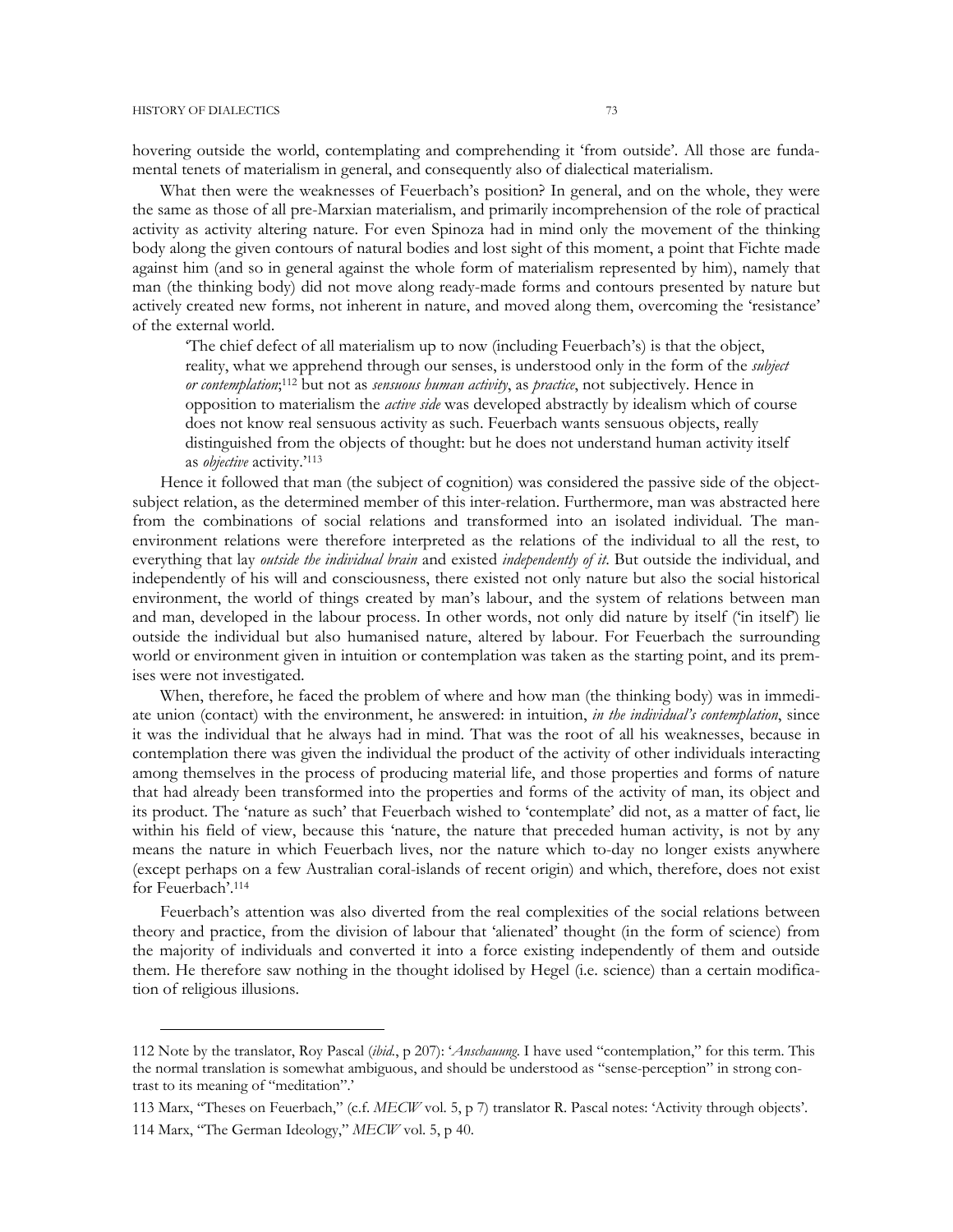hovering outside the world, contemplating and comprehending it 'from outside'. All those are fundamental tenets of materialism in general, and consequently also of dialectical materialism.

What then were the weaknesses of Feuerbach's position? In general, and on the whole, they were the same as those of all pre-Marxian materialism, and primarily incomprehension of the role of practical activity as activity altering nature. For even Spinoza had in mind only the movement of the thinking body along the given contours of natural bodies and lost sight of this moment, a point that Fichte made against him (and so in general against the whole form of materialism represented by him), namely that man (the thinking body) did not move along ready-made forms and contours presented by nature but actively created new forms, not inherent in nature, and moved along them, overcoming the 'resistance' of the external world.

> 'The chief defect of all materialism up to now (including Feuerbach's) is that the object, reality, what we apprehend through our senses, is understood only in the form of the *subject or contemplation*;[112] but not as *sensuous human activity*, as *practice*, not subjectively. Hence in opposition to materialism the *active side* was developed abstractly by idealism which of course does not know real sensuous activity as such. Feuerbach wants sensuous objects, really distinguished from the objects of thought: but he does not understand human activity itself as *objective* activity.'[113]

Hence it followed that man (the subject of cognition) was considered the passive side of the object-subject relation, as the determined member of this inter-relation. Furthermore, man was abstracted here from the combinations of social relations and transformed into an isolated individual. The man-environment relations were therefore interpreted as the relations of the individual to all the rest, to everything that lay *outside the individual brain* and existed *independently of it*. But outside the individual, and independently of his will and consciousness, there existed not only nature but also the social historical environment, the world of things created by man's labour, and the system of relations between man and man, developed in the labour process. In other words, not only did nature by itself ('in itself') lie outside the individual but also humanised nature, altered by labour. For Feuerbach the surrounding world or environment given in intuition or contemplation was taken as the starting point, and its premises were not investigated.

When, therefore, he faced the problem of where and how man (the thinking body) was in immediate union (contact) with the environment, he answered: in intuition, *in the individual's contemplation*, since it was the individual that he always had in mind. That was the root of all his weaknesses, because in contemplation there was given the individual the product of the activity of other individuals interacting among themselves in the process of producing material life, and those properties and forms of nature that had already been transformed into the properties and forms of the activity of man, its object and its product. The 'nature as such' that Feuerbach wished to 'contemplate' did not, as a matter of fact, lie within his field of view, because this 'nature, the nature that preceded human activity, is not by any means the nature in which Feuerbach lives, nor the nature which to-day no longer exists anywhere (except perhaps on a few Australian coral-islands of recent origin) and which, therefore, does not exist for Feuerbach'.[114]

Feuerbach's attention was also diverted from the real complexities of the social relations between theory and practice, from the division of labour that 'alienated' thought (in the form of science) from the majority of individuals and converted it into a force existing independently of them and outside them. He therefore saw nothing in the thought idolised by Hegel (i.e. science) than a certain modification of religious illusions.

---

112 Note by the translator, Roy Pascal (*ibid.*, p 207): '*Anschauung*. I have used "contemplation," for this term. This the normal translation is somewhat ambiguous, and should be understood as "sense-perception" in strong contrast to its meaning of "meditation".'

113 Marx, "Theses on Feuerbach," (c.f. *MECW* vol. 5, p 7) translator R. Pascal notes: 'Activity through objects'.

114 Marx, "The German Ideology," *MECW* vol. 5, p 40.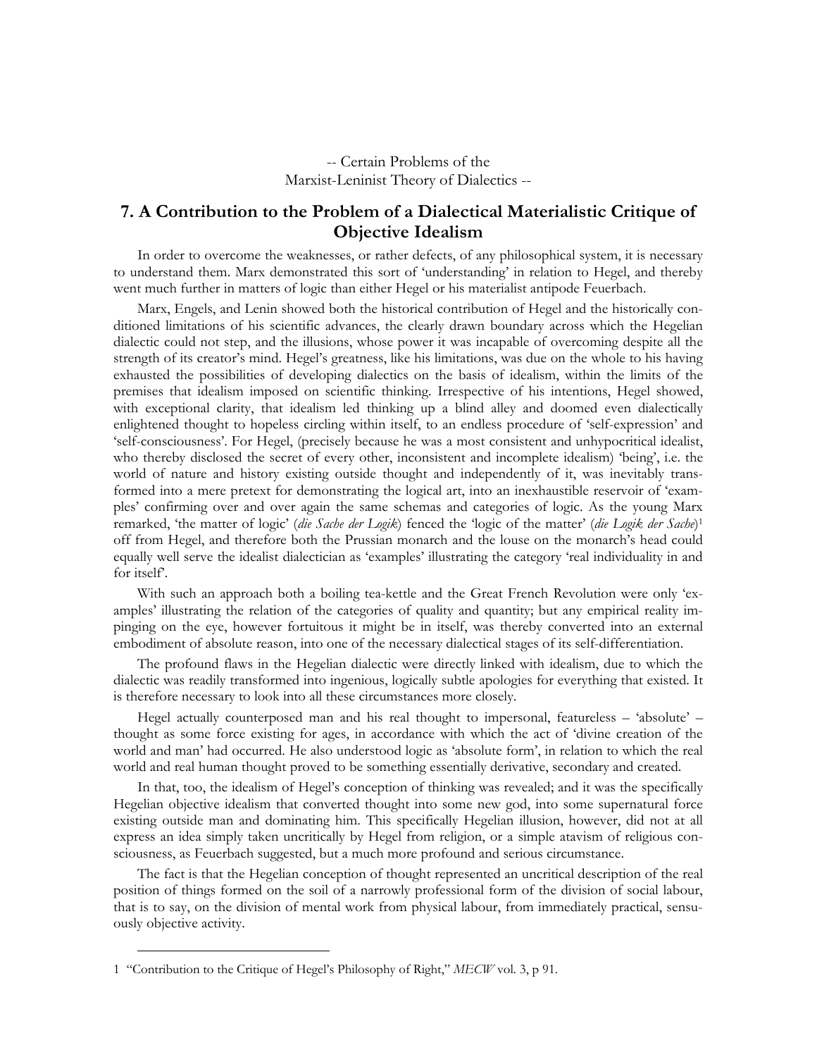-- Certain Problems of the
Marxist-Leninist Theory of Dialectics --

## 7. A Contribution to the Problem of a Dialectical Materialistic Critique of Objective Idealism

In order to overcome the weaknesses, or rather defects, of any philosophical system, it is necessary to understand them. Marx demonstrated this sort of 'understanding' in relation to Hegel, and thereby went much further in matters of logic than either Hegel or his materialist antipode Feuerbach.

Marx, Engels, and Lenin showed both the historical contribution of Hegel and the historically conditioned limitations of his scientific advances, the clearly drawn boundary across which the Hegelian dialectic could not step, and the illusions, whose power it was incapable of overcoming despite all the strength of its creator's mind. Hegel's greatness, like his limitations, was due on the whole to his having exhausted the possibilities of developing dialectics on the basis of idealism, within the limits of the premises that idealism imposed on scientific thinking. Irrespective of his intentions, Hegel showed, with exceptional clarity, that idealism led thinking up a blind alley and doomed even dialectically enlightened thought to hopeless circling within itself, to an endless procedure of 'self-expression' and 'self-consciousness'. For Hegel, (precisely because he was a most consistent and unhypocritical idealist, who thereby disclosed the secret of every other, inconsistent and incomplete idealism) 'being', i.e. the world of nature and history existing outside thought and independently of it, was inevitably transformed into a mere pretext for demonstrating the logical art, into an inexhaustible reservoir of 'examples' confirming over and over again the same schemas and categories of logic. As the young Marx remarked, 'the matter of logic' (*die Sache der Logik*) fenced the 'logic of the matter' (*die Logik der Sache*)[1] off from Hegel, and therefore both the Prussian monarch and the louse on the monarch's head could equally well serve the idealist dialectician as 'examples' illustrating the category 'real individuality in and for itself'.

With such an approach both a boiling tea-kettle and the Great French Revolution were only 'examples' illustrating the relation of the categories of quality and quantity; but any empirical reality impinging on the eye, however fortuitous it might be in itself, was thereby converted into an external embodiment of absolute reason, into one of the necessary dialectical stages of its self-differentiation.

The profound flaws in the Hegelian dialectic were directly linked with idealism, due to which the dialectic was readily transformed into ingenious, logically subtle apologies for everything that existed. It is therefore necessary to look into all these circumstances more closely.

Hegel actually counterposed man and his real thought to impersonal, featureless – 'absolute' – thought as some force existing for ages, in accordance with which the act of 'divine creation of the world and man' had occurred. He also understood logic as 'absolute form', in relation to which the real world and real human thought proved to be something essentially derivative, secondary and created.

In that, too, the idealism of Hegel's conception of thinking was revealed; and it was the specifically Hegelian objective idealism that converted thought into some new god, into some supernatural force existing outside man and dominating him. This specifically Hegelian illusion, however, did not at all express an idea simply taken uncritically by Hegel from religion, or a simple atavism of religious consciousness, as Feuerbach suggested, but a much more profound and serious circumstance.

The fact is that the Hegelian conception of thought represented an uncritical description of the real position of things formed on the soil of a narrowly professional form of the division of social labour, that is to say, on the division of mental work from physical labour, from immediately practical, sensuously objective activity.

---

1 "Contribution to the Critique of Hegel's Philosophy of Right," *MECW* vol. 3, p 91.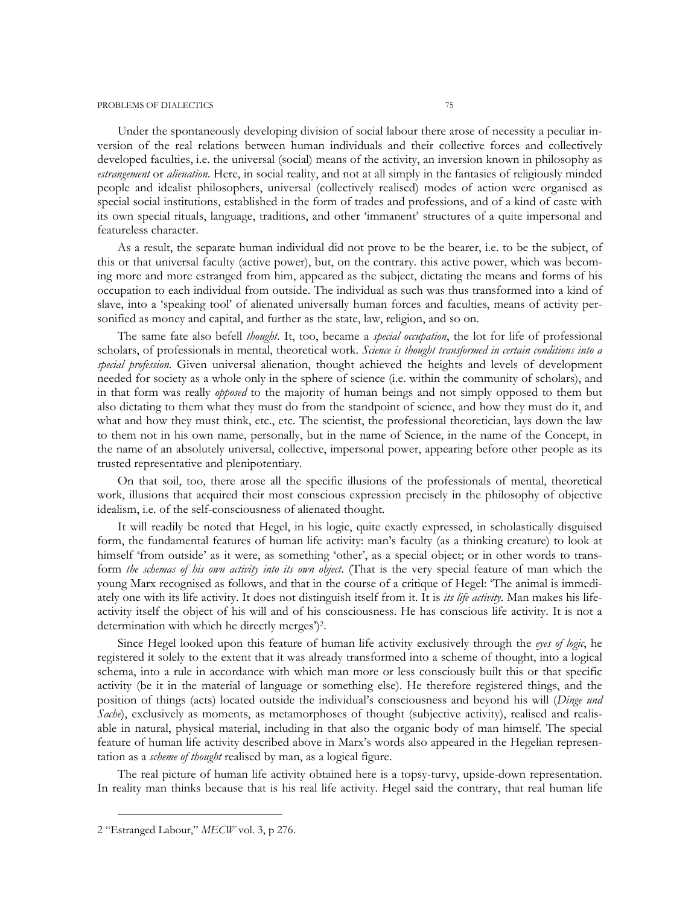Under the spontaneously developing division of social labour there arose of necessity a peculiar inversion of the real relations between human individuals and their collective forces and collectively developed faculties, i.e. the universal (social) means of the activity, an inversion known in philosophy as *estrangement* or *alienation*. Here, in social reality, and not at all simply in the fantasies of religiously minded people and idealist philosophers, universal (collectively realised) modes of action were organised as special social institutions, established in the form of trades and professions, and of a kind of caste with its own special rituals, language, traditions, and other 'immanent' structures of a quite impersonal and featureless character.

As a result, the separate human individual did not prove to be the bearer, i.e. to be the subject, of this or that universal faculty (active power), but, on the contrary. this active power, which was becoming more and more estranged from him, appeared as the subject, dictating the means and forms of his occupation to each individual from outside. The individual as such was thus transformed into a kind of slave, into a 'speaking tool' of alienated universally human forces and faculties, means of activity personified as money and capital, and further as the state, law, religion, and so on.

The same fate also befell *thought*. It, too, became a *special occupation*, the lot for life of professional scholars, of professionals in mental, theoretical work. *Science is thought transformed in certain conditions into a special profession*. Given universal alienation, thought achieved the heights and levels of development needed for society as a whole only in the sphere of science (i.e. within the community of scholars), and in that form was really *opposed* to the majority of human beings and not simply opposed to them but also dictating to them what they must do from the standpoint of science, and how they must do it, and what and how they must think, etc., etc. The scientist, the professional theoretician, lays down the law to them not in his own name, personally, but in the name of Science, in the name of the Concept, in the name of an absolutely universal, collective, impersonal power, appearing before other people as its trusted representative and plenipotentiary.

On that soil, too, there arose all the specific illusions of the professionals of mental, theoretical work, illusions that acquired their most conscious expression precisely in the philosophy of objective idealism, i.e. of the self-consciousness of alienated thought.

It will readily be noted that Hegel, in his logic, quite exactly expressed, in scholastically disguised form, the fundamental features of human life activity: man's faculty (as a thinking creature) to look at himself 'from outside' as it were, as something 'other', as a special object; or in other words to transform *the schemas of his own activity into its own object*. (That is the very special feature of man which the young Marx recognised as follows, and that in the course of a critique of Hegel: 'The animal is immediately one with its life activity. It does not distinguish itself from it. It is *its life activity*. Man makes his life-activity itself the object of his will and of his consciousness. He has conscious life activity. It is not a determination with which he directly merges')[2].

Since Hegel looked upon this feature of human life activity exclusively through the *eyes of logic*, he registered it solely to the extent that it was already transformed into a scheme of thought, into a logical schema, into a rule in accordance with which man more or less consciously built this or that specific activity (be it in the material of language or something else). He therefore registered things, and the position of things (acts) located outside the individual's consciousness and beyond his will (*Dinge und Sache*), exclusively as moments, as metamorphoses of thought (subjective activity), realised and realisable in natural, physical material, including in that also the organic body of man himself. The special feature of human life activity described above in Marx's words also appeared in the Hegelian representation as a *scheme of thought* realised by man, as a logical figure.

The real picture of human life activity obtained here is a topsy-turvy, upside-down representation. In reality man thinks because that is his real life activity. Hegel said the contrary, that real human life

---

2 "Estranged Labour," *MECW* vol. 3, p 276.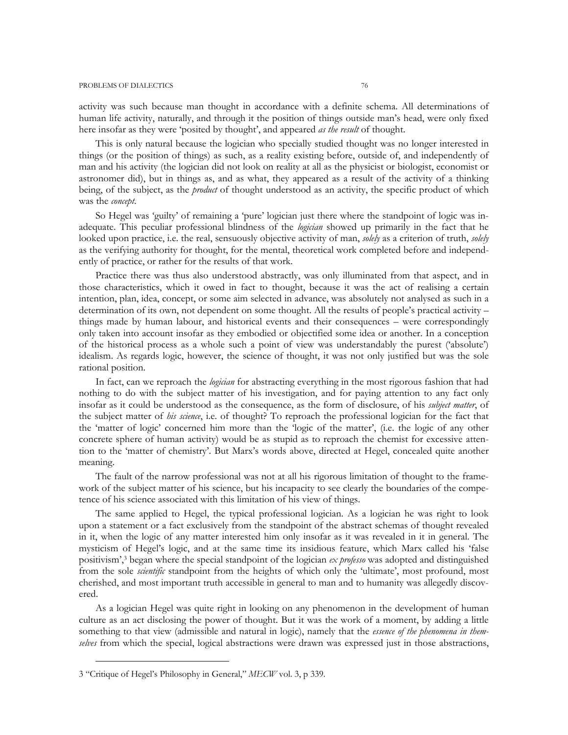activity was such because man thought in accordance with a definite schema. All determinations of human life activity, naturally, and through it the position of things outside man's head, were only fixed here insofar as they were 'posited by thought', and appeared *as the result* of thought.

This is only natural because the logician who specially studied thought was no longer interested in things (or the position of things) as such, as a reality existing before, outside of, and independently of man and his activity (the logician did not look on reality at all as the physicist or biologist, economist or astronomer did), but in things as, and as what, they appeared as a result of the activity of a thinking being, of the subject, as the *product* of thought understood as an activity, the specific product of which was the *concept*.

So Hegel was 'guilty' of remaining a 'pure' logician just there where the standpoint of logic was inadequate. This peculiar professional blindness of the *logician* showed up primarily in the fact that he looked upon practice, i.e. the real, sensuously objective activity of man, *solely* as a criterion of truth, *solely* as the verifying authority for thought, for the mental, theoretical work completed before and independently of practice, or rather for the results of that work.

Practice there was thus also understood abstractly, was only illuminated from that aspect, and in those characteristics, which it owed in fact to thought, because it was the act of realising a certain intention, plan, idea, concept, or some aim selected in advance, was absolutely not analysed as such in a determination of its own, not dependent on some thought. All the results of people's practical activity – things made by human labour, and historical events and their consequences – were correspondingly only taken into account insofar as they embodied or objectified some idea or another. In a conception of the historical process as a whole such a point of view was understandably the purest ('absolute') idealism. As regards logic, however, the science of thought, it was not only justified but was the sole rational position.

In fact, can we reproach the *logician* for abstracting everything in the most rigorous fashion that had nothing to do with the subject matter of his investigation, and for paying attention to any fact only insofar as it could be understood as the consequence, as the form of disclosure, of his *subject matter*, of the subject matter of *his science*, i.e. of thought? To reproach the professional logician for the fact that the 'matter of logic' concerned him more than the 'logic of the matter', (i.e. the logic of any other concrete sphere of human activity) would be as stupid as to reproach the chemist for excessive attention to the 'matter of chemistry'. But Marx's words above, directed at Hegel, concealed quite another meaning.

The fault of the narrow professional was not at all his rigorous limitation of thought to the framework of the subject matter of his science, but his incapacity to see clearly the boundaries of the competence of his science associated with this limitation of his view of things.

The same applied to Hegel, the typical professional logician. As a logician he was right to look upon a statement or a fact exclusively from the standpoint of the abstract schemas of thought revealed in it, when the logic of any matter interested him only insofar as it was revealed in it in general. The mysticism of Hegel's logic, and at the same time its insidious feature, which Marx called his 'false positivism',[3] began where the special standpoint of the logician *ex professo* was adopted and distinguished from the sole *scientific* standpoint from the heights of which only the 'ultimate', most profound, most cherished, and most important truth accessible in general to man and to humanity was allegedly discovered.

As a logician Hegel was quite right in looking on any phenomenon in the development of human culture as an act disclosing the power of thought. But it was the work of a moment, by adding a little something to that view (admissible and natural in logic), namely that the *essence of the phenomena in themselves* from which the special, logical abstractions were drawn was expressed just in those abstractions,

3 "Critique of Hegel's Philosophy in General," *MECW* vol. 3, p 339.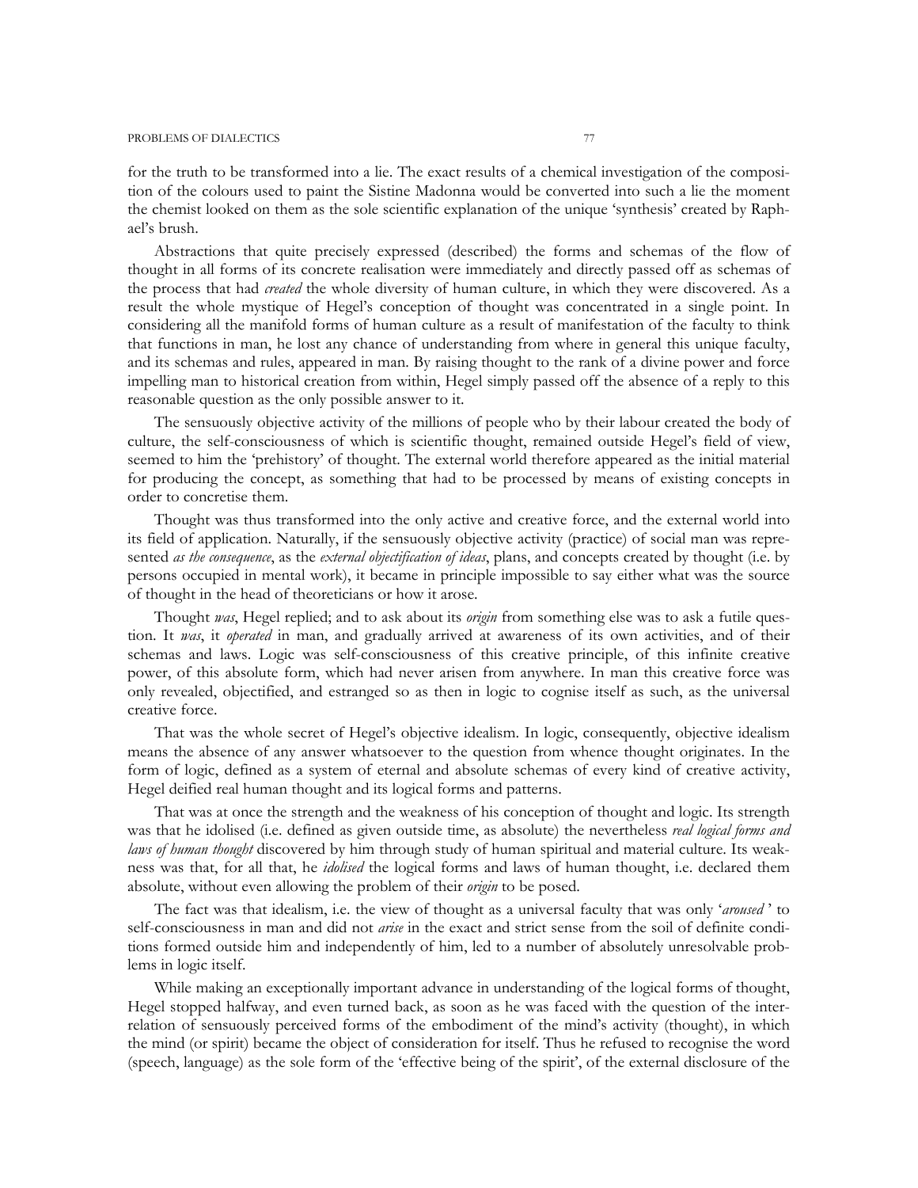for the truth to be transformed into a lie. The exact results of a chemical investigation of the composition of the colours used to paint the Sistine Madonna would be converted into such a lie the moment the chemist looked on them as the sole scientific explanation of the unique 'synthesis' created by Raphael's brush.

Abstractions that quite precisely expressed (described) the forms and schemas of the flow of thought in all forms of its concrete realisation were immediately and directly passed off as schemas of the process that had *created* the whole diversity of human culture, in which they were discovered. As a result the whole mystique of Hegel's conception of thought was concentrated in a single point. In considering all the manifold forms of human culture as a result of manifestation of the faculty to think that functions in man, he lost any chance of understanding from where in general this unique faculty, and its schemas and rules, appeared in man. By raising thought to the rank of a divine power and force impelling man to historical creation from within, Hegel simply passed off the absence of a reply to this reasonable question as the only possible answer to it.

The sensuously objective activity of the millions of people who by their labour created the body of culture, the self-consciousness of which is scientific thought, remained outside Hegel's field of view, seemed to him the 'prehistory' of thought. The external world therefore appeared as the initial material for producing the concept, as something that had to be processed by means of existing concepts in order to concretise them.

Thought was thus transformed into the only active and creative force, and the external world into its field of application. Naturally, if the sensuously objective activity (practice) of social man was represented *as the consequence*, as the *external objectification of ideas*, plans, and concepts created by thought (i.e. by persons occupied in mental work), it became in principle impossible to say either what was the source of thought in the head of theoreticians or how it arose.

Thought *was*, Hegel replied; and to ask about its *origin* from something else was to ask a futile question. It *was*, it *operated* in man, and gradually arrived at awareness of its own activities, and of their schemas and laws. Logic was self-consciousness of this creative principle, of this infinite creative power, of this absolute form, which had never arisen from anywhere. In man this creative force was only revealed, objectified, and estranged so as then in logic to cognise itself as such, as the universal creative force.

That was the whole secret of Hegel's objective idealism. In logic, consequently, objective idealism means the absence of any answer whatsoever to the question from whence thought originates. In the form of logic, defined as a system of eternal and absolute schemas of every kind of creative activity, Hegel deified real human thought and its logical forms and patterns.

That was at once the strength and the weakness of his conception of thought and logic. Its strength was that he idolised (i.e. defined as given outside time, as absolute) the nevertheless *real logical forms and laws of human thought* discovered by him through study of human spiritual and material culture. Its weakness was that, for all that, he *idolised* the logical forms and laws of human thought, i.e. declared them absolute, without even allowing the problem of their *origin* to be posed.

The fact was that idealism, i.e. the view of thought as a universal faculty that was only '*aroused*' to self-consciousness in man and did not *arise* in the exact and strict sense from the soil of definite conditions formed outside him and independently of him, led to a number of absolutely unresolvable problems in logic itself.

While making an exceptionally important advance in understanding of the logical forms of thought, Hegel stopped halfway, and even turned back, as soon as he was faced with the question of the interrelation of sensuously perceived forms of the embodiment of the mind's activity (thought), in which the mind (or spirit) became the object of consideration for itself. Thus he refused to recognise the word (speech, language) as the sole form of the 'effective being of the spirit', of the external disclosure of the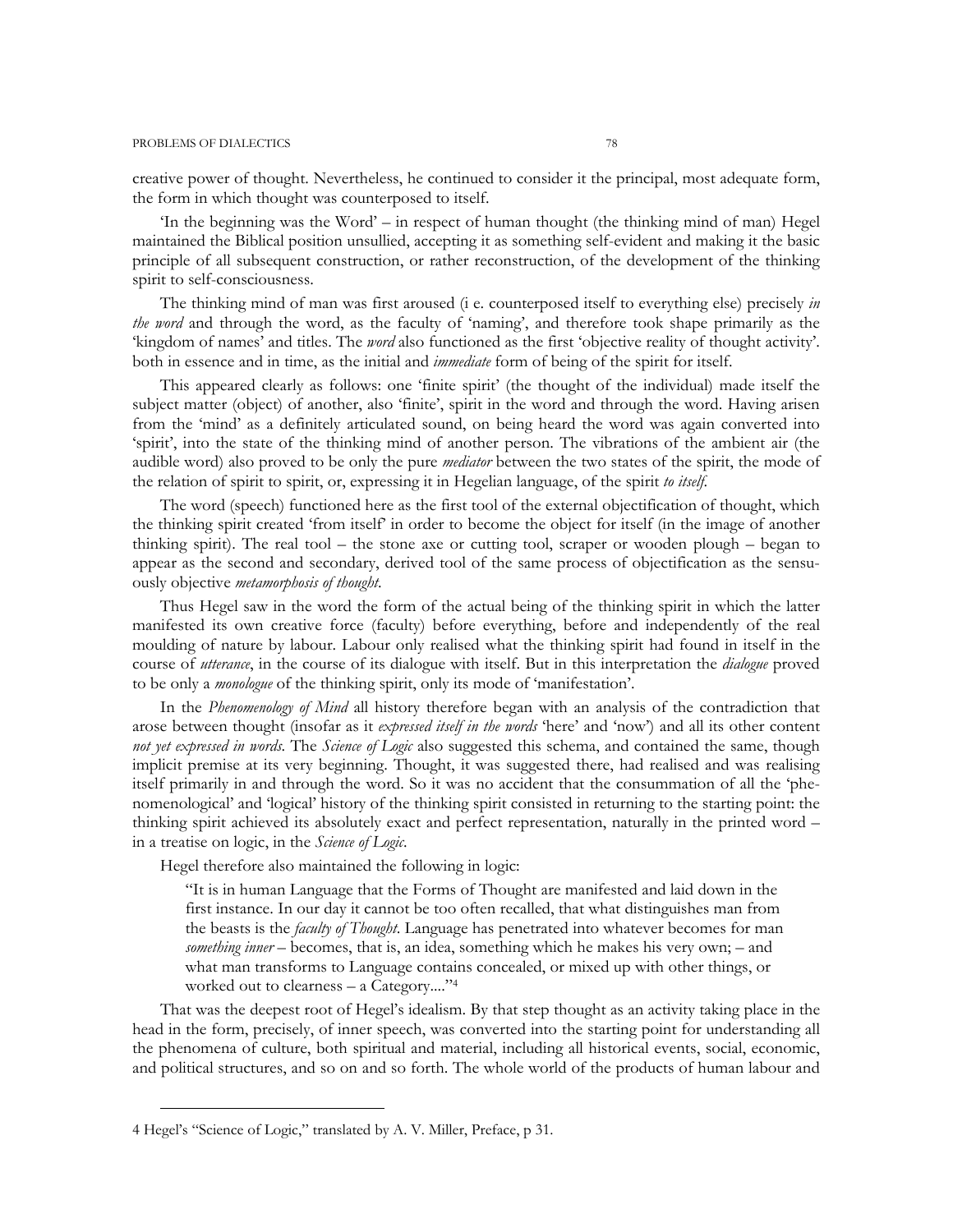creative power of thought. Nevertheless, he continued to consider it the principal, most adequate form, the form in which thought was counterposed to itself.

'In the beginning was the Word' – in respect of human thought (the thinking mind of man) Hegel maintained the Biblical position unsullied, accepting it as something self-evident and making it the basic principle of all subsequent construction, or rather reconstruction, of the development of the thinking spirit to self-consciousness.

The thinking mind of man was first aroused (i e. counterposed itself to everything else) precisely *in the word* and through the word, as the faculty of 'naming', and therefore took shape primarily as the 'kingdom of names' and titles. The *word* also functioned as the first 'objective reality of thought activity'. both in essence and in time, as the initial and *immediate* form of being of the spirit for itself.

This appeared clearly as follows: one 'finite spirit' (the thought of the individual) made itself the subject matter (object) of another, also 'finite', spirit in the word and through the word. Having arisen from the 'mind' as a definitely articulated sound, on being heard the word was again converted into 'spirit', into the state of the thinking mind of another person. The vibrations of the ambient air (the audible word) also proved to be only the pure *mediator* between the two states of the spirit, the mode of the relation of spirit to spirit, or, expressing it in Hegelian language, of the spirit *to itself*.

The word (speech) functioned here as the first tool of the external objectification of thought, which the thinking spirit created 'from itself' in order to become the object for itself (in the image of another thinking spirit). The real tool – the stone axe or cutting tool, scraper or wooden plough – began to appear as the second and secondary, derived tool of the same process of objectification as the sensuously objective *metamorphosis of thought*.

Thus Hegel saw in the word the form of the actual being of the thinking spirit in which the latter manifested its own creative force (faculty) before everything, before and independently of the real moulding of nature by labour. Labour only realised what the thinking spirit had found in itself in the course of *utterance*, in the course of its dialogue with itself. But in this interpretation the *dialogue* proved to be only a *monologue* of the thinking spirit, only its mode of 'manifestation'.

In the *Phenomenology of Mind* all history therefore began with an analysis of the contradiction that arose between thought (insofar as it *expressed itself in the words* 'here' and 'now') and all its other content *not yet expressed in words*. The *Science of Logic* also suggested this schema, and contained the same, though implicit premise at its very beginning. Thought, it was suggested there, had realised and was realising itself primarily in and through the word. So it was no accident that the consummation of all the 'phenomenological' and 'logical' history of the thinking spirit consisted in returning to the starting point: the thinking spirit achieved its absolutely exact and perfect representation, naturally in the printed word – in a treatise on logic, in the *Science of Logic*.

Hegel therefore also maintained the following in logic:

> "It is in human Language that the Forms of Thought are manifested and laid down in the first instance. In our day it cannot be too often recalled, that what distinguishes man from the beasts is the *faculty of Thought*. Language has penetrated into whatever becomes for man *something inner* – becomes, that is, an idea, something which he makes his very own; – and what man transforms to Language contains concealed, or mixed up with other things, or worked out to clearness – a Category...."[4]

That was the deepest root of Hegel's idealism. By that step thought as an activity taking place in the head in the form, precisely, of inner speech, was converted into the starting point for understanding all the phenomena of culture, both spiritual and material, including all historical events, social, economic, and political structures, and so on and so forth. The whole world of the products of human labour and

---

4 Hegel's "Science of Logic," translated by A. V. Miller, Preface, p 31.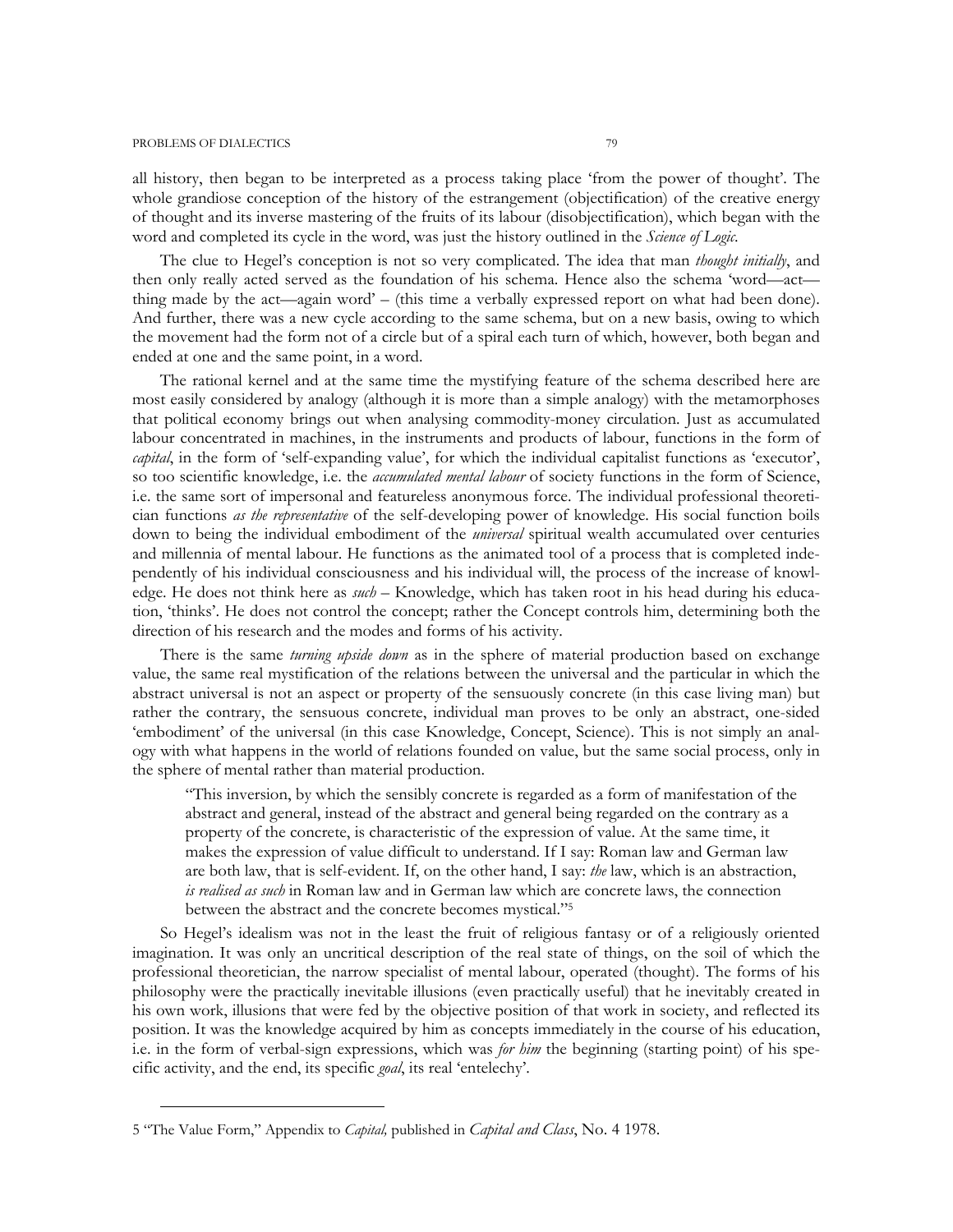all history, then began to be interpreted as a process taking place 'from the power of thought'. The whole grandiose conception of the history of the estrangement (objectification) of the creative energy of thought and its inverse mastering of the fruits of its labour (disobjectification), which began with the word and completed its cycle in the word, was just the history outlined in the *Science of Logic*.

The clue to Hegel's conception is not so very complicated. The idea that man *thought initially*, and then only really acted served as the foundation of his schema. Hence also the schema 'word—act—thing made by the act—again word' – (this time a verbally expressed report on what had been done). And further, there was a new cycle according to the same schema, but on a new basis, owing to which the movement had the form not of a circle but of a spiral each turn of which, however, both began and ended at one and the same point, in a word.

The rational kernel and at the same time the mystifying feature of the schema described here are most easily considered by analogy (although it is more than a simple analogy) with the metamorphoses that political economy brings out when analysing commodity-money circulation. Just as accumulated labour concentrated in machines, in the instruments and products of labour, functions in the form of *capital*, in the form of 'self-expanding value', for which the individual capitalist functions as 'executor', so too scientific knowledge, i.e. the *accumulated mental labour* of society functions in the form of Science, i.e. the same sort of impersonal and featureless anonymous force. The individual professional theoretician functions *as the representative* of the self-developing power of knowledge. His social function boils down to being the individual embodiment of the *universal* spiritual wealth accumulated over centuries and millennia of mental labour. He functions as the animated tool of a process that is completed independently of his individual consciousness and his individual will, the process of the increase of knowledge. He does not think here as *such* – Knowledge, which has taken root in his head during his education, 'thinks'. He does not control the concept; rather the Concept controls him, determining both the direction of his research and the modes and forms of his activity.

There is the same *turning upside down* as in the sphere of material production based on exchange value, the same real mystification of the relations between the universal and the particular in which the abstract universal is not an aspect or property of the sensuously concrete (in this case living man) but rather the contrary, the sensuous concrete, individual man proves to be only an abstract, one-sided 'embodiment' of the universal (in this case Knowledge, Concept, Science). This is not simply an analogy with what happens in the world of relations founded on value, but the same social process, only in the sphere of mental rather than material production.

> "This inversion, by which the sensibly concrete is regarded as a form of manifestation of the abstract and general, instead of the abstract and general being regarded on the contrary as a property of the concrete, is characteristic of the expression of value. At the same time, it makes the expression of value difficult to understand. If I say: Roman law and German law are both law, that is self-evident. If, on the other hand, I say: *the* law, which is an abstraction, *is realised as such* in Roman law and in German law which are concrete laws, the connection between the abstract and the concrete becomes mystical."[5]

So Hegel's idealism was not in the least the fruit of religious fantasy or of a religiously oriented imagination. It was only an uncritical description of the real state of things, on the soil of which the professional theoretician, the narrow specialist of mental labour, operated (thought). The forms of his philosophy were the practically inevitable illusions (even practically useful) that he inevitably created in his own work, illusions that were fed by the objective position of that work in society, and reflected its position. It was the knowledge acquired by him as concepts immediately in the course of his education, i.e. in the form of verbal-sign expressions, which was *for him* the beginning (starting point) of his specific activity, and the end, its specific *goal*, its real 'entelechy'.

---

5 "The Value Form," Appendix to *Capital,* published in *Capital and Class*, No. 4 1978.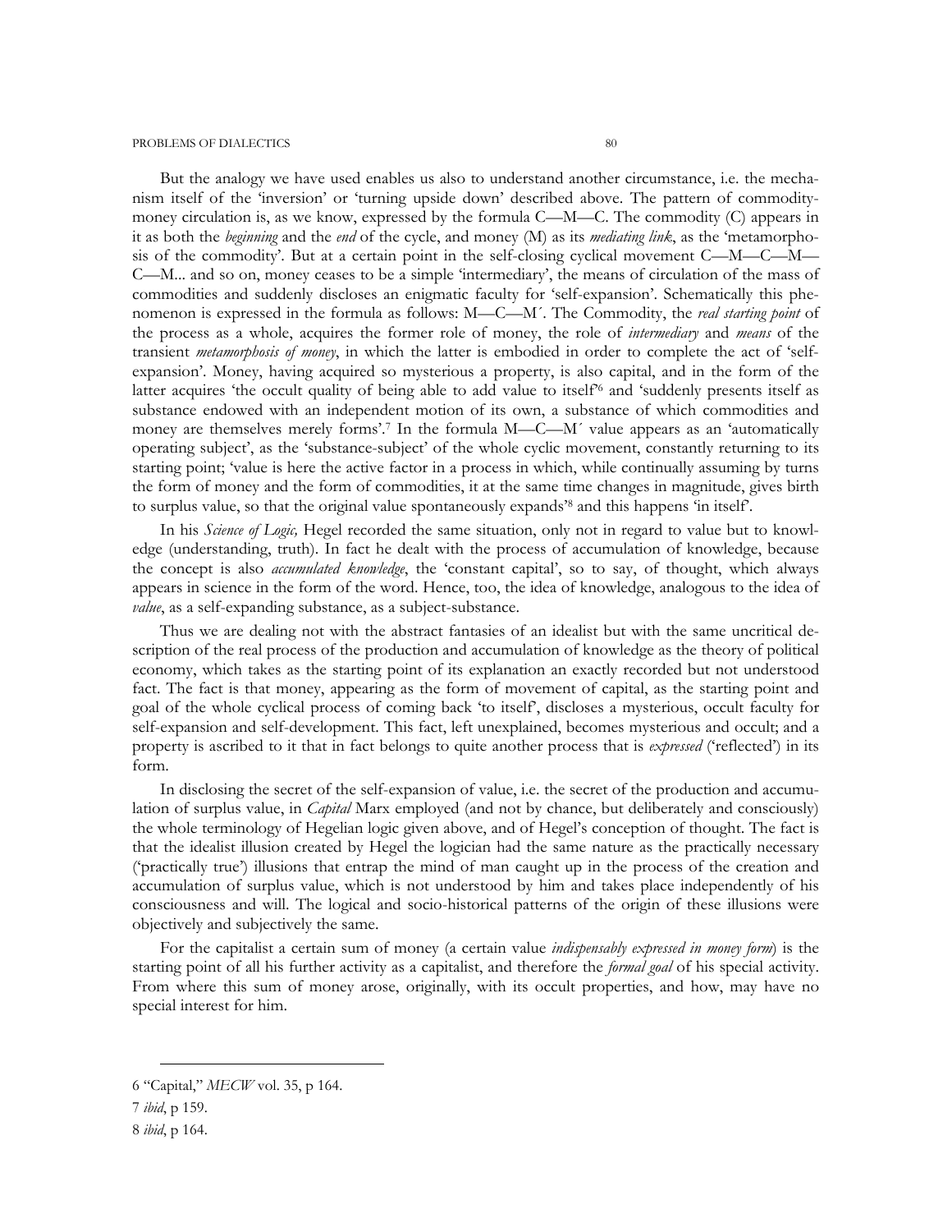But the analogy we have used enables us also to understand another circumstance, i.e. the mechanism itself of the 'inversion' or 'turning upside down' described above. The pattern of commodity-money circulation is, as we know, expressed by the formula C—M—C. The commodity (C) appears in it as both the *beginning* and the *end* of the cycle, and money (M) as its *mediating link*, as the 'metamorphosis of the commodity'. But at a certain point in the self-closing cyclical movement C—M—C—M—C—M... and so on, money ceases to be a simple 'intermediary', the means of circulation of the mass of commodities and suddenly discloses an enigmatic faculty for 'self-expansion'. Schematically this phenomenon is expressed in the formula as follows: M—C—M´. The Commodity, the *real starting point* of the process as a whole, acquires the former role of money, the role of *intermediary* and *means* of the transient *metamorphosis of money*, in which the latter is embodied in order to complete the act of 'self-expansion'. Money, having acquired so mysterious a property, is also capital, and in the form of the latter acquires 'the occult quality of being able to add value to itself'[6] and 'suddenly presents itself as substance endowed with an independent motion of its own, a substance of which commodities and money are themselves merely forms'.[7] In the formula M—C—M´ value appears as an 'automatically operating subject', as the 'substance-subject' of the whole cyclic movement, constantly returning to its starting point; 'value is here the active factor in a process in which, while continually assuming by turns the form of money and the form of commodities, it at the same time changes in magnitude, gives birth to surplus value, so that the original value spontaneously expands'[8] and this happens 'in itself'.

In his *Science of Logic,* Hegel recorded the same situation, only not in regard to value but to knowledge (understanding, truth). In fact he dealt with the process of accumulation of knowledge, because the concept is also *accumulated knowledge*, the 'constant capital', so to say, of thought, which always appears in science in the form of the word. Hence, too, the idea of knowledge, analogous to the idea of *value*, as a self-expanding substance, as a subject-substance.

Thus we are dealing not with the abstract fantasies of an idealist but with the same uncritical description of the real process of the production and accumulation of knowledge as the theory of political economy, which takes as the starting point of its explanation an exactly recorded but not understood fact. The fact is that money, appearing as the form of movement of capital, as the starting point and goal of the whole cyclical process of coming back 'to itself', discloses a mysterious, occult faculty for self-expansion and self-development. This fact, left unexplained, becomes mysterious and occult; and a property is ascribed to it that in fact belongs to quite another process that is *expressed* ('reflected') in its form.

In disclosing the secret of the self-expansion of value, i.e. the secret of the production and accumulation of surplus value, in *Capital* Marx employed (and not by chance, but deliberately and consciously) the whole terminology of Hegelian logic given above, and of Hegel's conception of thought. The fact is that the idealist illusion created by Hegel the logician had the same nature as the practically necessary ('practically true') illusions that entrap the mind of man caught up in the process of the creation and accumulation of surplus value, which is not understood by him and takes place independently of his consciousness and will. The logical and socio-historical patterns of the origin of these illusions were objectively and subjectively the same.

For the capitalist a certain sum of money (a certain value *indispensably expressed in money form*) is the starting point of all his further activity as a capitalist, and therefore the *formal goal* of his special activity. From where this sum of money arose, originally, with its occult properties, and how, may have no special interest for him.

---

6 "Capital," *MECW* vol. 35, p 164.

7 *ibid*, p 159.

8 *ibid*, p 164.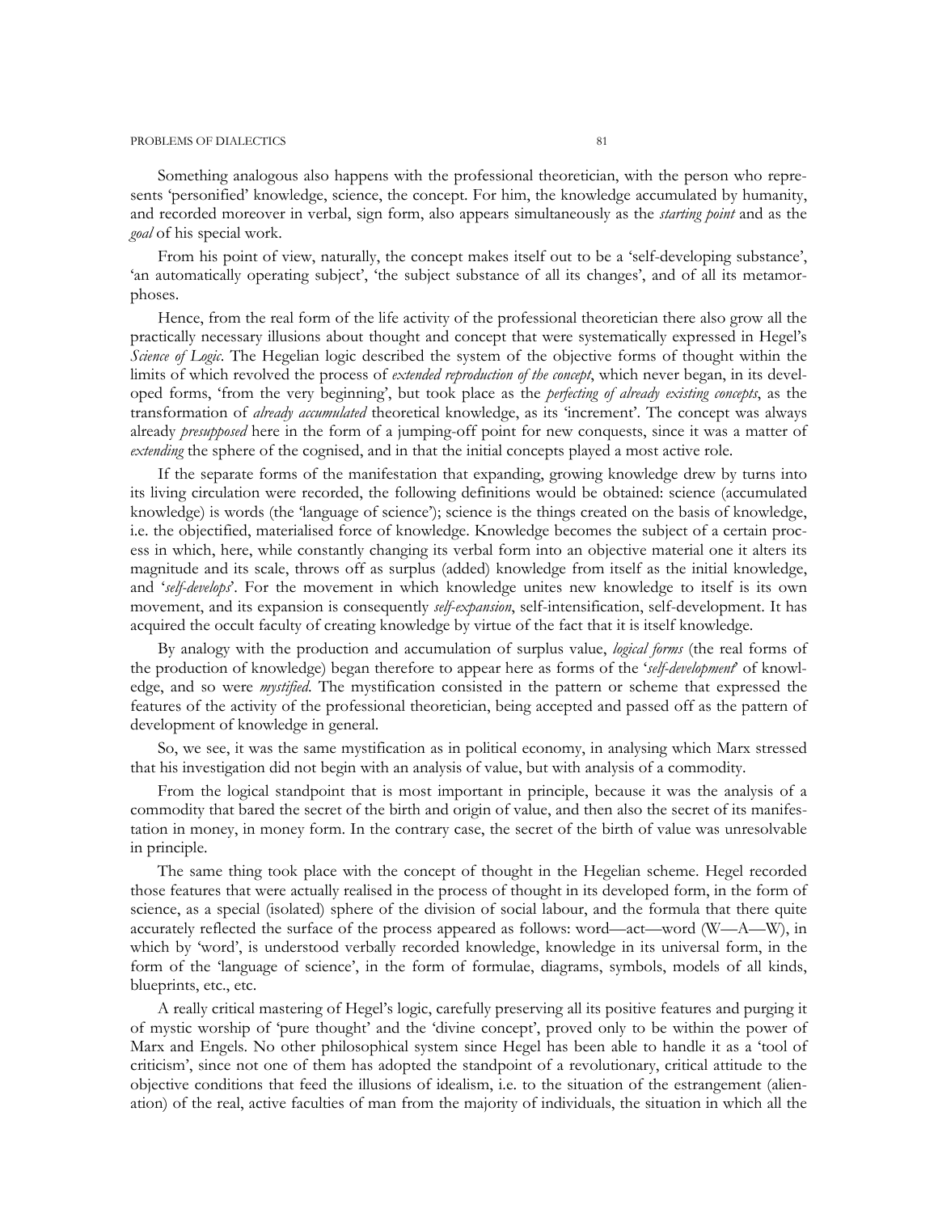Something analogous also happens with the professional theoretician, with the person who represents 'personified' knowledge, science, the concept. For him, the knowledge accumulated by humanity, and recorded moreover in verbal, sign form, also appears simultaneously as the *starting point* and as the *goal* of his special work.

From his point of view, naturally, the concept makes itself out to be a 'self-developing substance', 'an automatically operating subject', 'the subject substance of all its changes', and of all its metamorphoses.

Hence, from the real form of the life activity of the professional theoretician there also grow all the practically necessary illusions about thought and concept that were systematically expressed in Hegel's *Science of Logic*. The Hegelian logic described the system of the objective forms of thought within the limits of which revolved the process of *extended reproduction of the concept*, which never began, in its developed forms, 'from the very beginning', but took place as the *perfecting of already existing concepts*, as the transformation of *already accumulated* theoretical knowledge, as its 'increment'. The concept was always already *presupposed* here in the form of a jumping-off point for new conquests, since it was a matter of *extending* the sphere of the cognised, and in that the initial concepts played a most active role.

If the separate forms of the manifestation that expanding, growing knowledge drew by turns into its living circulation were recorded, the following definitions would be obtained: science (accumulated knowledge) is words (the 'language of science'); science is the things created on the basis of knowledge, i.e. the objectified, materialised force of knowledge. Knowledge becomes the subject of a certain process in which, here, while constantly changing its verbal form into an objective material one it alters its magnitude and its scale, throws off as surplus (added) knowledge from itself as the initial knowledge, and '*self-develops*'. For the movement in which knowledge unites new knowledge to itself is its own movement, and its expansion is consequently *self-expansion*, self-intensification, self-development. It has acquired the occult faculty of creating knowledge by virtue of the fact that it is itself knowledge.

By analogy with the production and accumulation of surplus value, *logical forms* (the real forms of the production of knowledge) began therefore to appear here as forms of the '*self-development*' of knowledge, and so were *mystified*. The mystification consisted in the pattern or scheme that expressed the features of the activity of the professional theoretician, being accepted and passed off as the pattern of development of knowledge in general.

So, we see, it was the same mystification as in political economy, in analysing which Marx stressed that his investigation did not begin with an analysis of value, but with analysis of a commodity.

From the logical standpoint that is most important in principle, because it was the analysis of a commodity that bared the secret of the birth and origin of value, and then also the secret of its manifestation in money, in money form. In the contrary case, the secret of the birth of value was unresolvable in principle.

The same thing took place with the concept of thought in the Hegelian scheme. Hegel recorded those features that were actually realised in the process of thought in its developed form, in the form of science, as a special (isolated) sphere of the division of social labour, and the formula that there quite accurately reflected the surface of the process appeared as follows: word—act—word (W—A—W), in which by 'word', is understood verbally recorded knowledge, knowledge in its universal form, in the form of the 'language of science', in the form of formulae, diagrams, symbols, models of all kinds, blueprints, etc., etc.

A really critical mastering of Hegel's logic, carefully preserving all its positive features and purging it of mystic worship of 'pure thought' and the 'divine concept', proved only to be within the power of Marx and Engels. No other philosophical system since Hegel has been able to handle it as a 'tool of criticism', since not one of them has adopted the standpoint of a revolutionary, critical attitude to the objective conditions that feed the illusions of idealism, i.e. to the situation of the estrangement (alienation) of the real, active faculties of man from the majority of individuals, the situation in which all the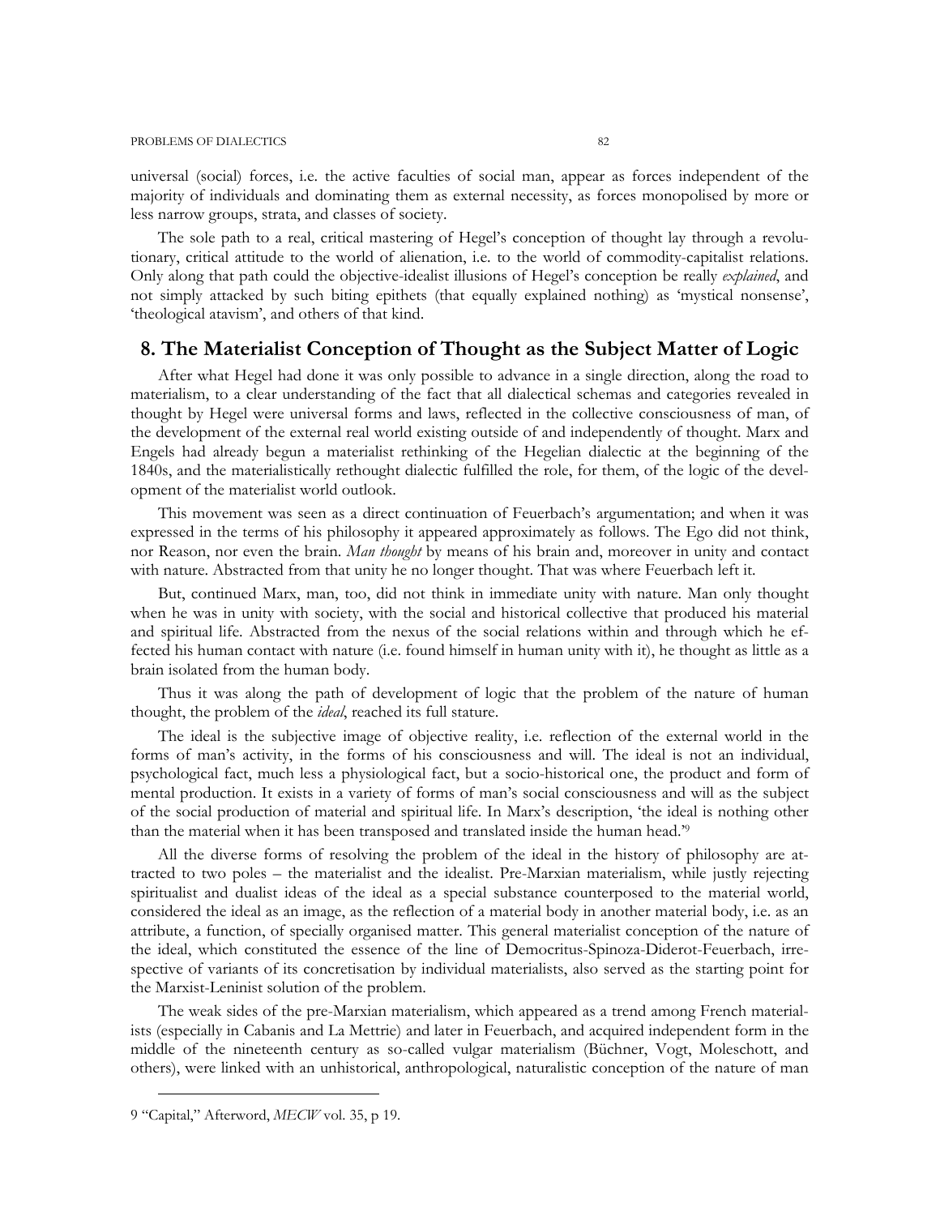universal (social) forces, i.e. the active faculties of social man, appear as forces independent of the majority of individuals and dominating them as external necessity, as forces monopolised by more or less narrow groups, strata, and classes of society.

The sole path to a real, critical mastering of Hegel's conception of thought lay through a revolutionary, critical attitude to the world of alienation, i.e. to the world of commodity-capitalist relations. Only along that path could the objective-idealist illusions of Hegel's conception be really *explained*, and not simply attacked by such biting epithets (that equally explained nothing) as 'mystical nonsense', 'theological atavism', and others of that kind.

## 8. The Materialist Conception of Thought as the Subject Matter of Logic

After what Hegel had done it was only possible to advance in a single direction, along the road to materialism, to a clear understanding of the fact that all dialectical schemas and categories revealed in thought by Hegel were universal forms and laws, reflected in the collective consciousness of man, of the development of the external real world existing outside of and independently of thought. Marx and Engels had already begun a materialist rethinking of the Hegelian dialectic at the beginning of the 1840s, and the materialistically rethought dialectic fulfilled the role, for them, of the logic of the development of the materialist world outlook.

This movement was seen as a direct continuation of Feuerbach's argumentation; and when it was expressed in the terms of his philosophy it appeared approximately as follows. The Ego did not think, nor Reason, nor even the brain. *Man thought* by means of his brain and, moreover in unity and contact with nature. Abstracted from that unity he no longer thought. That was where Feuerbach left it.

But, continued Marx, man, too, did not think in immediate unity with nature. Man only thought when he was in unity with society, with the social and historical collective that produced his material and spiritual life. Abstracted from the nexus of the social relations within and through which he effected his human contact with nature (i.e. found himself in human unity with it), he thought as little as a brain isolated from the human body.

Thus it was along the path of development of logic that the problem of the nature of human thought, the problem of the *ideal*, reached its full stature.

The ideal is the subjective image of objective reality, i.e. reflection of the external world in the forms of man's activity, in the forms of his consciousness and will. The ideal is not an individual, psychological fact, much less a physiological fact, but a socio-historical one, the product and form of mental production. It exists in a variety of forms of man's social consciousness and will as the subject of the social production of material and spiritual life. In Marx's description, 'the ideal is nothing other than the material when it has been transposed and translated inside the human head.'[9]

All the diverse forms of resolving the problem of the ideal in the history of philosophy are attracted to two poles – the materialist and the idealist. Pre-Marxian materialism, while justly rejecting spiritualist and dualist ideas of the ideal as a special substance counterposed to the material world, considered the ideal as an image, as the reflection of a material body in another material body, i.e. as an attribute, a function, of specially organised matter. This general materialist conception of the nature of the ideal, which constituted the essence of the line of Democritus-Spinoza-Diderot-Feuerbach, irrespective of variants of its concretisation by individual materialists, also served as the starting point for the Marxist-Leninist solution of the problem.

The weak sides of the pre-Marxian materialism, which appeared as a trend among French materialists (especially in Cabanis and La Mettrie) and later in Feuerbach, and acquired independent form in the middle of the nineteenth century as so-called vulgar materialism (Büchner, Vogt, Moleschott, and others), were linked with an unhistorical, anthropological, naturalistic conception of the nature of man

---

9 "Capital," Afterword, *MECW* vol. 35, p 19.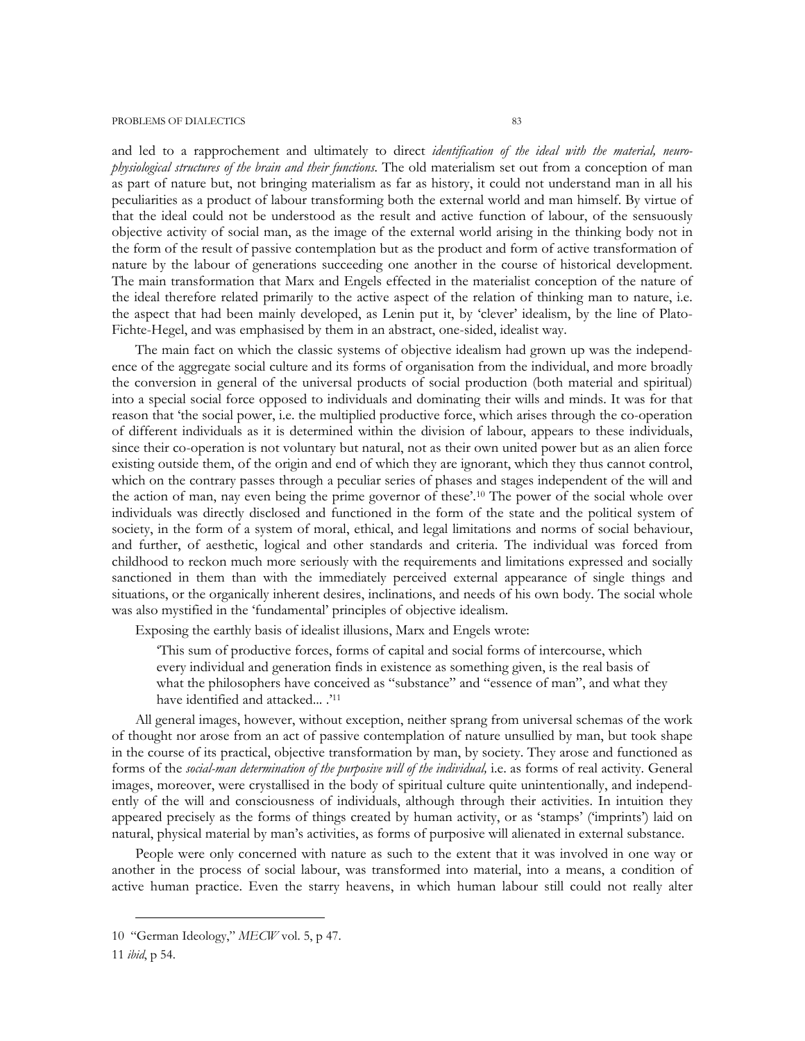and led to a rapprochement and ultimately to direct *identification of the ideal with the material, neuro-physiological structures of the brain and their functions*. The old materialism set out from a conception of man as part of nature but, not bringing materialism as far as history, it could not understand man in all his peculiarities as a product of labour transforming both the external world and man himself. By virtue of that the ideal could not be understood as the result and active function of labour, of the sensuously objective activity of social man, as the image of the external world arising in the thinking body not in the form of the result of passive contemplation but as the product and form of active transformation of nature by the labour of generations succeeding one another in the course of historical development. The main transformation that Marx and Engels effected in the materialist conception of the nature of the ideal therefore related primarily to the active aspect of the relation of thinking man to nature, i.e. the aspect that had been mainly developed, as Lenin put it, by 'clever' idealism, by the line of Plato-Fichte-Hegel, and was emphasised by them in an abstract, one-sided, idealist way.

The main fact on which the classic systems of objective idealism had grown up was the independence of the aggregate social culture and its forms of organisation from the individual, and more broadly the conversion in general of the universal products of social production (both material and spiritual) into a special social force opposed to individuals and dominating their wills and minds. It was for that reason that 'the social power, i.e. the multiplied productive force, which arises through the co-operation of different individuals as it is determined within the division of labour, appears to these individuals, since their co-operation is not voluntary but natural, not as their own united power but as an alien force existing outside them, of the origin and end of which they are ignorant, which they thus cannot control, which on the contrary passes through a peculiar series of phases and stages independent of the will and the action of man, nay even being the prime governor of these'.[10] The power of the social whole over individuals was directly disclosed and functioned in the form of the state and the political system of society, in the form of a system of moral, ethical, and legal limitations and norms of social behaviour, and further, of aesthetic, logical and other standards and criteria. The individual was forced from childhood to reckon much more seriously with the requirements and limitations expressed and socially sanctioned in them than with the immediately perceived external appearance of single things and situations, or the organically inherent desires, inclinations, and needs of his own body. The social whole was also mystified in the 'fundamental' principles of objective idealism.

Exposing the earthly basis of idealist illusions, Marx and Engels wrote:

> 'This sum of productive forces, forms of capital and social forms of intercourse, which every individual and generation finds in existence as something given, is the real basis of what the philosophers have conceived as "substance" and "essence of man", and what they have identified and attacked... .'[11]

All general images, however, without exception, neither sprang from universal schemas of the work of thought nor arose from an act of passive contemplation of nature unsullied by man, but took shape in the course of its practical, objective transformation by man, by society. They arose and functioned as forms of the *social-man determination of the purposive will of the individual,* i.e. as forms of real activity. General images, moreover, were crystallised in the body of spiritual culture quite unintentionally, and independently of the will and consciousness of individuals, although through their activities. In intuition they appeared precisely as the forms of things created by human activity, or as 'stamps' ('imprints') laid on natural, physical material by man's activities, as forms of purposive will alienated in external substance.

People were only concerned with nature as such to the extent that it was involved in one way or another in the process of social labour, was transformed into material, into a means, a condition of active human practice. Even the starry heavens, in which human labour still could not really alter

10 "German Ideology," *MECW* vol. 5, p 47.

11 *ibid*, p 54.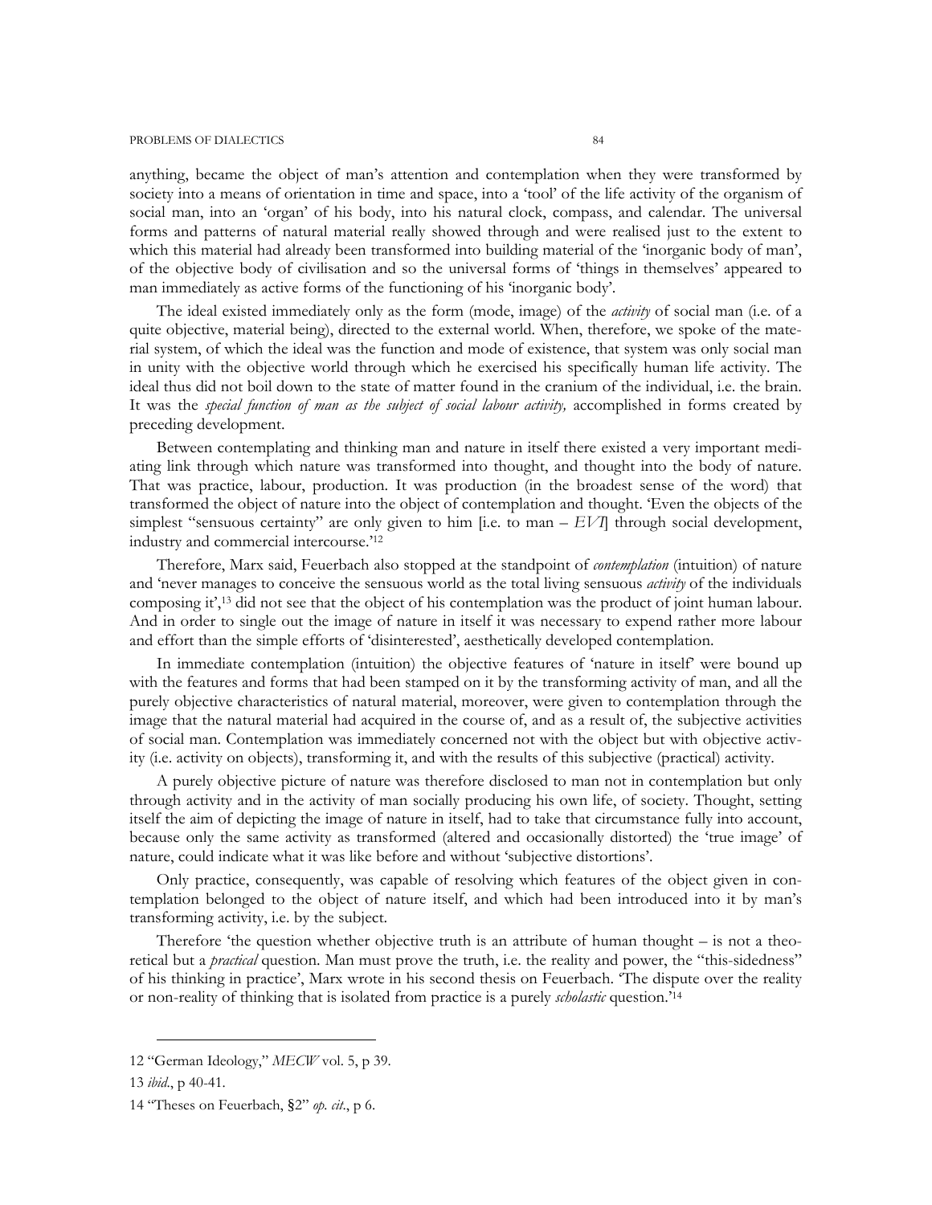anything, became the object of man's attention and contemplation when they were transformed by society into a means of orientation in time and space, into a 'tool' of the life activity of the organism of social man, into an 'organ' of his body, into his natural clock, compass, and calendar. The universal forms and patterns of natural material really showed through and were realised just to the extent to which this material had already been transformed into building material of the 'inorganic body of man', of the objective body of civilisation and so the universal forms of 'things in themselves' appeared to man immediately as active forms of the functioning of his 'inorganic body'.

The ideal existed immediately only as the form (mode, image) of the *activity* of social man (i.e. of a quite objective, material being), directed to the external world. When, therefore, we spoke of the material system, of which the ideal was the function and mode of existence, that system was only social man in unity with the objective world through which he exercised his specifically human life activity. The ideal thus did not boil down to the state of matter found in the cranium of the individual, i.e. the brain. It was the *special function of man as the subject of social labour activity,* accomplished in forms created by preceding development.

Between contemplating and thinking man and nature in itself there existed a very important mediating link through which nature was transformed into thought, and thought into the body of nature. That was practice, labour, production. It was production (in the broadest sense of the word) that transformed the object of nature into the object of contemplation and thought. 'Even the objects of the simplest "sensuous certainty" are only given to him [i.e. to man – *EVI*] through social development, industry and commercial intercourse.'[12]

Therefore, Marx said, Feuerbach also stopped at the standpoint of *contemplation* (intuition) of nature and 'never manages to conceive the sensuous world as the total living sensuous *activity* of the individuals composing it',[13] did not see that the object of his contemplation was the product of joint human labour. And in order to single out the image of nature in itself it was necessary to expend rather more labour and effort than the simple efforts of 'disinterested', aesthetically developed contemplation.

In immediate contemplation (intuition) the objective features of 'nature in itself' were bound up with the features and forms that had been stamped on it by the transforming activity of man, and all the purely objective characteristics of natural material, moreover, were given to contemplation through the image that the natural material had acquired in the course of, and as a result of, the subjective activities of social man. Contemplation was immediately concerned not with the object but with objective activity (i.e. activity on objects), transforming it, and with the results of this subjective (practical) activity.

A purely objective picture of nature was therefore disclosed to man not in contemplation but only through activity and in the activity of man socially producing his own life, of society. Thought, setting itself the aim of depicting the image of nature in itself, had to take that circumstance fully into account, because only the same activity as transformed (altered and occasionally distorted) the 'true image' of nature, could indicate what it was like before and without 'subjective distortions'.

Only practice, consequently, was capable of resolving which features of the object given in contemplation belonged to the object of nature itself, and which had been introduced into it by man's transforming activity, i.e. by the subject.

Therefore 'the question whether objective truth is an attribute of human thought – is not a theoretical but a *practical* question. Man must prove the truth, i.e. the reality and power, the "this-sidedness" of his thinking in practice', Marx wrote in his second thesis on Feuerbach. 'The dispute over the reality or non-reality of thinking that is isolated from practice is a purely *scholastic* question.'[14]

---

12 "German Ideology," *MECW* vol. 5, p 39.

13 *ibid.*, p 40-41.

14 "Theses on Feuerbach, §2" *op. cit.*, p 6.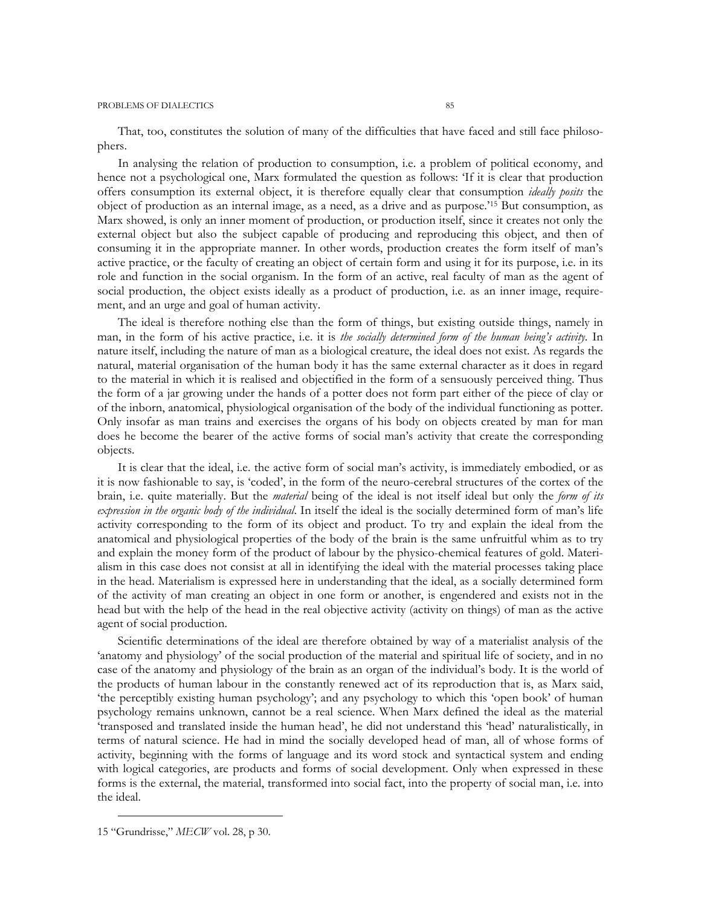That, too, constitutes the solution of many of the difficulties that have faced and still face philosophers.

In analysing the relation of production to consumption, i.e. a problem of political economy, and hence not a psychological one, Marx formulated the question as follows: 'If it is clear that production offers consumption its external object, it is therefore equally clear that consumption *ideally posits* the object of production as an internal image, as a need, as a drive and as purpose.'[15] But consumption, as Marx showed, is only an inner moment of production, or production itself, since it creates not only the external object but also the subject capable of producing and reproducing this object, and then of consuming it in the appropriate manner. In other words, production creates the form itself of man's active practice, or the faculty of creating an object of certain form and using it for its purpose, i.e. in its role and function in the social organism. In the form of an active, real faculty of man as the agent of social production, the object exists ideally as a product of production, i.e. as an inner image, requirement, and an urge and goal of human activity.

The ideal is therefore nothing else than the form of things, but existing outside things, namely in man, in the form of his active practice, i.e. it is *the socially determined form of the human being's activity*. In nature itself, including the nature of man as a biological creature, the ideal does not exist. As regards the natural, material organisation of the human body it has the same external character as it does in regard to the material in which it is realised and objectified in the form of a sensuously perceived thing. Thus the form of a jar growing under the hands of a potter does not form part either of the piece of clay or of the inborn, anatomical, physiological organisation of the body of the individual functioning as potter. Only insofar as man trains and exercises the organs of his body on objects created by man for man does he become the bearer of the active forms of social man's activity that create the corresponding objects.

It is clear that the ideal, i.e. the active form of social man's activity, is immediately embodied, or as it is now fashionable to say, is 'coded', in the form of the neuro-cerebral structures of the cortex of the brain, i.e. quite materially. But the *material* being of the ideal is not itself ideal but only the *form of its expression in the organic body of the individual*. In itself the ideal is the socially determined form of man's life activity corresponding to the form of its object and product. To try and explain the ideal from the anatomical and physiological properties of the body of the brain is the same unfruitful whim as to try and explain the money form of the product of labour by the physico-chemical features of gold. Materialism in this case does not consist at all in identifying the ideal with the material processes taking place in the head. Materialism is expressed here in understanding that the ideal, as a socially determined form of the activity of man creating an object in one form or another, is engendered and exists not in the head but with the help of the head in the real objective activity (activity on things) of man as the active agent of social production.

Scientific determinations of the ideal are therefore obtained by way of a materialist analysis of the 'anatomy and physiology' of the social production of the material and spiritual life of society, and in no case of the anatomy and physiology of the brain as an organ of the individual's body. It is the world of the products of human labour in the constantly renewed act of its reproduction that is, as Marx said, 'the perceptibly existing human psychology'; and any psychology to which this 'open book' of human psychology remains unknown, cannot be a real science. When Marx defined the ideal as the material 'transposed and translated inside the human head', he did not understand this 'head' naturalistically, in terms of natural science. He had in mind the socially developed head of man, all of whose forms of activity, beginning with the forms of language and its word stock and syntactical system and ending with logical categories, are products and forms of social development. Only when expressed in these forms is the external, the material, transformed into social fact, into the property of social man, i.e. into the ideal.

---

15 "Grundrisse," *MECW* vol. 28, p 30.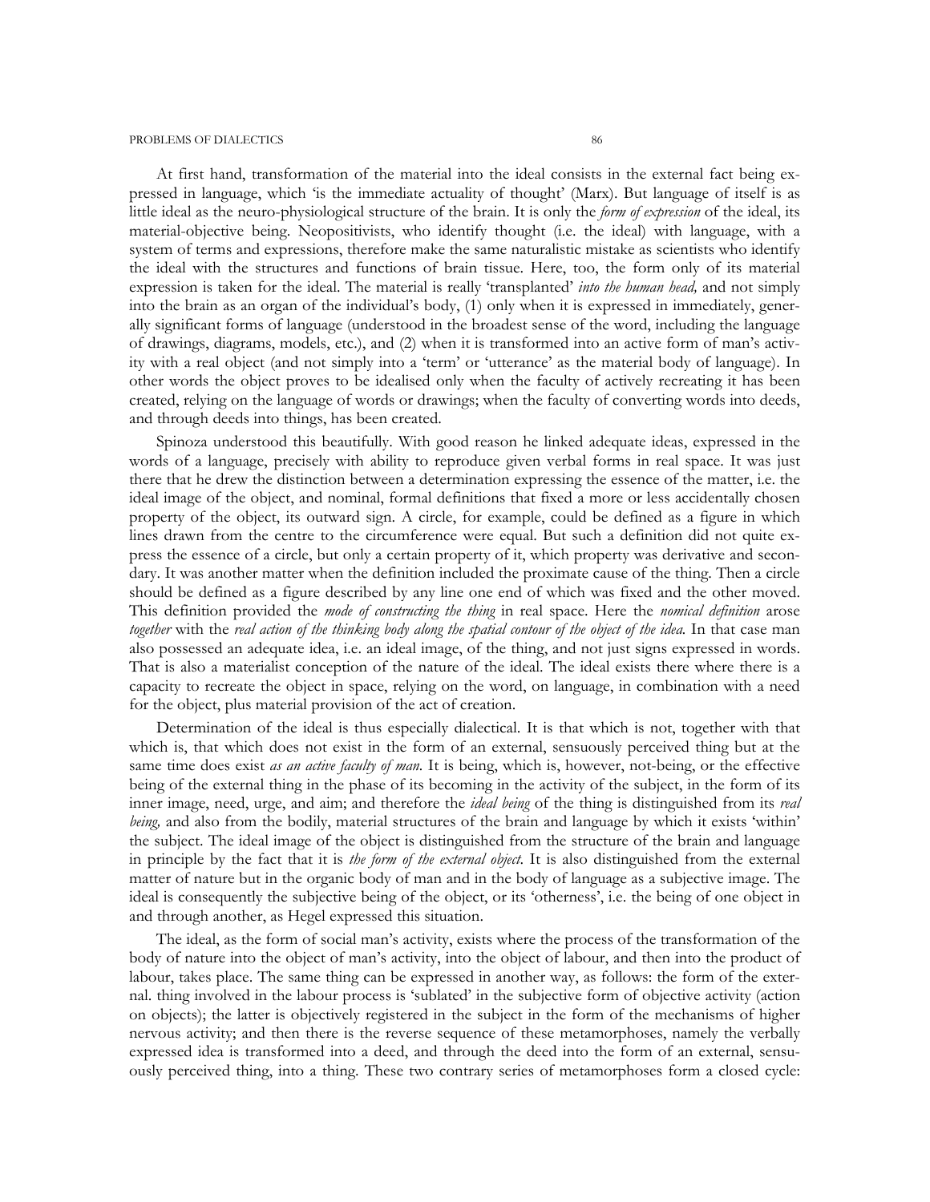At first hand, transformation of the material into the ideal consists in the external fact being expressed in language, which 'is the immediate actuality of thought' (Marx). But language of itself is as little ideal as the neuro-physiological structure of the brain. It is only the *form of expression* of the ideal, its material-objective being. Neopositivists, who identify thought (i.e. the ideal) with language, with a system of terms and expressions, therefore make the same naturalistic mistake as scientists who identify the ideal with the structures and functions of brain tissue. Here, too, the form only of its material expression is taken for the ideal. The material is really 'transplanted' *into the human head,* and not simply into the brain as an organ of the individual's body, (1) only when it is expressed in immediately, generally significant forms of language (understood in the broadest sense of the word, including the language of drawings, diagrams, models, etc.), and (2) when it is transformed into an active form of man's activity with a real object (and not simply into a 'term' or 'utterance' as the material body of language). In other words the object proves to be idealised only when the faculty of actively recreating it has been created, relying on the language of words or drawings; when the faculty of converting words into deeds, and through deeds into things, has been created.

Spinoza understood this beautifully. With good reason he linked adequate ideas, expressed in the words of a language, precisely with ability to reproduce given verbal forms in real space. It was just there that he drew the distinction between a determination expressing the essence of the matter, i.e. the ideal image of the object, and nominal, formal definitions that fixed a more or less accidentally chosen property of the object, its outward sign. A circle, for example, could be defined as a figure in which lines drawn from the centre to the circumference were equal. But such a definition did not quite express the essence of a circle, but only a certain property of it, which property was derivative and secondary. It was another matter when the definition included the proximate cause of the thing. Then a circle should be defined as a figure described by any line one end of which was fixed and the other moved. This definition provided the *mode of constructing the thing* in real space. Here the *nomical definition* arose *together* with the *real action of the thinking body along the spatial contour of the object of the idea.* In that case man also possessed an adequate idea, i.e. an ideal image, of the thing, and not just signs expressed in words. That is also a materialist conception of the nature of the ideal. The ideal exists there where there is a capacity to recreate the object in space, relying on the word, on language, in combination with a need for the object, plus material provision of the act of creation.

Determination of the ideal is thus especially dialectical. It is that which is not, together with that which is, that which does not exist in the form of an external, sensuously perceived thing but at the same time does exist *as an active faculty of man.* It is being, which is, however, not-being, or the effective being of the external thing in the phase of its becoming in the activity of the subject, in the form of its inner image, need, urge, and aim; and therefore the *ideal being* of the thing is distinguished from its *real being,* and also from the bodily, material structures of the brain and language by which it exists 'within' the subject. The ideal image of the object is distinguished from the structure of the brain and language in principle by the fact that it is *the form of the external object.* It is also distinguished from the external matter of nature but in the organic body of man and in the body of language as a subjective image. The ideal is consequently the subjective being of the object, or its 'otherness', i.e. the being of one object in and through another, as Hegel expressed this situation.

The ideal, as the form of social man's activity, exists where the process of the transformation of the body of nature into the object of man's activity, into the object of labour, and then into the product of labour, takes place. The same thing can be expressed in another way, as follows: the form of the external. thing involved in the labour process is 'sublated' in the subjective form of objective activity (action on objects); the latter is objectively registered in the subject in the form of the mechanisms of higher nervous activity; and then there is the reverse sequence of these metamorphoses, namely the verbally expressed idea is transformed into a deed, and through the deed into the form of an external, sensuously perceived thing, into a thing. These two contrary series of metamorphoses form a closed cycle: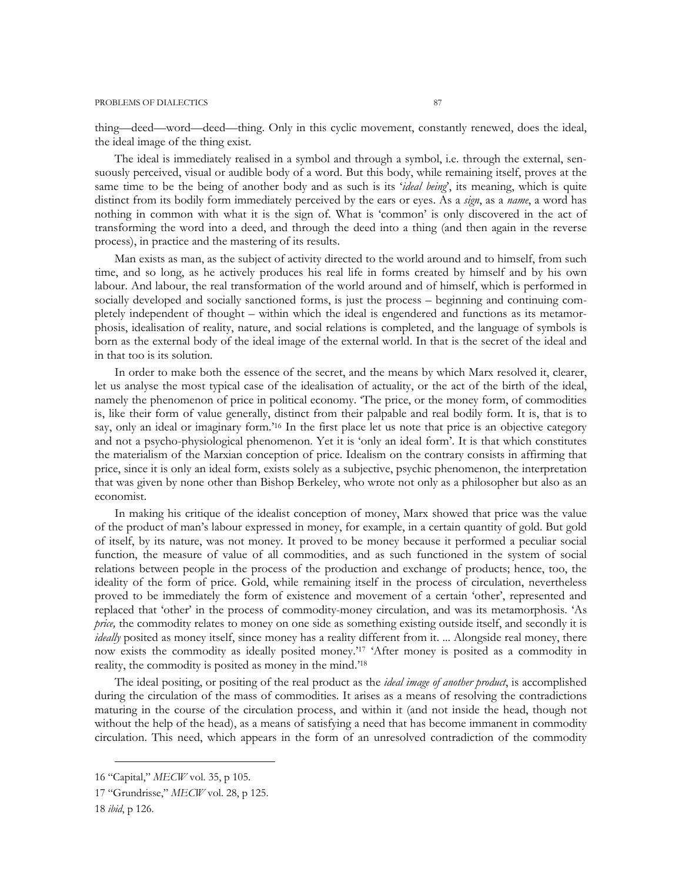thing—deed—word—deed—thing. Only in this cyclic movement, constantly renewed, does the ideal, the ideal image of the thing exist.

The ideal is immediately realised in a symbol and through a symbol, i.e. through the external, sensuously perceived, visual or audible body of a word. But this body, while remaining itself, proves at the same time to be the being of another body and as such is its '*ideal being*', its meaning, which is quite distinct from its bodily form immediately perceived by the ears or eyes. As a *sign*, as a *name*, a word has nothing in common with what it is the sign of. What is 'common' is only discovered in the act of transforming the word into a deed, and through the deed into a thing (and then again in the reverse process), in practice and the mastering of its results.

Man exists as man, as the subject of activity directed to the world around and to himself, from such time, and so long, as he actively produces his real life in forms created by himself and by his own labour. And labour, the real transformation of the world around and of himself, which is performed in socially developed and socially sanctioned forms, is just the process – beginning and continuing completely independent of thought – within which the ideal is engendered and functions as its metamorphosis, idealisation of reality, nature, and social relations is completed, and the language of symbols is born as the external body of the ideal image of the external world. In that is the secret of the ideal and in that too is its solution.

In order to make both the essence of the secret, and the means by which Marx resolved it, clearer, let us analyse the most typical case of the idealisation of actuality, or the act of the birth of the ideal, namely the phenomenon of price in political economy. 'The price, or the money form, of commodities is, like their form of value generally, distinct from their palpable and real bodily form. It is, that is to say, only an ideal or imaginary form.'[16] In the first place let us note that price is an objective category and not a psycho-physiological phenomenon. Yet it is 'only an ideal form'. It is that which constitutes the materialism of the Marxian conception of price. Idealism on the contrary consists in affirming that price, since it is only an ideal form, exists solely as a subjective, psychic phenomenon, the interpretation that was given by none other than Bishop Berkeley, who wrote not only as a philosopher but also as an economist.

In making his critique of the idealist conception of money, Marx showed that price was the value of the product of man's labour expressed in money, for example, in a certain quantity of gold. But gold of itself, by its nature, was not money. It proved to be money because it performed a peculiar social function, the measure of value of all commodities, and as such functioned in the system of social relations between people in the process of the production and exchange of products; hence, too, the ideality of the form of price. Gold, while remaining itself in the process of circulation, nevertheless proved to be immediately the form of existence and movement of a certain 'other', represented and replaced that 'other' in the process of commodity-money circulation, and was its metamorphosis. 'As *price,* the commodity relates to money on one side as something existing outside itself, and secondly it is *ideally* posited as money itself, since money has a reality different from it. ... Alongside real money, there now exists the commodity as ideally posited money.'[17] 'After money is posited as a commodity in reality, the commodity is posited as money in the mind.'[18]

The ideal positing, or positing of the real product as the *ideal image of another product*, is accomplished during the circulation of the mass of commodities. It arises as a means of resolving the contradictions maturing in the course of the circulation process, and within it (and not inside the head, though not without the help of the head), as a means of satisfying a need that has become immanent in commodity circulation. This need, which appears in the form of an unresolved contradiction of the commodity

16 "Capital," *MECW* vol. 35, p 105.

17 "Grundrisse," *MECW* vol. 28, p 125.

18 *ibid*, p 126.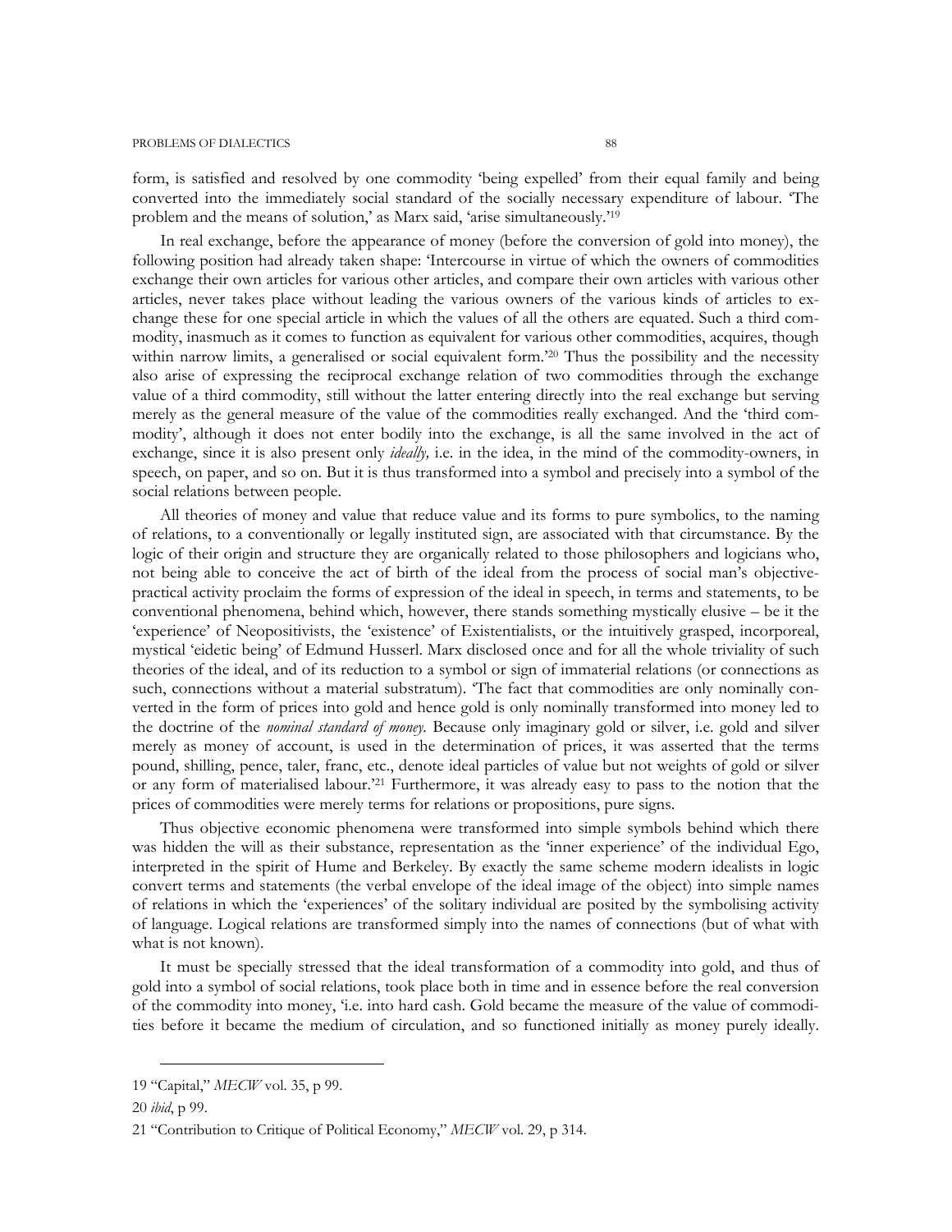form, is satisfied and resolved by one commodity 'being expelled' from their equal family and being converted into the immediately social standard of the socially necessary expenditure of labour. 'The problem and the means of solution,' as Marx said, 'arise simultaneously.'[19]

In real exchange, before the appearance of money (before the conversion of gold into money), the following position had already taken shape: 'Intercourse in virtue of which the owners of commodities exchange their own articles for various other articles, and compare their own articles with various other articles, never takes place without leading the various owners of the various kinds of articles to exchange these for one special article in which the values of all the others are equated. Such a third commodity, inasmuch as it comes to function as equivalent for various other commodities, acquires, though within narrow limits, a generalised or social equivalent form.'[20] Thus the possibility and the necessity also arise of expressing the reciprocal exchange relation of two commodities through the exchange value of a third commodity, still without the latter entering directly into the real exchange but serving merely as the general measure of the value of the commodities really exchanged. And the 'third commodity', although it does not enter bodily into the exchange, is all the same involved in the act of exchange, since it is also present only *ideally,* i.e. in the idea, in the mind of the commodity-owners, in speech, on paper, and so on. But it is thus transformed into a symbol and precisely into a symbol of the social relations between people.

All theories of money and value that reduce value and its forms to pure symbolics, to the naming of relations, to a conventionally or legally instituted sign, are associated with that circumstance. By the logic of their origin and structure they are organically related to those philosophers and logicians who, not being able to conceive the act of birth of the ideal from the process of social man's objective-practical activity proclaim the forms of expression of the ideal in speech, in terms and statements, to be conventional phenomena, behind which, however, there stands something mystically elusive – be it the 'experience' of Neopositivists, the 'existence' of Existentialists, or the intuitively grasped, incorporeal, mystical 'eidetic being' of Edmund Husserl. Marx disclosed once and for all the whole triviality of such theories of the ideal, and of its reduction to a symbol or sign of immaterial relations (or connections as such, connections without a material substratum). 'The fact that commodities are only nominally converted in the form of prices into gold and hence gold is only nominally transformed into money led to the doctrine of the *nominal standard of money.* Because only imaginary gold or silver, i.e. gold and silver merely as money of account, is used in the determination of prices, it was asserted that the terms pound, shilling, pence, taler, franc, etc., denote ideal particles of value but not weights of gold or silver or any form of materialised labour.'[21] Furthermore, it was already easy to pass to the notion that the prices of commodities were merely terms for relations or propositions, pure signs.

Thus objective economic phenomena were transformed into simple symbols behind which there was hidden the will as their substance, representation as the 'inner experience' of the individual Ego, interpreted in the spirit of Hume and Berkeley. By exactly the same scheme modern idealists in logic convert terms and statements (the verbal envelope of the ideal image of the object) into simple names of relations in which the 'experiences' of the solitary individual are posited by the symbolising activity of language. Logical relations are transformed simply into the names of connections (but of what with what is not known).

It must be specially stressed that the ideal transformation of a commodity into gold, and thus of gold into a symbol of social relations, took place both in time and in essence before the real conversion of the commodity into money, 'i.e. into hard cash. Gold became the measure of the value of commodities before it became the medium of circulation, and so functioned initially as money purely ideally.

---

19 "Capital," *MECW* vol. 35, p 99.

20 *ibid*, p 99.

21 "Contribution to Critique of Political Economy," *MECW* vol. 29, p 314.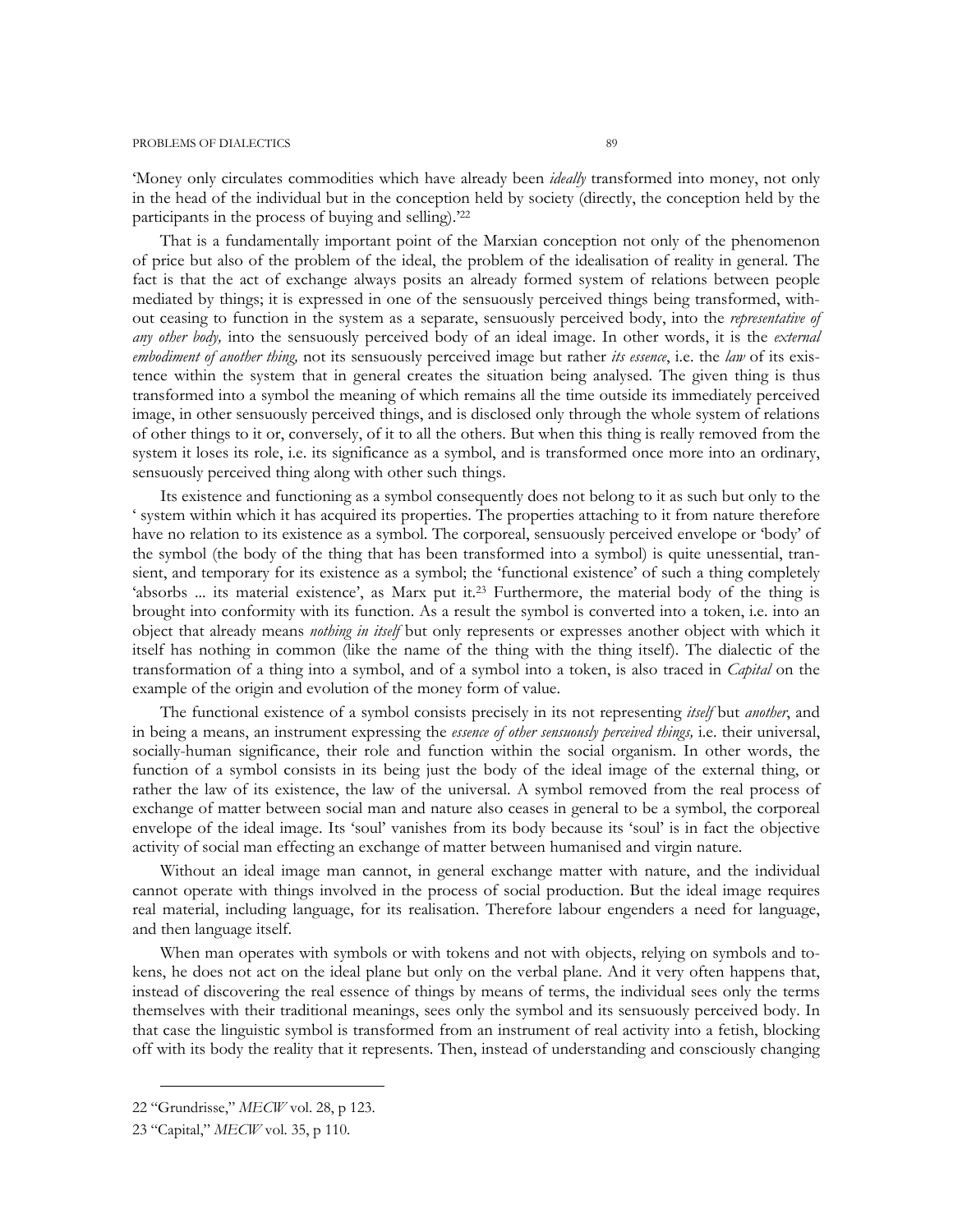'Money only circulates commodities which have already been *ideally* transformed into money, not only in the head of the individual but in the conception held by society (directly, the conception held by the participants in the process of buying and selling).'[22]

That is a fundamentally important point of the Marxian conception not only of the phenomenon of price but also of the problem of the ideal, the problem of the idealisation of reality in general. The fact is that the act of exchange always posits an already formed system of relations between people mediated by things; it is expressed in one of the sensuously perceived things being transformed, without ceasing to function in the system as a separate, sensuously perceived body, into the *representative of any other body,* into the sensuously perceived body of an ideal image. In other words, it is the *external embodiment of another thing,* not its sensuously perceived image but rather *its essence*, i.e. the *law* of its existence within the system that in general creates the situation being analysed. The given thing is thus transformed into a symbol the meaning of which remains all the time outside its immediately perceived image, in other sensuously perceived things, and is disclosed only through the whole system of relations of other things to it or, conversely, of it to all the others. But when this thing is really removed from the system it loses its role, i.e. its significance as a symbol, and is transformed once more into an ordinary, sensuously perceived thing along with other such things.

Its existence and functioning as a symbol consequently does not belong to it as such but only to the ' system within which it has acquired its properties. The properties attaching to it from nature therefore have no relation to its existence as a symbol. The corporeal, sensuously perceived envelope or 'body' of the symbol (the body of the thing that has been transformed into a symbol) is quite unessential, transient, and temporary for its existence as a symbol; the 'functional existence' of such a thing completely 'absorbs ... its material existence', as Marx put it.[23] Furthermore, the material body of the thing is brought into conformity with its function. As a result the symbol is converted into a token, i.e. into an object that already means *nothing in itself* but only represents or expresses another object with which it itself has nothing in common (like the name of the thing with the thing itself). The dialectic of the transformation of a thing into a symbol, and of a symbol into a token, is also traced in *Capital* on the example of the origin and evolution of the money form of value.

The functional existence of a symbol consists precisely in its not representing *itself* but *another*, and in being a means, an instrument expressing the *essence of other sensuously perceived things,* i.e. their universal, socially-human significance, their role and function within the social organism. In other words, the function of a symbol consists in its being just the body of the ideal image of the external thing, or rather the law of its existence, the law of the universal. A symbol removed from the real process of exchange of matter between social man and nature also ceases in general to be a symbol, the corporeal envelope of the ideal image. Its 'soul' vanishes from its body because its 'soul' is in fact the objective activity of social man effecting an exchange of matter between humanised and virgin nature.

Without an ideal image man cannot, in general exchange matter with nature, and the individual cannot operate with things involved in the process of social production. But the ideal image requires real material, including language, for its realisation. Therefore labour engenders a need for language, and then language itself.

When man operates with symbols or with tokens and not with objects, relying on symbols and tokens, he does not act on the ideal plane but only on the verbal plane. And it very often happens that, instead of discovering the real essence of things by means of terms, the individual sees only the terms themselves with their traditional meanings, sees only the symbol and its sensuously perceived body. In that case the linguistic symbol is transformed from an instrument of real activity into a fetish, blocking off with its body the reality that it represents. Then, instead of understanding and consciously changing

22 "Grundrisse," *MECW* vol. 28, p 123.

23 "Capital," *MECW* vol. 35, p 110.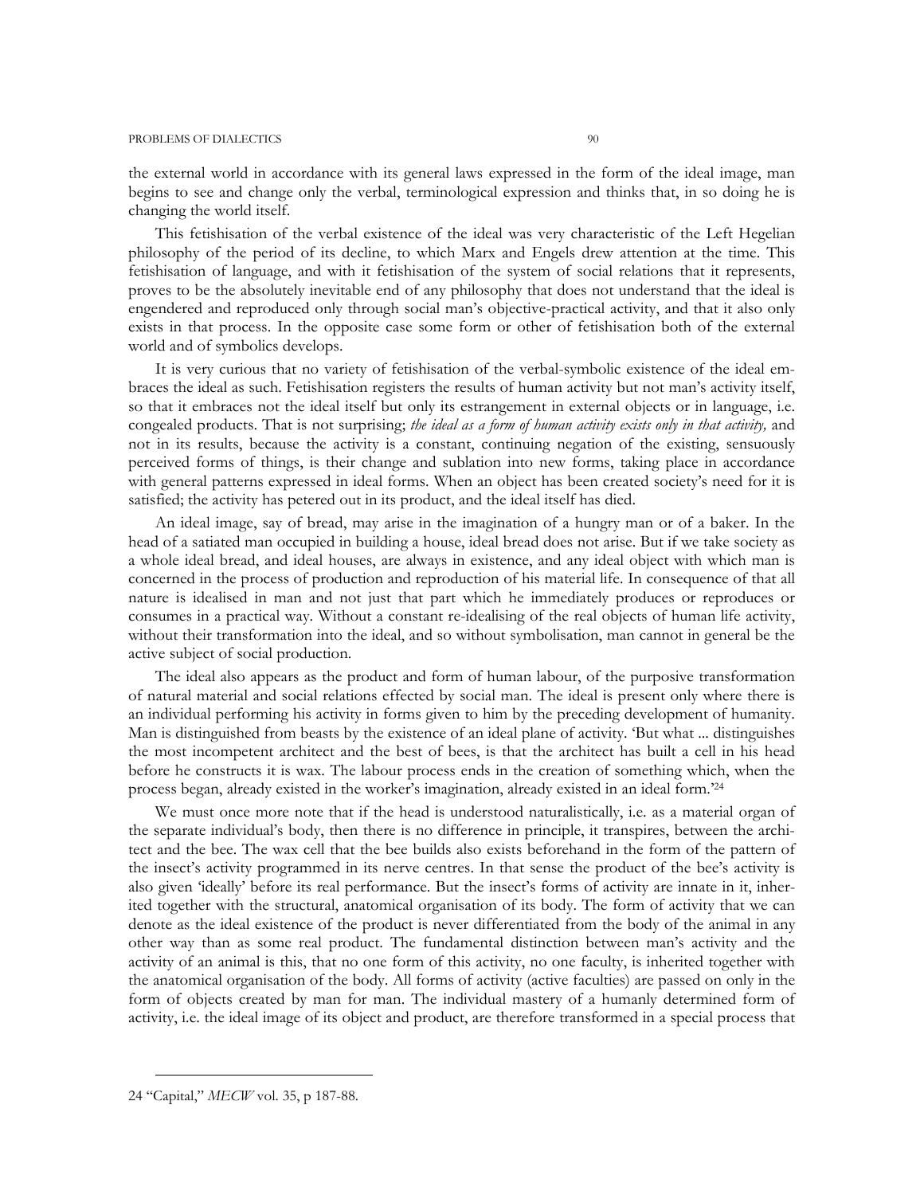the external world in accordance with its general laws expressed in the form of the ideal image, man begins to see and change only the verbal, terminological expression and thinks that, in so doing he is changing the world itself.

This fetishisation of the verbal existence of the ideal was very characteristic of the Left Hegelian philosophy of the period of its decline, to which Marx and Engels drew attention at the time. This fetishisation of language, and with it fetishisation of the system of social relations that it represents, proves to be the absolutely inevitable end of any philosophy that does not understand that the ideal is engendered and reproduced only through social man's objective-practical activity, and that it also only exists in that process. In the opposite case some form or other of fetishisation both of the external world and of symbolics develops.

It is very curious that no variety of fetishisation of the verbal-symbolic existence of the ideal embraces the ideal as such. Fetishisation registers the results of human activity but not man's activity itself, so that it embraces not the ideal itself but only its estrangement in external objects or in language, i.e. congealed products. That is not surprising; *the ideal as a form of human activity exists only in that activity,* and not in its results, because the activity is a constant, continuing negation of the existing, sensuously perceived forms of things, is their change and sublation into new forms, taking place in accordance with general patterns expressed in ideal forms. When an object has been created society's need for it is satisfied; the activity has petered out in its product, and the ideal itself has died.

An ideal image, say of bread, may arise in the imagination of a hungry man or of a baker. In the head of a satiated man occupied in building a house, ideal bread does not arise. But if we take society as a whole ideal bread, and ideal houses, are always in existence, and any ideal object with which man is concerned in the process of production and reproduction of his material life. In consequence of that all nature is idealised in man and not just that part which he immediately produces or reproduces or consumes in a practical way. Without a constant re-idealising of the real objects of human life activity, without their transformation into the ideal, and so without symbolisation, man cannot in general be the active subject of social production.

The ideal also appears as the product and form of human labour, of the purposive transformation of natural material and social relations effected by social man. The ideal is present only where there is an individual performing his activity in forms given to him by the preceding development of humanity. Man is distinguished from beasts by the existence of an ideal plane of activity. 'But what ... distinguishes the most incompetent architect and the best of bees, is that the architect has built a cell in his head before he constructs it is wax. The labour process ends in the creation of something which, when the process began, already existed in the worker's imagination, already existed in an ideal form.'[24]

We must once more note that if the head is understood naturalistically, i.e. as a material organ of the separate individual's body, then there is no difference in principle, it transpires, between the architect and the bee. The wax cell that the bee builds also exists beforehand in the form of the pattern of the insect's activity programmed in its nerve centres. In that sense the product of the bee's activity is also given 'ideally' before its real performance. But the insect's forms of activity are innate in it, inherited together with the structural, anatomical organisation of its body. The form of activity that we can denote as the ideal existence of the product is never differentiated from the body of the animal in any other way than as some real product. The fundamental distinction between man's activity and the activity of an animal is this, that no one form of this activity, no one faculty, is inherited together with the anatomical organisation of the body. All forms of activity (active faculties) are passed on only in the form of objects created by man for man. The individual mastery of a humanly determined form of activity, i.e. the ideal image of its object and product, are therefore transformed in a special process that

---

24 "Capital," *MECW* vol. 35, p 187-88.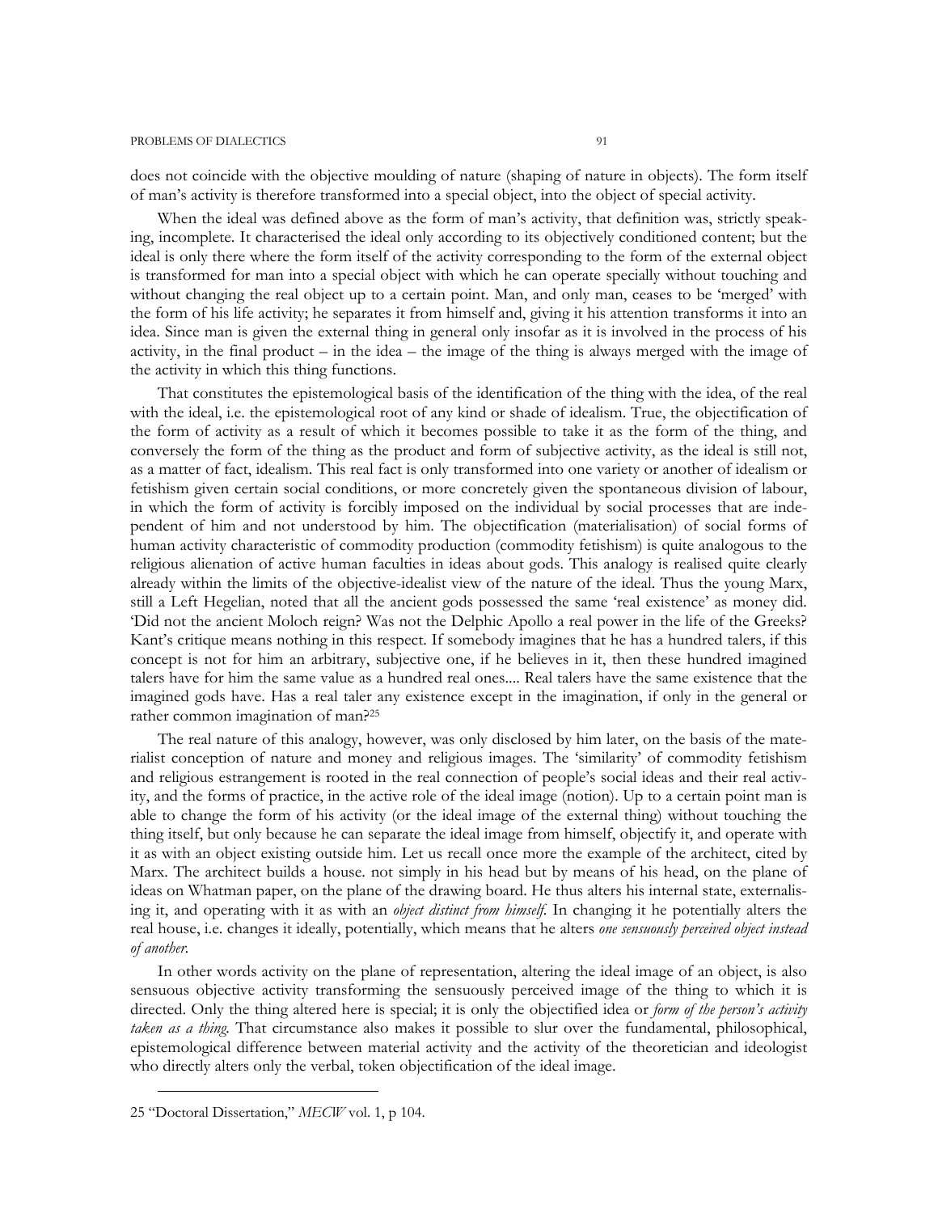does not coincide with the objective moulding of nature (shaping of nature in objects). The form itself of man's activity is therefore transformed into a special object, into the object of special activity.

When the ideal was defined above as the form of man's activity, that definition was, strictly speaking, incomplete. It characterised the ideal only according to its objectively conditioned content; but the ideal is only there where the form itself of the activity corresponding to the form of the external object is transformed for man into a special object with which he can operate specially without touching and without changing the real object up to a certain point. Man, and only man, ceases to be 'merged' with the form of his life activity; he separates it from himself and, giving it his attention transforms it into an idea. Since man is given the external thing in general only insofar as it is involved in the process of his activity, in the final product – in the idea – the image of the thing is always merged with the image of the activity in which this thing functions.

That constitutes the epistemological basis of the identification of the thing with the idea, of the real with the ideal, i.e. the epistemological root of any kind or shade of idealism. True, the objectification of the form of activity as a result of which it becomes possible to take it as the form of the thing, and conversely the form of the thing as the product and form of subjective activity, as the ideal is still not, as a matter of fact, idealism. This real fact is only transformed into one variety or another of idealism or fetishism given certain social conditions, or more concretely given the spontaneous division of labour, in which the form of activity is forcibly imposed on the individual by social processes that are independent of him and not understood by him. The objectification (materialisation) of social forms of human activity characteristic of commodity production (commodity fetishism) is quite analogous to the religious alienation of active human faculties in ideas about gods. This analogy is realised quite clearly already within the limits of the objective-idealist view of the nature of the ideal. Thus the young Marx, still a Left Hegelian, noted that all the ancient gods possessed the same 'real existence' as money did. 'Did not the ancient Moloch reign? Was not the Delphic Apollo a real power in the life of the Greeks? Kant's critique means nothing in this respect. If somebody imagines that he has a hundred talers, if this concept is not for him an arbitrary, subjective one, if he believes in it, then these hundred imagined talers have for him the same value as a hundred real ones.... Real talers have the same existence that the imagined gods have. Has a real taler any existence except in the imagination, if only in the general or rather common imagination of man?[25]

The real nature of this analogy, however, was only disclosed by him later, on the basis of the materialist conception of nature and money and religious images. The 'similarity' of commodity fetishism and religious estrangement is rooted in the real connection of people's social ideas and their real activity, and the forms of practice, in the active role of the ideal image (notion). Up to a certain point man is able to change the form of his activity (or the ideal image of the external thing) without touching the thing itself, but only because he can separate the ideal image from himself, objectify it, and operate with it as with an object existing outside him. Let us recall once more the example of the architect, cited by Marx. The architect builds a house. not simply in his head but by means of his head, on the plane of ideas on Whatman paper, on the plane of the drawing board. He thus alters his internal state, externalising it, and operating with it as with an *object distinct from himself*. In changing it he potentially alters the real house, i.e. changes it ideally, potentially, which means that he alters *one sensuously perceived object instead of another*.

In other words activity on the plane of representation, altering the ideal image of an object, is also sensuous objective activity transforming the sensuously perceived image of the thing to which it is directed. Only the thing altered here is special; it is only the objectified idea or *form of the person's activity taken as a thing*. That circumstance also makes it possible to slur over the fundamental, philosophical, epistemological difference between material activity and the activity of the theoretician and ideologist who directly alters only the verbal, token objectification of the ideal image.

---

25 "Doctoral Dissertation," *MECW* vol. 1, p 104.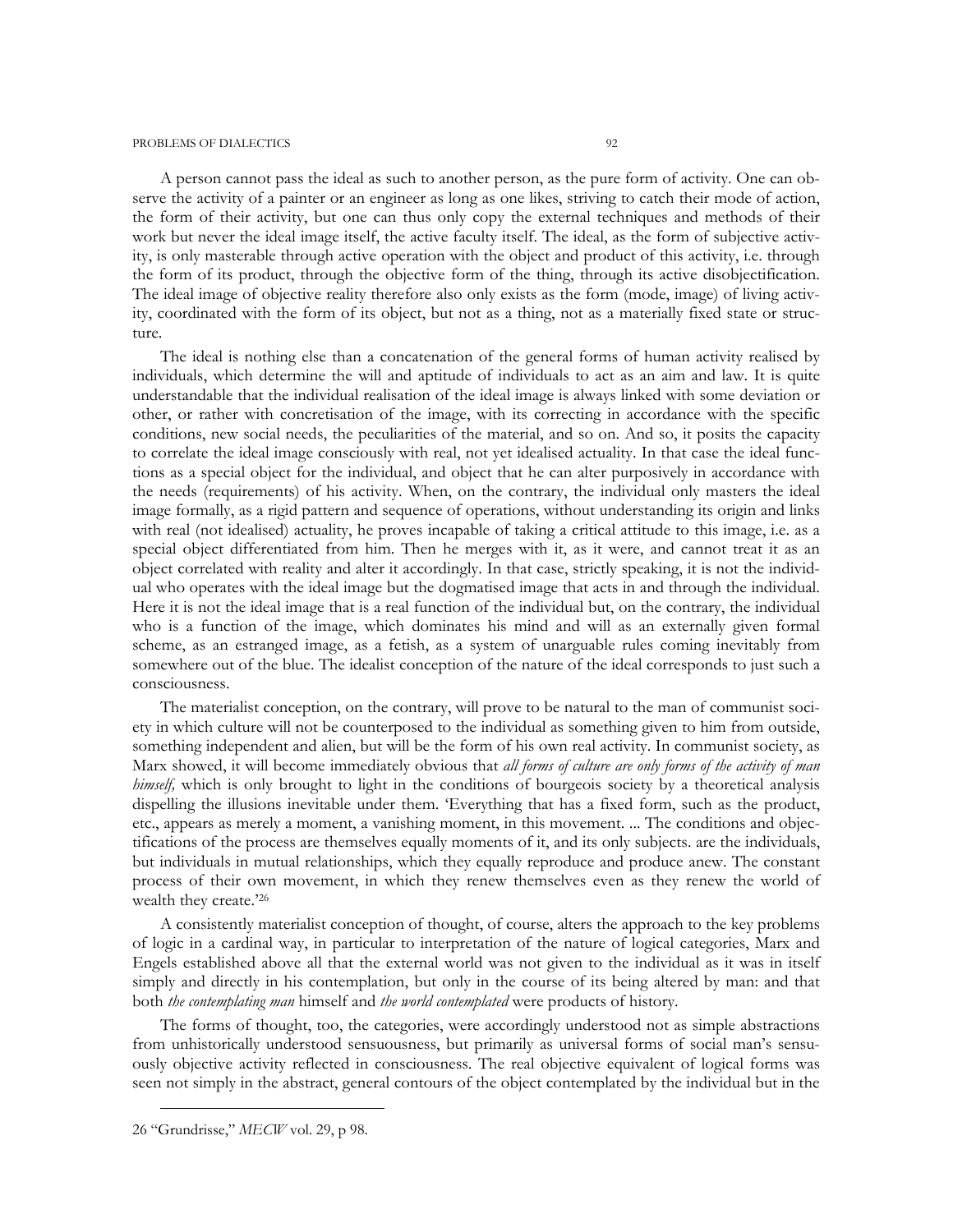A person cannot pass the ideal as such to another person, as the pure form of activity. One can observe the activity of a painter or an engineer as long as one likes, striving to catch their mode of action, the form of their activity, but one can thus only copy the external techniques and methods of their work but never the ideal image itself, the active faculty itself. The ideal, as the form of subjective activity, is only masterable through active operation with the object and product of this activity, i.e. through the form of its product, through the objective form of the thing, through its active disobjectification. The ideal image of objective reality therefore also only exists as the form (mode, image) of living activity, coordinated with the form of its object, but not as a thing, not as a materially fixed state or structure.

The ideal is nothing else than a concatenation of the general forms of human activity realised by individuals, which determine the will and aptitude of individuals to act as an aim and law. It is quite understandable that the individual realisation of the ideal image is always linked with some deviation or other, or rather with concretisation of the image, with its correcting in accordance with the specific conditions, new social needs, the peculiarities of the material, and so on. And so, it posits the capacity to correlate the ideal image consciously with real, not yet idealised actuality. In that case the ideal functions as a special object for the individual, and object that he can alter purposively in accordance with the needs (requirements) of his activity. When, on the contrary, the individual only masters the ideal image formally, as a rigid pattern and sequence of operations, without understanding its origin and links with real (not idealised) actuality, he proves incapable of taking a critical attitude to this image, i.e. as a special object differentiated from him. Then he merges with it, as it were, and cannot treat it as an object correlated with reality and alter it accordingly. In that case, strictly speaking, it is not the individual who operates with the ideal image but the dogmatised image that acts in and through the individual. Here it is not the ideal image that is a real function of the individual but, on the contrary, the individual who is a function of the image, which dominates his mind and will as an externally given formal scheme, as an estranged image, as a fetish, as a system of unarguable rules coming inevitably from somewhere out of the blue. The idealist conception of the nature of the ideal corresponds to just such a consciousness.

The materialist conception, on the contrary, will prove to be natural to the man of communist society in which culture will not be counterposed to the individual as something given to him from outside, something independent and alien, but will be the form of his own real activity. In communist society, as Marx showed, it will become immediately obvious that *all forms of culture are only forms of the activity of man himself,* which is only brought to light in the conditions of bourgeois society by a theoretical analysis dispelling the illusions inevitable under them. 'Everything that has a fixed form, such as the product, etc., appears as merely a moment, a vanishing moment, in this movement. ... The conditions and objectifications of the process are themselves equally moments of it, and its only subjects. are the individuals, but individuals in mutual relationships, which they equally reproduce and produce anew. The constant process of their own movement, in which they renew themselves even as they renew the world of wealth they create.'[26]

A consistently materialist conception of thought, of course, alters the approach to the key problems of logic in a cardinal way, in particular to interpretation of the nature of logical categories, Marx and Engels established above all that the external world was not given to the individual as it was in itself simply and directly in his contemplation, but only in the course of its being altered by man: and that both *the contemplating man* himself and *the world contemplated* were products of history.

The forms of thought, too, the categories, were accordingly understood not as simple abstractions from unhistorically understood sensuousness, but primarily as universal forms of social man's sensuously objective activity reflected in consciousness. The real objective equivalent of logical forms was seen not simply in the abstract, general contours of the object contemplated by the individual but in the

26 "Grundrisse," *MECW* vol. 29, p 98.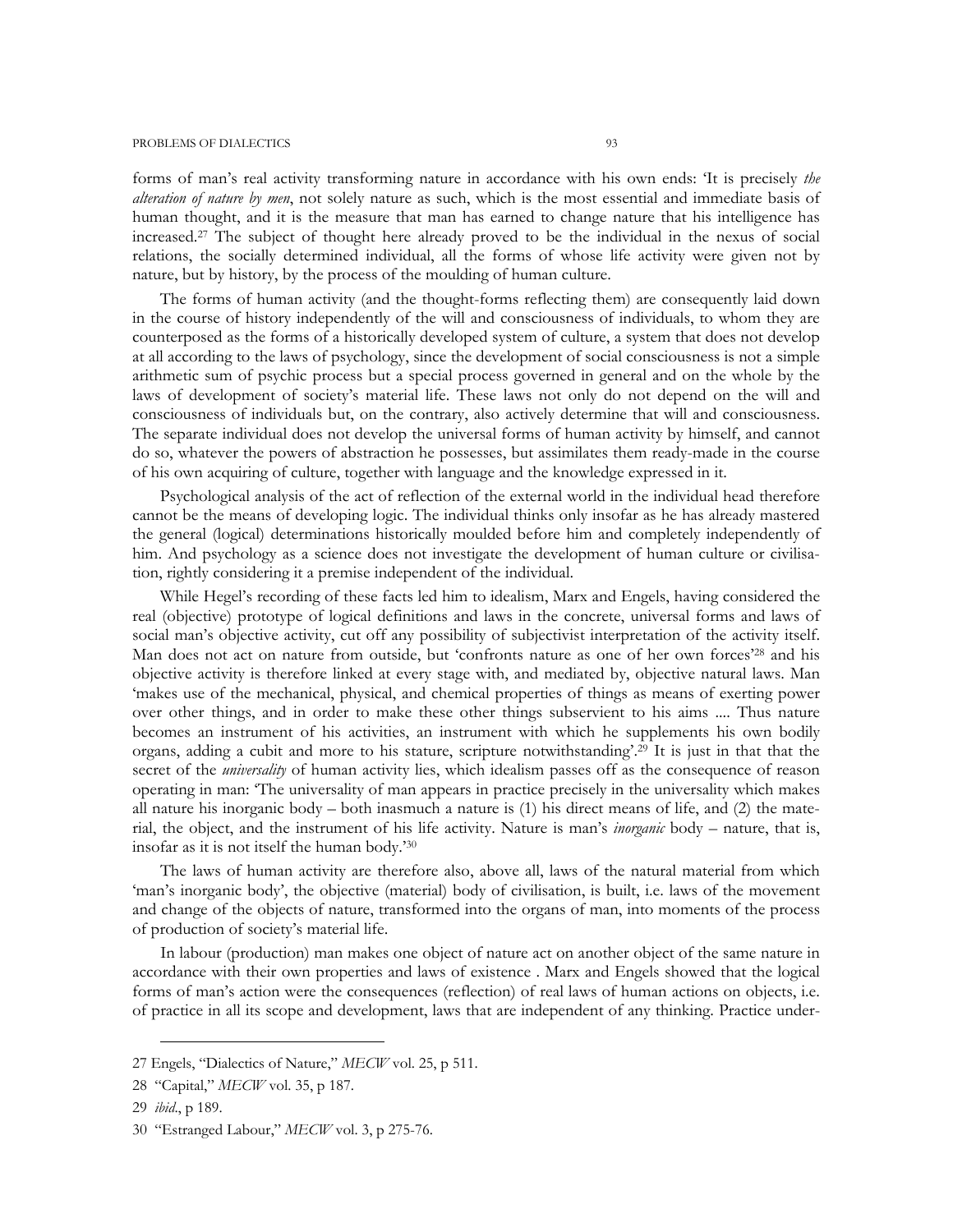forms of man's real activity transforming nature in accordance with his own ends: 'It is precisely *the alteration of nature by men*, not solely nature as such, which is the most essential and immediate basis of human thought, and it is the measure that man has earned to change nature that his intelligence has increased.[27] The subject of thought here already proved to be the individual in the nexus of social relations, the socially determined individual, all the forms of whose life activity were given not by nature, but by history, by the process of the moulding of human culture.

The forms of human activity (and the thought-forms reflecting them) are consequently laid down in the course of history independently of the will and consciousness of individuals, to whom they are counterposed as the forms of a historically developed system of culture, a system that does not develop at all according to the laws of psychology, since the development of social consciousness is not a simple arithmetic sum of psychic process but a special process governed in general and on the whole by the laws of development of society's material life. These laws not only do not depend on the will and consciousness of individuals but, on the contrary, also actively determine that will and consciousness. The separate individual does not develop the universal forms of human activity by himself, and cannot do so, whatever the powers of abstraction he possesses, but assimilates them ready-made in the course of his own acquiring of culture, together with language and the knowledge expressed in it.

Psychological analysis of the act of reflection of the external world in the individual head therefore cannot be the means of developing logic. The individual thinks only insofar as he has already mastered the general (logical) determinations historically moulded before him and completely independently of him. And psychology as a science does not investigate the development of human culture or civilisation, rightly considering it a premise independent of the individual.

While Hegel's recording of these facts led him to idealism, Marx and Engels, having considered the real (objective) prototype of logical definitions and laws in the concrete, universal forms and laws of social man's objective activity, cut off any possibility of subjectivist interpretation of the activity itself. Man does not act on nature from outside, but 'confronts nature as one of her own forces'[28] and his objective activity is therefore linked at every stage with, and mediated by, objective natural laws. Man 'makes use of the mechanical, physical, and chemical properties of things as means of exerting power over other things, and in order to make these other things subservient to his aims .... Thus nature becomes an instrument of his activities, an instrument with which he supplements his own bodily organs, adding a cubit and more to his stature, scripture notwithstanding'.[29] It is just in that that the secret of the *universality* of human activity lies, which idealism passes off as the consequence of reason operating in man: 'The universality of man appears in practice precisely in the universality which makes all nature his inorganic body – both inasmuch a nature is (1) his direct means of life, and (2) the material, the object, and the instrument of his life activity. Nature is man's *inorganic* body – nature, that is, insofar as it is not itself the human body.'[30]

The laws of human activity are therefore also, above all, laws of the natural material from which 'man's inorganic body', the objective (material) body of civilisation, is built, i.e. laws of the movement and change of the objects of nature, transformed into the organs of man, into moments of the process of production of society's material life.

In labour (production) man makes one object of nature act on another object of the same nature in accordance with their own properties and laws of existence . Marx and Engels showed that the logical forms of man's action were the consequences (reflection) of real laws of human actions on objects, i.e. of practice in all its scope and development, laws that are independent of any thinking. Practice under-

27 Engels, "Dialectics of Nature," *MECW* vol. 25, p 511.

28 "Capital," *MECW* vol. 35, p 187.

29 *ibid*., p 189.

30 "Estranged Labour," *MECW* vol. 3, p 275-76.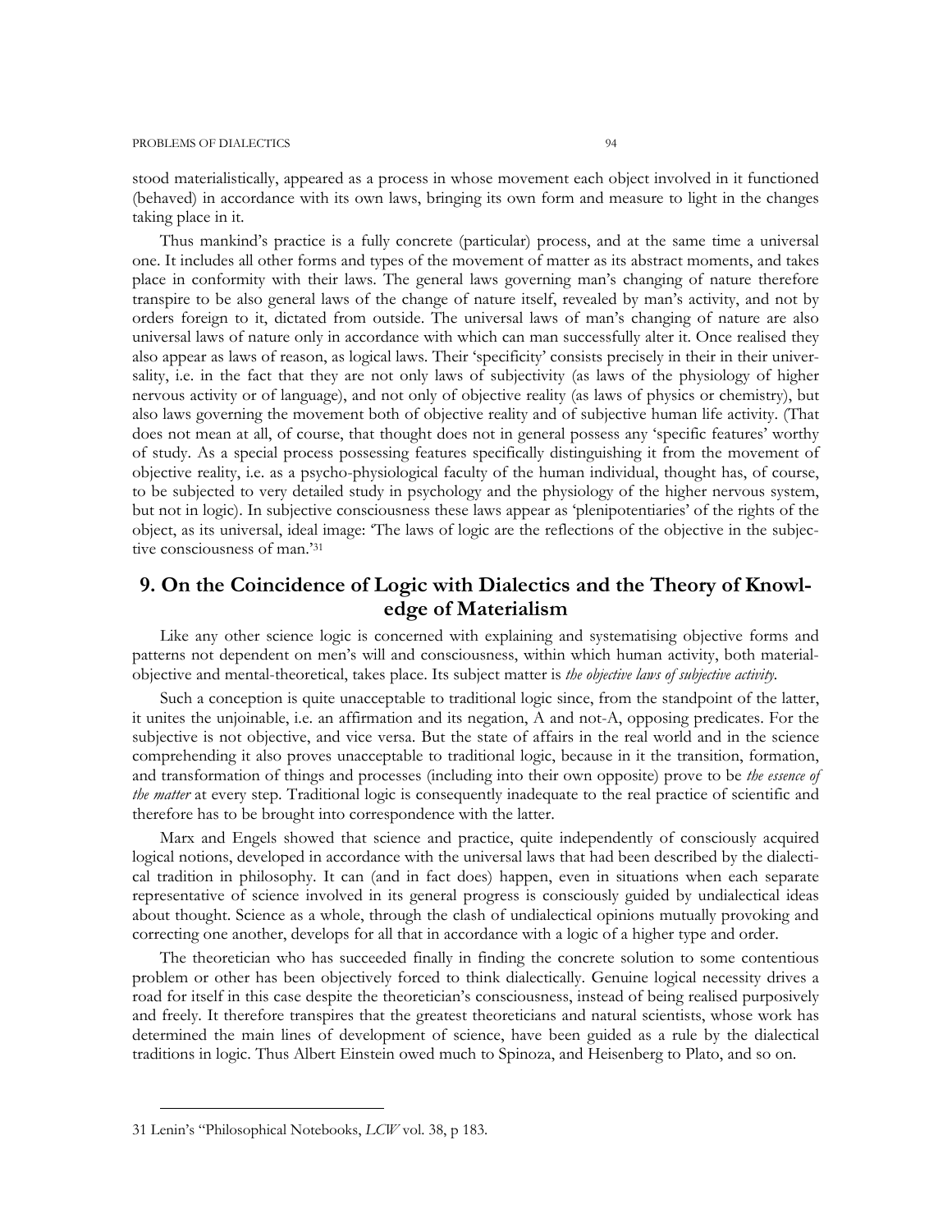stood materialistically, appeared as a process in whose movement each object involved in it functioned (behaved) in accordance with its own laws, bringing its own form and measure to light in the changes taking place in it.

Thus mankind's practice is a fully concrete (particular) process, and at the same time a universal one. It includes all other forms and types of the movement of matter as its abstract moments, and takes place in conformity with their laws. The general laws governing man's changing of nature therefore transpire to be also general laws of the change of nature itself, revealed by man's activity, and not by orders foreign to it, dictated from outside. The universal laws of man's changing of nature are also universal laws of nature only in accordance with which can man successfully alter it. Once realised they also appear as laws of reason, as logical laws. Their 'specificity' consists precisely in their in their universality, i.e. in the fact that they are not only laws of subjectivity (as laws of the physiology of higher nervous activity or of language), and not only of objective reality (as laws of physics or chemistry), but also laws governing the movement both of objective reality and of subjective human life activity. (That does not mean at all, of course, that thought does not in general possess any 'specific features' worthy of study. As a special process possessing features specifically distinguishing it from the movement of objective reality, i.e. as a psycho-physiological faculty of the human individual, thought has, of course, to be subjected to very detailed study in psychology and the physiology of the higher nervous system, but not in logic). In subjective consciousness these laws appear as 'plenipotentiaries' of the rights of the object, as its universal, ideal image: 'The laws of logic are the reflections of the objective in the subjective consciousness of man.'[31]

## 9. On the Coincidence of Logic with Dialectics and the Theory of Knowledge of Materialism

Like any other science logic is concerned with explaining and systematising objective forms and patterns not dependent on men's will and consciousness, within which human activity, both material-objective and mental-theoretical, takes place. Its subject matter is *the objective laws of subjective activity.*

Such a conception is quite unacceptable to traditional logic since, from the standpoint of the latter, it unites the unjoinable, i.e. an affirmation and its negation, A and not-A, opposing predicates. For the subjective is not objective, and vice versa. But the state of affairs in the real world and in the science comprehending it also proves unacceptable to traditional logic, because in it the transition, formation, and transformation of things and processes (including into their own opposite) prove to be *the essence of the matter* at every step. Traditional logic is consequently inadequate to the real practice of scientific and therefore has to be brought into correspondence with the latter.

Marx and Engels showed that science and practice, quite independently of consciously acquired logical notions, developed in accordance with the universal laws that had been described by the dialectical tradition in philosophy. It can (and in fact does) happen, even in situations when each separate representative of science involved in its general progress is consciously guided by undialectical ideas about thought. Science as a whole, through the clash of undialectical opinions mutually provoking and correcting one another, develops for all that in accordance with a logic of a higher type and order.

The theoretician who has succeeded finally in finding the concrete solution to some contentious problem or other has been objectively forced to think dialectically. Genuine logical necessity drives a road for itself in this case despite the theoretician's consciousness, instead of being realised purposively and freely. It therefore transpires that the greatest theoreticians and natural scientists, whose work has determined the main lines of development of science, have been guided as a rule by the dialectical traditions in logic. Thus Albert Einstein owed much to Spinoza, and Heisenberg to Plato, and so on.

31 Lenin's "Philosophical Notebooks, *LCW* vol. 38, p 183.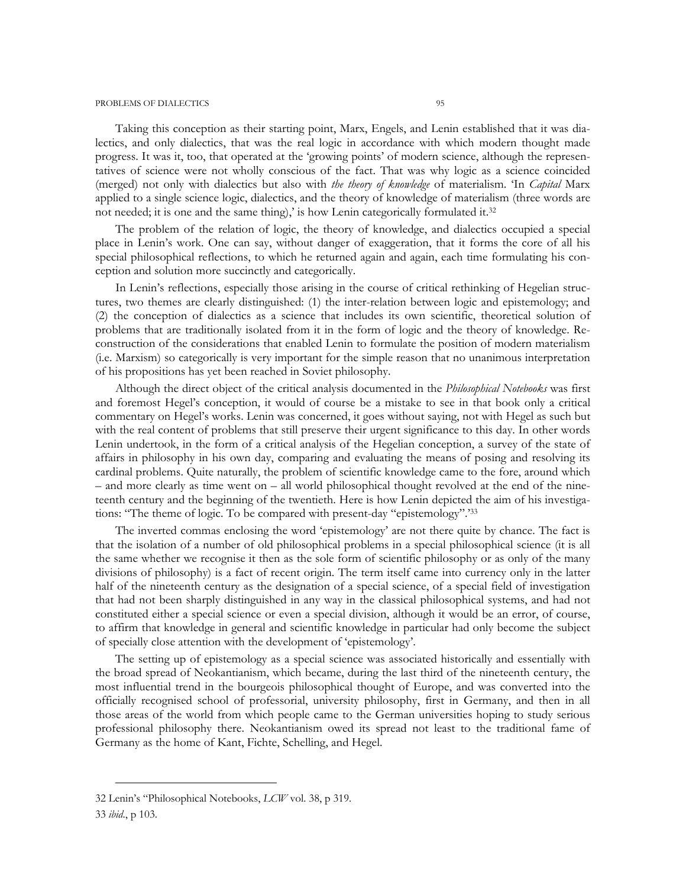Taking this conception as their starting point, Marx, Engels, and Lenin established that it was dialectics, and only dialectics, that was the real logic in accordance with which modern thought made progress. It was it, too, that operated at the 'growing points' of modern science, although the representatives of science were not wholly conscious of the fact. That was why logic as a science coincided (merged) not only with dialectics but also with *the theory of knowledge* of materialism. 'In *Capital* Marx applied to a single science logic, dialectics, and the theory of knowledge of materialism (three words are not needed; it is one and the same thing),' is how Lenin categorically formulated it.[32]

The problem of the relation of logic, the theory of knowledge, and dialectics occupied a special place in Lenin's work. One can say, without danger of exaggeration, that it forms the core of all his special philosophical reflections, to which he returned again and again, each time formulating his conception and solution more succinctly and categorically.

In Lenin's reflections, especially those arising in the course of critical rethinking of Hegelian structures, two themes are clearly distinguished: (1) the inter-relation between logic and epistemology; and (2) the conception of dialectics as a science that includes its own scientific, theoretical solution of problems that are traditionally isolated from it in the form of logic and the theory of knowledge. Reconstruction of the considerations that enabled Lenin to formulate the position of modern materialism (i.e. Marxism) so categorically is very important for the simple reason that no unanimous interpretation of his propositions has yet been reached in Soviet philosophy.

Although the direct object of the critical analysis documented in the *Philosophical Notebooks* was first and foremost Hegel's conception, it would of course be a mistake to see in that book only a critical commentary on Hegel's works. Lenin was concerned, it goes without saying, not with Hegel as such but with the real content of problems that still preserve their urgent significance to this day. In other words Lenin undertook, in the form of a critical analysis of the Hegelian conception, a survey of the state of affairs in philosophy in his own day, comparing and evaluating the means of posing and resolving its cardinal problems. Quite naturally, the problem of scientific knowledge came to the fore, around which – and more clearly as time went on – all world philosophical thought revolved at the end of the nineteenth century and the beginning of the twentieth. Here is how Lenin depicted the aim of his investigations: "The theme of logic. To be compared with present-day "epistemology".'[33]

The inverted commas enclosing the word 'epistemology' are not there quite by chance. The fact is that the isolation of a number of old philosophical problems in a special philosophical science (it is all the same whether we recognise it then as the sole form of scientific philosophy or as only of the many divisions of philosophy) is a fact of recent origin. The term itself came into currency only in the latter half of the nineteenth century as the designation of a special science, of a special field of investigation that had not been sharply distinguished in any way in the classical philosophical systems, and had not constituted either a special science or even a special division, although it would be an error, of course, to affirm that knowledge in general and scientific knowledge in particular had only become the subject of specially close attention with the development of 'epistemology'.

The setting up of epistemology as a special science was associated historically and essentially with the broad spread of Neokantianism, which became, during the last third of the nineteenth century, the most influential trend in the bourgeois philosophical thought of Europe, and was converted into the officially recognised school of professorial, university philosophy, first in Germany, and then in all those areas of the world from which people came to the German universities hoping to study serious professional philosophy there. Neokantianism owed its spread not least to the traditional fame of Germany as the home of Kant, Fichte, Schelling, and Hegel.

---

32 Lenin's "Philosophical Notebooks, *LCW* vol. 38, p 319.

33 *ibid*., p 103.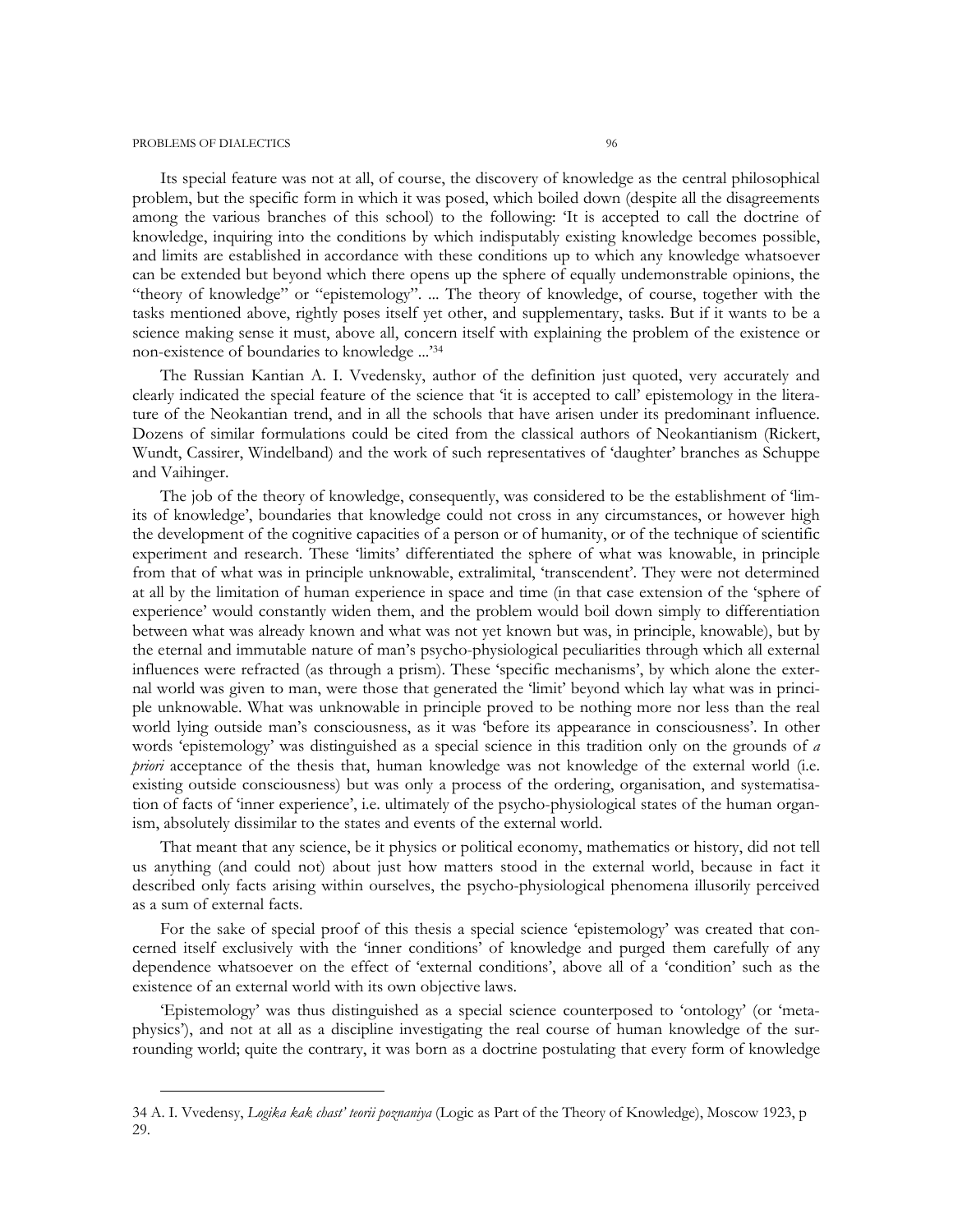Its special feature was not at all, of course, the discovery of knowledge as the central philosophical problem, but the specific form in which it was posed, which boiled down (despite all the disagreements among the various branches of this school) to the following: 'It is accepted to call the doctrine of knowledge, inquiring into the conditions by which indisputably existing knowledge becomes possible, and limits are established in accordance with these conditions up to which any knowledge whatsoever can be extended but beyond which there opens up the sphere of equally undemonstrable opinions, the "theory of knowledge" or "epistemology". ... The theory of knowledge, of course, together with the tasks mentioned above, rightly poses itself yet other, and supplementary, tasks. But if it wants to be a science making sense it must, above all, concern itself with explaining the problem of the existence or non-existence of boundaries to knowledge ...'[34]

The Russian Kantian A. I. Vvedensky, author of the definition just quoted, very accurately and clearly indicated the special feature of the science that 'it is accepted to call' epistemology in the literature of the Neokantian trend, and in all the schools that have arisen under its predominant influence. Dozens of similar formulations could be cited from the classical authors of Neokantianism (Rickert, Wundt, Cassirer, Windelband) and the work of such representatives of 'daughter' branches as Schuppe and Vaihinger.

The job of the theory of knowledge, consequently, was considered to be the establishment of 'limits of knowledge', boundaries that knowledge could not cross in any circumstances, or however high the development of the cognitive capacities of a person or of humanity, or of the technique of scientific experiment and research. These 'limits' differentiated the sphere of what was knowable, in principle from that of what was in principle unknowable, extralimital, 'transcendent'. They were not determined at all by the limitation of human experience in space and time (in that case extension of the 'sphere of experience' would constantly widen them, and the problem would boil down simply to differentiation between what was already known and what was not yet known but was, in principle, knowable), but by the eternal and immutable nature of man's psycho-physiological peculiarities through which all external influences were refracted (as through a prism). These 'specific mechanisms', by which alone the external world was given to man, were those that generated the 'limit' beyond which lay what was in principle unknowable. What was unknowable in principle proved to be nothing more nor less than the real world lying outside man's consciousness, as it was 'before its appearance in consciousness'. In other words 'epistemology' was distinguished as a special science in this tradition only on the grounds of *a priori* acceptance of the thesis that, human knowledge was not knowledge of the external world (i.e. existing outside consciousness) but was only a process of the ordering, organisation, and systematisation of facts of 'inner experience', i.e. ultimately of the psycho-physiological states of the human organism, absolutely dissimilar to the states and events of the external world.

That meant that any science, be it physics or political economy, mathematics or history, did not tell us anything (and could not) about just how matters stood in the external world, because in fact it described only facts arising within ourselves, the psycho-physiological phenomena illusorily perceived as a sum of external facts.

For the sake of special proof of this thesis a special science 'epistemology' was created that concerned itself exclusively with the 'inner conditions' of knowledge and purged them carefully of any dependence whatsoever on the effect of 'external conditions', above all of a 'condition' such as the existence of an external world with its own objective laws.

'Epistemology' was thus distinguished as a special science counterposed to 'ontology' (or 'metaphysics'), and not at all as a discipline investigating the real course of human knowledge of the surrounding world; quite the contrary, it was born as a doctrine postulating that every form of knowledge

---

34 A. I. Vvedensy, *Logika kak chast' teorii poznaniya* (Logic as Part of the Theory of Knowledge), Moscow 1923, p 29.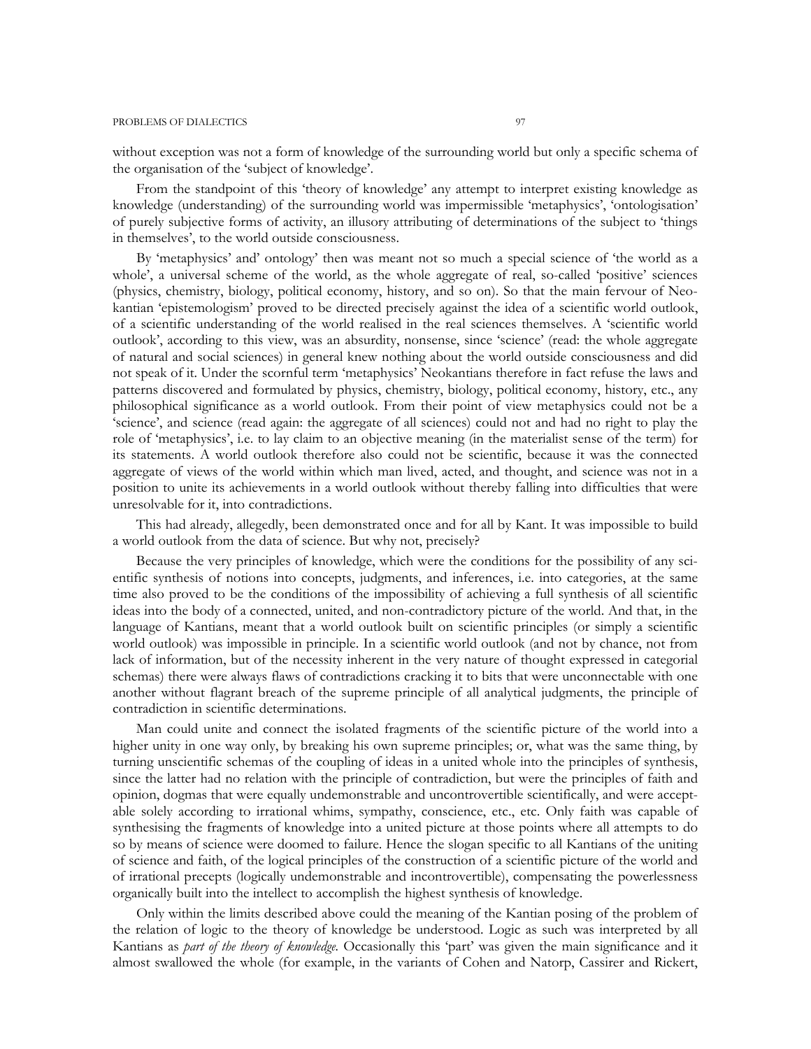without exception was not a form of knowledge of the surrounding world but only a specific schema of the organisation of the 'subject of knowledge'.

From the standpoint of this 'theory of knowledge' any attempt to interpret existing knowledge as knowledge (understanding) of the surrounding world was impermissible 'metaphysics', 'ontologisation' of purely subjective forms of activity, an illusory attributing of determinations of the subject to 'things in themselves', to the world outside consciousness.

By 'metaphysics' and' ontology' then was meant not so much a special science of 'the world as a whole', a universal scheme of the world, as the whole aggregate of real, so-called 'positive' sciences (physics, chemistry, biology, political economy, history, and so on). So that the main fervour of Neo-kantian 'epistemologism' proved to be directed precisely against the idea of a scientific world outlook, of a scientific understanding of the world realised in the real sciences themselves. A 'scientific world outlook', according to this view, was an absurdity, nonsense, since 'science' (read: the whole aggregate of natural and social sciences) in general knew nothing about the world outside consciousness and did not speak of it. Under the scornful term 'metaphysics' Neokantians therefore in fact refuse the laws and patterns discovered and formulated by physics, chemistry, biology, political economy, history, etc., any philosophical significance as a world outlook. From their point of view metaphysics could not be a 'science', and science (read again: the aggregate of all sciences) could not and had no right to play the role of 'metaphysics', i.e. to lay claim to an objective meaning (in the materialist sense of the term) for its statements. A world outlook therefore also could not be scientific, because it was the connected aggregate of views of the world within which man lived, acted, and thought, and science was not in a position to unite its achievements in a world outlook without thereby falling into difficulties that were unresolvable for it, into contradictions.

This had already, allegedly, been demonstrated once and for all by Kant. It was impossible to build a world outlook from the data of science. But why not, precisely?

Because the very principles of knowledge, which were the conditions for the possibility of any scientific synthesis of notions into concepts, judgments, and inferences, i.e. into categories, at the same time also proved to be the conditions of the impossibility of achieving a full synthesis of all scientific ideas into the body of a connected, united, and non-contradictory picture of the world. And that, in the language of Kantians, meant that a world outlook built on scientific principles (or simply a scientific world outlook) was impossible in principle. In a scientific world outlook (and not by chance, not from lack of information, but of the necessity inherent in the very nature of thought expressed in categorial schemas) there were always flaws of contradictions cracking it to bits that were unconnectable with one another without flagrant breach of the supreme principle of all analytical judgments, the principle of contradiction in scientific determinations.

Man could unite and connect the isolated fragments of the scientific picture of the world into a higher unity in one way only, by breaking his own supreme principles; or, what was the same thing, by turning unscientific schemas of the coupling of ideas in a united whole into the principles of synthesis, since the latter had no relation with the principle of contradiction, but were the principles of faith and opinion, dogmas that were equally undemonstrable and uncontrovertible scientifically, and were acceptable solely according to irrational whims, sympathy, conscience, etc., etc. Only faith was capable of synthesising the fragments of knowledge into a united picture at those points where all attempts to do so by means of science were doomed to failure. Hence the slogan specific to all Kantians of the uniting of science and faith, of the logical principles of the construction of a scientific picture of the world and of irrational precepts (logically undemonstrable and incontrovertible), compensating the powerlessness organically built into the intellect to accomplish the highest synthesis of knowledge.

Only within the limits described above could the meaning of the Kantian posing of the problem of the relation of logic to the theory of knowledge be understood. Logic as such was interpreted by all Kantians as *part of the theory of knowledge.* Occasionally this 'part' was given the main significance and it almost swallowed the whole (for example, in the variants of Cohen and Natorp, Cassirer and Rickert,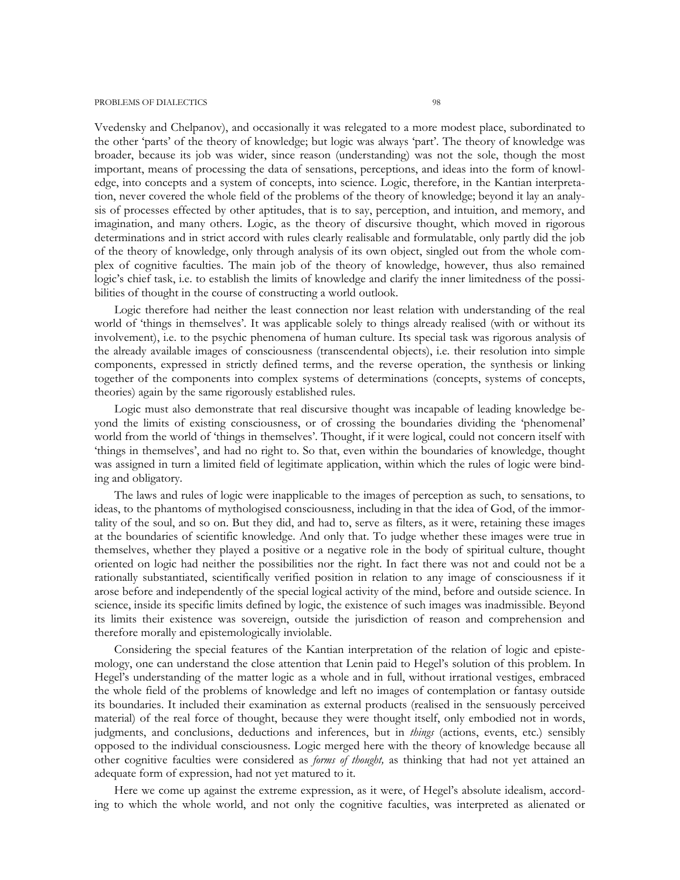Vvedensky and Chelpanov), and occasionally it was relegated to a more modest place, subordinated to the other 'parts' of the theory of knowledge; but logic was always 'part'. The theory of knowledge was broader, because its job was wider, since reason (understanding) was not the sole, though the most important, means of processing the data of sensations, perceptions, and ideas into the form of knowledge, into concepts and a system of concepts, into science. Logic, therefore, in the Kantian interpretation, never covered the whole field of the problems of the theory of knowledge; beyond it lay an analysis of processes effected by other aptitudes, that is to say, perception, and intuition, and memory, and imagination, and many others. Logic, as the theory of discursive thought, which moved in rigorous determinations and in strict accord with rules clearly realisable and formulatable, only partly did the job of the theory of knowledge, only through analysis of its own object, singled out from the whole complex of cognitive faculties. The main job of the theory of knowledge, however, thus also remained logic's chief task, i.e. to establish the limits of knowledge and clarify the inner limitedness of the possibilities of thought in the course of constructing a world outlook.

Logic therefore had neither the least connection nor least relation with understanding of the real world of 'things in themselves'. It was applicable solely to things already realised (with or without its involvement), i.e. to the psychic phenomena of human culture. Its special task was rigorous analysis of the already available images of consciousness (transcendental objects), i.e. their resolution into simple components, expressed in strictly defined terms, and the reverse operation, the synthesis or linking together of the components into complex systems of determinations (concepts, systems of concepts, theories) again by the same rigorously established rules.

Logic must also demonstrate that real discursive thought was incapable of leading knowledge beyond the limits of existing consciousness, or of crossing the boundaries dividing the 'phenomenal' world from the world of 'things in themselves'. Thought, if it were logical, could not concern itself with 'things in themselves', and had no right to. So that, even within the boundaries of knowledge, thought was assigned in turn a limited field of legitimate application, within which the rules of logic were binding and obligatory.

The laws and rules of logic were inapplicable to the images of perception as such, to sensations, to ideas, to the phantoms of mythologised consciousness, including in that the idea of God, of the immortality of the soul, and so on. But they did, and had to, serve as filters, as it were, retaining these images at the boundaries of scientific knowledge. And only that. To judge whether these images were true in themselves, whether they played a positive or a negative role in the body of spiritual culture, thought oriented on logic had neither the possibilities nor the right. In fact there was not and could not be a rationally substantiated, scientifically verified position in relation to any image of consciousness if it arose before and independently of the special logical activity of the mind, before and outside science. In science, inside its specific limits defined by logic, the existence of such images was inadmissible. Beyond its limits their existence was sovereign, outside the jurisdiction of reason and comprehension and therefore morally and epistemologically inviolable.

Considering the special features of the Kantian interpretation of the relation of logic and epistemology, one can understand the close attention that Lenin paid to Hegel's solution of this problem. In Hegel's understanding of the matter logic as a whole and in full, without irrational vestiges, embraced the whole field of the problems of knowledge and left no images of contemplation or fantasy outside its boundaries. It included their examination as external products (realised in the sensuously perceived material) of the real force of thought, because they were thought itself, only embodied not in words, judgments, and conclusions, deductions and inferences, but in *things* (actions, events, etc.) sensibly opposed to the individual consciousness. Logic merged here with the theory of knowledge because all other cognitive faculties were considered as *forms of thought,* as thinking that had not yet attained an adequate form of expression, had not yet matured to it.

Here we come up against the extreme expression, as it were, of Hegel's absolute idealism, according to which the whole world, and not only the cognitive faculties, was interpreted as alienated or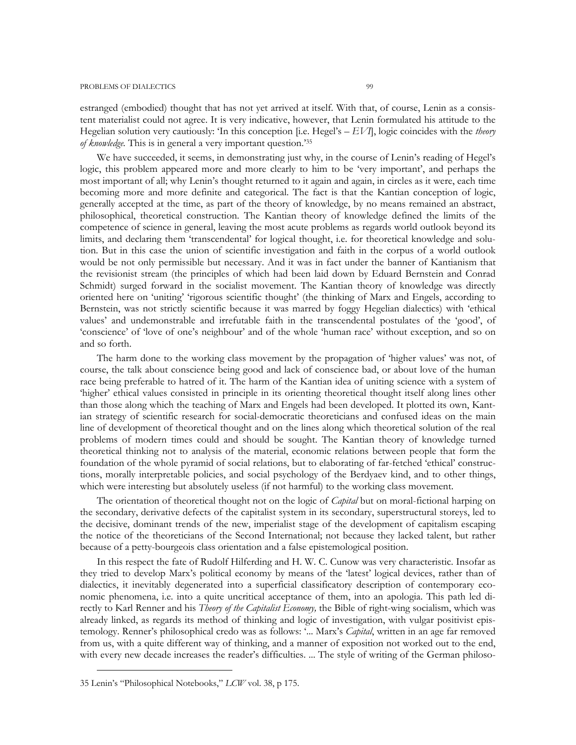estranged (embodied) thought that has not yet arrived at itself. With that, of course, Lenin as a consistent materialist could not agree. It is very indicative, however, that Lenin formulated his attitude to the Hegelian solution very cautiously: 'In this conception [i.e. Hegel's – *EVI*], logic coincides with the *theory of knowledge.* This is in general a very important question.'[35]

We have succeeded, it seems, in demonstrating just why, in the course of Lenin's reading of Hegel's logic, this problem appeared more and more clearly to him to be 'very important', and perhaps the most important of all; why Lenin's thought returned to it again and again, in circles as it were, each time becoming more and more definite and categorical. The fact is that the Kantian conception of logic, generally accepted at the time, as part of the theory of knowledge, by no means remained an abstract, philosophical, theoretical construction. The Kantian theory of knowledge defined the limits of the competence of science in general, leaving the most acute problems as regards world outlook beyond its limits, and declaring them 'transcendental' for logical thought, i.e. for theoretical knowledge and solution. But in this case the union of scientific investigation and faith in the corpus of a world outlook would be not only permissible but necessary. And it was in fact under the banner of Kantianism that the revisionist stream (the principles of which had been laid down by Eduard Bernstein and Conrad Schmidt) surged forward in the socialist movement. The Kantian theory of knowledge was directly oriented here on 'uniting' 'rigorous scientific thought' (the thinking of Marx and Engels, according to Bernstein, was not strictly scientific because it was marred by foggy Hegelian dialectics) with 'ethical values' and undemonstrable and irrefutable faith in the transcendental postulates of the 'good', of 'conscience' of 'love of one's neighbour' and of the whole 'human race' without exception, and so on and so forth.

The harm done to the working class movement by the propagation of 'higher values' was not, of course, the talk about conscience being good and lack of conscience bad, or about love of the human race being preferable to hatred of it. The harm of the Kantian idea of uniting science with a system of 'higher' ethical values consisted in principle in its orienting theoretical thought itself along lines other than those along which the teaching of Marx and Engels had been developed. It plotted its own, Kantian strategy of scientific research for social-democratic theoreticians and confused ideas on the main line of development of theoretical thought and on the lines along which theoretical solution of the real problems of modern times could and should be sought. The Kantian theory of knowledge turned theoretical thinking not to analysis of the material, economic relations between people that form the foundation of the whole pyramid of social relations, but to elaborating of far-fetched 'ethical' constructions, morally interpretable policies, and social psychology of the Berdyaev kind, and to other things, which were interesting but absolutely useless (if not harmful) to the working class movement.

The orientation of theoretical thought not on the logic of *Capital* but on moral-fictional harping on the secondary, derivative defects of the capitalist system in its secondary, superstructural storeys, led to the decisive, dominant trends of the new, imperialist stage of the development of capitalism escaping the notice of the theoreticians of the Second International; not because they lacked talent, but rather because of a petty-bourgeois class orientation and a false epistemological position.

In this respect the fate of Rudolf Hilferding and H. W. C. Cunow was very characteristic. Insofar as they tried to develop Marx's political economy by means of the 'latest' logical devices, rather than of dialectics, it inevitably degenerated into a superficial classificatory description of contemporary economic phenomena, i.e. into a quite uncritical acceptance of them, into an apologia. This path led directly to Karl Renner and his *Theory of the Capitalist Economy,* the Bible of right-wing socialism, which was already linked, as regards its method of thinking and logic of investigation, with vulgar positivist epistemology. Renner's philosophical credo was as follows: '... Marx's *Capital*, written in an age far removed from us, with a quite different way of thinking, and a manner of exposition not worked out to the end, with every new decade increases the reader's difficulties. ... The style of writing of the German philoso-

35 Lenin's "Philosophical Notebooks," *LCW* vol. 38, p 175.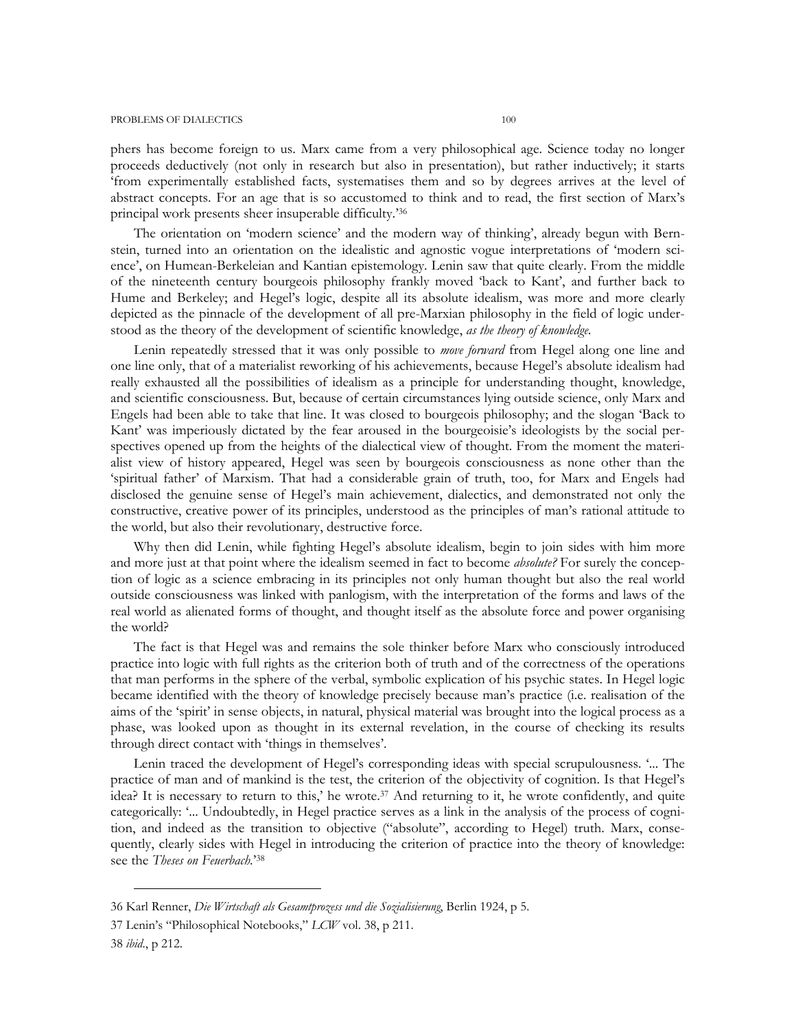phers has become foreign to us. Marx came from a very philosophical age. Science today no longer proceeds deductively (not only in research but also in presentation), but rather inductively; it starts 'from experimentally established facts, systematises them and so by degrees arrives at the level of abstract concepts. For an age that is so accustomed to think and to read, the first section of Marx's principal work presents sheer insuperable difficulty.'[36]

The orientation on 'modern science' and the modern way of thinking', already begun with Bernstein, turned into an orientation on the idealistic and agnostic vogue interpretations of 'modern science', on Humean-Berkeleian and Kantian epistemology. Lenin saw that quite clearly. From the middle of the nineteenth century bourgeois philosophy frankly moved 'back to Kant', and further back to Hume and Berkeley; and Hegel's logic, despite all its absolute idealism, was more and more clearly depicted as the pinnacle of the development of all pre-Marxian philosophy in the field of logic understood as the theory of the development of scientific knowledge, *as the theory of knowledge.*

Lenin repeatedly stressed that it was only possible to *move forward* from Hegel along one line and one line only, that of a materialist reworking of his achievements, because Hegel's absolute idealism had really exhausted all the possibilities of idealism as a principle for understanding thought, knowledge, and scientific consciousness. But, because of certain circumstances lying outside science, only Marx and Engels had been able to take that line. It was closed to bourgeois philosophy; and the slogan 'Back to Kant' was imperiously dictated by the fear aroused in the bourgeoisie's ideologists by the social perspectives opened up from the heights of the dialectical view of thought. From the moment the materialist view of history appeared, Hegel was seen by bourgeois consciousness as none other than the 'spiritual father' of Marxism. That had a considerable grain of truth, too, for Marx and Engels had disclosed the genuine sense of Hegel's main achievement, dialectics, and demonstrated not only the constructive, creative power of its principles, understood as the principles of man's rational attitude to the world, but also their revolutionary, destructive force.

Why then did Lenin, while fighting Hegel's absolute idealism, begin to join sides with him more and more just at that point where the idealism seemed in fact to become *absolute?* For surely the conception of logic as a science embracing in its principles not only human thought but also the real world outside consciousness was linked with panlogism, with the interpretation of the forms and laws of the real world as alienated forms of thought, and thought itself as the absolute force and power organising the world?

The fact is that Hegel was and remains the sole thinker before Marx who consciously introduced practice into logic with full rights as the criterion both of truth and of the correctness of the operations that man performs in the sphere of the verbal, symbolic explication of his psychic states. In Hegel logic became identified with the theory of knowledge precisely because man's practice (i.e. realisation of the aims of the 'spirit' in sense objects, in natural, physical material was brought into the logical process as a phase, was looked upon as thought in its external revelation, in the course of checking its results through direct contact with 'things in themselves'.

Lenin traced the development of Hegel's corresponding ideas with special scrupulousness. '... The practice of man and of mankind is the test, the criterion of the objectivity of cognition. Is that Hegel's idea? It is necessary to return to this,' he wrote.[37] And returning to it, he wrote confidently, and quite categorically: '... Undoubtedly, in Hegel practice serves as a link in the analysis of the process of cognition, and indeed as the transition to objective ("absolute", according to Hegel) truth. Marx, consequently, clearly sides with Hegel in introducing the criterion of practice into the theory of knowledge: see the *Theses on Feuerbach.*'[38]

---

36 Karl Renner, *Die Wirtschaft als Gesamtprozess und die Sozialisierung*, Berlin 1924, p 5.

37 Lenin's "Philosophical Notebooks," *LCW* vol. 38, p 211.

38 *ibid*., p 212.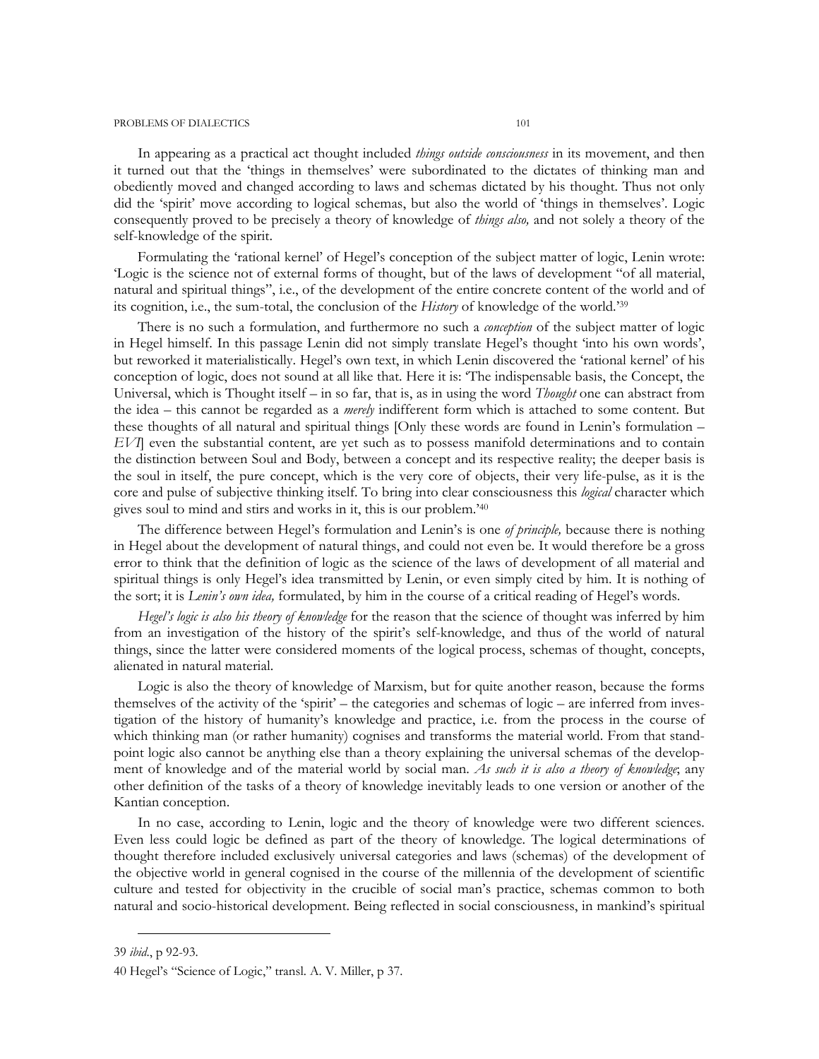In appearing as a practical act thought included *things outside consciousness* in its movement, and then it turned out that the 'things in themselves' were subordinated to the dictates of thinking man and obediently moved and changed according to laws and schemas dictated by his thought. Thus not only did the 'spirit' move according to logical schemas, but also the world of 'things in themselves'. Logic consequently proved to be precisely a theory of knowledge of *things also,* and not solely a theory of the self-knowledge of the spirit.

Formulating the 'rational kernel' of Hegel's conception of the subject matter of logic, Lenin wrote: 'Logic is the science not of external forms of thought, but of the laws of development "of all material, natural and spiritual things", i.e., of the development of the entire concrete content of the world and of its cognition, i.e., the sum-total, the conclusion of the *History* of knowledge of the world.'[39]

There is no such a formulation, and furthermore no such a *conception* of the subject matter of logic in Hegel himself. In this passage Lenin did not simply translate Hegel's thought 'into his own words', but reworked it materialistically. Hegel's own text, in which Lenin discovered the 'rational kernel' of his conception of logic, does not sound at all like that. Here it is: 'The indispensable basis, the Concept, the Universal, which is Thought itself – in so far, that is, as in using the word *Thought* one can abstract from the idea – this cannot be regarded as a *merely* indifferent form which is attached to some content. But these thoughts of all natural and spiritual things [Only these words are found in Lenin's formulation – *EVI*] even the substantial content, are yet such as to possess manifold determinations and to contain the distinction between Soul and Body, between a concept and its respective reality; the deeper basis is the soul in itself, the pure concept, which is the very core of objects, their very life-pulse, as it is the core and pulse of subjective thinking itself. To bring into clear consciousness this *logical* character which gives soul to mind and stirs and works in it, this is our problem.'[40]

The difference between Hegel's formulation and Lenin's is one *of principle,* because there is nothing in Hegel about the development of natural things, and could not even be. It would therefore be a gross error to think that the definition of logic as the science of the laws of development of all material and spiritual things is only Hegel's idea transmitted by Lenin, or even simply cited by him. It is nothing of the sort; it is *Lenin's own idea,* formulated, by him in the course of a critical reading of Hegel's words.

*Hegel's logic is also his theory of knowledge* for the reason that the science of thought was inferred by him from an investigation of the history of the spirit's self-knowledge, and thus of the world of natural things, since the latter were considered moments of the logical process, schemas of thought, concepts, alienated in natural material.

Logic is also the theory of knowledge of Marxism, but for quite another reason, because the forms themselves of the activity of the 'spirit' – the categories and schemas of logic – are inferred from investigation of the history of humanity's knowledge and practice, i.e. from the process in the course of which thinking man (or rather humanity) cognises and transforms the material world. From that standpoint logic also cannot be anything else than a theory explaining the universal schemas of the development of knowledge and of the material world by social man. *As such it is also a theory of knowledge*; any other definition of the tasks of a theory of knowledge inevitably leads to one version or another of the Kantian conception.

In no case, according to Lenin, logic and the theory of knowledge were two different sciences. Even less could logic be defined as part of the theory of knowledge. The logical determinations of thought therefore included exclusively universal categories and laws (schemas) of the development of the objective world in general cognised in the course of the millennia of the development of scientific culture and tested for objectivity in the crucible of social man's practice, schemas common to both natural and socio-historical development. Being reflected in social consciousness, in mankind's spiritual

---

39 *ibid*., p 92-93.

40 Hegel's "Science of Logic," transl. A. V. Miller, p 37.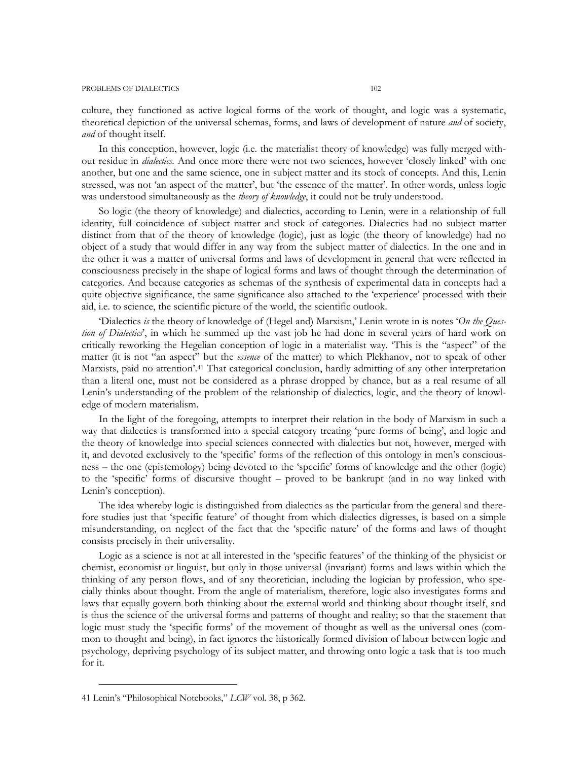culture, they functioned as active logical forms of the work of thought, and logic was a systematic, theoretical depiction of the universal schemas, forms, and laws of development of nature *and* of society, *and* of thought itself.

In this conception, however, logic (i.e. the materialist theory of knowledge) was fully merged without residue in *dialectics*. And once more there were not two sciences, however 'closely linked' with one another, but one and the same science, one in subject matter and its stock of concepts. And this, Lenin stressed, was not 'an aspect of the matter', but 'the essence of the matter'. In other words, unless logic was understood simultaneously as the *theory of knowledge*, it could not be truly understood.

So logic (the theory of knowledge) and dialectics, according to Lenin, were in a relationship of full identity, full coincidence of subject matter and stock of categories. Dialectics had no subject matter distinct from that of the theory of knowledge (logic), just as logic (the theory of knowledge) had no object of a study that would differ in any way from the subject matter of dialectics. In the one and in the other it was a matter of universal forms and laws of development in general that were reflected in consciousness precisely in the shape of logical forms and laws of thought through the determination of categories. And because categories as schemas of the synthesis of experimental data in concepts had a quite objective significance, the same significance also attached to the 'experience' processed with their aid, i.e. to science, the scientific picture of the world, the scientific outlook.

'Dialectics *is* the theory of knowledge of (Hegel and) Marxism,' Lenin wrote in is notes '*On the Question of Dialectics*', in which he summed up the vast job he had done in several years of hard work on critically reworking the Hegelian conception of logic in a materialist way. 'This is the "aspect" of the matter (it is not "an aspect" but the *essence* of the matter) to which Plekhanov, not to speak of other Marxists, paid no attention'.[41] That categorical conclusion, hardly admitting of any other interpretation than a literal one, must not be considered as a phrase dropped by chance, but as a real resume of all Lenin's understanding of the problem of the relationship of dialectics, logic, and the theory of knowledge of modern materialism.

In the light of the foregoing, attempts to interpret their relation in the body of Marxism in such a way that dialectics is transformed into a special category treating 'pure forms of being', and logic and the theory of knowledge into special sciences connected with dialectics but not, however, merged with it, and devoted exclusively to the 'specific' forms of the reflection of this ontology in men's consciousness – the one (epistemology) being devoted to the 'specific' forms of knowledge and the other (logic) to the 'specific' forms of discursive thought – proved to be bankrupt (and in no way linked with Lenin's conception).

The idea whereby logic is distinguished from dialectics as the particular from the general and therefore studies just that 'specific feature' of thought from which dialectics digresses, is based on a simple misunderstanding, on neglect of the fact that the 'specific nature' of the forms and laws of thought consists precisely in their universality.

Logic as a science is not at all interested in the 'specific features' of the thinking of the physicist or chemist, economist or linguist, but only in those universal (invariant) forms and laws within which the thinking of any person flows, and of any theoretician, including the logician by profession, who specially thinks about thought. From the angle of materialism, therefore, logic also investigates forms and laws that equally govern both thinking about the external world and thinking about thought itself, and is thus the science of the universal forms and patterns of thought and reality; so that the statement that logic must study the 'specific forms' of the movement of thought as well as the universal ones (common to thought and being), in fact ignores the historically formed division of labour between logic and psychology, depriving psychology of its subject matter, and throwing onto logic a task that is too much for it.

---

41 Lenin's "Philosophical Notebooks," *LCW* vol. 38, p 362.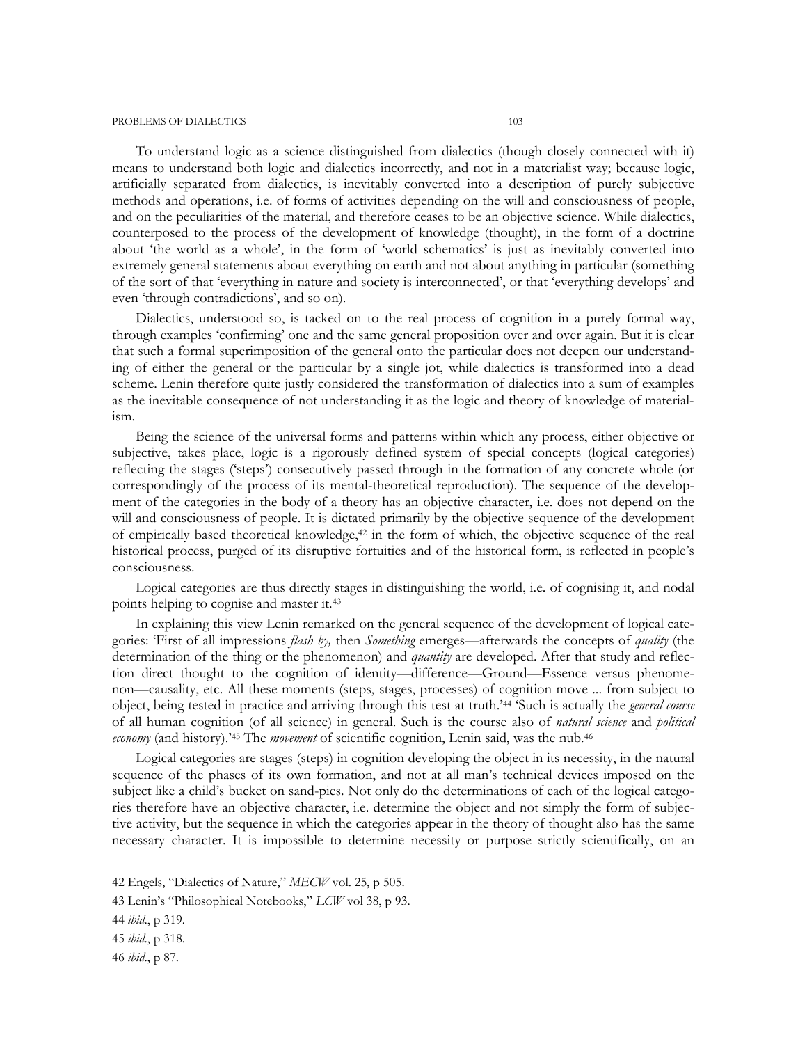To understand logic as a science distinguished from dialectics (though closely connected with it) means to understand both logic and dialectics incorrectly, and not in a materialist way; because logic, artificially separated from dialectics, is inevitably converted into a description of purely subjective methods and operations, i.e. of forms of activities depending on the will and consciousness of people, and on the peculiarities of the material, and therefore ceases to be an objective science. While dialectics, counterposed to the process of the development of knowledge (thought), in the form of a doctrine about 'the world as a whole', in the form of 'world schematics' is just as inevitably converted into extremely general statements about everything on earth and not about anything in particular (something of the sort of that 'everything in nature and society is interconnected', or that 'everything develops' and even 'through contradictions', and so on).

Dialectics, understood so, is tacked on to the real process of cognition in a purely formal way, through examples 'confirming' one and the same general proposition over and over again. But it is clear that such a formal superimposition of the general onto the particular does not deepen our understanding of either the general or the particular by a single jot, while dialectics is transformed into a dead scheme. Lenin therefore quite justly considered the transformation of dialectics into a sum of examples as the inevitable consequence of not understanding it as the logic and theory of knowledge of materialism.

Being the science of the universal forms and patterns within which any process, either objective or subjective, takes place, logic is a rigorously defined system of special concepts (logical categories) reflecting the stages ('steps') consecutively passed through in the formation of any concrete whole (or correspondingly of the process of its mental-theoretical reproduction). The sequence of the development of the categories in the body of a theory has an objective character, i.e. does not depend on the will and consciousness of people. It is dictated primarily by the objective sequence of the development of empirically based theoretical knowledge,[42] in the form of which, the objective sequence of the real historical process, purged of its disruptive fortuities and of the historical form, is reflected in people's consciousness.

Logical categories are thus directly stages in distinguishing the world, i.e. of cognising it, and nodal points helping to cognise and master it.[43]

In explaining this view Lenin remarked on the general sequence of the development of logical categories: 'First of all impressions *flash by,* then *Something* emerges—afterwards the concepts of *quality* (the determination of the thing or the phenomenon) and *quantity* are developed. After that study and reflection direct thought to the cognition of identity—difference—Ground—Essence versus phenomenon—causality, etc. All these moments (steps, stages, processes) of cognition move ... from subject to object, being tested in practice and arriving through this test at truth.'[44] 'Such is actually the *general course* of all human cognition (of all science) in general. Such is the course also of *natural science* and *political economy* (and history).'[45] The *movement* of scientific cognition, Lenin said, was the nub.[46]

Logical categories are stages (steps) in cognition developing the object in its necessity, in the natural sequence of the phases of its own formation, and not at all man's technical devices imposed on the subject like a child's bucket on sand-pies. Not only do the determinations of each of the logical categories therefore have an objective character, i.e. determine the object and not simply the form of subjective activity, but the sequence in which the categories appear in the theory of thought also has the same necessary character. It is impossible to determine necessity or purpose strictly scientifically, on an

42 Engels, "Dialectics of Nature," *MECW* vol. 25, p 505.

43 Lenin's "Philosophical Notebooks," *LCW* vol 38, p 93.

44 *ibid*., p 319.

45 *ibid*., p 318.

46 *ibid*., p 87.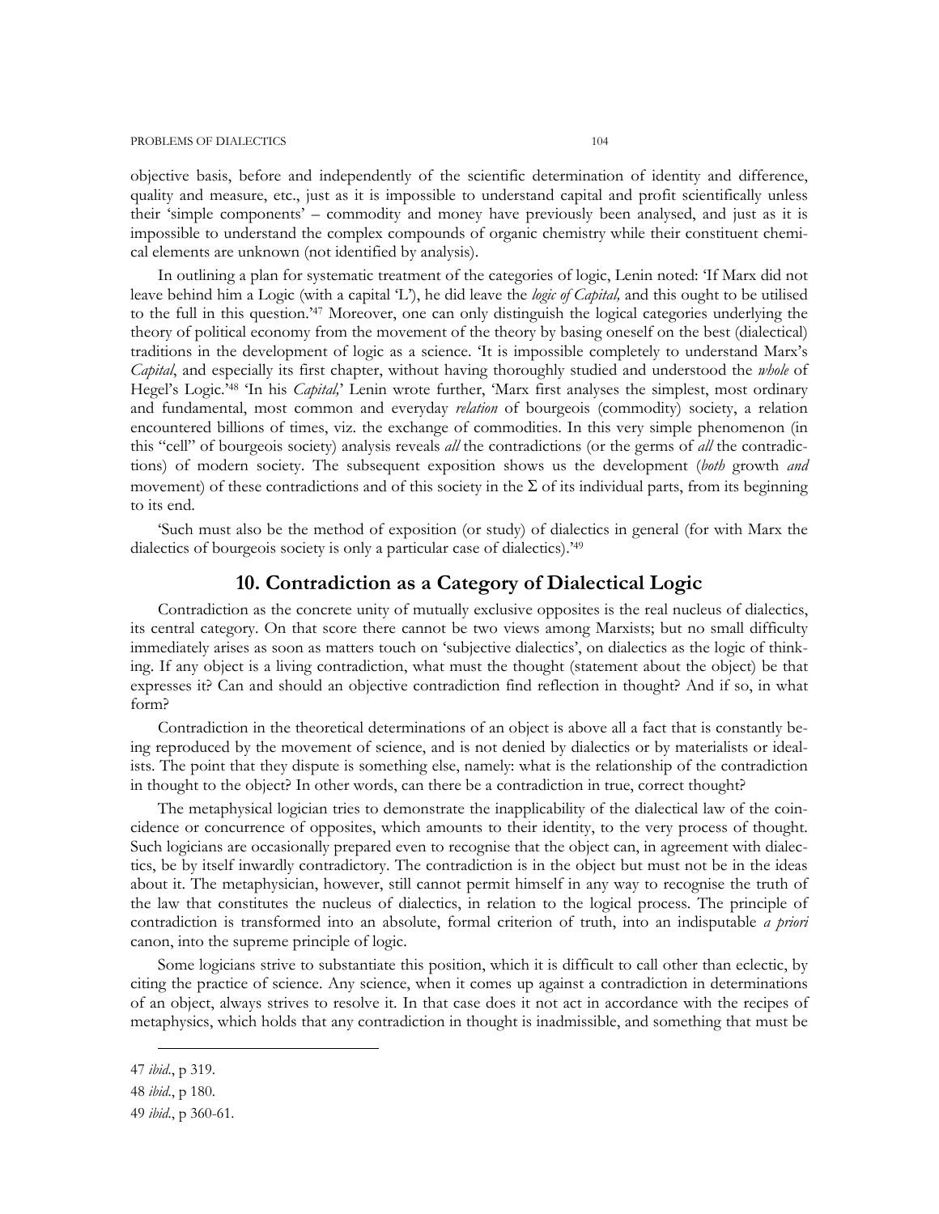objective basis, before and independently of the scientific determination of identity and difference, quality and measure, etc., just as it is impossible to understand capital and profit scientifically unless their 'simple components' – commodity and money have previously been analysed, and just as it is impossible to understand the complex compounds of organic chemistry while their constituent chemical elements are unknown (not identified by analysis).

In outlining a plan for systematic treatment of the categories of logic, Lenin noted: 'If Marx did not leave behind him a Logic (with a capital 'L'), he did leave the *logic of Capital,* and this ought to be utilised to the full in this question.'[47] Moreover, one can only distinguish the logical categories underlying the theory of political economy from the movement of the theory by basing oneself on the best (dialectical) traditions in the development of logic as a science. 'It is impossible completely to understand Marx's *Capital*, and especially its first chapter, without having thoroughly studied and understood the *whole* of Hegel's Logic.'[48] 'In his *Capital,*' Lenin wrote further, 'Marx first analyses the simplest, most ordinary and fundamental, most common and everyday *relation* of bourgeois (commodity) society, a relation encountered billions of times, viz. the exchange of commodities. In this very simple phenomenon (in this "cell" of bourgeois society) analysis reveals *all* the contradictions (or the germs of *all* the contradictions) of modern society. The subsequent exposition shows us the development (*both* growth *and* movement) of these contradictions and of this society in the Σ of its individual parts, from its beginning to its end.

'Such must also be the method of exposition (or study) of dialectics in general (for with Marx the dialectics of bourgeois society is only a particular case of dialectics).'[49]

## 10. Contradiction as a Category of Dialectical Logic

Contradiction as the concrete unity of mutually exclusive opposites is the real nucleus of dialectics, its central category. On that score there cannot be two views among Marxists; but no small difficulty immediately arises as soon as matters touch on 'subjective dialectics', on dialectics as the logic of thinking. If any object is a living contradiction, what must the thought (statement about the object) be that expresses it? Can and should an objective contradiction find reflection in thought? And if so, in what form?

Contradiction in the theoretical determinations of an object is above all a fact that is constantly being reproduced by the movement of science, and is not denied by dialectics or by materialists or idealists. The point that they dispute is something else, namely: what is the relationship of the contradiction in thought to the object? In other words, can there be a contradiction in true, correct thought?

The metaphysical logician tries to demonstrate the inapplicability of the dialectical law of the coincidence or concurrence of opposites, which amounts to their identity, to the very process of thought. Such logicians are occasionally prepared even to recognise that the object can, in agreement with dialectics, be by itself inwardly contradictory. The contradiction is in the object but must not be in the ideas about it. The metaphysician, however, still cannot permit himself in any way to recognise the truth of the law that constitutes the nucleus of dialectics, in relation to the logical process. The principle of contradiction is transformed into an absolute, formal criterion of truth, into an indisputable *a priori* canon, into the supreme principle of logic.

Some logicians strive to substantiate this position, which it is difficult to call other than eclectic, by citing the practice of science. Any science, when it comes up against a contradiction in determinations of an object, always strives to resolve it. In that case does it not act in accordance with the recipes of metaphysics, which holds that any contradiction in thought is inadmissible, and something that must be

---

47 *ibid*., p 319.

48 *ibid*., p 180.

49 *ibid*., p 360-61.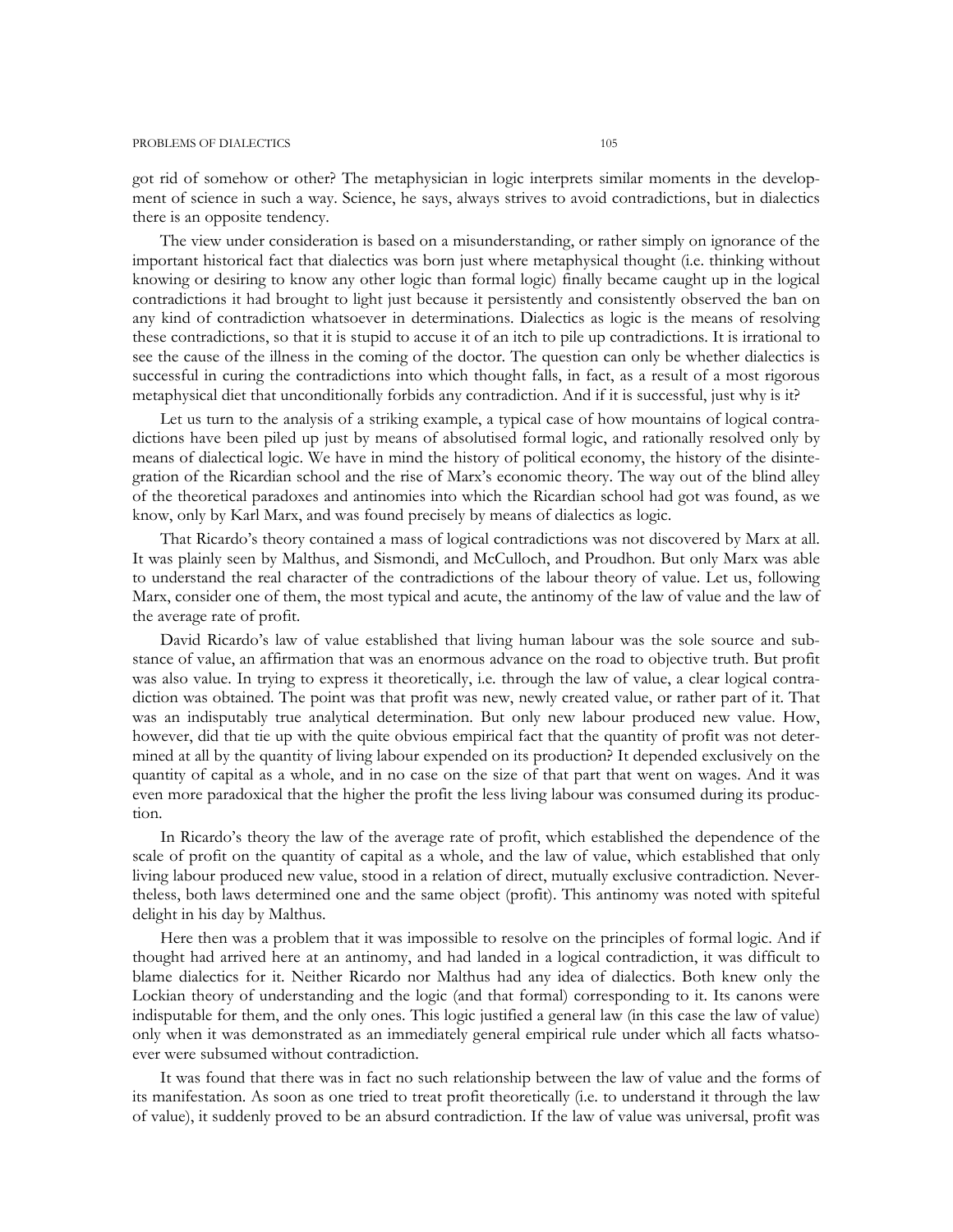got rid of somehow or other? The metaphysician in logic interprets similar moments in the development of science in such a way. Science, he says, always strives to avoid contradictions, but in dialectics there is an opposite tendency.

The view under consideration is based on a misunderstanding, or rather simply on ignorance of the important historical fact that dialectics was born just where metaphysical thought (i.e. thinking without knowing or desiring to know any other logic than formal logic) finally became caught up in the logical contradictions it had brought to light just because it persistently and consistently observed the ban on any kind of contradiction whatsoever in determinations. Dialectics as logic is the means of resolving these contradictions, so that it is stupid to accuse it of an itch to pile up contradictions. It is irrational to see the cause of the illness in the coming of the doctor. The question can only be whether dialectics is successful in curing the contradictions into which thought falls, in fact, as a result of a most rigorous metaphysical diet that unconditionally forbids any contradiction. And if it is successful, just why is it?

Let us turn to the analysis of a striking example, a typical case of how mountains of logical contradictions have been piled up just by means of absolutised formal logic, and rationally resolved only by means of dialectical logic. We have in mind the history of political economy, the history of the disintegration of the Ricardian school and the rise of Marx's economic theory. The way out of the blind alley of the theoretical paradoxes and antinomies into which the Ricardian school had got was found, as we know, only by Karl Marx, and was found precisely by means of dialectics as logic.

That Ricardo's theory contained a mass of logical contradictions was not discovered by Marx at all. It was plainly seen by Malthus, and Sismondi, and McCulloch, and Proudhon. But only Marx was able to understand the real character of the contradictions of the labour theory of value. Let us, following Marx, consider one of them, the most typical and acute, the antinomy of the law of value and the law of the average rate of profit.

David Ricardo's law of value established that living human labour was the sole source and substance of value, an affirmation that was an enormous advance on the road to objective truth. But profit was also value. In trying to express it theoretically, i.e. through the law of value, a clear logical contradiction was obtained. The point was that profit was new, newly created value, or rather part of it. That was an indisputably true analytical determination. But only new labour produced new value. How, however, did that tie up with the quite obvious empirical fact that the quantity of profit was not determined at all by the quantity of living labour expended on its production? It depended exclusively on the quantity of capital as a whole, and in no case on the size of that part that went on wages. And it was even more paradoxical that the higher the profit the less living labour was consumed during its production.

In Ricardo's theory the law of the average rate of profit, which established the dependence of the scale of profit on the quantity of capital as a whole, and the law of value, which established that only living labour produced new value, stood in a relation of direct, mutually exclusive contradiction. Nevertheless, both laws determined one and the same object (profit). This antinomy was noted with spiteful delight in his day by Malthus.

Here then was a problem that it was impossible to resolve on the principles of formal logic. And if thought had arrived here at an antinomy, and had landed in a logical contradiction, it was difficult to blame dialectics for it. Neither Ricardo nor Malthus had any idea of dialectics. Both knew only the Lockian theory of understanding and the logic (and that formal) corresponding to it. Its canons were indisputable for them, and the only ones. This logic justified a general law (in this case the law of value) only when it was demonstrated as an immediately general empirical rule under which all facts whatsoever were subsumed without contradiction.

It was found that there was in fact no such relationship between the law of value and the forms of its manifestation. As soon as one tried to treat profit theoretically (i.e. to understand it through the law of value), it suddenly proved to be an absurd contradiction. If the law of value was universal, profit was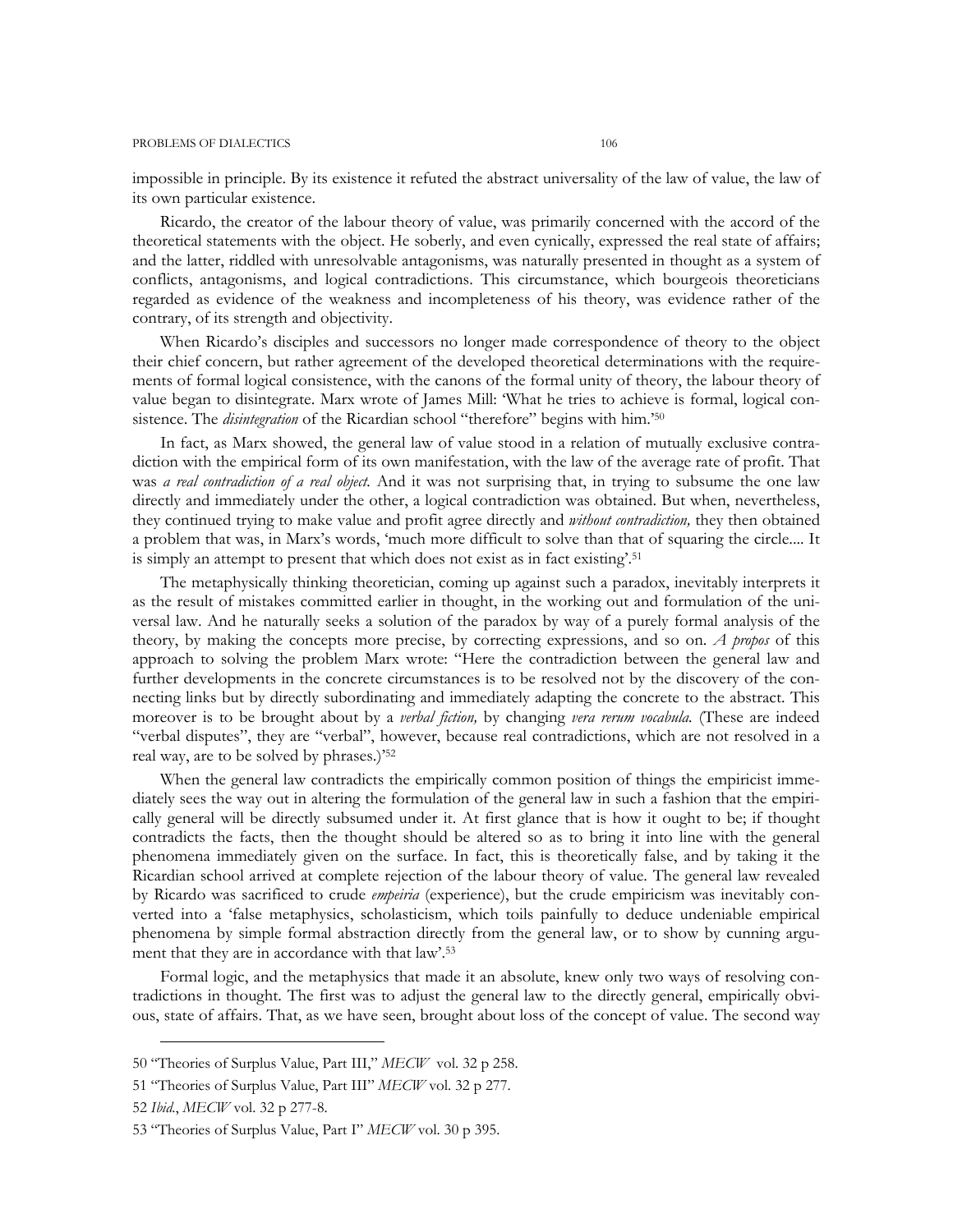impossible in principle. By its existence it refuted the abstract universality of the law of value, the law of its own particular existence.

Ricardo, the creator of the labour theory of value, was primarily concerned with the accord of the theoretical statements with the object. He soberly, and even cynically, expressed the real state of affairs; and the latter, riddled with unresolvable antagonisms, was naturally presented in thought as a system of conflicts, antagonisms, and logical contradictions. This circumstance, which bourgeois theoreticians regarded as evidence of the weakness and incompleteness of his theory, was evidence rather of the contrary, of its strength and objectivity.

When Ricardo's disciples and successors no longer made correspondence of theory to the object their chief concern, but rather agreement of the developed theoretical determinations with the requirements of formal logical consistence, with the canons of the formal unity of theory, the labour theory of value began to disintegrate. Marx wrote of James Mill: 'What he tries to achieve is formal, logical consistence. The *disintegration* of the Ricardian school "therefore" begins with him.'[50]

In fact, as Marx showed, the general law of value stood in a relation of mutually exclusive contradiction with the empirical form of its own manifestation, with the law of the average rate of profit. That was *a real contradiction of a real object.* And it was not surprising that, in trying to subsume the one law directly and immediately under the other, a logical contradiction was obtained. But when, nevertheless, they continued trying to make value and profit agree directly and *without contradiction,* they then obtained a problem that was, in Marx's words, 'much more difficult to solve than that of squaring the circle.... It is simply an attempt to present that which does not exist as in fact existing'.[51]

The metaphysically thinking theoretician, coming up against such a paradox, inevitably interprets it as the result of mistakes committed earlier in thought, in the working out and formulation of the universal law. And he naturally seeks a solution of the paradox by way of a purely formal analysis of the theory, by making the concepts more precise, by correcting expressions, and so on. *A propos* of this approach to solving the problem Marx wrote: "Here the contradiction between the general law and further developments in the concrete circumstances is to be resolved not by the discovery of the connecting links but by directly subordinating and immediately adapting the concrete to the abstract. This moreover is to be brought about by a *verbal fiction,* by changing *vera rerum vocabula.* (These are indeed "verbal disputes", they are "verbal", however, because real contradictions, which are not resolved in a real way, are to be solved by phrases.)'[52]

When the general law contradicts the empirically common position of things the empiricist immediately sees the way out in altering the formulation of the general law in such a fashion that the empirically general will be directly subsumed under it. At first glance that is how it ought to be; if thought contradicts the facts, then the thought should be altered so as to bring it into line with the general phenomena immediately given on the surface. In fact, this is theoretically false, and by taking it the Ricardian school arrived at complete rejection of the labour theory of value. The general law revealed by Ricardo was sacrificed to crude *empeiria* (experience), but the crude empiricism was inevitably converted into a 'false metaphysics, scholasticism, which toils painfully to deduce undeniable empirical phenomena by simple formal abstraction directly from the general law, or to show by cunning argument that they are in accordance with that law'.[53]

Formal logic, and the metaphysics that made it an absolute, knew only two ways of resolving contradictions in thought. The first was to adjust the general law to the directly general, empirically obvious, state of affairs. That, as we have seen, brought about loss of the concept of value. The second way

50 "Theories of Surplus Value, Part III," *MECW* vol. 32 p 258.

51 "Theories of Surplus Value, Part III" *MECW* vol. 32 p 277.

52 *Ibid.*, *MECW* vol. 32 p 277-8.

53 "Theories of Surplus Value, Part I" *MECW* vol. 30 p 395.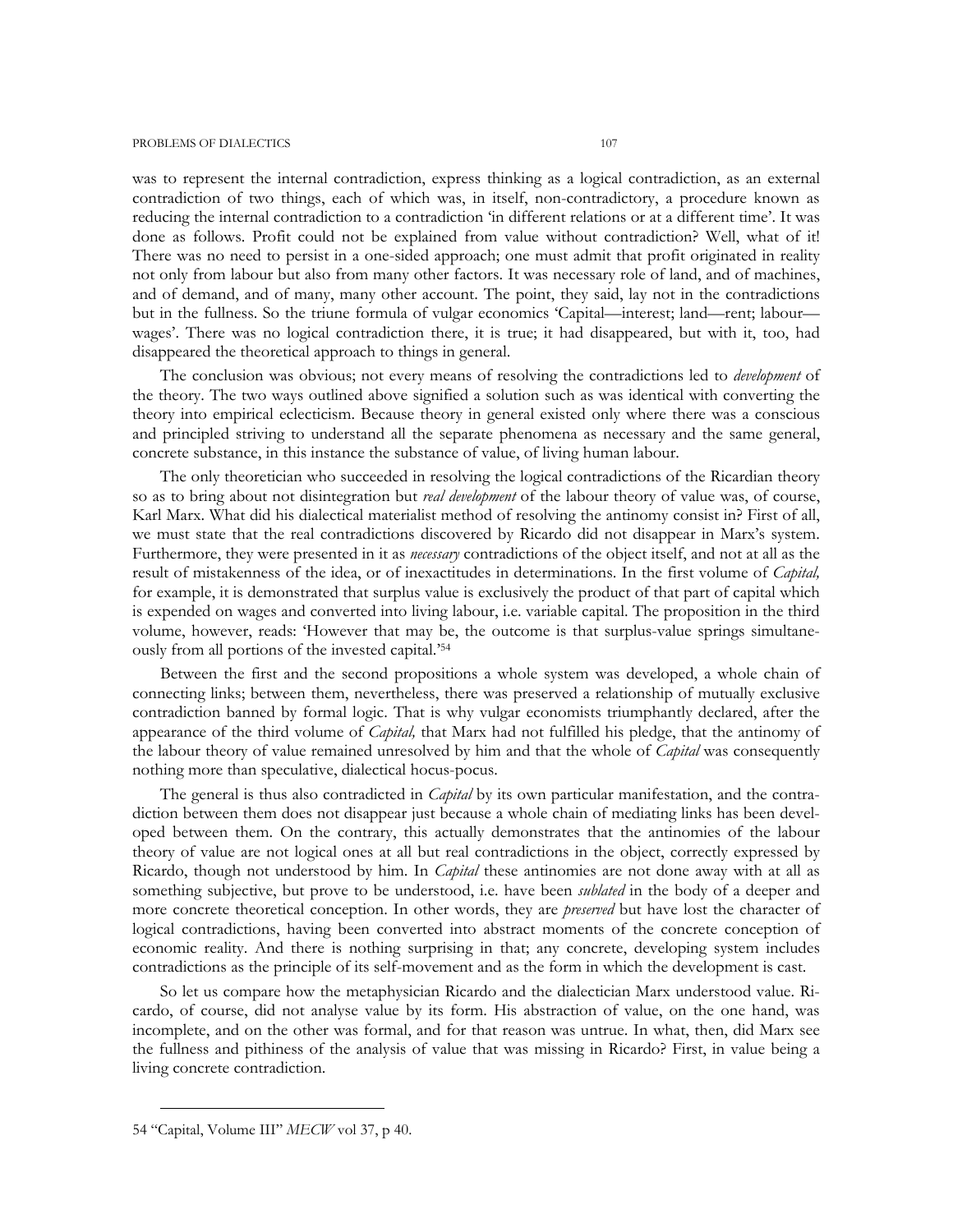was to represent the internal contradiction, express thinking as a logical contradiction, as an external contradiction of two things, each of which was, in itself, non-contradictory, a procedure known as reducing the internal contradiction to a contradiction 'in different relations or at a different time'. It was done as follows. Profit could not be explained from value without contradiction? Well, what of it! There was no need to persist in a one-sided approach; one must admit that profit originated in reality not only from labour but also from many other factors. It was necessary role of land, and of machines, and of demand, and of many, many other account. The point, they said, lay not in the contradictions but in the fullness. So the triune formula of vulgar economics 'Capital—interest; land—rent; labour—wages'. There was no logical contradiction there, it is true; it had disappeared, but with it, too, had disappeared the theoretical approach to things in general.

The conclusion was obvious; not every means of resolving the contradictions led to *development* of the theory. The two ways outlined above signified a solution such as was identical with converting the theory into empirical eclecticism. Because theory in general existed only where there was a conscious and principled striving to understand all the separate phenomena as necessary and the same general, concrete substance, in this instance the substance of value, of living human labour.

The only theoretician who succeeded in resolving the logical contradictions of the Ricardian theory so as to bring about not disintegration but *real development* of the labour theory of value was, of course, Karl Marx. What did his dialectical materialist method of resolving the antinomy consist in? First of all, we must state that the real contradictions discovered by Ricardo did not disappear in Marx's system. Furthermore, they were presented in it as *necessary* contradictions of the object itself, and not at all as the result of mistakenness of the idea, or of inexactitudes in determinations. In the first volume of *Capital,* for example, it is demonstrated that surplus value is exclusively the product of that part of capital which is expended on wages and converted into living labour, i.e. variable capital. The proposition in the third volume, however, reads: 'However that may be, the outcome is that surplus-value springs simultaneously from all portions of the invested capital.'[54]

Between the first and the second propositions a whole system was developed, a whole chain of connecting links; between them, nevertheless, there was preserved a relationship of mutually exclusive contradiction banned by formal logic. That is why vulgar economists triumphantly declared, after the appearance of the third volume of *Capital,* that Marx had not fulfilled his pledge, that the antinomy of the labour theory of value remained unresolved by him and that the whole of *Capital* was consequently nothing more than speculative, dialectical hocus-pocus.

The general is thus also contradicted in *Capital* by its own particular manifestation, and the contradiction between them does not disappear just because a whole chain of mediating links has been developed between them. On the contrary, this actually demonstrates that the antinomies of the labour theory of value are not logical ones at all but real contradictions in the object, correctly expressed by Ricardo, though not understood by him. In *Capital* these antinomies are not done away with at all as something subjective, but prove to be understood, i.e. have been *sublated* in the body of a deeper and more concrete theoretical conception. In other words, they are *preserved* but have lost the character of logical contradictions, having been converted into abstract moments of the concrete conception of economic reality. And there is nothing surprising in that; any concrete, developing system includes contradictions as the principle of its self-movement and as the form in which the development is cast.

So let us compare how the metaphysician Ricardo and the dialectician Marx understood value. Ricardo, of course, did not analyse value by its form. His abstraction of value, on the one hand, was incomplete, and on the other was formal, and for that reason was untrue. In what, then, did Marx see the fullness and pithiness of the analysis of value that was missing in Ricardo? First, in value being a living concrete contradiction.

---

54 "Capital, Volume III" *MECW* vol 37, p 40.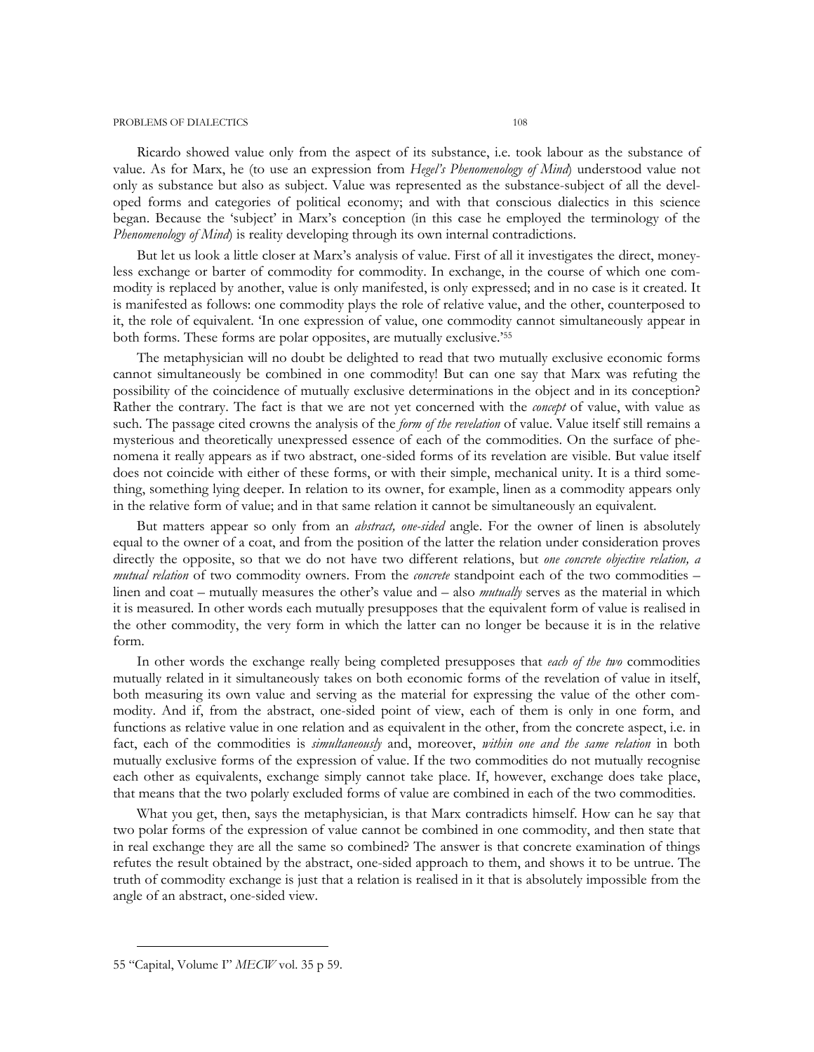Ricardo showed value only from the aspect of its substance, i.e. took labour as the substance of value. As for Marx, he (to use an expression from *Hegel's Phenomenology of Mind*) understood value not only as substance but also as subject. Value was represented as the substance-subject of all the developed forms and categories of political economy; and with that conscious dialectics in this science began. Because the 'subject' in Marx's conception (in this case he employed the terminology of the *Phenomenology of Mind*) is reality developing through its own internal contradictions.

But let us look a little closer at Marx's analysis of value. First of all it investigates the direct, moneyless exchange or barter of commodity for commodity. In exchange, in the course of which one commodity is replaced by another, value is only manifested, is only expressed; and in no case is it created. It is manifested as follows: one commodity plays the role of relative value, and the other, counterposed to it, the role of equivalent. 'In one expression of value, one commodity cannot simultaneously appear in both forms. These forms are polar opposites, are mutually exclusive.'[55]

The metaphysician will no doubt be delighted to read that two mutually exclusive economic forms cannot simultaneously be combined in one commodity! But can one say that Marx was refuting the possibility of the coincidence of mutually exclusive determinations in the object and in its conception? Rather the contrary. The fact is that we are not yet concerned with the *concept* of value, with value as such. The passage cited crowns the analysis of the *form of the revelation* of value. Value itself still remains a mysterious and theoretically unexpressed essence of each of the commodities. On the surface of phenomena it really appears as if two abstract, one-sided forms of its revelation are visible. But value itself does not coincide with either of these forms, or with their simple, mechanical unity. It is a third something, something lying deeper. In relation to its owner, for example, linen as a commodity appears only in the relative form of value; and in that same relation it cannot be simultaneously an equivalent.

But matters appear so only from an *abstract, one-sided* angle. For the owner of linen is absolutely equal to the owner of a coat, and from the position of the latter the relation under consideration proves directly the opposite, so that we do not have two different relations, but *one concrete objective relation, a mutual relation* of two commodity owners. From the *concrete* standpoint each of the two commodities – linen and coat – mutually measures the other's value and – also *mutually* serves as the material in which it is measured. In other words each mutually presupposes that the equivalent form of value is realised in the other commodity, the very form in which the latter can no longer be because it is in the relative form.

In other words the exchange really being completed presupposes that *each of the two* commodities mutually related in it simultaneously takes on both economic forms of the revelation of value in itself, both measuring its own value and serving as the material for expressing the value of the other commodity. And if, from the abstract, one-sided point of view, each of them is only in one form, and functions as relative value in one relation and as equivalent in the other, from the concrete aspect, i.e. in fact, each of the commodities is *simultaneously* and, moreover, *within one and the same relation* in both mutually exclusive forms of the expression of value. If the two commodities do not mutually recognise each other as equivalents, exchange simply cannot take place. If, however, exchange does take place, that means that the two polarly excluded forms of value are combined in each of the two commodities.

What you get, then, says the metaphysician, is that Marx contradicts himself. How can he say that two polar forms of the expression of value cannot be combined in one commodity, and then state that in real exchange they are all the same so combined? The answer is that concrete examination of things refutes the result obtained by the abstract, one-sided approach to them, and shows it to be untrue. The truth of commodity exchange is just that a relation is realised in it that is absolutely impossible from the angle of an abstract, one-sided view.

---

55 "Capital, Volume I" *MECW* vol. 35 p 59.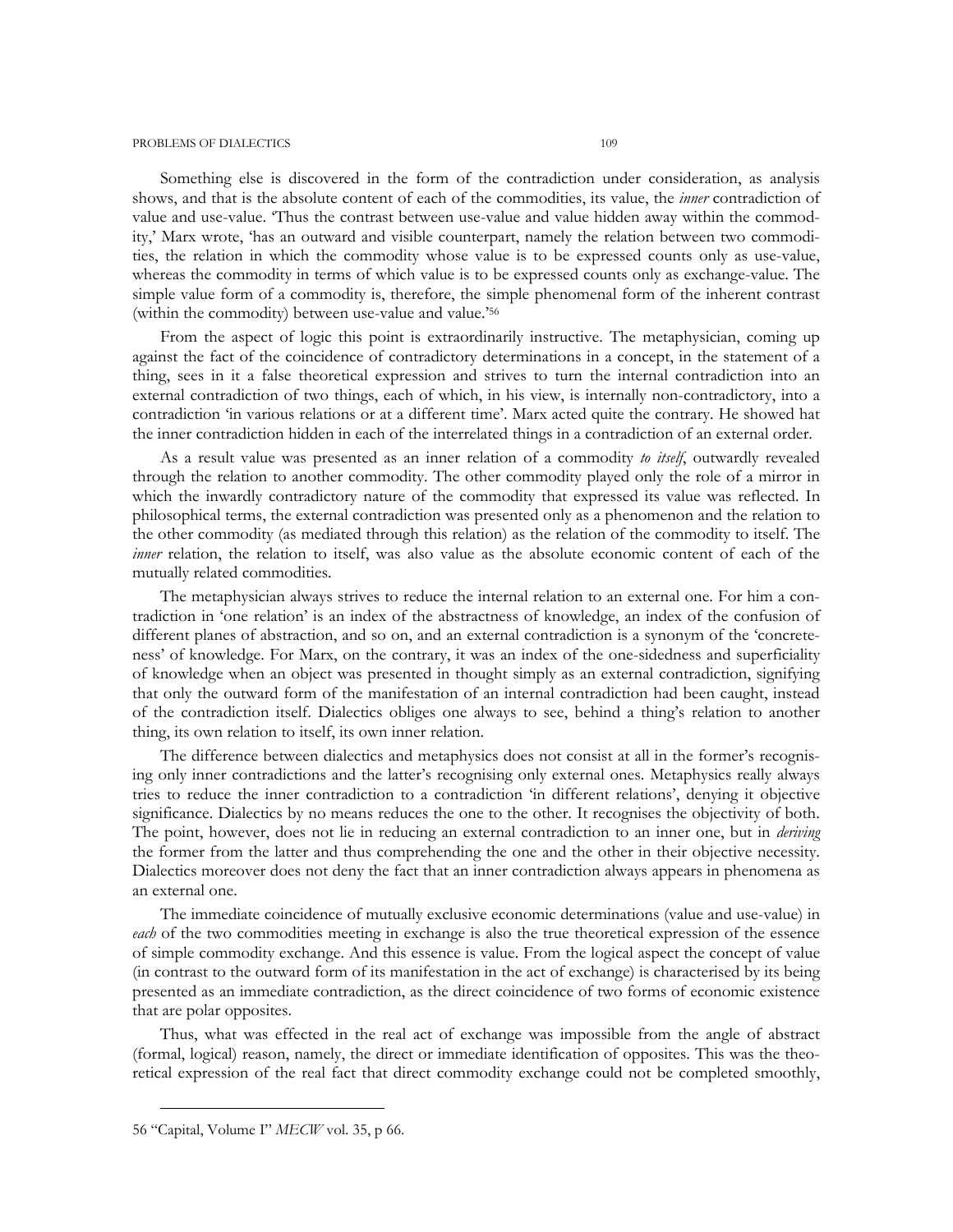Something else is discovered in the form of the contradiction under consideration, as analysis shows, and that is the absolute content of each of the commodities, its value, the *inner* contradiction of value and use-value. 'Thus the contrast between use-value and value hidden away within the commodity,' Marx wrote, 'has an outward and visible counterpart, namely the relation between two commodities, the relation in which the commodity whose value is to be expressed counts only as use-value, whereas the commodity in terms of which value is to be expressed counts only as exchange-value. The simple value form of a commodity is, therefore, the simple phenomenal form of the inherent contrast (within the commodity) between use-value and value.'[56]

From the aspect of logic this point is extraordinarily instructive. The metaphysician, coming up against the fact of the coincidence of contradictory determinations in a concept, in the statement of a thing, sees in it a false theoretical expression and strives to turn the internal contradiction into an external contradiction of two things, each of which, in his view, is internally non-contradictory, into a contradiction 'in various relations or at a different time'. Marx acted quite the contrary. He showed hat the inner contradiction hidden in each of the interrelated things in a contradiction of an external order.

As a result value was presented as an inner relation of a commodity *to itself*, outwardly revealed through the relation to another commodity. The other commodity played only the role of a mirror in which the inwardly contradictory nature of the commodity that expressed its value was reflected. In philosophical terms, the external contradiction was presented only as a phenomenon and the relation to the other commodity (as mediated through this relation) as the relation of the commodity to itself. The *inner* relation, the relation to itself, was also value as the absolute economic content of each of the mutually related commodities.

The metaphysician always strives to reduce the internal relation to an external one. For him a contradiction in 'one relation' is an index of the abstractness of knowledge, an index of the confusion of different planes of abstraction, and so on, and an external contradiction is a synonym of the 'concreteness' of knowledge. For Marx, on the contrary, it was an index of the one-sidedness and superficiality of knowledge when an object was presented in thought simply as an external contradiction, signifying that only the outward form of the manifestation of an internal contradiction had been caught, instead of the contradiction itself. Dialectics obliges one always to see, behind a thing's relation to another thing, its own relation to itself, its own inner relation.

The difference between dialectics and metaphysics does not consist at all in the former's recognising only inner contradictions and the latter's recognising only external ones. Metaphysics really always tries to reduce the inner contradiction to a contradiction 'in different relations', denying it objective significance. Dialectics by no means reduces the one to the other. It recognises the objectivity of both. The point, however, does not lie in reducing an external contradiction to an inner one, but in *deriving* the former from the latter and thus comprehending the one and the other in their objective necessity. Dialectics moreover does not deny the fact that an inner contradiction always appears in phenomena as an external one.

The immediate coincidence of mutually exclusive economic determinations (value and use-value) in *each* of the two commodities meeting in exchange is also the true theoretical expression of the essence of simple commodity exchange. And this essence is value. From the logical aspect the concept of value (in contrast to the outward form of its manifestation in the act of exchange) is characterised by its being presented as an immediate contradiction, as the direct coincidence of two forms of economic existence that are polar opposites.

Thus, what was effected in the real act of exchange was impossible from the angle of abstract (formal, logical) reason, namely, the direct or immediate identification of opposites. This was the theoretical expression of the real fact that direct commodity exchange could not be completed smoothly,

---

56 "Capital, Volume I" *MECW* vol. 35, p 66.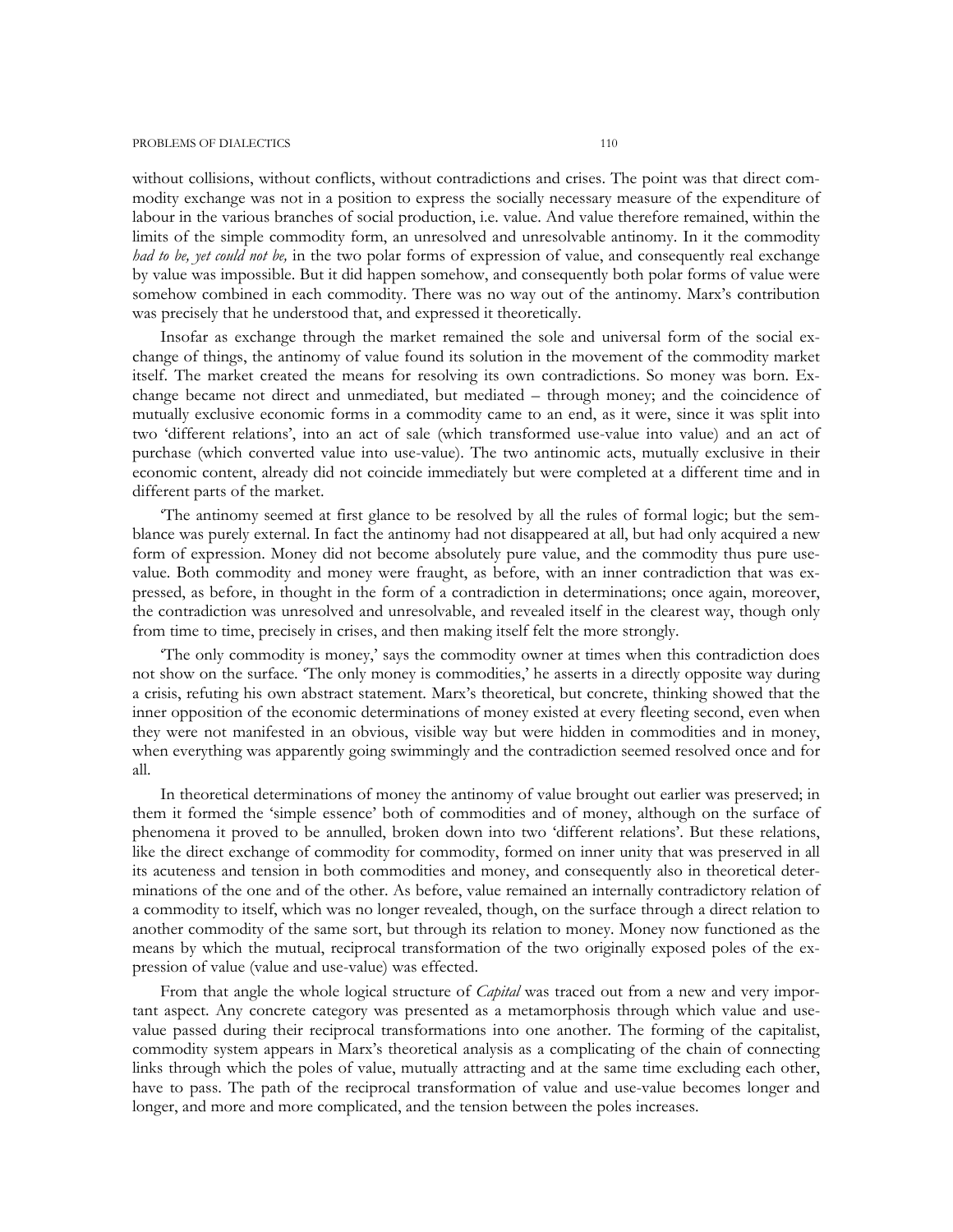without collisions, without conflicts, without contradictions and crises. The point was that direct commodity exchange was not in a position to express the socially necessary measure of the expenditure of labour in the various branches of social production, i.e. value. And value therefore remained, within the limits of the simple commodity form, an unresolved and unresolvable antinomy. In it the commodity *had to be, yet could not be,* in the two polar forms of expression of value, and consequently real exchange by value was impossible. But it did happen somehow, and consequently both polar forms of value were somehow combined in each commodity. There was no way out of the antinomy. Marx's contribution was precisely that he understood that, and expressed it theoretically.

Insofar as exchange through the market remained the sole and universal form of the social exchange of things, the antinomy of value found its solution in the movement of the commodity market itself. The market created the means for resolving its own contradictions. So money was born. Exchange became not direct and unmediated, but mediated – through money; and the coincidence of mutually exclusive economic forms in a commodity came to an end, as it were, since it was split into two 'different relations', into an act of sale (which transformed use-value into value) and an act of purchase (which converted value into use-value). The two antinomic acts, mutually exclusive in their economic content, already did not coincide immediately but were completed at a different time and in different parts of the market.

'The antinomy seemed at first glance to be resolved by all the rules of formal logic; but the semblance was purely external. In fact the antinomy had not disappeared at all, but had only acquired a new form of expression. Money did not become absolutely pure value, and the commodity thus pure use-value. Both commodity and money were fraught, as before, with an inner contradiction that was expressed, as before, in thought in the form of a contradiction in determinations; once again, moreover, the contradiction was unresolved and unresolvable, and revealed itself in the clearest way, though only from time to time, precisely in crises, and then making itself felt the more strongly.

'The only commodity is money,' says the commodity owner at times when this contradiction does not show on the surface. 'The only money is commodities,' he asserts in a directly opposite way during a crisis, refuting his own abstract statement. Marx's theoretical, but concrete, thinking showed that the inner opposition of the economic determinations of money existed at every fleeting second, even when they were not manifested in an obvious, visible way but were hidden in commodities and in money, when everything was apparently going swimmingly and the contradiction seemed resolved once and for all.

In theoretical determinations of money the antinomy of value brought out earlier was preserved; in them it formed the 'simple essence' both of commodities and of money, although on the surface of phenomena it proved to be annulled, broken down into two 'different relations'. But these relations, like the direct exchange of commodity for commodity, formed on inner unity that was preserved in all its acuteness and tension in both commodities and money, and consequently also in theoretical determinations of the one and of the other. As before, value remained an internally contradictory relation of a commodity to itself, which was no longer revealed, though, on the surface through a direct relation to another commodity of the same sort, but through its relation to money. Money now functioned as the means by which the mutual, reciprocal transformation of the two originally exposed poles of the expression of value (value and use-value) was effected.

From that angle the whole logical structure of *Capital* was traced out from a new and very important aspect. Any concrete category was presented as a metamorphosis through which value and use-value passed during their reciprocal transformations into one another. The forming of the capitalist, commodity system appears in Marx's theoretical analysis as a complicating of the chain of connecting links through which the poles of value, mutually attracting and at the same time excluding each other, have to pass. The path of the reciprocal transformation of value and use-value becomes longer and longer, and more and more complicated, and the tension between the poles increases.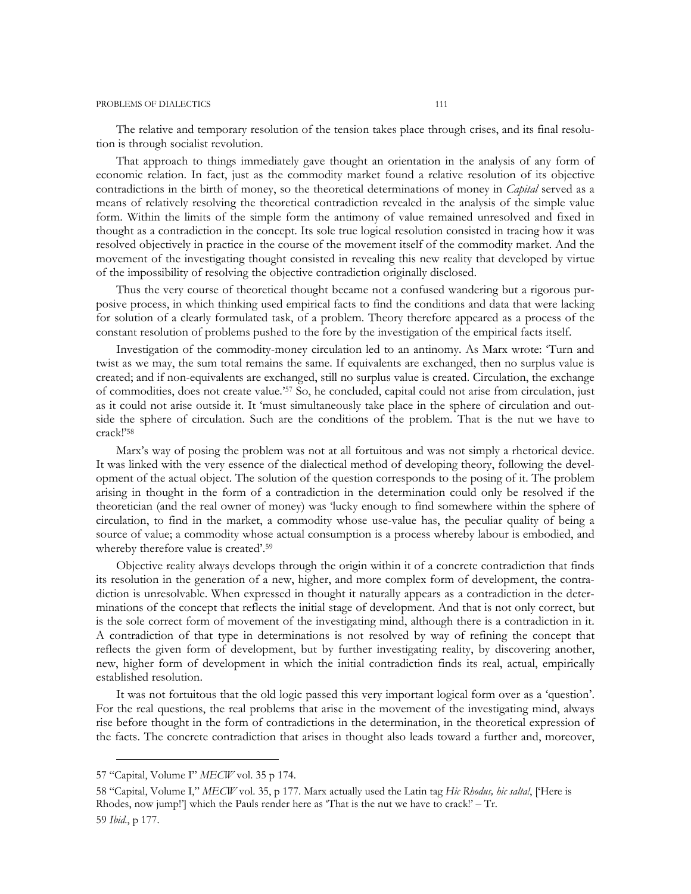The relative and temporary resolution of the tension takes place through crises, and its final resolution is through socialist revolution.

That approach to things immediately gave thought an orientation in the analysis of any form of economic relation. In fact, just as the commodity market found a relative resolution of its objective contradictions in the birth of money, so the theoretical determinations of money in *Capital* served as a means of relatively resolving the theoretical contradiction revealed in the analysis of the simple value form. Within the limits of the simple form the antimony of value remained unresolved and fixed in thought as a contradiction in the concept. Its sole true logical resolution consisted in tracing how it was resolved objectively in practice in the course of the movement itself of the commodity market. And the movement of the investigating thought consisted in revealing this new reality that developed by virtue of the impossibility of resolving the objective contradiction originally disclosed.

Thus the very course of theoretical thought became not a confused wandering but a rigorous purposive process, in which thinking used empirical facts to find the conditions and data that were lacking for solution of a clearly formulated task, of a problem. Theory therefore appeared as a process of the constant resolution of problems pushed to the fore by the investigation of the empirical facts itself.

Investigation of the commodity-money circulation led to an antinomy. As Marx wrote: 'Turn and twist as we may, the sum total remains the same. If equivalents are exchanged, then no surplus value is created; and if non-equivalents are exchanged, still no surplus value is created. Circulation, the exchange of commodities, does not create value.'[57] So, he concluded, capital could not arise from circulation, just as it could not arise outside it. It 'must simultaneously take place in the sphere of circulation and outside the sphere of circulation. Such are the conditions of the problem. That is the nut we have to crack!'[58]

Marx's way of posing the problem was not at all fortuitous and was not simply a rhetorical device. It was linked with the very essence of the dialectical method of developing theory, following the development of the actual object. The solution of the question corresponds to the posing of it. The problem arising in thought in the form of a contradiction in the determination could only be resolved if the theoretician (and the real owner of money) was 'lucky enough to find somewhere within the sphere of circulation, to find in the market, a commodity whose use-value has, the peculiar quality of being a source of value; a commodity whose actual consumption is a process whereby labour is embodied, and whereby therefore value is created'.[59]

Objective reality always develops through the origin within it of a concrete contradiction that finds its resolution in the generation of a new, higher, and more complex form of development, the contradiction is unresolvable. When expressed in thought it naturally appears as a contradiction in the determinations of the concept that reflects the initial stage of development. And that is not only correct, but is the sole correct form of movement of the investigating mind, although there is a contradiction in it. A contradiction of that type in determinations is not resolved by way of refining the concept that reflects the given form of development, but by further investigating reality, by discovering another, new, higher form of development in which the initial contradiction finds its real, actual, empirically established resolution.

It was not fortuitous that the old logic passed this very important logical form over as a 'question'. For the real questions, the real problems that arise in the movement of the investigating mind, always rise before thought in the form of contradictions in the determination, in the theoretical expression of the facts. The concrete contradiction that arises in thought also leads toward a further and, moreover,

---

57 "Capital, Volume I" *MECW* vol. 35 p 174.

58 "Capital, Volume I," *MECW* vol. 35, p 177. Marx actually used the Latin tag *Hic Rhodus, hic salta!*, ['Here is Rhodes, now jump!'] which the Pauls render here as 'That is the nut we have to crack!' – Tr.

59 *Ibid.*, p 177.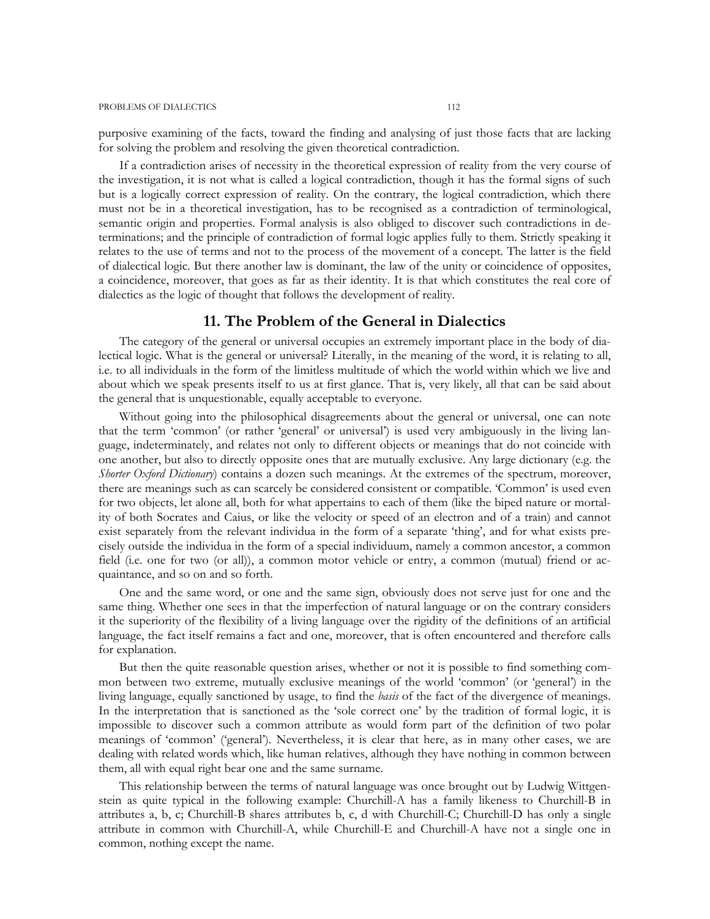purposive examining of the facts, toward the finding and analysing of just those facts that are lacking for solving the problem and resolving the given theoretical contradiction.

If a contradiction arises of necessity in the theoretical expression of reality from the very course of the investigation, it is not what is called a logical contradiction, though it has the formal signs of such but is a logically correct expression of reality. On the contrary, the logical contradiction, which there must not be in a theoretical investigation, has to be recognised as a contradiction of terminological, semantic origin and properties. Formal analysis is also obliged to discover such contradictions in determinations; and the principle of contradiction of formal logic applies fully to them. Strictly speaking it relates to the use of terms and not to the process of the movement of a concept. The latter is the field of dialectical logic. But there another law is dominant, the law of the unity or coincidence of opposites, a coincidence, moreover, that goes as far as their identity. It is that which constitutes the real core of dialectics as the logic of thought that follows the development of reality.

## 11. The Problem of the General in Dialectics

The category of the general or universal occupies an extremely important place in the body of dialectical logic. What is the general or universal? Literally, in the meaning of the word, it is relating to all, i.e. to all individuals in the form of the limitless multitude of which the world within which we live and about which we speak presents itself to us at first glance. That is, very likely, all that can be said about the general that is unquestionable, equally acceptable to everyone.

Without going into the philosophical disagreements about the general or universal, one can note that the term 'common' (or rather 'general' or universal') is used very ambiguously in the living language, indeterminately, and relates not only to different objects or meanings that do not coincide with one another, but also to directly opposite ones that are mutually exclusive. Any large dictionary (e.g. the *Shorter Oxford Dictionary*) contains a dozen such meanings. At the extremes of the spectrum, moreover, there are meanings such as can scarcely be considered consistent or compatible. 'Common' is used even for two objects, let alone all, both for what appertains to each of them (like the biped nature or mortality of both Socrates and Caius, or like the velocity or speed of an electron and of a train) and cannot exist separately from the relevant individua in the form of a separate 'thing', and for what exists precisely outside the individua in the form of a special individuum, namely a common ancestor, a common field (i.e. one for two (or all)), a common motor vehicle or entry, a common (mutual) friend or acquaintance, and so on and so forth.

One and the same word, or one and the same sign, obviously does not serve just for one and the same thing. Whether one sees in that the imperfection of natural language or on the contrary considers it the superiority of the flexibility of a living language over the rigidity of the definitions of an artificial language, the fact itself remains a fact and one, moreover, that is often encountered and therefore calls for explanation.

But then the quite reasonable question arises, whether or not it is possible to find something common between two extreme, mutually exclusive meanings of the world 'common' (or 'general') in the living language, equally sanctioned by usage, to find the *basis* of the fact of the divergence of meanings. In the interpretation that is sanctioned as the 'sole correct one' by the tradition of formal logic, it is impossible to discover such a common attribute as would form part of the definition of two polar meanings of 'common' ('general'). Nevertheless, it is clear that here, as in many other cases, we are dealing with related words which, like human relatives, although they have nothing in common between them, all with equal right bear one and the same surname.

This relationship between the terms of natural language was once brought out by Ludwig Wittgenstein as quite typical in the following example: Churchill-A has a family likeness to Churchill-B in attributes a, b, c; Churchill-B shares attributes b, c, d with Churchill-C; Churchill-D has only a single attribute in common with Churchill-A, while Churchill-E and Churchill-A have not a single one in common, nothing except the name.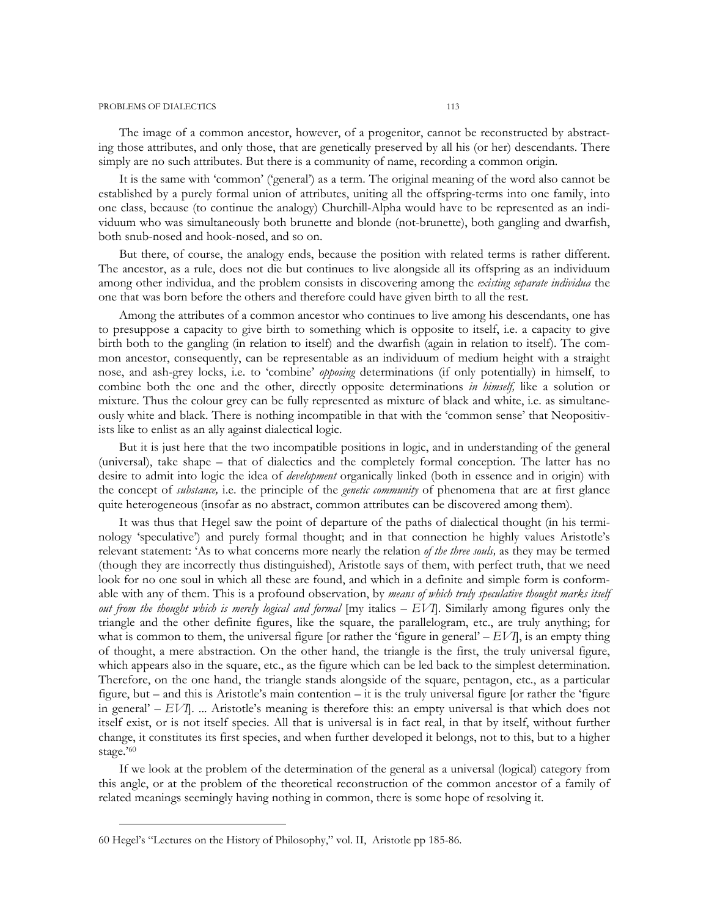The image of a common ancestor, however, of a progenitor, cannot be reconstructed by abstracting those attributes, and only those, that are genetically preserved by all his (or her) descendants. There simply are no such attributes. But there is a community of name, recording a common origin.

It is the same with 'common' ('general') as a term. The original meaning of the word also cannot be established by a purely formal union of attributes, uniting all the offspring-terms into one family, into one class, because (to continue the analogy) Churchill-Alpha would have to be represented as an individuum who was simultaneously both brunette and blonde (not-brunette), both gangling and dwarfish, both snub-nosed and hook-nosed, and so on.

But there, of course, the analogy ends, because the position with related terms is rather different. The ancestor, as a rule, does not die but continues to live alongside all its offspring as an individuum among other individua, and the problem consists in discovering among the *existing separate individua* the one that was born before the others and therefore could have given birth to all the rest.

Among the attributes of a common ancestor who continues to live among his descendants, one has to presuppose a capacity to give birth to something which is opposite to itself, i.e. a capacity to give birth both to the gangling (in relation to itself) and the dwarfish (again in relation to itself). The common ancestor, consequently, can be representable as an individuum of medium height with a straight nose, and ash-grey locks, i.e. to 'combine' *opposing* determinations (if only potentially) in himself, to combine both the one and the other, directly opposite determinations *in himself,* like a solution or mixture. Thus the colour grey can be fully represented as mixture of black and white, i.e. as simultaneously white and black. There is nothing incompatible in that with the 'common sense' that Neopositivists like to enlist as an ally against dialectical logic.

But it is just here that the two incompatible positions in logic, and in understanding of the general (universal), take shape – that of dialectics and the completely formal conception. The latter has no desire to admit into logic the idea of *development* organically linked (both in essence and in origin) with the concept of *substance,* i.e. the principle of the *genetic community* of phenomena that are at first glance quite heterogeneous (insofar as no abstract, common attributes can be discovered among them).

It was thus that Hegel saw the point of departure of the paths of dialectical thought (in his terminology 'speculative') and purely formal thought; and in that connection he highly values Aristotle's relevant statement: 'As to what concerns more nearly the relation *of the three souls,* as they may be termed (though they are incorrectly thus distinguished), Aristotle says of them, with perfect truth, that we need look for no one soul in which all these are found, and which in a definite and simple form is conformable with any of them. This is a profound observation, by *means of which truly speculative thought marks itself out from the thought which is merely logical and formal* [my italics – *EVI*]. Similarly among figures only the triangle and the other definite figures, like the square, the parallelogram, etc., are truly anything; for what is common to them, the universal figure [or rather the 'figure in general' – *EVI*], is an empty thing of thought, a mere abstraction. On the other hand, the triangle is the first, the truly universal figure, which appears also in the square, etc., as the figure which can be led back to the simplest determination. Therefore, on the one hand, the triangle stands alongside of the square, pentagon, etc., as a particular figure, but – and this is Aristotle's main contention – it is the truly universal figure [or rather the 'figure in general' – *EVI*]. ... Aristotle's meaning is therefore this: an empty universal is that which does not itself exist, or is not itself species. All that is universal is in fact real, in that by itself, without further change, it constitutes its first species, and when further developed it belongs, not to this, but to a higher stage.'[60]

If we look at the problem of the determination of the general as a universal (logical) category from this angle, or at the problem of the theoretical reconstruction of the common ancestor of a family of related meanings seemingly having nothing in common, there is some hope of resolving it.

---

60 Hegel's "Lectures on the History of Philosophy," vol. II, Aristotle pp 185-86.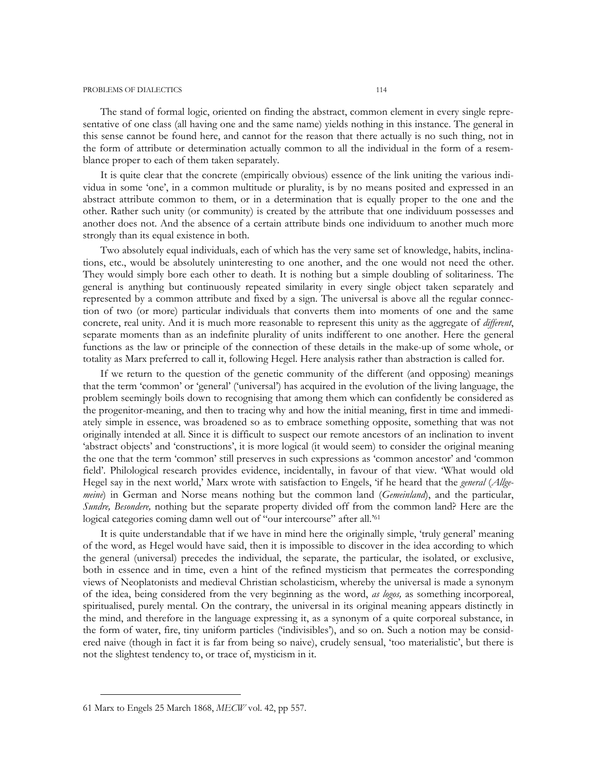The stand of formal logic, oriented on finding the abstract, common element in every single representative of one class (all having one and the same name) yields nothing in this instance. The general in this sense cannot be found here, and cannot for the reason that there actually is no such thing, not in the form of attribute or determination actually common to all the individual in the form of a resemblance proper to each of them taken separately.

It is quite clear that the concrete (empirically obvious) essence of the link uniting the various individua in some 'one', in a common multitude or plurality, is by no means posited and expressed in an abstract attribute common to them, or in a determination that is equally proper to the one and the other. Rather such unity (or community) is created by the attribute that one individuum possesses and another does not. And the absence of a certain attribute binds one individuum to another much more strongly than its equal existence in both.

Two absolutely equal individuals, each of which has the very same set of knowledge, habits, inclinations, etc., would be absolutely uninteresting to one another, and the one would not need the other. They would simply bore each other to death. It is nothing but a simple doubling of solitariness. The general is anything but continuously repeated similarity in every single object taken separately and represented by a common attribute and fixed by a sign. The universal is above all the regular connection of two (or more) particular individuals that converts them into moments of one and the same concrete, real unity. And it is much more reasonable to represent this unity as the aggregate of *different*, separate moments than as an indefinite plurality of units indifferent to one another. Here the general functions as the law or principle of the connection of these details in the make-up of some whole, or totality as Marx preferred to call it, following Hegel. Here analysis rather than abstraction is called for.

If we return to the question of the genetic community of the different (and opposing) meanings that the term 'common' or 'general' ('universal') has acquired in the evolution of the living language, the problem seemingly boils down to recognising that among them which can confidently be considered as the progenitor-meaning, and then to tracing why and how the initial meaning, first in time and immediately simple in essence, was broadened so as to embrace something opposite, something that was not originally intended at all. Since it is difficult to suspect our remote ancestors of an inclination to invent 'abstract objects' and 'constructions', it is more logical (it would seem) to consider the original meaning the one that the term 'common' still preserves in such expressions as 'common ancestor' and 'common field'. Philological research provides evidence, incidentally, in favour of that view. 'What would old Hegel say in the next world,' Marx wrote with satisfaction to Engels, 'if he heard that the *general* (*Allgemeine*) in German and Norse means nothing but the common land (*Gemeinland*), and the particular, *Sundre, Besondere,* nothing but the separate property divided off from the common land? Here are the logical categories coming damn well out of "our intercourse" after all.'[61]

It is quite understandable that if we have in mind here the originally simple, 'truly general' meaning of the word, as Hegel would have said, then it is impossible to discover in the idea according to which the general (universal) precedes the individual, the separate, the particular, the isolated, or exclusive, both in essence and in time, even a hint of the refined mysticism that permeates the corresponding views of Neoplatonists and medieval Christian scholasticism, whereby the universal is made a synonym of the idea, being considered from the very beginning as the word, *as logos,* as something incorporeal, spiritualised, purely mental. On the contrary, the universal in its original meaning appears distinctly in the mind, and therefore in the language expressing it, as a synonym of a quite corporeal substance, in the form of water, fire, tiny uniform particles ('indivisibles'), and so on. Such a notion may be considered naive (though in fact it is far from being so naive), crudely sensual, 'too materialistic', but there is not the slightest tendency to, or trace of, mysticism in it.

---

61 Marx to Engels 25 March 1868, *MECW* vol. 42, pp 557.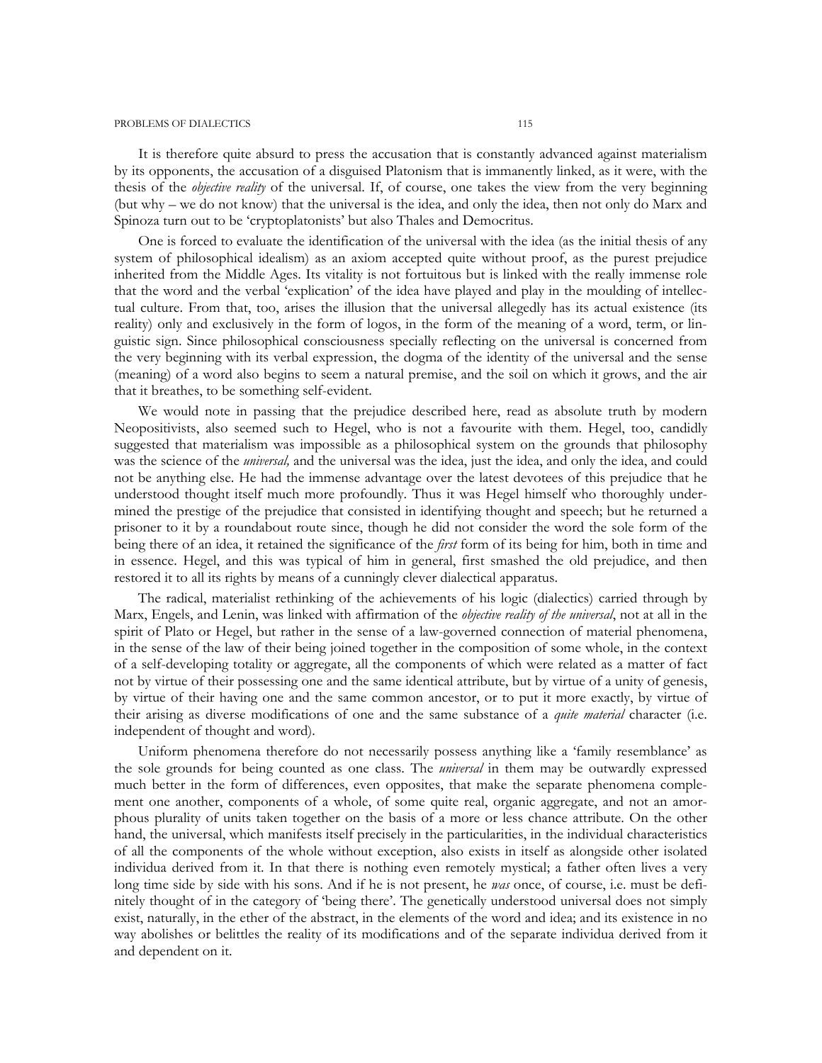It is therefore quite absurd to press the accusation that is constantly advanced against materialism by its opponents, the accusation of a disguised Platonism that is immanently linked, as it were, with the thesis of the *objective reality* of the universal. If, of course, one takes the view from the very beginning (but why – we do not know) that the universal is the idea, and only the idea, then not only do Marx and Spinoza turn out to be 'cryptoplatonists' but also Thales and Democritus.

One is forced to evaluate the identification of the universal with the idea (as the initial thesis of any system of philosophical idealism) as an axiom accepted quite without proof, as the purest prejudice inherited from the Middle Ages. Its vitality is not fortuitous but is linked with the really immense role that the word and the verbal 'explication' of the idea have played and play in the moulding of intellectual culture. From that, too, arises the illusion that the universal allegedly has its actual existence (its reality) only and exclusively in the form of logos, in the form of the meaning of a word, term, or linguistic sign. Since philosophical consciousness specially reflecting on the universal is concerned from the very beginning with its verbal expression, the dogma of the identity of the universal and the sense (meaning) of a word also begins to seem a natural premise, and the soil on which it grows, and the air that it breathes, to be something self-evident.

We would note in passing that the prejudice described here, read as absolute truth by modern Neopositivists, also seemed such to Hegel, who is not a favourite with them. Hegel, too, candidly suggested that materialism was impossible as a philosophical system on the grounds that philosophy was the science of the *universal,* and the universal was the idea, just the idea, and only the idea, and could not be anything else. He had the immense advantage over the latest devotees of this prejudice that he understood thought itself much more profoundly. Thus it was Hegel himself who thoroughly undermined the prestige of the prejudice that consisted in identifying thought and speech; but he returned a prisoner to it by a roundabout route since, though he did not consider the word the sole form of the being there of an idea, it retained the significance of the *first* form of its being for him, both in time and in essence. Hegel, and this was typical of him in general, first smashed the old prejudice, and then restored it to all its rights by means of a cunningly clever dialectical apparatus.

The radical, materialist rethinking of the achievements of his logic (dialectics) carried through by Marx, Engels, and Lenin, was linked with affirmation of the *objective reality of the universal*, not at all in the spirit of Plato or Hegel, but rather in the sense of a law-governed connection of material phenomena, in the sense of the law of their being joined together in the composition of some whole, in the context of a self-developing totality or aggregate, all the components of which were related as a matter of fact not by virtue of their possessing one and the same identical attribute, but by virtue of a unity of genesis, by virtue of their having one and the same common ancestor, or to put it more exactly, by virtue of their arising as diverse modifications of one and the same substance of a *quite material* character (i.e. independent of thought and word).

Uniform phenomena therefore do not necessarily possess anything like a 'family resemblance' as the sole grounds for being counted as one class. The *universal* in them may be outwardly expressed much better in the form of differences, even opposites, that make the separate phenomena complement one another, components of a whole, of some quite real, organic aggregate, and not an amorphous plurality of units taken together on the basis of a more or less chance attribute. On the other hand, the universal, which manifests itself precisely in the particularities, in the individual characteristics of all the components of the whole without exception, also exists in itself as alongside other isolated individua derived from it. In that there is nothing even remotely mystical; a father often lives a very long time side by side with his sons. And if he is not present, he *was* once, of course, i.e. must be definitely thought of in the category of 'being there'. The genetically understood universal does not simply exist, naturally, in the ether of the abstract, in the elements of the word and idea; and its existence in no way abolishes or belittles the reality of its modifications and of the separate individua derived from it and dependent on it.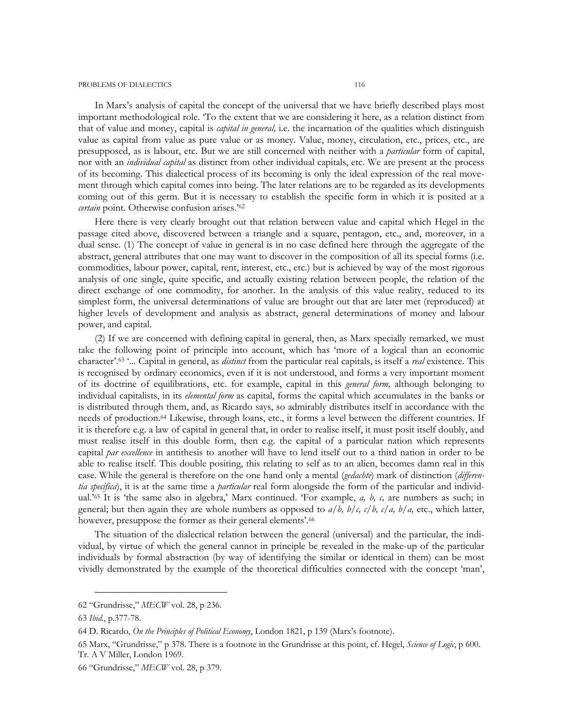In Marx's analysis of capital the concept of the universal that we have briefly described plays most important methodological role. 'To the extent that we are considering it here, as a relation distinct from that of value and money, capital is *capital in general,* i.e. the incarnation of the qualities which distinguish value as capital from value as pure value or as money. Value, money, circulation, etc., prices, etc., are presupposed, as is labour, etc. But we are still concerned with neither with a *particular* form of capital, nor with an *individual capital* as distinct from other individual capitals, etc. We are present at the process of its becoming. This dialectical process of its becoming is only the ideal expression of the real movement through which capital comes into being. The later relations are to be regarded as its developments coming out of this germ. But it is necessary to establish the specific form in which it is posited at a *certain* point. Otherwise confusion arises.'[62]

Here there is very clearly brought out that relation between value and capital which Hegel in the passage cited above, discovered between a triangle and a square, pentagon, etc., and, moreover, in a dual sense. (1) The concept of value in general is in no case defined here through the aggregate of the abstract, general attributes that one may want to discover in the composition of all its special forms (i.e. commodities, labour power, capital, rent, interest, etc., etc.) but is achieved by way of the most rigorous analysis of one single, quite specific, and actually existing relation between people, the relation of the direct exchange of one commodity, for another. In the analysis of this value reality, reduced to its simplest form, the universal determinations of value are brought out that are later met (reproduced) at higher levels of development and analysis as abstract, general determinations of money and labour power, and capital.

(2) If we are concerned with defining capital in general, then, as Marx specially remarked, we must take the following point of principle into account, which has 'more of a logical than an economic character'.[63] '... Capital in general, as *distinct* from the particular real capitals, is itself a *real* existence. This is recognised by ordinary economics, even if it is not understood, and forms a very important moment of its doctrine of equilibrations, etc. for example, capital in this *general form,* although belonging to individual capitalists, in its *elemental form* as capital, forms the capital which accumulates in the banks or is distributed through them, and, as Ricardo says, so admirably distributes itself in accordance with the needs of production.[64] Likewise, through loans, etc., it forms a level between the different countries. If it is therefore e.g. a law of capital in general that, in order to realise itself, it must posit itself doubly, and must realise itself in this double form, then e.g. the capital of a particular nation which represents capital *par excellence* in antithesis to another will have to lend itself out to a third nation in order to be able to realise itself. This double positing, this relating to self as to an alien, becomes damn real in this case. While the general is therefore on the one hand only a mental (*gedachte*) mark of distinction (*differentia specifica*), it is at the same time a *particular* real form alongside the form of the particular and individual.'[65] It is 'the same also in algebra,' Marx continued. 'For example, *a, b, c,* are numbers as such; in general; but then again they are whole numbers as opposed to *a/b, b/c, c/b, c/a, b/a,* etc., which latter, however, presuppose the former as their general elements'.[66]

The situation of the dialectical relation between the general (universal) and the particular, the individual, by virtue of which the general cannot in principle be revealed in the make-up of the particular individuals by formal abstraction (by way of identifying the similar or identical in them) can be most vividly demonstrated by the example of the theoretical difficulties connected with the concept 'man',

---

62 "Grundrisse," *MECW* vol. 28, p 236.

63 *Ibid*., p.377-78.

64 D. Ricardo, *On the Principles of Political Economy*, London 1821, p 139 (Marx's footnote).

65 Marx, "Grundrisse," p 378. There is a footnote in the Grundrisse at this point, cf. Hegel, *Science of Logic*, p 600. Tr. A V Miller, London 1969.

66 "Grundrisse," *MECW* vol. 28, p 379.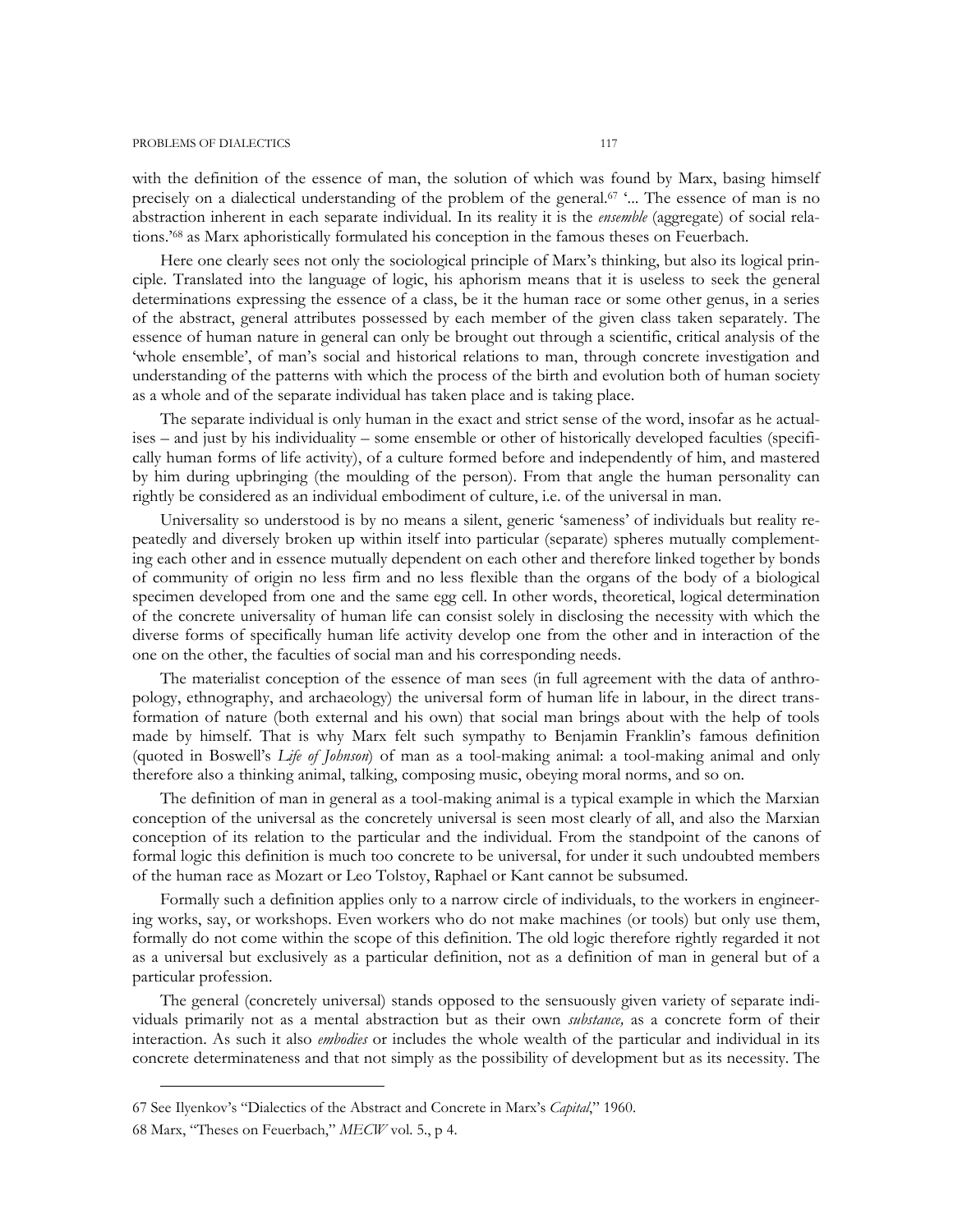with the definition of the essence of man, the solution of which was found by Marx, basing himself precisely on a dialectical understanding of the problem of the general.[67] '... The essence of man is no abstraction inherent in each separate individual. In its reality it is the *ensemble* (aggregate) of social relations.'[68] as Marx aphoristically formulated his conception in the famous theses on Feuerbach.

Here one clearly sees not only the sociological principle of Marx's thinking, but also its logical principle. Translated into the language of logic, his aphorism means that it is useless to seek the general determinations expressing the essence of a class, be it the human race or some other genus, in a series of the abstract, general attributes possessed by each member of the given class taken separately. The essence of human nature in general can only be brought out through a scientific, critical analysis of the 'whole ensemble', of man's social and historical relations to man, through concrete investigation and understanding of the patterns with which the process of the birth and evolution both of human society as a whole and of the separate individual has taken place and is taking place.

The separate individual is only human in the exact and strict sense of the word, insofar as he actualises – and just by his individuality – some ensemble or other of historically developed faculties (specifically human forms of life activity), of a culture formed before and independently of him, and mastered by him during upbringing (the moulding of the person). From that angle the human personality can rightly be considered as an individual embodiment of culture, i.e. of the universal in man.

Universality so understood is by no means a silent, generic 'sameness' of individuals but reality repeatedly and diversely broken up within itself into particular (separate) spheres mutually complementing each other and in essence mutually dependent on each other and therefore linked together by bonds of community of origin no less firm and no less flexible than the organs of the body of a biological specimen developed from one and the same egg cell. In other words, theoretical, logical determination of the concrete universality of human life can consist solely in disclosing the necessity with which the diverse forms of specifically human life activity develop one from the other and in interaction of the one on the other, the faculties of social man and his corresponding needs.

The materialist conception of the essence of man sees (in full agreement with the data of anthropology, ethnography, and archaeology) the universal form of human life in labour, in the direct transformation of nature (both external and his own) that social man brings about with the help of tools made by himself. That is why Marx felt such sympathy to Benjamin Franklin's famous definition (quoted in Boswell's *Life of Johnson*) of man as a tool-making animal: a tool-making animal and only therefore also a thinking animal, talking, composing music, obeying moral norms, and so on.

The definition of man in general as a tool-making animal is a typical example in which the Marxian conception of the universal as the concretely universal is seen most clearly of all, and also the Marxian conception of its relation to the particular and the individual. From the standpoint of the canons of formal logic this definition is much too concrete to be universal, for under it such undoubted members of the human race as Mozart or Leo Tolstoy, Raphael or Kant cannot be subsumed.

Formally such a definition applies only to a narrow circle of individuals, to the workers in engineering works, say, or workshops. Even workers who do not make machines (or tools) but only use them, formally do not come within the scope of this definition. The old logic therefore rightly regarded it not as a universal but exclusively as a particular definition, not as a definition of man in general but of a particular profession.

The general (concretely universal) stands opposed to the sensuously given variety of separate individuals primarily not as a mental abstraction but as their own *substance,* as a concrete form of their interaction. As such it also *embodies* or includes the whole wealth of the particular and individual in its concrete determinateness and that not simply as the possibility of development but as its necessity. The

---

67 See Ilyenkov's "Dialectics of the Abstract and Concrete in Marx's *Capital*," 1960.

68 Marx, "Theses on Feuerbach," *MECW* vol. 5., p 4.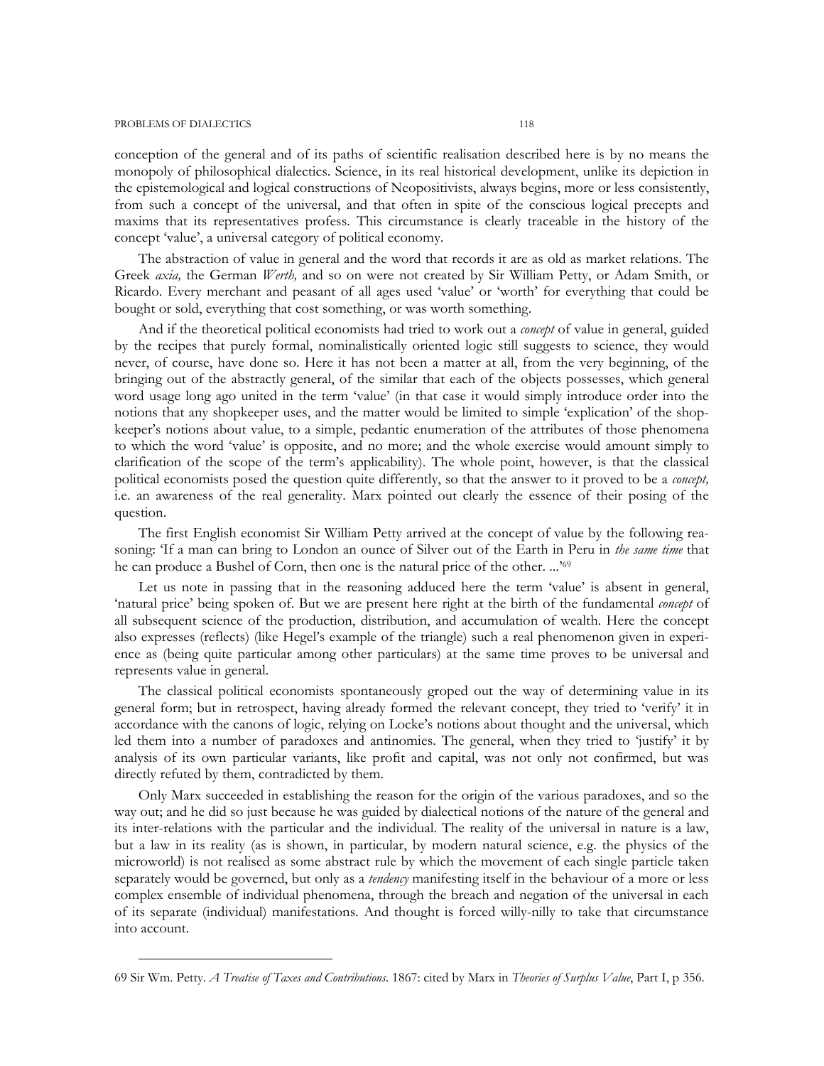conception of the general and of its paths of scientific realisation described here is by no means the monopoly of philosophical dialectics. Science, in its real historical development, unlike its depiction in the epistemological and logical constructions of Neopositivists, always begins, more or less consistently, from such a concept of the universal, and that often in spite of the conscious logical precepts and maxims that its representatives profess. This circumstance is clearly traceable in the history of the concept 'value', a universal category of political economy.

The abstraction of value in general and the word that records it are as old as market relations. The Greek *axia,* the German *Werth,* and so on were not created by Sir William Petty, or Adam Smith, or Ricardo. Every merchant and peasant of all ages used 'value' or 'worth' for everything that could be bought or sold, everything that cost something, or was worth something.

And if the theoretical political economists had tried to work out a *concept* of value in general, guided by the recipes that purely formal, nominalistically oriented logic still suggests to science, they would never, of course, have done so. Here it has not been a matter at all, from the very beginning, of the bringing out of the abstractly general, of the similar that each of the objects possesses, which general word usage long ago united in the term 'value' (in that case it would simply introduce order into the notions that any shopkeeper uses, and the matter would be limited to simple 'explication' of the shopkeeper's notions about value, to a simple, pedantic enumeration of the attributes of those phenomena to which the word 'value' is opposite, and no more; and the whole exercise would amount simply to clarification of the scope of the term's applicability). The whole point, however, is that the classical political economists posed the question quite differently, so that the answer to it proved to be a *concept,* i.e. an awareness of the real generality. Marx pointed out clearly the essence of their posing of the question.

The first English economist Sir William Petty arrived at the concept of value by the following reasoning: 'If a man can bring to London an ounce of Silver out of the Earth in Peru in *the same time* that he can produce a Bushel of Corn, then one is the natural price of the other. ...'[69]

Let us note in passing that in the reasoning adduced here the term 'value' is absent in general, 'natural price' being spoken of. But we are present here right at the birth of the fundamental *concept* of all subsequent science of the production, distribution, and accumulation of wealth. Here the concept also expresses (reflects) (like Hegel's example of the triangle) such a real phenomenon given in experience as (being quite particular among other particulars) at the same time proves to be universal and represents value in general.

The classical political economists spontaneously groped out the way of determining value in its general form; but in retrospect, having already formed the relevant concept, they tried to 'verify' it in accordance with the canons of logic, relying on Locke's notions about thought and the universal, which led them into a number of paradoxes and antinomies. The general, when they tried to 'justify' it by analysis of its own particular variants, like profit and capital, was not only not confirmed, but was directly refuted by them, contradicted by them.

Only Marx succeeded in establishing the reason for the origin of the various paradoxes, and so the way out; and he did so just because he was guided by dialectical notions of the nature of the general and its inter-relations with the particular and the individual. The reality of the universal in nature is a law, but a law in its reality (as is shown, in particular, by modern natural science, e.g. the physics of the microworld) is not realised as some abstract rule by which the movement of each single particle taken separately would be governed, but only as a *tendency* manifesting itself in the behaviour of a more or less complex ensemble of individual phenomena, through the breach and negation of the universal in each of its separate (individual) manifestations. And thought is forced willy-nilly to take that circumstance into account.

---

69 Sir Wm. Petty. *A Treatise of Taxes and Contributions*. 1867: cited by Marx in *Theories of Surplus Value*, Part I, p 356.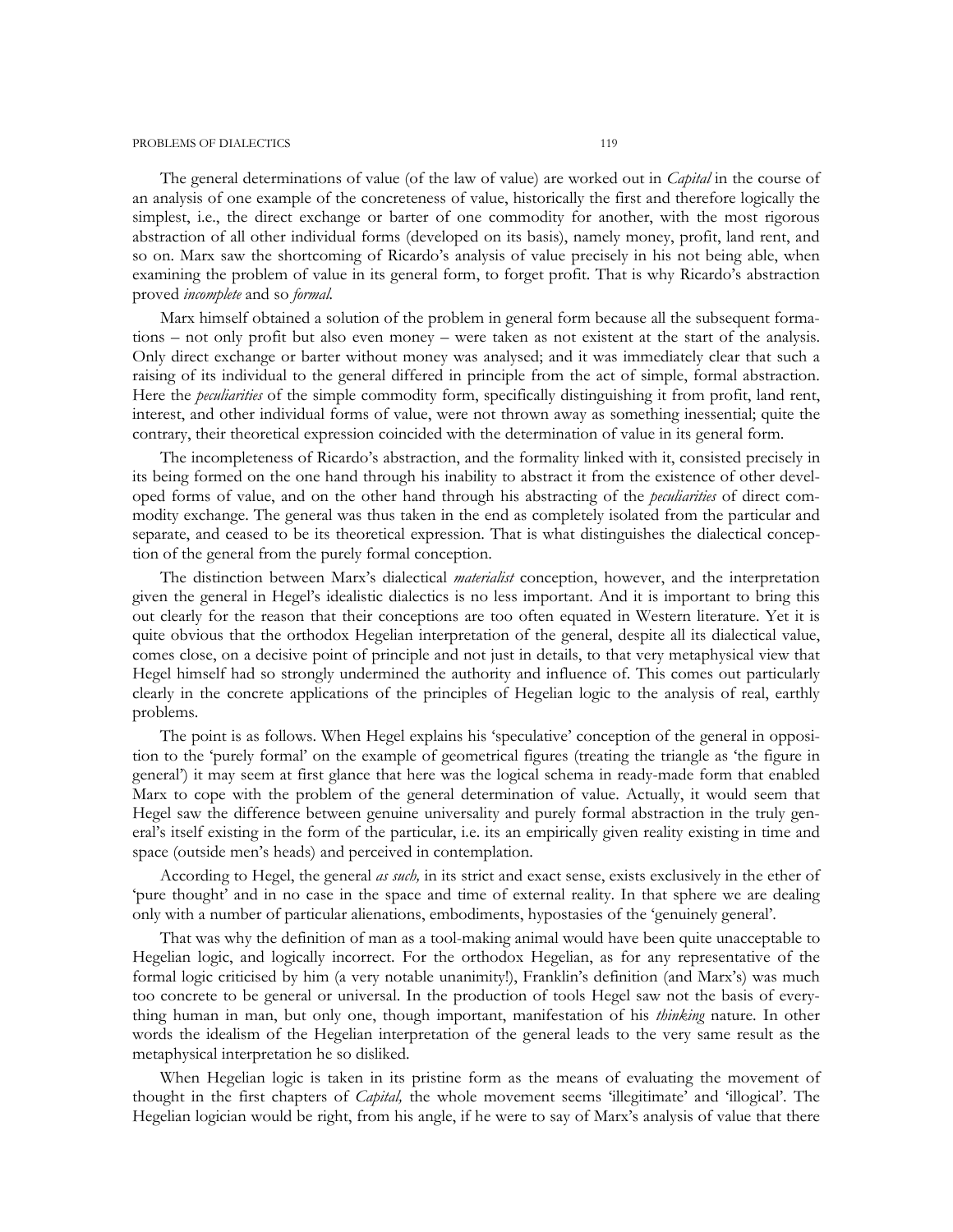The general determinations of value (of the law of value) are worked out in *Capital* in the course of an analysis of one example of the concreteness of value, historically the first and therefore logically the simplest, i.e., the direct exchange or barter of one commodity for another, with the most rigorous abstraction of all other individual forms (developed on its basis), namely money, profit, land rent, and so on. Marx saw the shortcoming of Ricardo's analysis of value precisely in his not being able, when examining the problem of value in its general form, to forget profit. That is why Ricardo's abstraction proved *incomplete* and so *formal.*

Marx himself obtained a solution of the problem in general form because all the subsequent formations – not only profit but also even money – were taken as not existent at the start of the analysis. Only direct exchange or barter without money was analysed; and it was immediately clear that such a raising of its individual to the general differed in principle from the act of simple, formal abstraction. Here the *peculiarities* of the simple commodity form, specifically distinguishing it from profit, land rent, interest, and other individual forms of value, were not thrown away as something inessential; quite the contrary, their theoretical expression coincided with the determination of value in its general form.

The incompleteness of Ricardo's abstraction, and the formality linked with it, consisted precisely in its being formed on the one hand through his inability to abstract it from the existence of other developed forms of value, and on the other hand through his abstracting of the *peculiarities* of direct commodity exchange. The general was thus taken in the end as completely isolated from the particular and separate, and ceased to be its theoretical expression. That is what distinguishes the dialectical conception of the general from the purely formal conception.

The distinction between Marx's dialectical *materialist* conception, however, and the interpretation given the general in Hegel's idealistic dialectics is no less important. And it is important to bring this out clearly for the reason that their conceptions are too often equated in Western literature. Yet it is quite obvious that the orthodox Hegelian interpretation of the general, despite all its dialectical value, comes close, on a decisive point of principle and not just in details, to that very metaphysical view that Hegel himself had so strongly undermined the authority and influence of. This comes out particularly clearly in the concrete applications of the principles of Hegelian logic to the analysis of real, earthly problems.

The point is as follows. When Hegel explains his 'speculative' conception of the general in opposition to the 'purely formal' on the example of geometrical figures (treating the triangle as 'the figure in general') it may seem at first glance that here was the logical schema in ready-made form that enabled Marx to cope with the problem of the general determination of value. Actually, it would seem that Hegel saw the difference between genuine universality and purely formal abstraction in the truly general's itself existing in the form of the particular, i.e. its an empirically given reality existing in time and space (outside men's heads) and perceived in contemplation.

According to Hegel, the general *as such,* in its strict and exact sense, exists exclusively in the ether of 'pure thought' and in no case in the space and time of external reality. In that sphere we are dealing only with a number of particular alienations, embodiments, hypostasies of the 'genuinely general'.

That was why the definition of man as a tool-making animal would have been quite unacceptable to Hegelian logic, and logically incorrect. For the orthodox Hegelian, as for any representative of the formal logic criticised by him (a very notable unanimity!), Franklin's definition (and Marx's) was much too concrete to be general or universal. In the production of tools Hegel saw not the basis of everything human in man, but only one, though important, manifestation of his *thinking* nature. In other words the idealism of the Hegelian interpretation of the general leads to the very same result as the metaphysical interpretation he so disliked.

When Hegelian logic is taken in its pristine form as the means of evaluating the movement of thought in the first chapters of *Capital,* the whole movement seems 'illegitimate' and 'illogical'. The Hegelian logician would be right, from his angle, if he were to say of Marx's analysis of value that there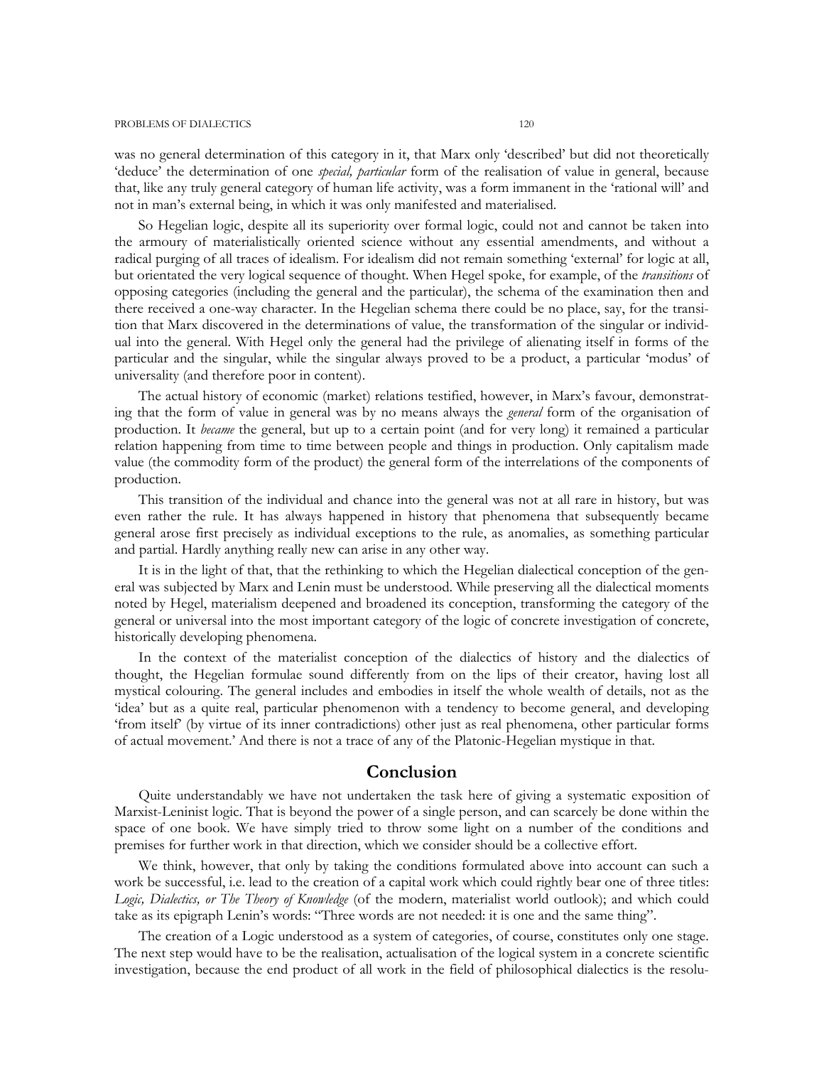was no general determination of this category in it, that Marx only 'described' but did not theoretically 'deduce' the determination of one *special, particular* form of the realisation of value in general, because that, like any truly general category of human life activity, was a form immanent in the 'rational will' and not in man's external being, in which it was only manifested and materialised.

So Hegelian logic, despite all its superiority over formal logic, could not and cannot be taken into the armoury of materialistically oriented science without any essential amendments, and without a radical purging of all traces of idealism. For idealism did not remain something 'external' for logic at all, but orientated the very logical sequence of thought. When Hegel spoke, for example, of the *transitions* of opposing categories (including the general and the particular), the schema of the examination then and there received a one-way character. In the Hegelian schema there could be no place, say, for the transition that Marx discovered in the determinations of value, the transformation of the singular or individual into the general. With Hegel only the general had the privilege of alienating itself in forms of the particular and the singular, while the singular always proved to be a product, a particular 'modus' of universality (and therefore poor in content).

The actual history of economic (market) relations testified, however, in Marx's favour, demonstrating that the form of value in general was by no means always the *general* form of the organisation of production. It *became* the general, but up to a certain point (and for very long) it remained a particular relation happening from time to time between people and things in production. Only capitalism made value (the commodity form of the product) the general form of the interrelations of the components of production.

This transition of the individual and chance into the general was not at all rare in history, but was even rather the rule. It has always happened in history that phenomena that subsequently became general arose first precisely as individual exceptions to the rule, as anomalies, as something particular and partial. Hardly anything really new can arise in any other way.

It is in the light of that, that the rethinking to which the Hegelian dialectical conception of the general was subjected by Marx and Lenin must be understood. While preserving all the dialectical moments noted by Hegel, materialism deepened and broadened its conception, transforming the category of the general or universal into the most important category of the logic of concrete investigation of concrete, historically developing phenomena.

In the context of the materialist conception of the dialectics of history and the dialectics of thought, the Hegelian formulae sound differently from on the lips of their creator, having lost all mystical colouring. The general includes and embodies in itself the whole wealth of details, not as the 'idea' but as a quite real, particular phenomenon with a tendency to become general, and developing 'from itself' (by virtue of its inner contradictions) other just as real phenomena, other particular forms of actual movement.' And there is not a trace of any of the Platonic-Hegelian mystique in that.

## Conclusion

Quite understandably we have not undertaken the task here of giving a systematic exposition of Marxist-Leninist logic. That is beyond the power of a single person, and can scarcely be done within the space of one book. We have simply tried to throw some light on a number of the conditions and premises for further work in that direction, which we consider should be a collective effort.

We think, however, that only by taking the conditions formulated above into account can such a work be successful, i.e. lead to the creation of a capital work which could rightly bear one of three titles: *Logic, Dialectics, or The Theory of Knowledge* (of the modern, materialist world outlook); and which could take as its epigraph Lenin's words: "Three words are not needed: it is one and the same thing".

The creation of a Logic understood as a system of categories, of course, constitutes only one stage. The next step would have to be the realisation, actualisation of the logical system in a concrete scientific investigation, because the end product of all work in the field of philosophical dialectics is the resolu-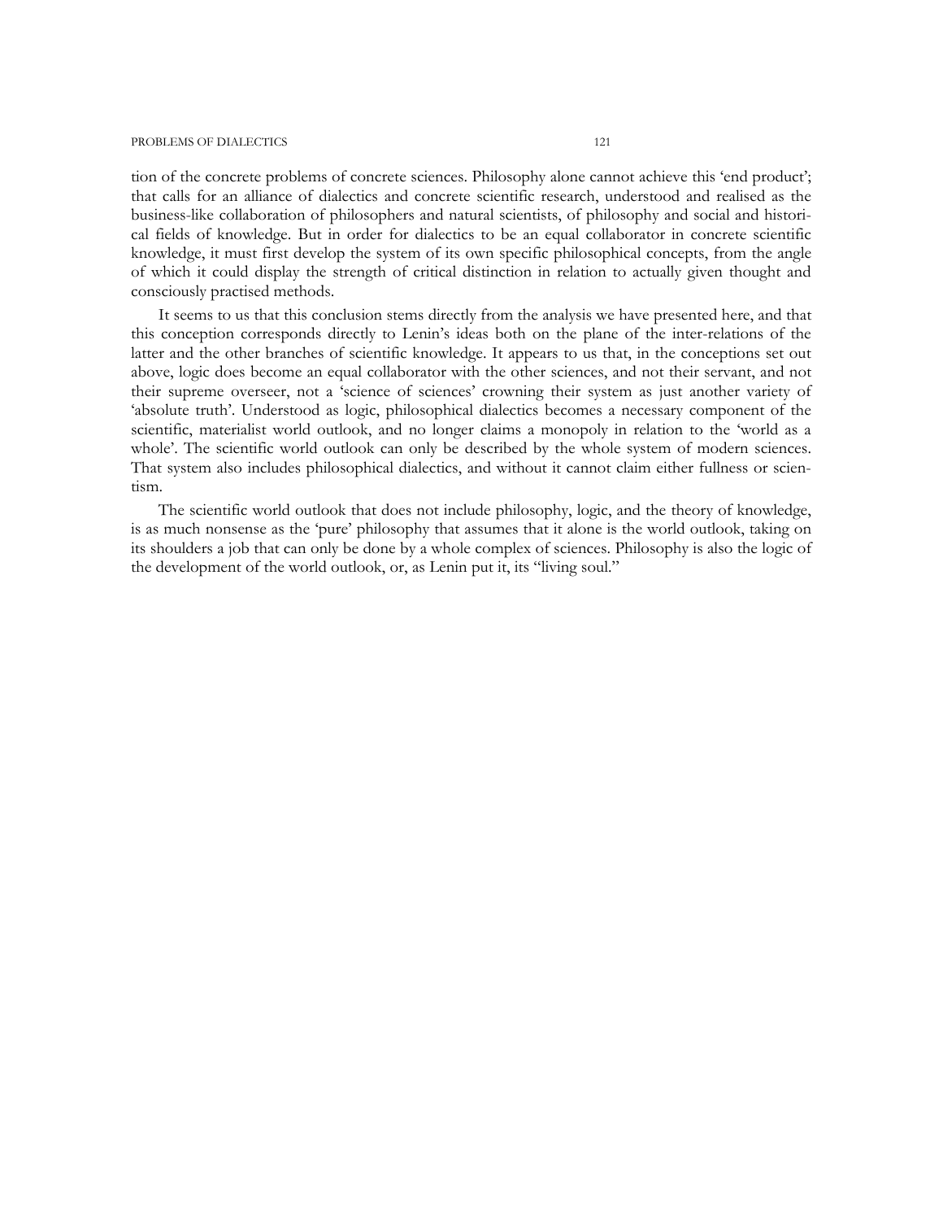tion of the concrete problems of concrete sciences. Philosophy alone cannot achieve this 'end product'; that calls for an alliance of dialectics and concrete scientific research, understood and realised as the business-like collaboration of philosophers and natural scientists, of philosophy and social and historical fields of knowledge. But in order for dialectics to be an equal collaborator in concrete scientific knowledge, it must first develop the system of its own specific philosophical concepts, from the angle of which it could display the strength of critical distinction in relation to actually given thought and consciously practised methods.

It seems to us that this conclusion stems directly from the analysis we have presented here, and that this conception corresponds directly to Lenin's ideas both on the plane of the inter-relations of the latter and the other branches of scientific knowledge. It appears to us that, in the conceptions set out above, logic does become an equal collaborator with the other sciences, and not their servant, and not their supreme overseer, not a 'science of sciences' crowning their system as just another variety of 'absolute truth'. Understood as logic, philosophical dialectics becomes a necessary component of the scientific, materialist world outlook, and no longer claims a monopoly in relation to the 'world as a whole'. The scientific world outlook can only be described by the whole system of modern sciences. That system also includes philosophical dialectics, and without it cannot claim either fullness or scientism.

The scientific world outlook that does not include philosophy, logic, and the theory of knowledge, is as much nonsense as the 'pure' philosophy that assumes that it alone is the world outlook, taking on its shoulders a job that can only be done by a whole complex of sciences. Philosophy is also the logic of the development of the world outlook, or, as Lenin put it, its "living soul."